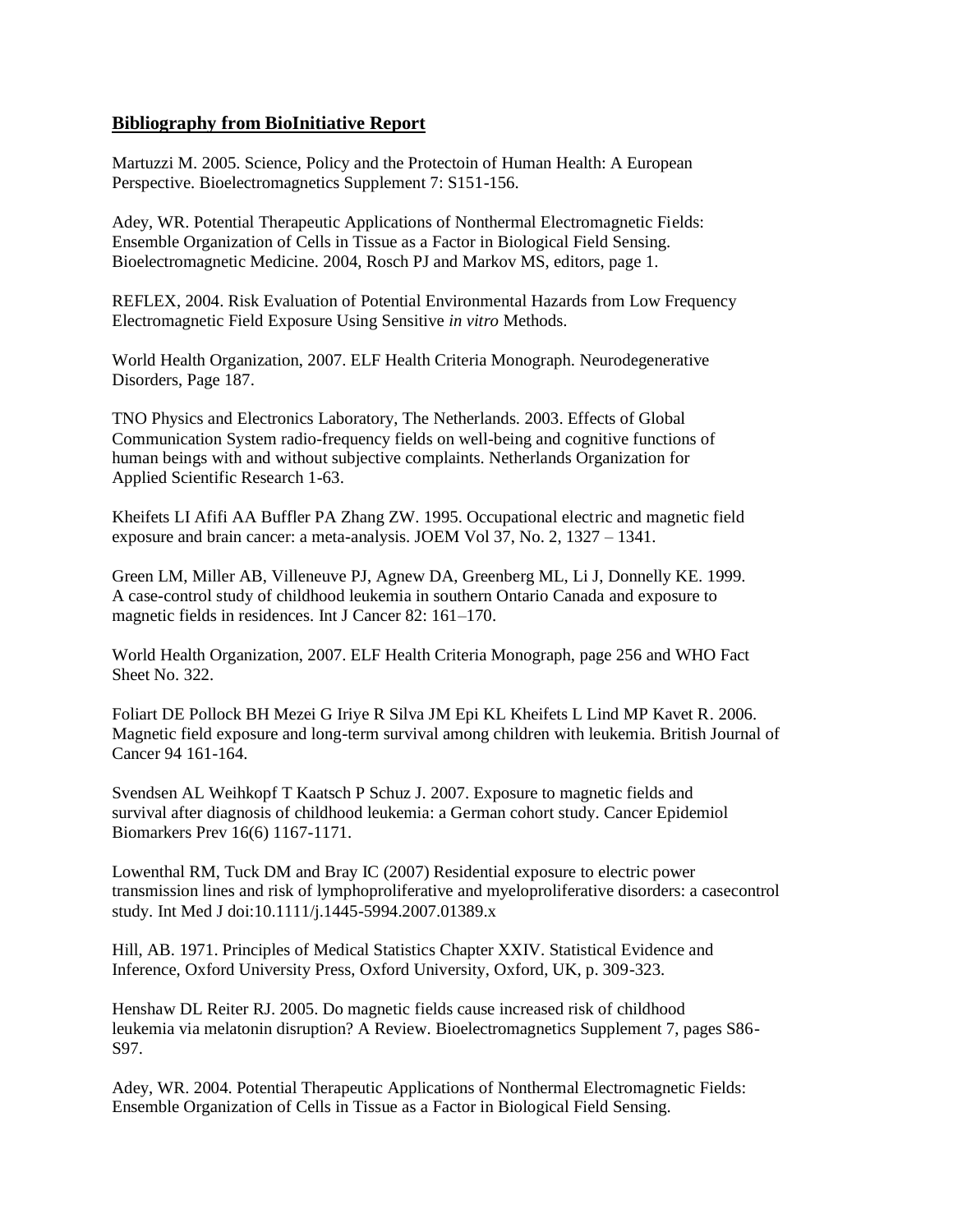## **Bibliography from BioInitiative Report**

Martuzzi M. 2005. Science, Policy and the Protectoin of Human Health: A European Perspective. Bioelectromagnetics Supplement 7: S151-156.

Adey, WR. Potential Therapeutic Applications of Nonthermal Electromagnetic Fields: Ensemble Organization of Cells in Tissue as a Factor in Biological Field Sensing. Bioelectromagnetic Medicine. 2004, Rosch PJ and Markov MS, editors, page 1.

REFLEX, 2004. Risk Evaluation of Potential Environmental Hazards from Low Frequency Electromagnetic Field Exposure Using Sensitive *in vitro* Methods.

World Health Organization, 2007. ELF Health Criteria Monograph. Neurodegenerative Disorders, Page 187.

TNO Physics and Electronics Laboratory, The Netherlands. 2003. Effects of Global Communication System radio-frequency fields on well-being and cognitive functions of human beings with and without subjective complaints. Netherlands Organization for Applied Scientific Research 1-63.

Kheifets LI Afifi AA Buffler PA Zhang ZW. 1995. Occupational electric and magnetic field exposure and brain cancer: a meta-analysis. JOEM Vol 37, No. 2, 1327 – 1341.

Green LM, Miller AB, Villeneuve PJ, Agnew DA, Greenberg ML, Li J, Donnelly KE. 1999. A case-control study of childhood leukemia in southern Ontario Canada and exposure to magnetic fields in residences. Int J Cancer 82: 161–170.

World Health Organization, 2007. ELF Health Criteria Monograph, page 256 and WHO Fact Sheet No. 322.

Foliart DE Pollock BH Mezei G Iriye R Silva JM Epi KL Kheifets L Lind MP Kavet R. 2006. Magnetic field exposure and long-term survival among children with leukemia. British Journal of Cancer 94 161-164.

Svendsen AL Weihkopf T Kaatsch P Schuz J. 2007. Exposure to magnetic fields and survival after diagnosis of childhood leukemia: a German cohort study. Cancer Epidemiol Biomarkers Prev 16(6) 1167-1171.

Lowenthal RM, Tuck DM and Bray IC (2007) Residential exposure to electric power transmission lines and risk of lymphoproliferative and myeloproliferative disorders: a casecontrol study. Int Med J doi:10.1111/j.1445-5994.2007.01389.x

Hill, AB. 1971. Principles of Medical Statistics Chapter XXIV. Statistical Evidence and Inference, Oxford University Press, Oxford University, Oxford, UK, p. 309-323.

Henshaw DL Reiter RJ. 2005. Do magnetic fields cause increased risk of childhood leukemia via melatonin disruption? A Review. Bioelectromagnetics Supplement 7, pages S86-S97.

Adey, WR. 2004. Potential Therapeutic Applications of Nonthermal Electromagnetic Fields: Ensemble Organization of Cells in Tissue as a Factor in Biological Field Sensing.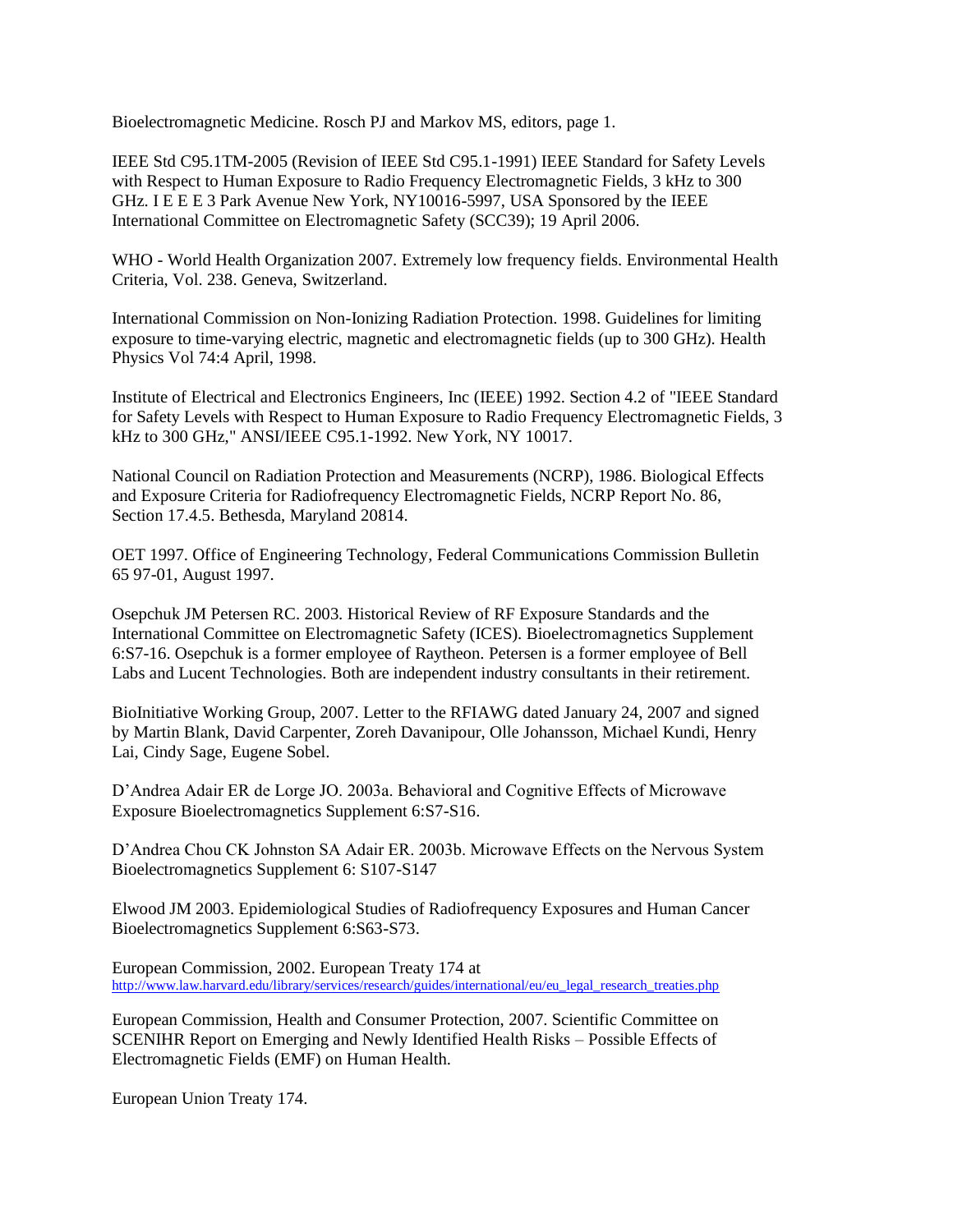Bioelectromagnetic Medicine. Rosch PJ and Markov MS, editors, page 1.

IEEE Std C95.1TM-2005 (Revision of IEEE Std C95.1-1991) IEEE Standard for Safety Levels with Respect to Human Exposure to Radio Frequency Electromagnetic Fields, 3 kHz to 300 GHz. I E E E 3 Park Avenue New York, NY10016-5997, USA Sponsored by the IEEE International Committee on Electromagnetic Safety (SCC39); 19 April 2006.

WHO - World Health Organization 2007. Extremely low frequency fields. Environmental Health Criteria, Vol. 238. Geneva, Switzerland.

International Commission on Non-Ionizing Radiation Protection. 1998. Guidelines for limiting exposure to time-varying electric, magnetic and electromagnetic fields (up to 300 GHz). Health Physics Vol 74:4 April, 1998.

Institute of Electrical and Electronics Engineers, Inc (IEEE) 1992. Section 4.2 of "IEEE Standard for Safety Levels with Respect to Human Exposure to Radio Frequency Electromagnetic Fields, 3 kHz to 300 GHz," ANSI/IEEE C95.1-1992. New York, NY 10017.

National Council on Radiation Protection and Measurements (NCRP), 1986. Biological Effects and Exposure Criteria for Radiofrequency Electromagnetic Fields, NCRP Report No. 86, Section 17.4.5. Bethesda, Maryland 20814.

OET 1997. Office of Engineering Technology, Federal Communications Commission Bulletin 65 97-01, August 1997.

Osepchuk JM Petersen RC. 2003. Historical Review of RF Exposure Standards and the International Committee on Electromagnetic Safety (ICES). Bioelectromagnetics Supplement 6:S7-16. Osepchuk is a former employee of Raytheon. Petersen is a former employee of Bell Labs and Lucent Technologies. Both are independent industry consultants in their retirement.

BioInitiative Working Group, 2007. Letter to the RFIAWG dated January 24, 2007 and signed by Martin Blank, David Carpenter, Zoreh Davanipour, Olle Johansson, Michael Kundi, Henry Lai, Cindy Sage, Eugene Sobel.

D'Andrea Adair ER de Lorge JO. 2003a. Behavioral and Cognitive Effects of Microwave Exposure Bioelectromagnetics Supplement 6:S7-S16.

D'Andrea Chou CK Johnston SA Adair ER. 2003b. Microwave Effects on the Nervous System Bioelectromagnetics Supplement 6: S107-S147

Elwood JM 2003. Epidemiological Studies of Radiofrequency Exposures and Human Cancer Bioelectromagnetics Supplement 6:S63-S73.

European Commission, 2002. European Treaty 174 at http://www.law.harvard.edu/library/services/research/guides/international/eu/eu_legal_research_treaties.php

European Commission, Health and Consumer Protection, 2007. Scientific Committee on SCENIHR Report on Emerging and Newly Identified Health Risks – Possible Effects of Electromagnetic Fields (EMF) on Human Health.

European Union Treaty 174.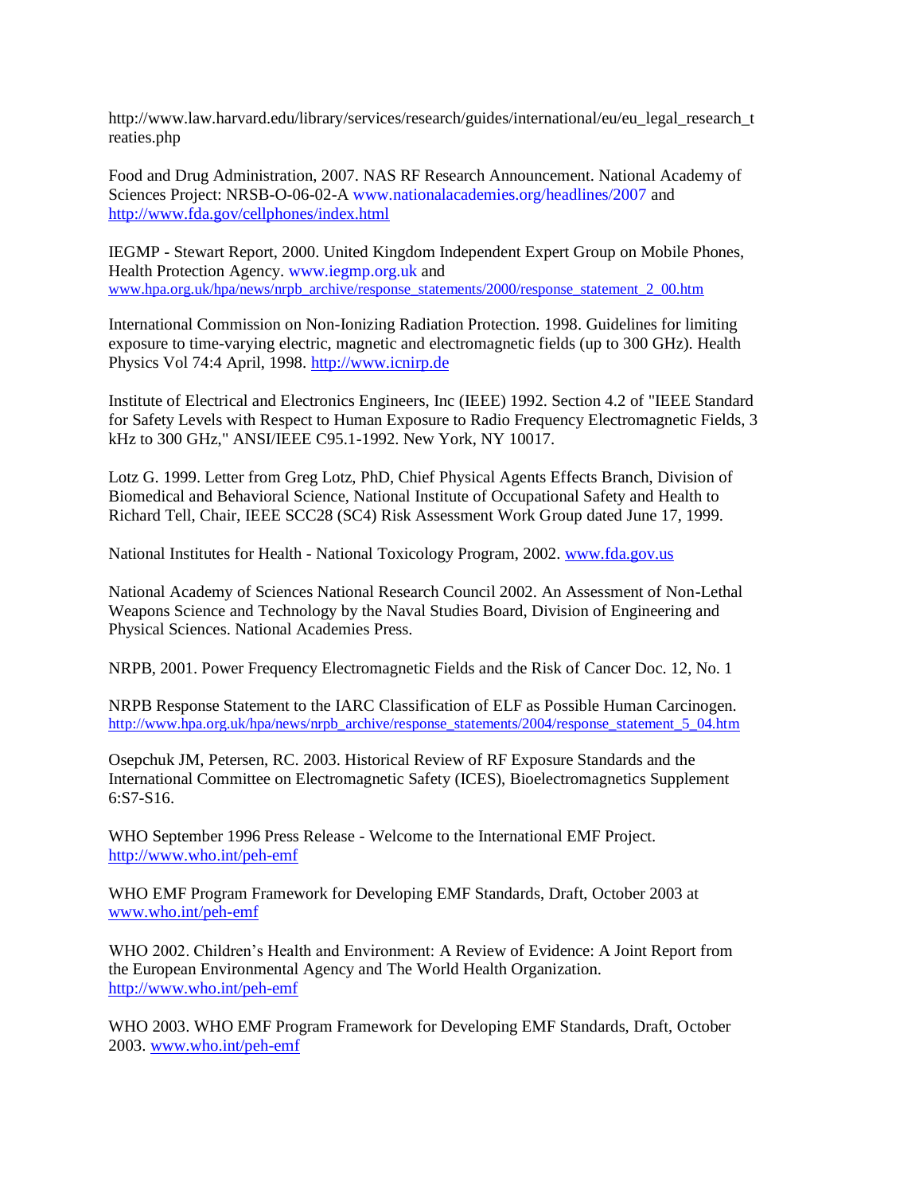http://www.law.harvard.edu/library/services/research/guides/international/eu/eu_legal_research_treaties.php

Food and Drug Administration, 2007. NAS RF Research Announcement. National Academy of Sciences Project: NRSB-O-06-02-A www.nationalacademies.org/headlines/2007 and http://www.fda.gov/cellphones/index.html

IEGMP - Stewart Report, 2000. United Kingdom Independent Expert Group on Mobile Phones, Health Protection Agency. www.iegmp.org.uk and www.hpa.org.uk/hpa/news/nrpb_archive/response_statements/2000/response_statement_2_00.htm

International Commission on Non-Ionizing Radiation Protection. 1998. Guidelines for limiting exposure to time-varying electric, magnetic and electromagnetic fields (up to 300 GHz). Health Physics Vol 74:4 April, 1998. http://www.icnirp.de

Institute of Electrical and Electronics Engineers, Inc (IEEE) 1992. Section 4.2 of "IEEE Standard for Safety Levels with Respect to Human Exposure to Radio Frequency Electromagnetic Fields, 3 kHz to 300 GHz," ANSI/IEEE C95.1-1992. New York, NY 10017.

Lotz G. 1999. Letter from Greg Lotz, PhD, Chief Physical Agents Effects Branch, Division of Biomedical and Behavioral Science, National Institute of Occupational Safety and Health to Richard Tell, Chair, IEEE SCC28 (SC4) Risk Assessment Work Group dated June 17, 1999.

National Institutes for Health - National Toxicology Program, 2002. www.fda.gov.us

National Academy of Sciences National Research Council 2002. An Assessment of Non-Lethal Weapons Science and Technology by the Naval Studies Board, Division of Engineering and Physical Sciences. National Academies Press.

NRPB, 2001. Power Frequency Electromagnetic Fields and the Risk of Cancer Doc. 12, No. 1

NRPB Response Statement to the IARC Classification of ELF as Possible Human Carcinogen. http://www.hpa.org.uk/hpa/news/nrpb_archive/response_statements/2004/response_statement_5_04.htm

Osepchuk JM, Petersen, RC. 2003. Historical Review of RF Exposure Standards and the International Committee on Electromagnetic Safety (ICES), Bioelectromagnetics Supplement 6:S7-S16.

WHO September 1996 Press Release - Welcome to the International EMF Project. http://www.who.int/peh-emf

WHO EMF Program Framework for Developing EMF Standards, Draft, October 2003 at www.who.int/peh-emf

WHO 2002. Children's Health and Environment: A Review of Evidence: A Joint Report from the European Environmental Agency and The World Health Organization. http://www.who.int/peh-emf

WHO 2003. WHO EMF Program Framework for Developing EMF Standards, Draft, October 2003. www.who.int/peh-emf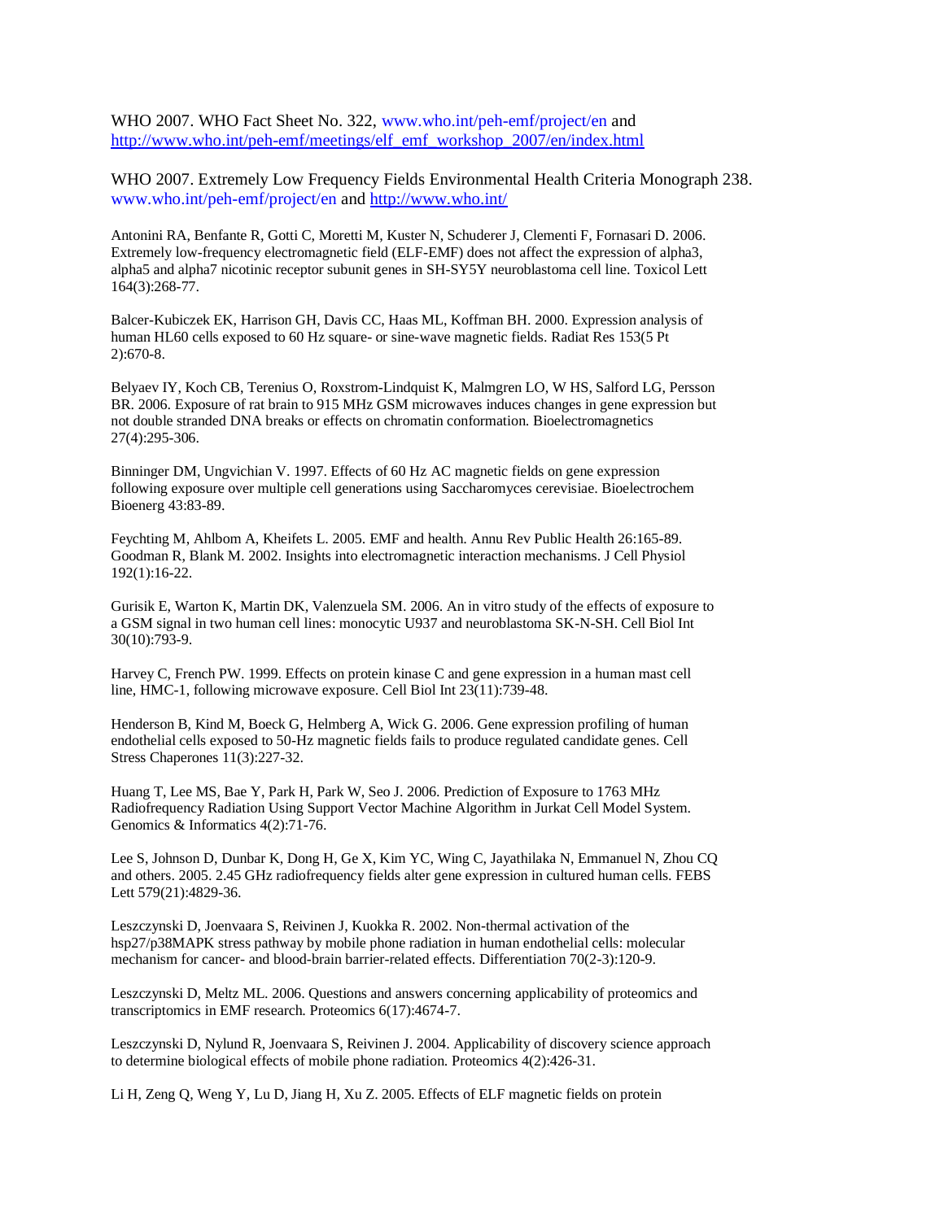WHO 2007. WHO Fact Sheet No. 322, www.who.int/peh-emf/project/en and http://www.who.int/peh-emf/meetings/elf_emf_workshop_2007/en/index.html

WHO 2007. Extremely Low Frequency Fields Environmental Health Criteria Monograph 238. www.who.int/peh-emf/project/en and http://www.who.int/

Antonini RA, Benfante R, Gotti C, Moretti M, Kuster N, Schuderer J, Clementi F, Fornasari D. 2006. Extremely low-frequency electromagnetic field (ELF-EMF) does not affect the expression of alpha3, alpha5 and alpha7 nicotinic receptor subunit genes in SH-SY5Y neuroblastoma cell line. Toxicol Lett 164(3):268-77.

Balcer-Kubiczek EK, Harrison GH, Davis CC, Haas ML, Koffman BH. 2000. Expression analysis of human HL60 cells exposed to 60 Hz square- or sine-wave magnetic fields. Radiat Res 153(5 Pt 2):670-8.

Belyaev IY, Koch CB, Terenius O, Roxstrom-Lindquist K, Malmgren LO, W HS, Salford LG, Persson BR. 2006. Exposure of rat brain to 915 MHz GSM microwaves induces changes in gene expression but not double stranded DNA breaks or effects on chromatin conformation. Bioelectromagnetics 27(4):295-306.

Binninger DM, Ungvichian V. 1997. Effects of 60 Hz AC magnetic fields on gene expression following exposure over multiple cell generations using Saccharomyces cerevisiae. Bioelectrochem Bioenerg 43:83-89.

Feychting M, Ahlbom A, Kheifets L. 2005. EMF and health. Annu Rev Public Health 26:165-89.
Goodman R, Blank M. 2002. Insights into electromagnetic interaction mechanisms. J Cell Physiol 192(1):16-22.

Gurisik E, Warton K, Martin DK, Valenzuela SM. 2006. An in vitro study of the effects of exposure to a GSM signal in two human cell lines: monocytic U937 and neuroblastoma SK-N-SH. Cell Biol Int 30(10):793-9.

Harvey C, French PW. 1999. Effects on protein kinase C and gene expression in a human mast cell line, HMC-1, following microwave exposure. Cell Biol Int 23(11):739-48.

Henderson B, Kind M, Boeck G, Helmberg A, Wick G. 2006. Gene expression profiling of human endothelial cells exposed to 50-Hz magnetic fields fails to produce regulated candidate genes. Cell Stress Chaperones 11(3):227-32.

Huang T, Lee MS, Bae Y, Park H, Park W, Seo J. 2006. Prediction of Exposure to 1763 MHz Radiofrequency Radiation Using Support Vector Machine Algorithm in Jurkat Cell Model System. Genomics & Informatics 4(2):71-76.

Lee S, Johnson D, Dunbar K, Dong H, Ge X, Kim YC, Wing C, Jayathilaka N, Emmanuel N, Zhou CQ and others. 2005. 2.45 GHz radiofrequency fields alter gene expression in cultured human cells. FEBS Lett 579(21):4829-36.

Leszczynski D, Joenvaara S, Reivinen J, Kuokka R. 2002. Non-thermal activation of the hsp27/p38MAPK stress pathway by mobile phone radiation in human endothelial cells: molecular mechanism for cancer- and blood-brain barrier-related effects. Differentiation 70(2-3):120-9.

Leszczynski D, Meltz ML. 2006. Questions and answers concerning applicability of proteomics and transcriptomics in EMF research. Proteomics 6(17):4674-7.

Leszczynski D, Nylund R, Joenvaara S, Reivinen J. 2004. Applicability of discovery science approach to determine biological effects of mobile phone radiation. Proteomics 4(2):426-31.

Li H, Zeng Q, Weng Y, Lu D, Jiang H, Xu Z. 2005. Effects of ELF magnetic fields on protein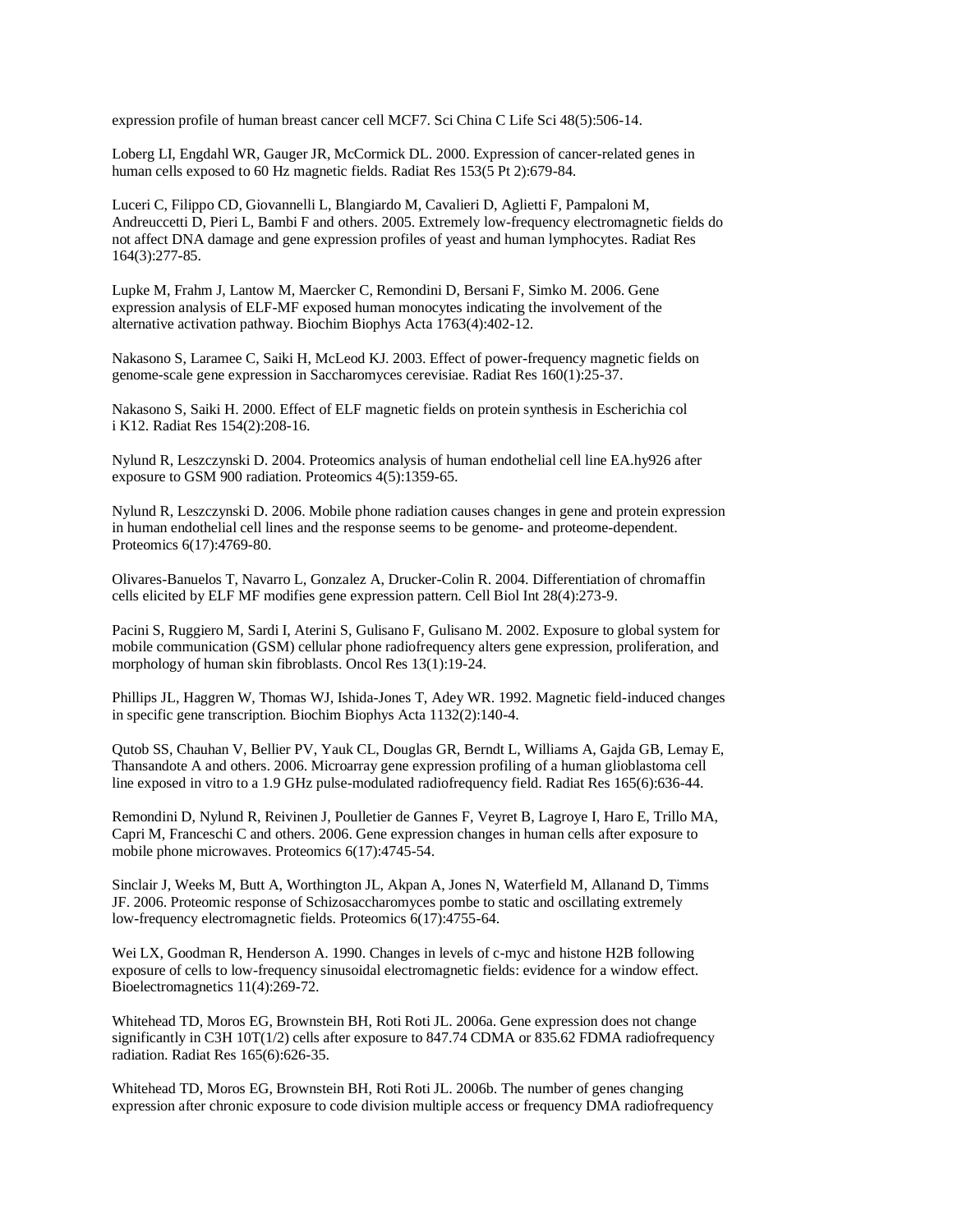expression profile of human breast cancer cell MCF7. Sci China C Life Sci 48(5):506-14.

Loberg LI, Engdahl WR, Gauger JR, McCormick DL. 2000. Expression of cancer-related genes in human cells exposed to 60 Hz magnetic fields. Radiat Res 153(5 Pt 2):679-84.

Luceri C, Filippo CD, Giovannelli L, Blangiardo M, Cavalieri D, Aglietti F, Pampaloni M, Andreuccetti D, Pieri L, Bambi F and others. 2005. Extremely low-frequency electromagnetic fields do not affect DNA damage and gene expression profiles of yeast and human lymphocytes. Radiat Res 164(3):277-85.

Lupke M, Frahm J, Lantow M, Maercker C, Remondini D, Bersani F, Simko M. 2006. Gene expression analysis of ELF-MF exposed human monocytes indicating the involvement of the alternative activation pathway. Biochim Biophys Acta 1763(4):402-12.

Nakasono S, Laramee C, Saiki H, McLeod KJ. 2003. Effect of power-frequency magnetic fields on genome-scale gene expression in Saccharomyces cerevisiae. Radiat Res 160(1):25-37.

Nakasono S, Saiki H. 2000. Effect of ELF magnetic fields on protein synthesis in Escherichia col i K12. Radiat Res 154(2):208-16.

Nylund R, Leszczynski D. 2004. Proteomics analysis of human endothelial cell line EA.hy926 after exposure to GSM 900 radiation. Proteomics 4(5):1359-65.

Nylund R, Leszczynski D. 2006. Mobile phone radiation causes changes in gene and protein expression in human endothelial cell lines and the response seems to be genome- and proteome-dependent. Proteomics 6(17):4769-80.

Olivares-Banuelos T, Navarro L, Gonzalez A, Drucker-Colin R. 2004. Differentiation of chromaffin cells elicited by ELF MF modifies gene expression pattern. Cell Biol Int 28(4):273-9.

Pacini S, Ruggiero M, Sardi I, Aterini S, Gulisano F, Gulisano M. 2002. Exposure to global system for mobile communication (GSM) cellular phone radiofrequency alters gene expression, proliferation, and morphology of human skin fibroblasts. Oncol Res 13(1):19-24.

Phillips JL, Haggren W, Thomas WJ, Ishida-Jones T, Adey WR. 1992. Magnetic field-induced changes in specific gene transcription. Biochim Biophys Acta 1132(2):140-4.

Qutob SS, Chauhan V, Bellier PV, Yauk CL, Douglas GR, Berndt L, Williams A, Gajda GB, Lemay E, Thansandote A and others. 2006. Microarray gene expression profiling of a human glioblastoma cell line exposed in vitro to a 1.9 GHz pulse-modulated radiofrequency field. Radiat Res 165(6):636-44.

Remondini D, Nylund R, Reivinen J, Poulletier de Gannes F, Veyret B, Lagroye I, Haro E, Trillo MA, Capri M, Franceschi C and others. 2006. Gene expression changes in human cells after exposure to mobile phone microwaves. Proteomics 6(17):4745-54.

Sinclair J, Weeks M, Butt A, Worthington JL, Akpan A, Jones N, Waterfield M, Allanand D, Timms JF. 2006. Proteomic response of Schizosaccharomyces pombe to static and oscillating extremely low-frequency electromagnetic fields. Proteomics 6(17):4755-64.

Wei LX, Goodman R, Henderson A. 1990. Changes in levels of c-myc and histone H2B following exposure of cells to low-frequency sinusoidal electromagnetic fields: evidence for a window effect. Bioelectromagnetics 11(4):269-72.

Whitehead TD, Moros EG, Brownstein BH, Roti Roti JL. 2006a. Gene expression does not change significantly in C3H 10T(1/2) cells after exposure to 847.74 CDMA or 835.62 FDMA radiofrequency radiation. Radiat Res 165(6):626-35.

Whitehead TD, Moros EG, Brownstein BH, Roti Roti JL. 2006b. The number of genes changing expression after chronic exposure to code division multiple access or frequency DMA radiofrequency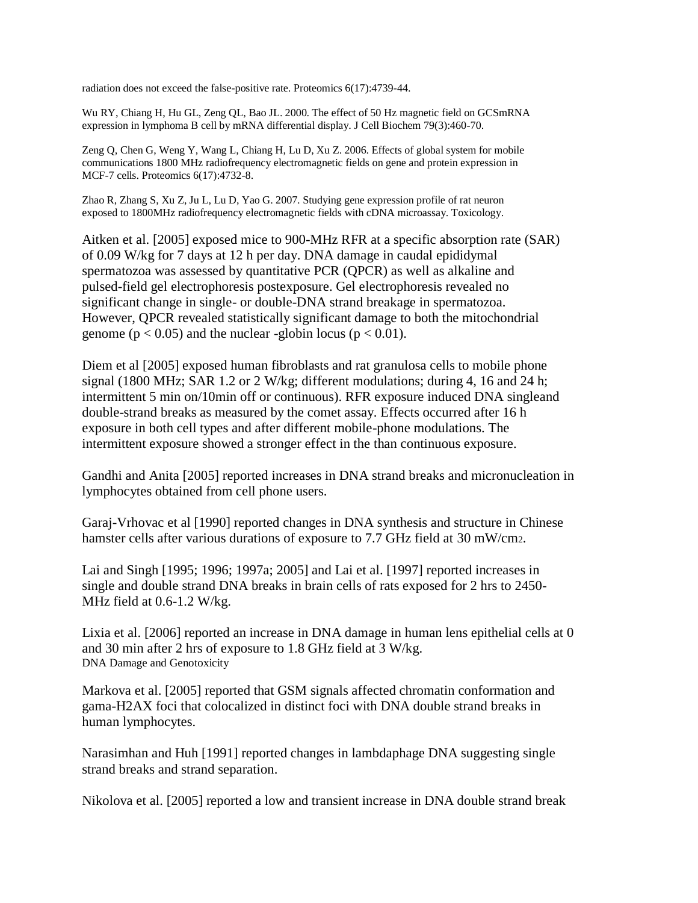radiation does not exceed the false-positive rate. Proteomics 6(17):4739-44.

Wu RY, Chiang H, Hu GL, Zeng QL, Bao JL. 2000. The effect of 50 Hz magnetic field on GCSmRNA expression in lymphoma B cell by mRNA differential display. J Cell Biochem 79(3):460-70.

Zeng Q, Chen G, Weng Y, Wang L, Chiang H, Lu D, Xu Z. 2006. Effects of global system for mobile communications 1800 MHz radiofrequency electromagnetic fields on gene and protein expression in MCF-7 cells. Proteomics 6(17):4732-8.

Zhao R, Zhang S, Xu Z, Ju L, Lu D, Yao G. 2007. Studying gene expression profile of rat neuron exposed to 1800MHz radiofrequency electromagnetic fields with cDNA microassay. Toxicology.

Aitken et al. [2005] exposed mice to 900-MHz RFR at a specific absorption rate (SAR) of 0.09 W/kg for 7 days at 12 h per day. DNA damage in caudal epididymal spermatozoa was assessed by quantitative PCR (QPCR) as well as alkaline and pulsed-field gel electrophoresis postexposure. Gel electrophoresis revealed no significant change in single- or double-DNA strand breakage in spermatozoa. However, QPCR revealed statistically significant damage to both the mitochondrial genome ($p < 0.05$) and the nuclear -globin locus ($p < 0.01$).

Diem et al [2005] exposed human fibroblasts and rat granulosa cells to mobile phone signal (1800 MHz; SAR 1.2 or 2 W/kg; different modulations; during 4, 16 and 24 h; intermittent 5 min on/10min off or continuous). RFR exposure induced DNA singleand double-strand breaks as measured by the comet assay. Effects occurred after 16 h exposure in both cell types and after different mobile-phone modulations. The intermittent exposure showed a stronger effect in the than continuous exposure.

Gandhi and Anita [2005] reported increases in DNA strand breaks and micronucleation in lymphocytes obtained from cell phone users.

Garaj-Vrhovac et al [1990] reported changes in DNA synthesis and structure in Chinese hamster cells after various durations of exposure to 7.7 GHz field at 30 mW/cm$^2$.

Lai and Singh [1995; 1996; 1997a; 2005] and Lai et al. [1997] reported increases in single and double strand DNA breaks in brain cells of rats exposed for 2 hrs to 2450-MHz field at 0.6-1.2 W/kg.

Lixia et al. [2006] reported an increase in DNA damage in human lens epithelial cells at 0 and 30 min after 2 hrs of exposure to 1.8 GHz field at 3 W/kg.

DNA Damage and Genotoxicity

Markova et al. [2005] reported that GSM signals affected chromatin conformation and gama-H2AX foci that colocalized in distinct foci with DNA double strand breaks in human lymphocytes.

Narasimhan and Huh [1991] reported changes in lambdaphage DNA suggesting single strand breaks and strand separation.

Nikolova et al. [2005] reported a low and transient increase in DNA double strand break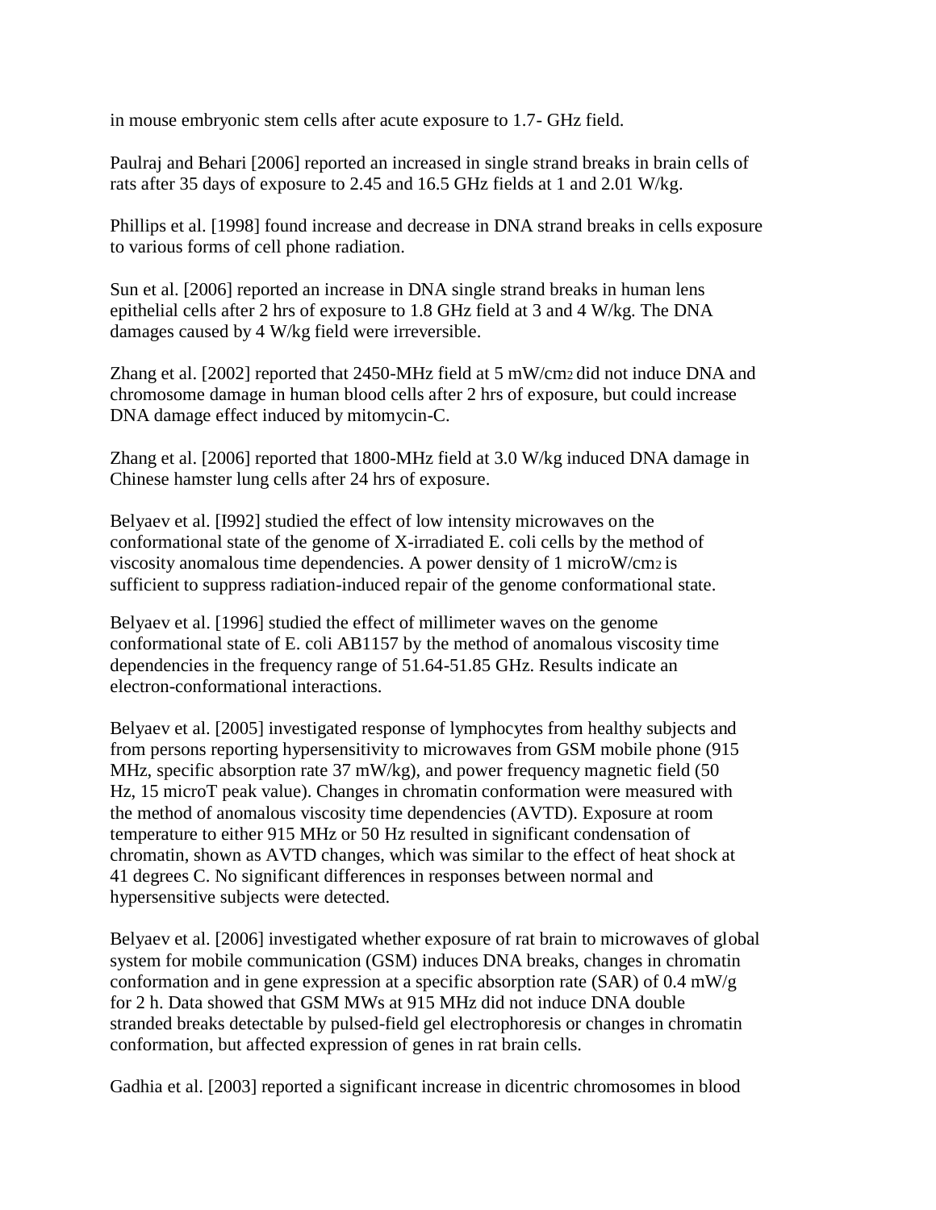in mouse embryonic stem cells after acute exposure to 1.7- GHz field.

Paulraj and Behari [2006] reported an increased in single strand breaks in brain cells of rats after 35 days of exposure to 2.45 and 16.5 GHz fields at 1 and 2.01 W/kg.

Phillips et al. [1998] found increase and decrease in DNA strand breaks in cells exposure to various forms of cell phone radiation.

Sun et al. [2006] reported an increase in DNA single strand breaks in human lens epithelial cells after 2 hrs of exposure to 1.8 GHz field at 3 and 4 W/kg. The DNA damages caused by 4 W/kg field were irreversible.

Zhang et al. [2002] reported that 2450-MHz field at 5 $mW/cm^2$ did not induce DNA and chromosome damage in human blood cells after 2 hrs of exposure, but could increase DNA damage effect induced by mitomycin-C.

Zhang et al. [2006] reported that 1800-MHz field at 3.0 W/kg induced DNA damage in Chinese hamster lung cells after 24 hrs of exposure.

Belyaev et al. [I992] studied the effect of low intensity microwaves on the conformational state of the genome of X-irradiated E. coli cells by the method of viscosity anomalous time dependencies. A power density of 1 $microW/cm^2$ is sufficient to suppress radiation-induced repair of the genome conformational state.

Belyaev et al. [1996] studied the effect of millimeter waves on the genome conformational state of E. coli AB1157 by the method of anomalous viscosity time dependencies in the frequency range of 51.64-51.85 GHz. Results indicate an electron-conformational interactions.

Belyaev et al. [2005] investigated response of lymphocytes from healthy subjects and from persons reporting hypersensitivity to microwaves from GSM mobile phone (915 MHz, specific absorption rate 37 mW/kg), and power frequency magnetic field (50 Hz, 15 microT peak value). Changes in chromatin conformation were measured with the method of anomalous viscosity time dependencies (AVTD). Exposure at room temperature to either 915 MHz or 50 Hz resulted in significant condensation of chromatin, shown as AVTD changes, which was similar to the effect of heat shock at 41 degrees C. No significant differences in responses between normal and hypersensitive subjects were detected.

Belyaev et al. [2006] investigated whether exposure of rat brain to microwaves of global system for mobile communication (GSM) induces DNA breaks, changes in chromatin conformation and in gene expression at a specific absorption rate (SAR) of 0.4 mW/g for 2 h. Data showed that GSM MWs at 915 MHz did not induce DNA double stranded breaks detectable by pulsed-field gel electrophoresis or changes in chromatin conformation, but affected expression of genes in rat brain cells.

Gadhia et al. [2003] reported a significant increase in dicentric chromosomes in blood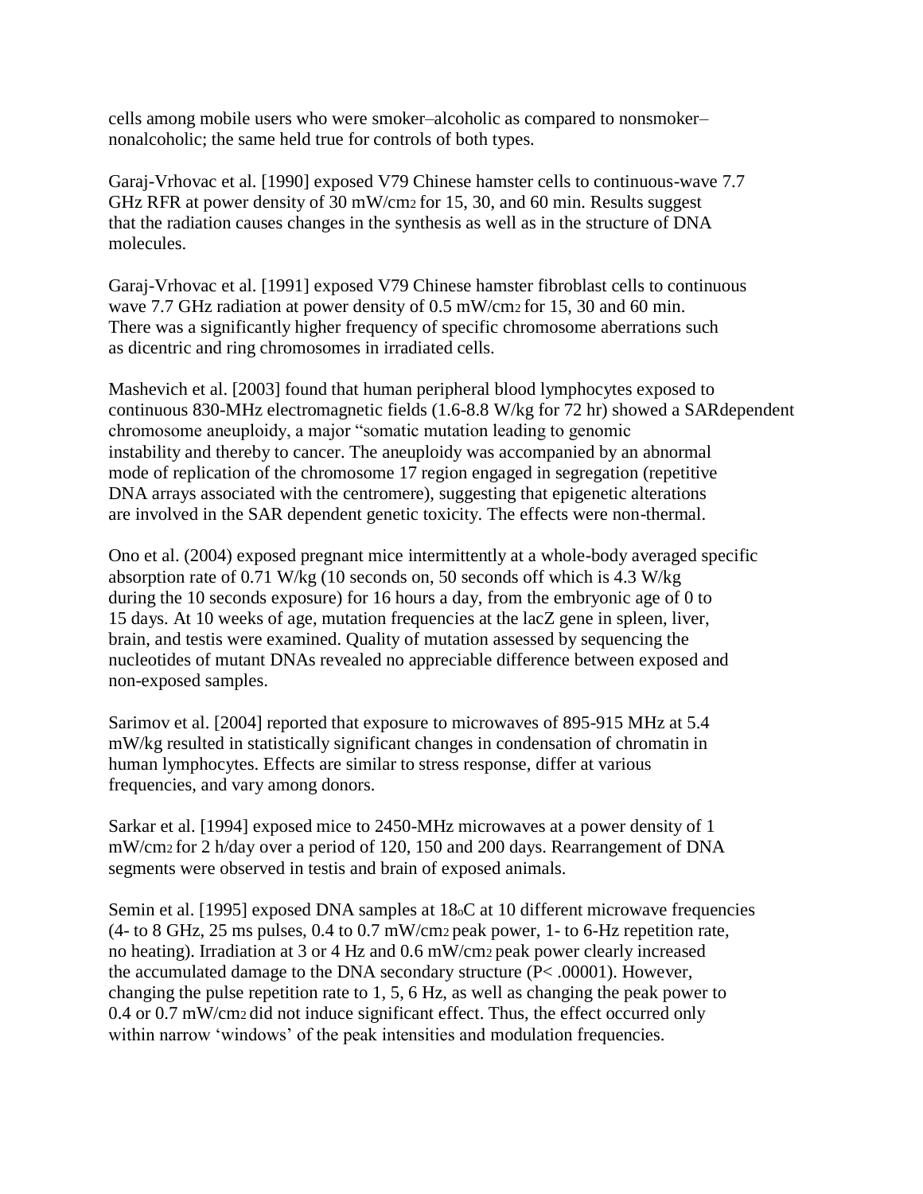cells among mobile users who were smoker–alcoholic as compared to nonsmoker–nonalcoholic; the same held true for controls of both types.

Garaj-Vrhovac et al. [1990] exposed V79 Chinese hamster cells to continuous-wave 7.7 GHz RFR at power density of 30 $mW/cm^2$ for 15, 30, and 60 min. Results suggest that the radiation causes changes in the synthesis as well as in the structure of DNA molecules.

Garaj-Vrhovac et al. [1991] exposed V79 Chinese hamster fibroblast cells to continuous wave 7.7 GHz radiation at power density of 0.5 $mW/cm^2$ for 15, 30 and 60 min. There was a significantly higher frequency of specific chromosome aberrations such as dicentric and ring chromosomes in irradiated cells.

Mashevich et al. [2003] found that human peripheral blood lymphocytes exposed to continuous 830-MHz electromagnetic fields (1.6-8.8 W/kg for 72 hr) showed a SARdependent chromosome aneuploidy, a major "somatic mutation leading to genomic instability and thereby to cancer. The aneuploidy was accompanied by an abnormal mode of replication of the chromosome 17 region engaged in segregation (repetitive DNA arrays associated with the centromere), suggesting that epigenetic alterations are involved in the SAR dependent genetic toxicity. The effects were non-thermal.

Ono et al. (2004) exposed pregnant mice intermittently at a whole-body averaged specific absorption rate of 0.71 W/kg (10 seconds on, 50 seconds off which is 4.3 W/kg during the 10 seconds exposure) for 16 hours a day, from the embryonic age of 0 to 15 days. At 10 weeks of age, mutation frequencies at the lacZ gene in spleen, liver, brain, and testis were examined. Quality of mutation assessed by sequencing the nucleotides of mutant DNAs revealed no appreciable difference between exposed and non-exposed samples.

Sarimov et al. [2004] reported that exposure to microwaves of 895-915 MHz at 5.4 mW/kg resulted in statistically significant changes in condensation of chromatin in human lymphocytes. Effects are similar to stress response, differ at various frequencies, and vary among donors.

Sarkar et al. [1994] exposed mice to 2450-MHz microwaves at a power density of 1 $mW/cm^2$ for 2 h/day over a period of 120, 150 and 200 days. Rearrangement of DNA segments were observed in testis and brain of exposed animals.

Semin et al. [1995] exposed DNA samples at 18$^{o}$C at 10 different microwave frequencies (4- to 8 GHz, 25 ms pulses, 0.4 to 0.7 $mW/cm^2$ peak power, 1- to 6-Hz repetition rate, no heating). Irradiation at 3 or 4 Hz and 0.6 $mW/cm^2$ peak power clearly increased the accumulated damage to the DNA secondary structure ($P < .00001$). However, changing the pulse repetition rate to 1, 5, 6 Hz, as well as changing the peak power to 0.4 or 0.7 $mW/cm^2$ did not induce significant effect. Thus, the effect occurred only within narrow 'windows' of the peak intensities and modulation frequencies.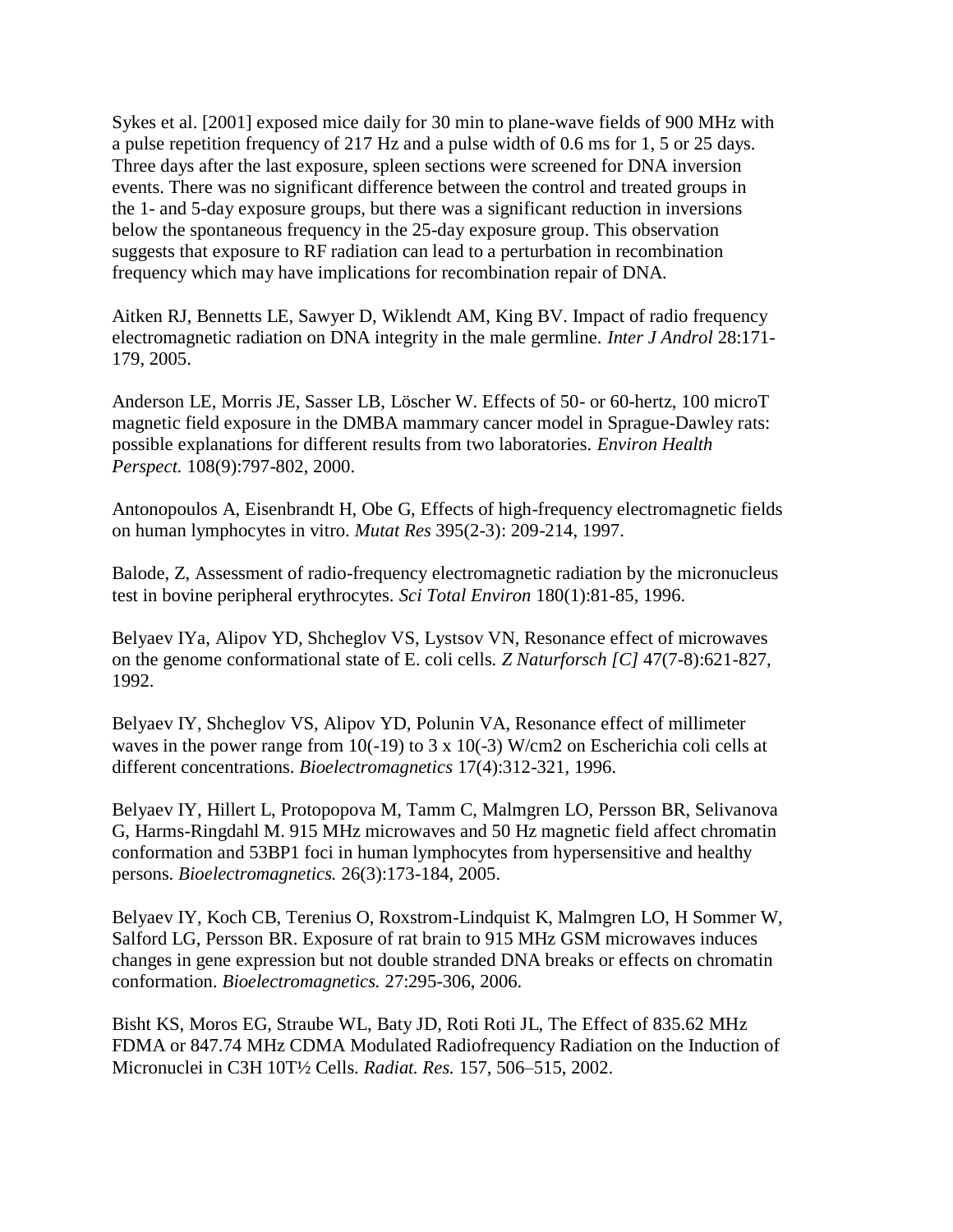Sykes et al. [2001] exposed mice daily for 30 min to plane-wave fields of 900 MHz with a pulse repetition frequency of 217 Hz and a pulse width of 0.6 ms for 1, 5 or 25 days. Three days after the last exposure, spleen sections were screened for DNA inversion events. There was no significant difference between the control and treated groups in the 1- and 5-day exposure groups, but there was a significant reduction in inversions below the spontaneous frequency in the 25-day exposure group. This observation suggests that exposure to RF radiation can lead to a perturbation in recombination frequency which may have implications for recombination repair of DNA.

Aitken RJ, Bennetts LE, Sawyer D, Wiklendt AM, King BV. Impact of radio frequency electromagnetic radiation on DNA integrity in the male germline. *Inter J Androl* 28:171-179, 2005.

Anderson LE, Morris JE, Sasser LB, Löscher W. Effects of 50- or 60-hertz, 100 microT magnetic field exposure in the DMBA mammary cancer model in Sprague-Dawley rats: possible explanations for different results from two laboratories. *Environ Health Perspect.* 108(9):797-802, 2000.

Antonopoulos A, Eisenbrandt H, Obe G, Effects of high-frequency electromagnetic fields on human lymphocytes in vitro. *Mutat Res* 395(2-3): 209-214, 1997.

Balode, Z, Assessment of radio-frequency electromagnetic radiation by the micronucleus test in bovine peripheral erythrocytes. *Sci Total Environ* 180(1):81-85, 1996.

Belyaev IYa, Alipov YD, Shcheglov VS, Lystsov VN, Resonance effect of microwaves on the genome conformational state of E. coli cells. *Z Naturforsch [C]* 47(7-8):621-827, 1992.

Belyaev IY, Shcheglov VS, Alipov YD, Polunin VA, Resonance effect of millimeter waves in the power range from 10(-19) to 3 x 10(-3) W/cm2 on Escherichia coli cells at different concentrations. *Bioelectromagnetics* 17(4):312-321, 1996.

Belyaev IY, Hillert L, Protopopova M, Tamm C, Malmgren LO, Persson BR, Selivanova G, Harms-Ringdahl M. 915 MHz microwaves and 50 Hz magnetic field affect chromatin conformation and 53BP1 foci in human lymphocytes from hypersensitive and healthy persons. *Bioelectromagnetics.* 26(3):173-184, 2005.

Belyaev IY, Koch CB, Terenius O, Roxstrom-Lindquist K, Malmgren LO, H Sommer W, Salford LG, Persson BR. Exposure of rat brain to 915 MHz GSM microwaves induces changes in gene expression but not double stranded DNA breaks or effects on chromatin conformation. *Bioelectromagnetics.* 27:295-306, 2006.

Bisht KS, Moros EG, Straube WL, Baty JD, Roti Roti JL, The Effect of 835.62 MHz FDMA or 847.74 MHz CDMA Modulated Radiofrequency Radiation on the Induction of Micronuclei in C3H 10T½ Cells. *Radiat. Res.* 157, 506–515, 2002.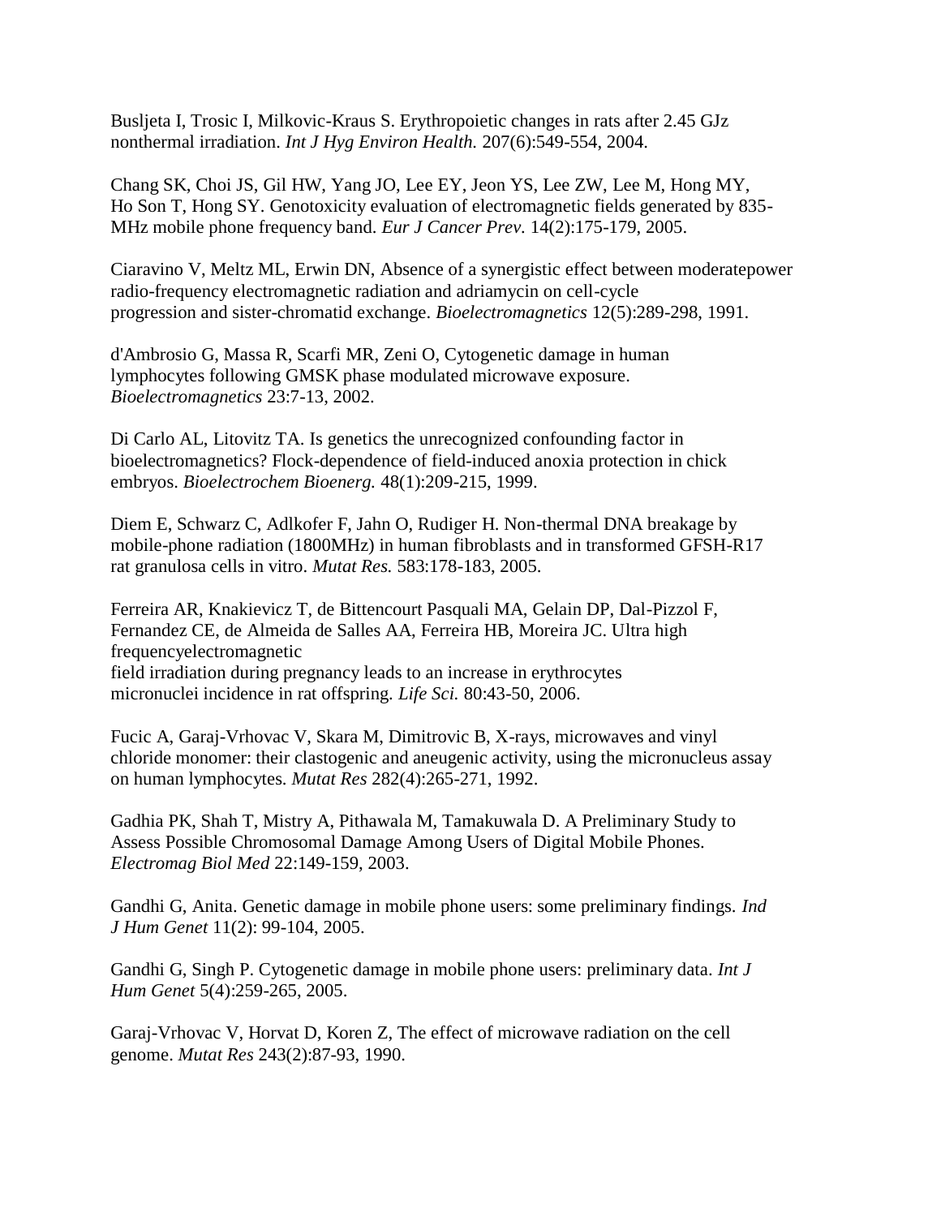Busljeta I, Trosic I, Milkovic-Kraus S. Erythropoietic changes in rats after 2.45 GJz nonthermal irradiation. *Int J Hyg Environ Health.* 207(6):549-554, 2004.

Chang SK, Choi JS, Gil HW, Yang JO, Lee EY, Jeon YS, Lee ZW, Lee M, Hong MY, Ho Son T, Hong SY. Genotoxicity evaluation of electromagnetic fields generated by 835-MHz mobile phone frequency band. *Eur J Cancer Prev.* 14(2):175-179, 2005.

Ciaravino V, Meltz ML, Erwin DN, Absence of a synergistic effect between moderatepower radio-frequency electromagnetic radiation and adriamycin on cell-cycle progression and sister-chromatid exchange. *Bioelectromagnetics* 12(5):289-298, 1991.

d'Ambrosio G, Massa R, Scarfi MR, Zeni O, Cytogenetic damage in human lymphocytes following GMSK phase modulated microwave exposure. *Bioelectromagnetics* 23:7-13, 2002.

Di Carlo AL, Litovitz TA. Is genetics the unrecognized confounding factor in bioelectromagnetics? Flock-dependence of field-induced anoxia protection in chick embryos. *Bioelectrochem Bioenerg.* 48(1):209-215, 1999.

Diem E, Schwarz C, Adlkofer F, Jahn O, Rudiger H. Non-thermal DNA breakage by mobile-phone radiation (1800MHz) in human fibroblasts and in transformed GFSH-R17 rat granulosa cells in vitro. *Mutat Res.* 583:178-183, 2005.

Ferreira AR, Knakievicz T, de Bittencourt Pasquali MA, Gelain DP, Dal-Pizzol F, Fernandez CE, de Almeida de Salles AA, Ferreira HB, Moreira JC. Ultra high frequencyelectromagnetic field irradiation during pregnancy leads to an increase in erythrocytes micronuclei incidence in rat offspring. *Life Sci.* 80:43-50, 2006.

Fucic A, Garaj-Vrhovac V, Skara M, Dimitrovic B, X-rays, microwaves and vinyl chloride monomer: their clastogenic and aneugenic activity, using the micronucleus assay on human lymphocytes. *Mutat Res* 282(4):265-271, 1992.

Gadhia PK, Shah T, Mistry A, Pithawala M, Tamakuwala D. A Preliminary Study to Assess Possible Chromosomal Damage Among Users of Digital Mobile Phones. *Electromag Biol Med* 22:149-159, 2003.

Gandhi G, Anita. Genetic damage in mobile phone users: some preliminary findings. *Ind J Hum Genet* 11(2): 99-104, 2005.

Gandhi G, Singh P. Cytogenetic damage in mobile phone users: preliminary data. *Int J Hum Genet* 5(4):259-265, 2005.

Garaj-Vrhovac V, Horvat D, Koren Z, The effect of microwave radiation on the cell genome. *Mutat Res* 243(2):87-93, 1990.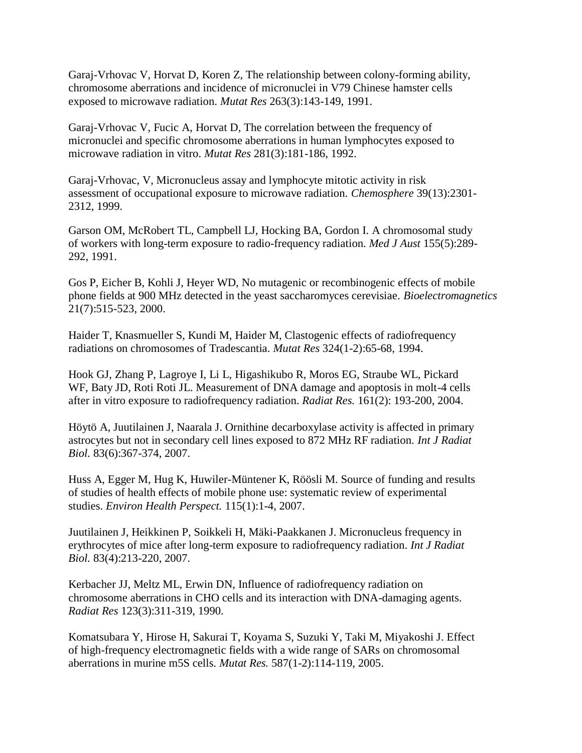Garaj-Vrhovac V, Horvat D, Koren Z, The relationship between colony-forming ability, chromosome aberrations and incidence of micronuclei in V79 Chinese hamster cells exposed to microwave radiation. *Mutat Res* 263(3):143-149, 1991.

Garaj-Vrhovac V, Fucic A, Horvat D, The correlation between the frequency of micronuclei and specific chromosome aberrations in human lymphocytes exposed to microwave radiation in vitro. *Mutat Res* 281(3):181-186, 1992.

Garaj-Vrhovac, V, Micronucleus assay and lymphocyte mitotic activity in risk assessment of occupational exposure to microwave radiation. *Chemosphere* 39(13):2301-2312, 1999.

Garson OM, McRobert TL, Campbell LJ, Hocking BA, Gordon I. A chromosomal study of workers with long-term exposure to radio-frequency radiation. *Med J Aust* 155(5):289-292, 1991.

Gos P, Eicher B, Kohli J, Heyer WD, No mutagenic or recombinogenic effects of mobile phone fields at 900 MHz detected in the yeast saccharomyces cerevisiae. *Bioelectromagnetics* 21(7):515-523, 2000.

Haider T, Knasmueller S, Kundi M, Haider M, Clastogenic effects of radiofrequency radiations on chromosomes of Tradescantia. *Mutat Res* 324(1-2):65-68, 1994.

Hook GJ, Zhang P, Lagroye I, Li L, Higashikubo R, Moros EG, Straube WL, Pickard WF, Baty JD, Roti Roti JL. Measurement of DNA damage and apoptosis in molt-4 cells after in vitro exposure to radiofrequency radiation. *Radiat Res.* 161(2): 193-200, 2004.

Höytö A, Juutilainen J, Naarala J. Ornithine decarboxylase activity is affected in primary astrocytes but not in secondary cell lines exposed to 872 MHz RF radiation. *Int J Radiat Biol.* 83(6):367-374, 2007.

Huss A, Egger M, Hug K, Huwiler-Müntener K, Röösli M. Source of funding and results of studies of health effects of mobile phone use: systematic review of experimental studies. *Environ Health Perspect.* 115(1):1-4, 2007.

Juutilainen J, Heikkinen P, Soikkeli H, Mäki-Paakkanen J. Micronucleus frequency in erythrocytes of mice after long-term exposure to radiofrequency radiation. *Int J Radiat Biol.* 83(4):213-220, 2007.

Kerbacher JJ, Meltz ML, Erwin DN, Influence of radiofrequency radiation on chromosome aberrations in CHO cells and its interaction with DNA-damaging agents. *Radiat Res* 123(3):311-319, 1990.

Komatsubara Y, Hirose H, Sakurai T, Koyama S, Suzuki Y, Taki M, Miyakoshi J. Effect of high-frequency electromagnetic fields with a wide range of SARs on chromosomal aberrations in murine m5S cells. *Mutat Res.* 587(1-2):114-119, 2005.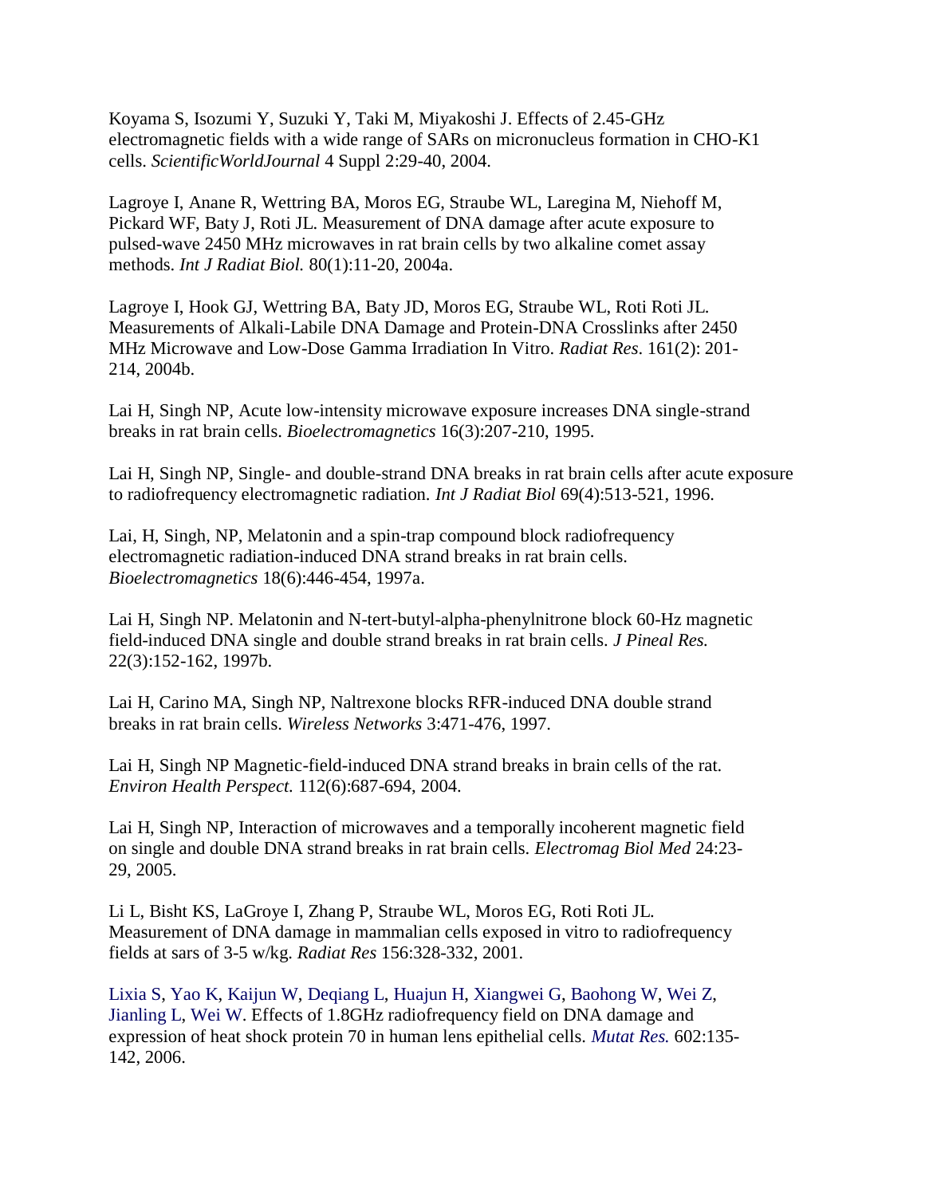Koyama S, Isozumi Y, Suzuki Y, Taki M, Miyakoshi J. Effects of 2.45-GHz electromagnetic fields with a wide range of SARs on micronucleus formation in CHO-K1 cells. *ScientificWorldJournal* 4 Suppl 2:29-40, 2004.

Lagroye I, Anane R, Wettring BA, Moros EG, Straube WL, Laregina M, Niehoff M, Pickard WF, Baty J, Roti JL. Measurement of DNA damage after acute exposure to pulsed-wave 2450 MHz microwaves in rat brain cells by two alkaline comet assay methods. *Int J Radiat Biol.* 80(1):11-20, 2004a.

Lagroye I, Hook GJ, Wettring BA, Baty JD, Moros EG, Straube WL, Roti Roti JL. Measurements of Alkali-Labile DNA Damage and Protein-DNA Crosslinks after 2450 MHz Microwave and Low-Dose Gamma Irradiation In Vitro. *Radiat Res*. 161(2): 201-214, 2004b.

Lai H, Singh NP, Acute low-intensity microwave exposure increases DNA single-strand breaks in rat brain cells. *Bioelectromagnetics* 16(3):207-210, 1995.

Lai H, Singh NP, Single- and double-strand DNA breaks in rat brain cells after acute exposure to radiofrequency electromagnetic radiation. *Int J Radiat Biol* 69(4):513-521, 1996.

Lai, H, Singh, NP, Melatonin and a spin-trap compound block radiofrequency electromagnetic radiation-induced DNA strand breaks in rat brain cells. *Bioelectromagnetics* 18(6):446-454, 1997a.

Lai H, Singh NP. Melatonin and N-tert-butyl-alpha-phenylnitrone block 60-Hz magnetic field-induced DNA single and double strand breaks in rat brain cells. *J Pineal Res.* 22(3):152-162, 1997b.

Lai H, Carino MA, Singh NP, Naltrexone blocks RFR-induced DNA double strand breaks in rat brain cells. *Wireless Networks* 3:471-476, 1997.

Lai H, Singh NP Magnetic-field-induced DNA strand breaks in brain cells of the rat. *Environ Health Perspect.* 112(6):687-694, 2004.

Lai H, Singh NP, Interaction of microwaves and a temporally incoherent magnetic field on single and double DNA strand breaks in rat brain cells. *Electromag Biol Med* 24:23-29, 2005.

Li L, Bisht KS, LaGroye I, Zhang P, Straube WL, Moros EG, Roti Roti JL. Measurement of DNA damage in mammalian cells exposed in vitro to radiofrequency fields at sars of 3-5 w/kg. *Radiat Res* 156:328-332, 2001.

Lixia S, Yao K, Kaijun W, Deqiang L, Huajun H, Xiangwei G, Baohong W, Wei Z, Jianling L, Wei W. Effects of 1.8GHz radiofrequency field on DNA damage and expression of heat shock protein 70 in human lens epithelial cells. *Mutat Res.* 602:135-142, 2006.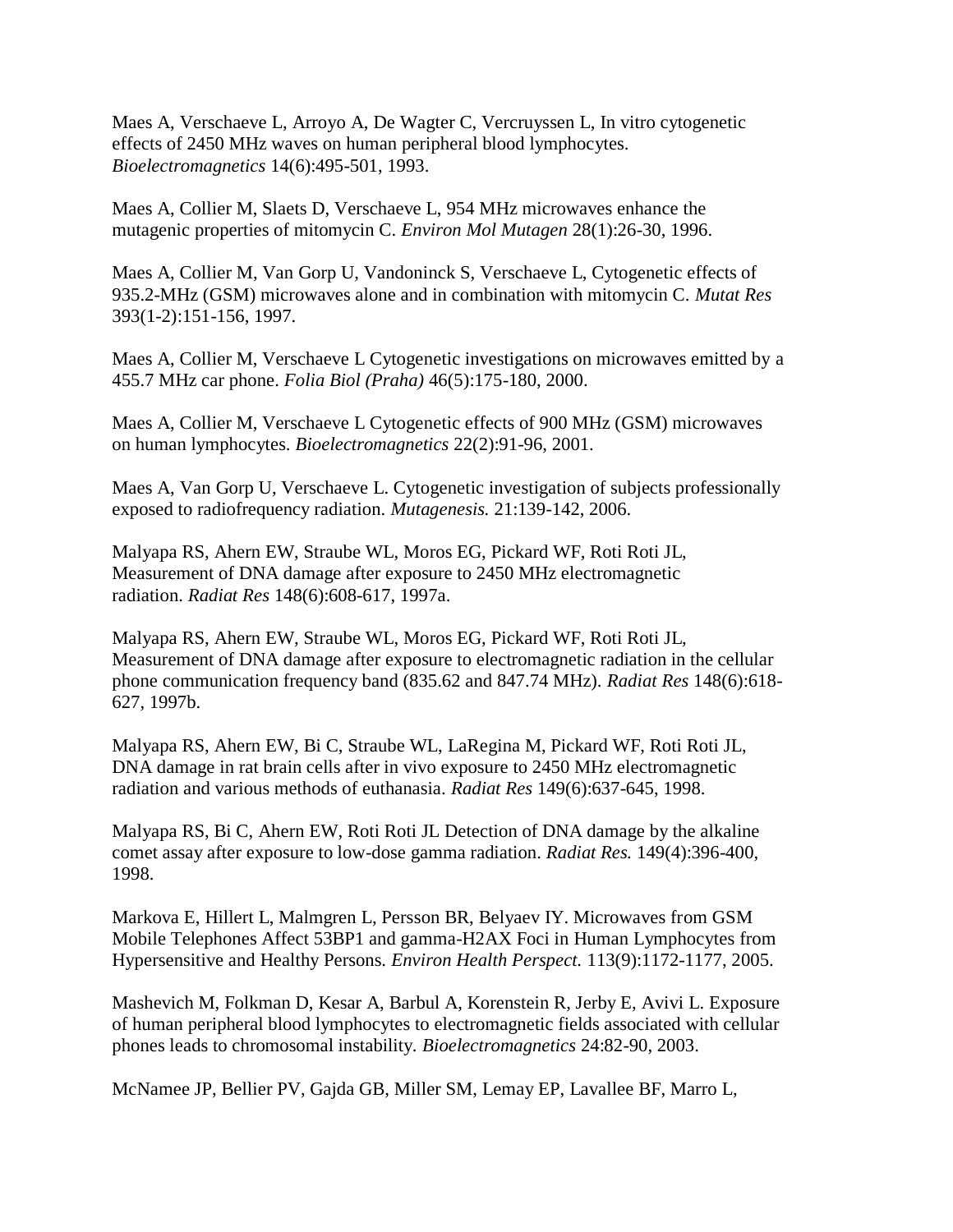Maes A, Verschaeve L, Arroyo A, De Wagter C, Vercruyssen L, In vitro cytogenetic effects of 2450 MHz waves on human peripheral blood lymphocytes. *Bioelectromagnetics* 14(6):495-501, 1993.

Maes A, Collier M, Slaets D, Verschaeve L, 954 MHz microwaves enhance the mutagenic properties of mitomycin C. *Environ Mol Mutagen* 28(1):26-30, 1996.

Maes A, Collier M, Van Gorp U, Vandoninck S, Verschaeve L, Cytogenetic effects of 935.2-MHz (GSM) microwaves alone and in combination with mitomycin C. *Mutat Res* 393(1-2):151-156, 1997.

Maes A, Collier M, Verschaeve L Cytogenetic investigations on microwaves emitted by a 455.7 MHz car phone. *Folia Biol (Praha)* 46(5):175-180, 2000.

Maes A, Collier M, Verschaeve L Cytogenetic effects of 900 MHz (GSM) microwaves on human lymphocytes. *Bioelectromagnetics* 22(2):91-96, 2001.

Maes A, Van Gorp U, Verschaeve L. Cytogenetic investigation of subjects professionally exposed to radiofrequency radiation. *Mutagenesis.* 21:139-142, 2006.

Malyapa RS, Ahern EW, Straube WL, Moros EG, Pickard WF, Roti Roti JL, Measurement of DNA damage after exposure to 2450 MHz electromagnetic radiation. *Radiat Res* 148(6):608-617, 1997a.

Malyapa RS, Ahern EW, Straube WL, Moros EG, Pickard WF, Roti Roti JL, Measurement of DNA damage after exposure to electromagnetic radiation in the cellular phone communication frequency band (835.62 and 847.74 MHz). *Radiat Res* 148(6):618-627, 1997b.

Malyapa RS, Ahern EW, Bi C, Straube WL, LaRegina M, Pickard WF, Roti Roti JL, DNA damage in rat brain cells after in vivo exposure to 2450 MHz electromagnetic radiation and various methods of euthanasia. *Radiat Res* 149(6):637-645, 1998.

Malyapa RS, Bi C, Ahern EW, Roti Roti JL Detection of DNA damage by the alkaline comet assay after exposure to low-dose gamma radiation. *Radiat Res.* 149(4):396-400, 1998.

Markova E, Hillert L, Malmgren L, Persson BR, Belyaev IY. Microwaves from GSM Mobile Telephones Affect 53BP1 and gamma-H2AX Foci in Human Lymphocytes from Hypersensitive and Healthy Persons. *Environ Health Perspect.* 113(9):1172-1177, 2005.

Mashevich M, Folkman D, Kesar A, Barbul A, Korenstein R, Jerby E, Avivi L. Exposure of human peripheral blood lymphocytes to electromagnetic fields associated with cellular phones leads to chromosomal instability. *Bioelectromagnetics* 24:82-90, 2003.

McNamee JP, Bellier PV, Gajda GB, Miller SM, Lemay EP, Lavallee BF, Marro L,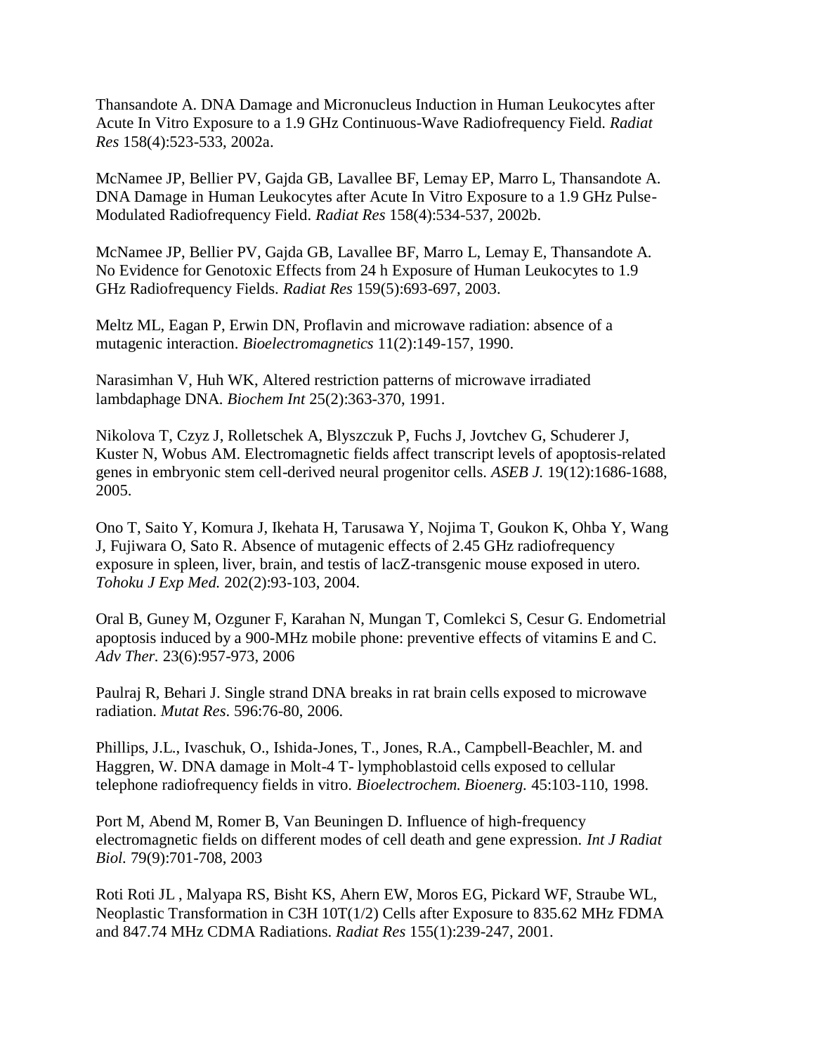Thansandote A. DNA Damage and Micronucleus Induction in Human Leukocytes after Acute In Vitro Exposure to a 1.9 GHz Continuous-Wave Radiofrequency Field. *Radiat Res* 158(4):523-533, 2002a.

McNamee JP, Bellier PV, Gajda GB, Lavallee BF, Lemay EP, Marro L, Thansandote A. DNA Damage in Human Leukocytes after Acute In Vitro Exposure to a 1.9 GHz Pulse-Modulated Radiofrequency Field. *Radiat Res* 158(4):534-537, 2002b.

McNamee JP, Bellier PV, Gajda GB, Lavallee BF, Marro L, Lemay E, Thansandote A. No Evidence for Genotoxic Effects from 24 h Exposure of Human Leukocytes to 1.9 GHz Radiofrequency Fields. *Radiat Res* 159(5):693-697, 2003.

Meltz ML, Eagan P, Erwin DN, Proflavin and microwave radiation: absence of a mutagenic interaction. *Bioelectromagnetics* 11(2):149-157, 1990.

Narasimhan V, Huh WK, Altered restriction patterns of microwave irradiated lambdaphage DNA. *Biochem Int* 25(2):363-370, 1991.

Nikolova T, Czyz J, Rolletschek A, Blyszczuk P, Fuchs J, Jovtchev G, Schuderer J, Kuster N, Wobus AM. Electromagnetic fields affect transcript levels of apoptosis-related genes in embryonic stem cell-derived neural progenitor cells. *ASEB J.* 19(12):1686-1688, 2005.

Ono T, Saito Y, Komura J, Ikehata H, Tarusawa Y, Nojima T, Goukon K, Ohba Y, Wang J, Fujiwara O, Sato R. Absence of mutagenic effects of 2.45 GHz radiofrequency exposure in spleen, liver, brain, and testis of lacZ-transgenic mouse exposed in utero. *Tohoku J Exp Med.* 202(2):93-103, 2004.

Oral B, Guney M, Ozguner F, Karahan N, Mungan T, Comlekci S, Cesur G. Endometrial apoptosis induced by a 900-MHz mobile phone: preventive effects of vitamins E and C. *Adv Ther.* 23(6):957-973, 2006

Paulraj R, Behari J. Single strand DNA breaks in rat brain cells exposed to microwave radiation. *Mutat Res.* 596:76-80, 2006.

Phillips, J.L., Ivaschuk, O., Ishida-Jones, T., Jones, R.A., Campbell-Beachler, M. and Haggren, W. DNA damage in Molt-4 T- lymphoblastoid cells exposed to cellular telephone radiofrequency fields in vitro. *Bioelectrochem. Bioenerg.* 45:103-110, 1998.

Port M, Abend M, Romer B, Van Beuningen D. Influence of high-frequency electromagnetic fields on different modes of cell death and gene expression. *Int J Radiat Biol.* 79(9):701-708, 2003

Roti Roti JL , Malyapa RS, Bisht KS, Ahern EW, Moros EG, Pickard WF, Straube WL, Neoplastic Transformation in C3H 10T(1/2) Cells after Exposure to 835.62 MHz FDMA and 847.74 MHz CDMA Radiations. *Radiat Res* 155(1):239-247, 2001.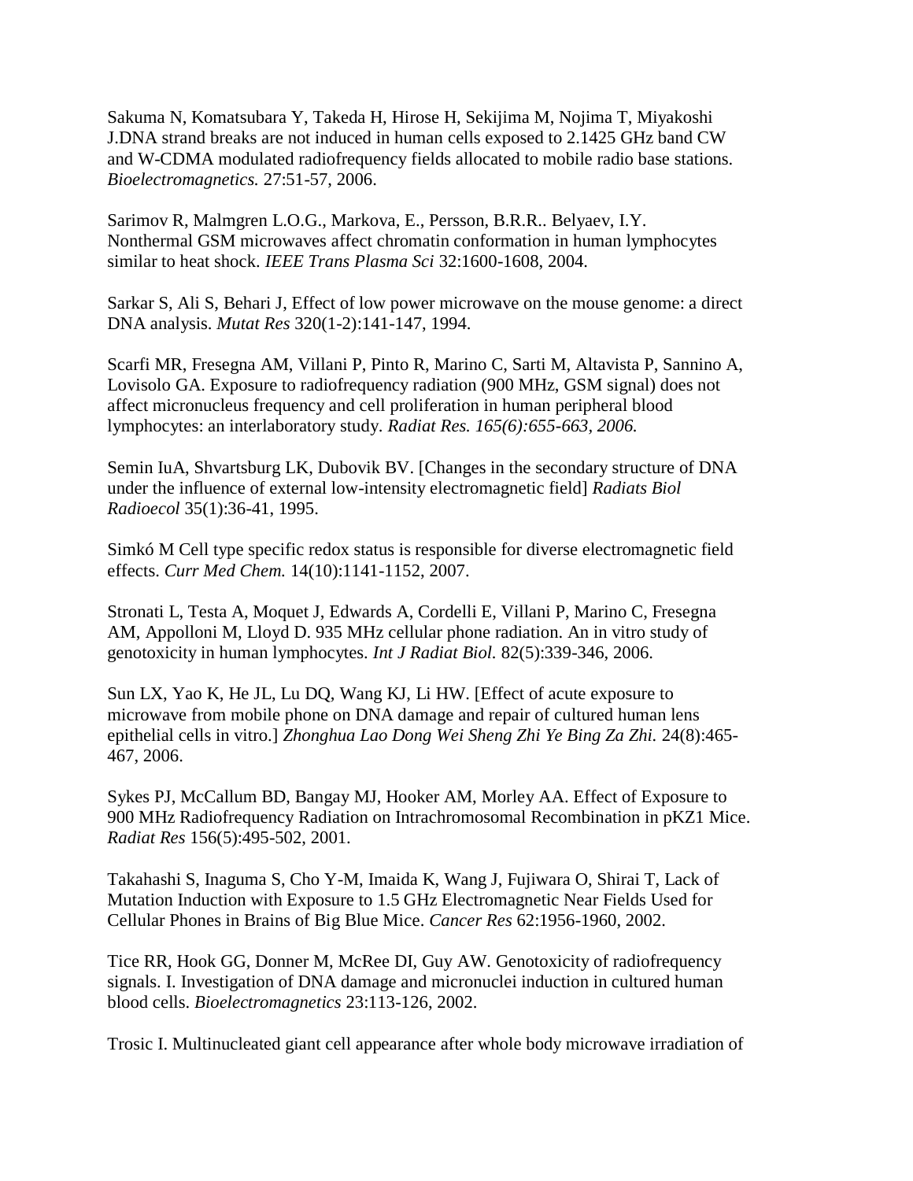Sakuma N, Komatsubara Y, Takeda H, Hirose H, Sekijima M, Nojima T, Miyakoshi J.DNA strand breaks are not induced in human cells exposed to 2.1425 GHz band CW and W-CDMA modulated radiofrequency fields allocated to mobile radio base stations. *Bioelectromagnetics.* 27:51-57, 2006.

Sarimov R, Malmgren L.O.G., Markova, E., Persson, B.R.R.. Belyaev, I.Y. Nonthermal GSM microwaves affect chromatin conformation in human lymphocytes similar to heat shock. *IEEE Trans Plasma Sci* 32:1600-1608, 2004.

Sarkar S, Ali S, Behari J, Effect of low power microwave on the mouse genome: a direct DNA analysis. *Mutat Res* 320(1-2):141-147, 1994.

Scarfi MR, Fresegna AM, Villani P, Pinto R, Marino C, Sarti M, Altavista P, Sannino A, Lovisolo GA. Exposure to radiofrequency radiation (900 MHz, GSM signal) does not affect micronucleus frequency and cell proliferation in human peripheral blood lymphocytes: an interlaboratory study. *Radiat Res. 165(6):655-663, 2006.*

Semin IuA, Shvartsburg LK, Dubovik BV. [Changes in the secondary structure of DNA under the influence of external low-intensity electromagnetic field] *Radiats Biol Radioecol* 35(1):36-41, 1995.

Simkó M Cell type specific redox status is responsible for diverse electromagnetic field effects. *Curr Med Chem.* 14(10):1141-1152, 2007.

Stronati L, Testa A, Moquet J, Edwards A, Cordelli E, Villani P, Marino C, Fresegna AM, Appolloni M, Lloyd D. 935 MHz cellular phone radiation. An in vitro study of genotoxicity in human lymphocytes. *Int J Radiat Biol.* 82(5):339-346, 2006.

Sun LX, Yao K, He JL, Lu DQ, Wang KJ, Li HW. [Effect of acute exposure to microwave from mobile phone on DNA damage and repair of cultured human lens epithelial cells in vitro.] *Zhonghua Lao Dong Wei Sheng Zhi Ye Bing Za Zhi.* 24(8):465-467, 2006.

Sykes PJ, McCallum BD, Bangay MJ, Hooker AM, Morley AA. Effect of Exposure to 900 MHz Radiofrequency Radiation on Intrachromosomal Recombination in pKZ1 Mice. *Radiat Res* 156(5):495-502, 2001.

Takahashi S, Inaguma S, Cho Y-M, Imaida K, Wang J, Fujiwara O, Shirai T, Lack of Mutation Induction with Exposure to 1.5 GHz Electromagnetic Near Fields Used for Cellular Phones in Brains of Big Blue Mice. *Cancer Res* 62:1956-1960, 2002.

Tice RR, Hook GG, Donner M, McRee DI, Guy AW. Genotoxicity of radiofrequency signals. I. Investigation of DNA damage and micronuclei induction in cultured human blood cells. *Bioelectromagnetics* 23:113-126, 2002.

Trosic I. Multinucleated giant cell appearance after whole body microwave irradiation of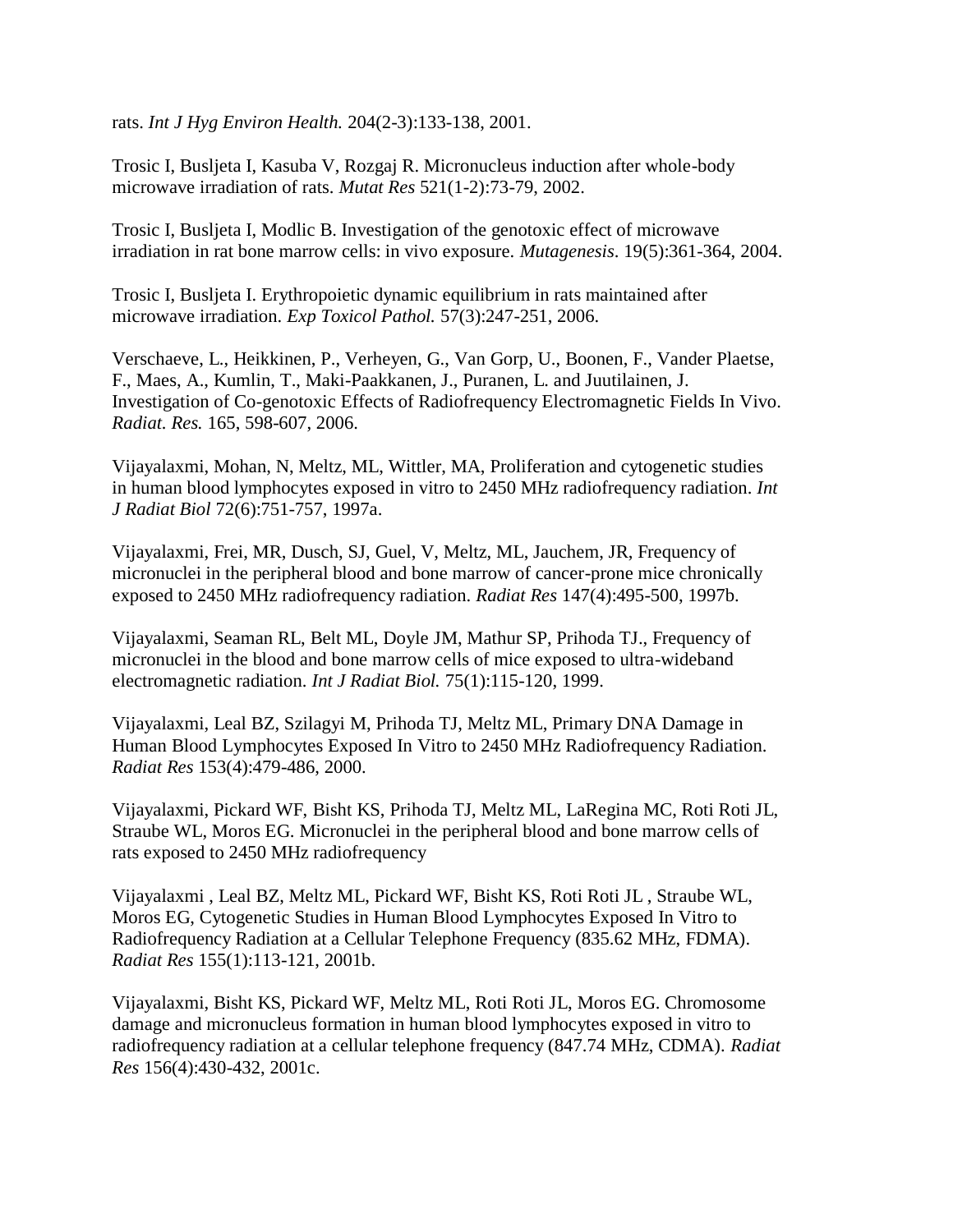rats. *Int J Hyg Environ Health.* 204(2-3):133-138, 2001.

Trosic I, Busljeta I, Kasuba V, Rozgaj R. Micronucleus induction after whole-body microwave irradiation of rats. *Mutat Res* 521(1-2):73-79, 2002.

Trosic I, Busljeta I, Modlic B. Investigation of the genotoxic effect of microwave irradiation in rat bone marrow cells: in vivo exposure. *Mutagenesis*. 19(5):361-364, 2004.

Trosic I, Busljeta I. Erythropoietic dynamic equilibrium in rats maintained after microwave irradiation. *Exp Toxicol Pathol.* 57(3):247-251, 2006.

Verschaeve, L., Heikkinen, P., Verheyen, G., Van Gorp, U., Boonen, F., Vander Plaetse, F., Maes, A., Kumlin, T., Maki-Paakkanen, J., Puranen, L. and Juutilainen, J. Investigation of Co-genotoxic Effects of Radiofrequency Electromagnetic Fields In Vivo. *Radiat. Res.* 165, 598-607, 2006.

Vijayalaxmi, Mohan, N, Meltz, ML, Wittler, MA, Proliferation and cytogenetic studies in human blood lymphocytes exposed in vitro to 2450 MHz radiofrequency radiation. *Int J Radiat Biol* 72(6):751-757, 1997a.

Vijayalaxmi, Frei, MR, Dusch, SJ, Guel, V, Meltz, ML, Jauchem, JR, Frequency of micronuclei in the peripheral blood and bone marrow of cancer-prone mice chronically exposed to 2450 MHz radiofrequency radiation. *Radiat Res* 147(4):495-500, 1997b.

Vijayalaxmi, Seaman RL, Belt ML, Doyle JM, Mathur SP, Prihoda TJ., Frequency of micronuclei in the blood and bone marrow cells of mice exposed to ultra-wideband electromagnetic radiation. *Int J Radiat Biol.* 75(1):115-120, 1999.

Vijayalaxmi, Leal BZ, Szilagyi M, Prihoda TJ, Meltz ML, Primary DNA Damage in Human Blood Lymphocytes Exposed In Vitro to 2450 MHz Radiofrequency Radiation. *Radiat Res* 153(4):479-486, 2000.

Vijayalaxmi, Pickard WF, Bisht KS, Prihoda TJ, Meltz ML, LaRegina MC, Roti Roti JL, Straube WL, Moros EG. Micronuclei in the peripheral blood and bone marrow cells of rats exposed to 2450 MHz radiofrequency

Vijayalaxmi , Leal BZ, Meltz ML, Pickard WF, Bisht KS, Roti Roti JL , Straube WL, Moros EG, Cytogenetic Studies in Human Blood Lymphocytes Exposed In Vitro to Radiofrequency Radiation at a Cellular Telephone Frequency (835.62 MHz, FDMA). *Radiat Res* 155(1):113-121, 2001b.

Vijayalaxmi, Bisht KS, Pickard WF, Meltz ML, Roti Roti JL, Moros EG. Chromosome damage and micronucleus formation in human blood lymphocytes exposed in vitro to radiofrequency radiation at a cellular telephone frequency (847.74 MHz, CDMA). *Radiat Res* 156(4):430-432, 2001c.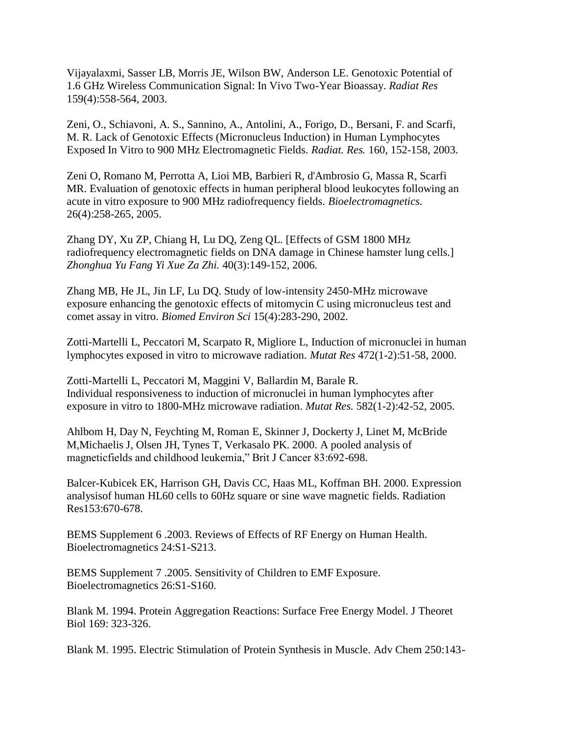Vijayalaxmi, Sasser LB, Morris JE, Wilson BW, Anderson LE. Genotoxic Potential of 1.6 GHz Wireless Communication Signal: In Vivo Two-Year Bioassay. *Radiat Res* 159(4):558-564, 2003.

Zeni, O., Schiavoni, A. S., Sannino, A., Antolini, A., Forigo, D., Bersani, F. and Scarfi, M. R. Lack of Genotoxic Effects (Micronucleus Induction) in Human Lymphocytes Exposed In Vitro to 900 MHz Electromagnetic Fields. *Radiat. Res.* 160, 152-158, 2003.

Zeni O, Romano M, Perrotta A, Lioi MB, Barbieri R, d'Ambrosio G, Massa R, Scarfi MR. Evaluation of genotoxic effects in human peripheral blood leukocytes following an acute in vitro exposure to 900 MHz radiofrequency fields. *Bioelectromagnetics.* 26(4):258-265, 2005.

Zhang DY, Xu ZP, Chiang H, Lu DQ, Zeng QL. [Effects of GSM 1800 MHz radiofrequency electromagnetic fields on DNA damage in Chinese hamster lung cells.] *Zhonghua Yu Fang Yi Xue Za Zhi.* 40(3):149-152, 2006.

Zhang MB, He JL, Jin LF, Lu DQ. Study of low-intensity 2450-MHz microwave exposure enhancing the genotoxic effects of mitomycin C using micronucleus test and comet assay in vitro. *Biomed Environ Sci* 15(4):283-290, 2002.

Zotti-Martelli L, Peccatori M, Scarpato R, Migliore L, Induction of micronuclei in human lymphocytes exposed in vitro to microwave radiation. *Mutat Res* 472(1-2):51-58, 2000.

Zotti-Martelli L, Peccatori M, Maggini V, Ballardin M, Barale R. Individual responsiveness to induction of micronuclei in human lymphocytes after exposure in vitro to 1800-MHz microwave radiation. *Mutat Res.* 582(1-2):42-52, 2005.

Ahlbom H, Day N, Feychting M, Roman E, Skinner J, Dockerty J, Linet M, McBride M,Michaelis J, Olsen JH, Tynes T, Verkasalo PK. 2000. A pooled analysis of magneticfields and childhood leukemia," Brit J Cancer 83:692-698.

Balcer-Kubicek EK, Harrison GH, Davis CC, Haas ML, Koffman BH. 2000. Expression analysisof human HL60 cells to 60Hz square or sine wave magnetic fields. Radiation Res153:670-678.

BEMS Supplement 6 .2003. Reviews of Effects of RF Energy on Human Health. Bioelectromagnetics 24:S1-S213.

BEMS Supplement 7 .2005. Sensitivity of Children to EMF Exposure. Bioelectromagnetics 26:S1-S160.

Blank M. 1994. Protein Aggregation Reactions: Surface Free Energy Model. J Theoret Biol 169: 323-326.

Blank M. 1995. Electric Stimulation of Protein Synthesis in Muscle. Adv Chem 250:143-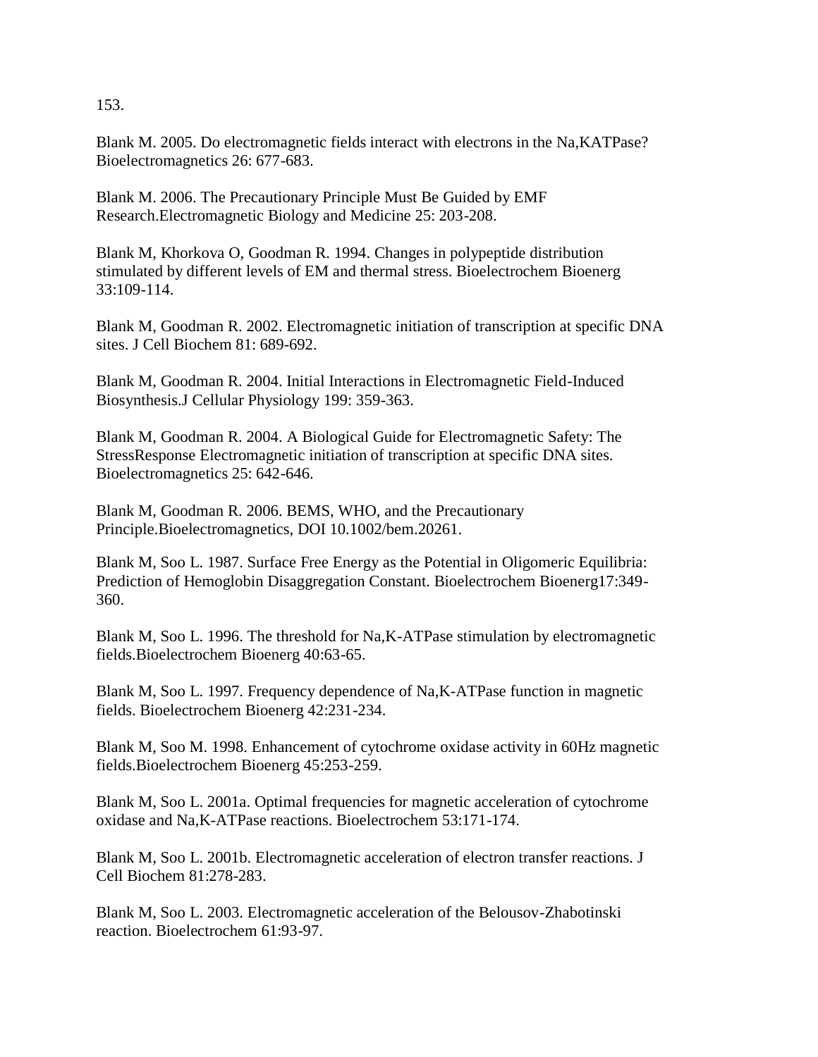153.

Blank M. 2005. Do electromagnetic fields interact with electrons in the Na,KATPase? Bioelectromagnetics 26: 677-683.

Blank M. 2006. The Precautionary Principle Must Be Guided by EMF Research.Electromagnetic Biology and Medicine 25: 203-208.

Blank M, Khorkova O, Goodman R. 1994. Changes in polypeptide distribution stimulated by different levels of EM and thermal stress. Bioelectrochem Bioenerg 33:109-114.

Blank M, Goodman R. 2002. Electromagnetic initiation of transcription at specific DNA sites. J Cell Biochem 81: 689-692.

Blank M, Goodman R. 2004. Initial Interactions in Electromagnetic Field-Induced Biosynthesis.J Cellular Physiology 199: 359-363.

Blank M, Goodman R. 2004. A Biological Guide for Electromagnetic Safety: The StressResponse Electromagnetic initiation of transcription at specific DNA sites. Bioelectromagnetics 25: 642-646.

Blank M, Goodman R. 2006. BEMS, WHO, and the Precautionary Principle.Bioelectromagnetics, DOI 10.1002/bem.20261.

Blank M, Soo L. 1987. Surface Free Energy as the Potential in Oligomeric Equilibria: Prediction of Hemoglobin Disaggregation Constant. Bioelectrochem Bioenerg17:349-360.

Blank M, Soo L. 1996. The threshold for Na,K-ATPase stimulation by electromagnetic fields.Bioelectrochem Bioenerg 40:63-65.

Blank M, Soo L. 1997. Frequency dependence of Na,K-ATPase function in magnetic fields. Bioelectrochem Bioenerg 42:231-234.

Blank M, Soo M. 1998. Enhancement of cytochrome oxidase activity in 60Hz magnetic fields.Bioelectrochem Bioenerg 45:253-259.

Blank M, Soo L. 2001a. Optimal frequencies for magnetic acceleration of cytochrome oxidase and Na,K-ATPase reactions. Bioelectrochem 53:171-174.

Blank M, Soo L. 2001b. Electromagnetic acceleration of electron transfer reactions. J Cell Biochem 81:278-283.

Blank M, Soo L. 2003. Electromagnetic acceleration of the Belousov-Zhabotinski reaction. Bioelectrochem 61:93-97.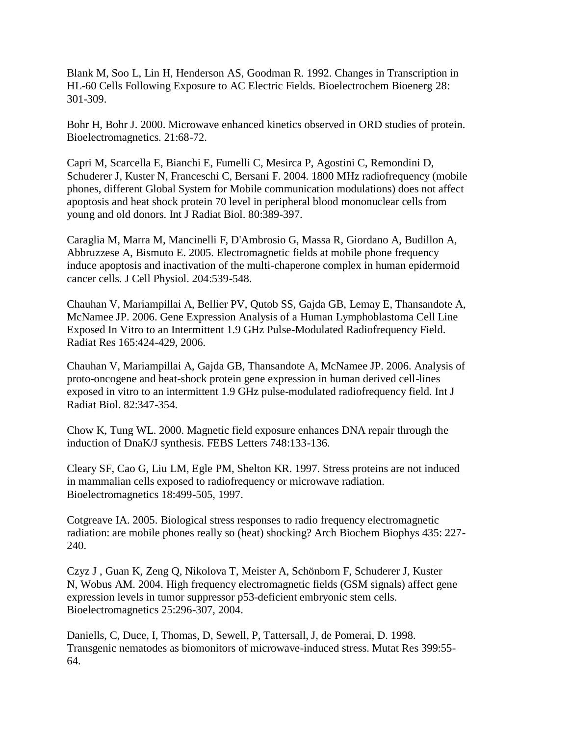Blank M, Soo L, Lin H, Henderson AS, Goodman R. 1992. Changes in Transcription in HL-60 Cells Following Exposure to AC Electric Fields. Bioelectrochem Bioenerg 28: 301-309.

Bohr H, Bohr J. 2000. Microwave enhanced kinetics observed in ORD studies of protein. Bioelectromagnetics. 21:68-72.

Capri M, Scarcella E, Bianchi E, Fumelli C, Mesirca P, Agostini C, Remondini D, Schuderer J, Kuster N, Franceschi C, Bersani F. 2004. 1800 MHz radiofrequency (mobile phones, different Global System for Mobile communication modulations) does not affect apoptosis and heat shock protein 70 level in peripheral blood mononuclear cells from young and old donors. Int J Radiat Biol. 80:389-397.

Caraglia M, Marra M, Mancinelli F, D'Ambrosio G, Massa R, Giordano A, Budillon A, Abbruzzese A, Bismuto E. 2005. Electromagnetic fields at mobile phone frequency induce apoptosis and inactivation of the multi-chaperone complex in human epidermoid cancer cells. J Cell Physiol. 204:539-548.

Chauhan V, Mariampillai A, Bellier PV, Qutob SS, Gajda GB, Lemay E, Thansandote A, McNamee JP. 2006. Gene Expression Analysis of a Human Lymphoblastoma Cell Line Exposed In Vitro to an Intermittent 1.9 GHz Pulse-Modulated Radiofrequency Field. Radiat Res 165:424-429, 2006.

Chauhan V, Mariampillai A, Gajda GB, Thansandote A, McNamee JP. 2006. Analysis of proto-oncogene and heat-shock protein gene expression in human derived cell-lines exposed in vitro to an intermittent 1.9 GHz pulse-modulated radiofrequency field. Int J Radiat Biol. 82:347-354.

Chow K, Tung WL. 2000. Magnetic field exposure enhances DNA repair through the induction of DnaK/J synthesis. FEBS Letters 748:133-136.

Cleary SF, Cao G, Liu LM, Egle PM, Shelton KR. 1997. Stress proteins are not induced in mammalian cells exposed to radiofrequency or microwave radiation. Bioelectromagnetics 18:499-505, 1997.

Cotgreave IA. 2005. Biological stress responses to radio frequency electromagnetic radiation: are mobile phones really so (heat) shocking? Arch Biochem Biophys 435: 227-240.

Czyz J , Guan K, Zeng Q, Nikolova T, Meister A, Schönborn F, Schuderer J, Kuster N, Wobus AM. 2004. High frequency electromagnetic fields (GSM signals) affect gene expression levels in tumor suppressor p53-deficient embryonic stem cells. Bioelectromagnetics 25:296-307, 2004.

Daniells, C, Duce, I, Thomas, D, Sewell, P, Tattersall, J, de Pomerai, D. 1998. Transgenic nematodes as biomonitors of microwave-induced stress. Mutat Res 399:55-64.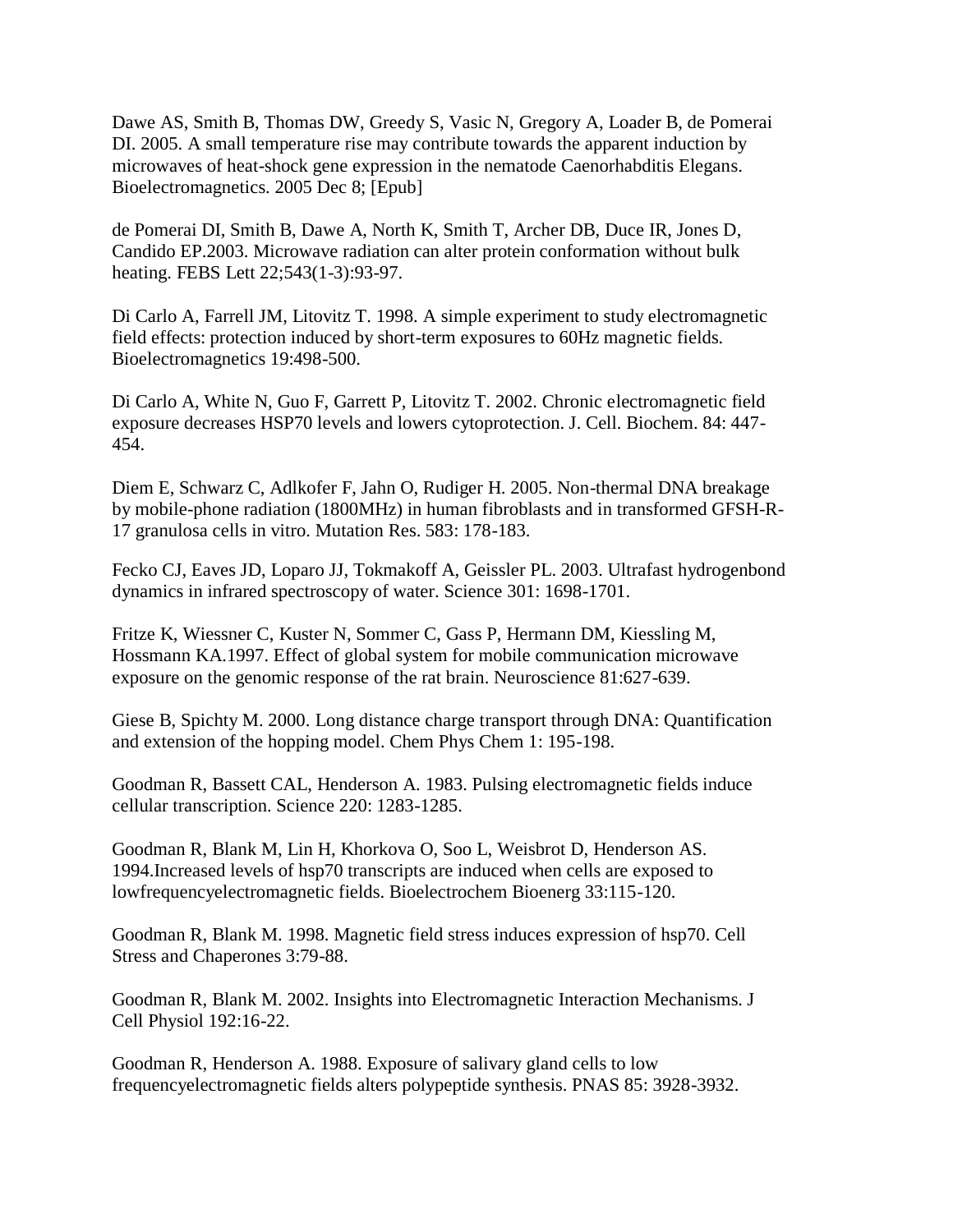Dawe AS, Smith B, Thomas DW, Greedy S, Vasic N, Gregory A, Loader B, de Pomerai DI. 2005. A small temperature rise may contribute towards the apparent induction by microwaves of heat-shock gene expression in the nematode Caenorhabditis Elegans. Bioelectromagnetics. 2005 Dec 8; [Epub]

de Pomerai DI, Smith B, Dawe A, North K, Smith T, Archer DB, Duce IR, Jones D, Candido EP.2003. Microwave radiation can alter protein conformation without bulk heating. FEBS Lett 22;543(1-3):93-97.

Di Carlo A, Farrell JM, Litovitz T. 1998. A simple experiment to study electromagnetic field effects: protection induced by short-term exposures to 60Hz magnetic fields. Bioelectromagnetics 19:498-500.

Di Carlo A, White N, Guo F, Garrett P, Litovitz T. 2002. Chronic electromagnetic field exposure decreases HSP70 levels and lowers cytoprotection. J. Cell. Biochem. 84: 447-454.

Diem E, Schwarz C, Adlkofer F, Jahn O, Rudiger H. 2005. Non-thermal DNA breakage by mobile-phone radiation (1800MHz) in human fibroblasts and in transformed GFSH-R-17 granulosa cells in vitro. Mutation Res. 583: 178-183.

Fecko CJ, Eaves JD, Loparo JJ, Tokmakoff A, Geissler PL. 2003. Ultrafast hydrogenbond dynamics in infrared spectroscopy of water. Science 301: 1698-1701.

Fritze K, Wiessner C, Kuster N, Sommer C, Gass P, Hermann DM, Kiessling M, Hossmann KA.1997. Effect of global system for mobile communication microwave exposure on the genomic response of the rat brain. Neuroscience 81:627-639.

Giese B, Spichty M. 2000. Long distance charge transport through DNA: Quantification and extension of the hopping model. Chem Phys Chem 1: 195-198.

Goodman R, Bassett CAL, Henderson A. 1983. Pulsing electromagnetic fields induce cellular transcription. Science 220: 1283-1285.

Goodman R, Blank M, Lin H, Khorkova O, Soo L, Weisbrot D, Henderson AS. 1994.Increased levels of hsp70 transcripts are induced when cells are exposed to lowfrequencyelectromagnetic fields. Bioelectrochem Bioenerg 33:115-120.

Goodman R, Blank M. 1998. Magnetic field stress induces expression of hsp70. Cell Stress and Chaperones 3:79-88.

Goodman R, Blank M. 2002. Insights into Electromagnetic Interaction Mechanisms. J Cell Physiol 192:16-22.

Goodman R, Henderson A. 1988. Exposure of salivary gland cells to low frequencyelectromagnetic fields alters polypeptide synthesis. PNAS 85: 3928-3932.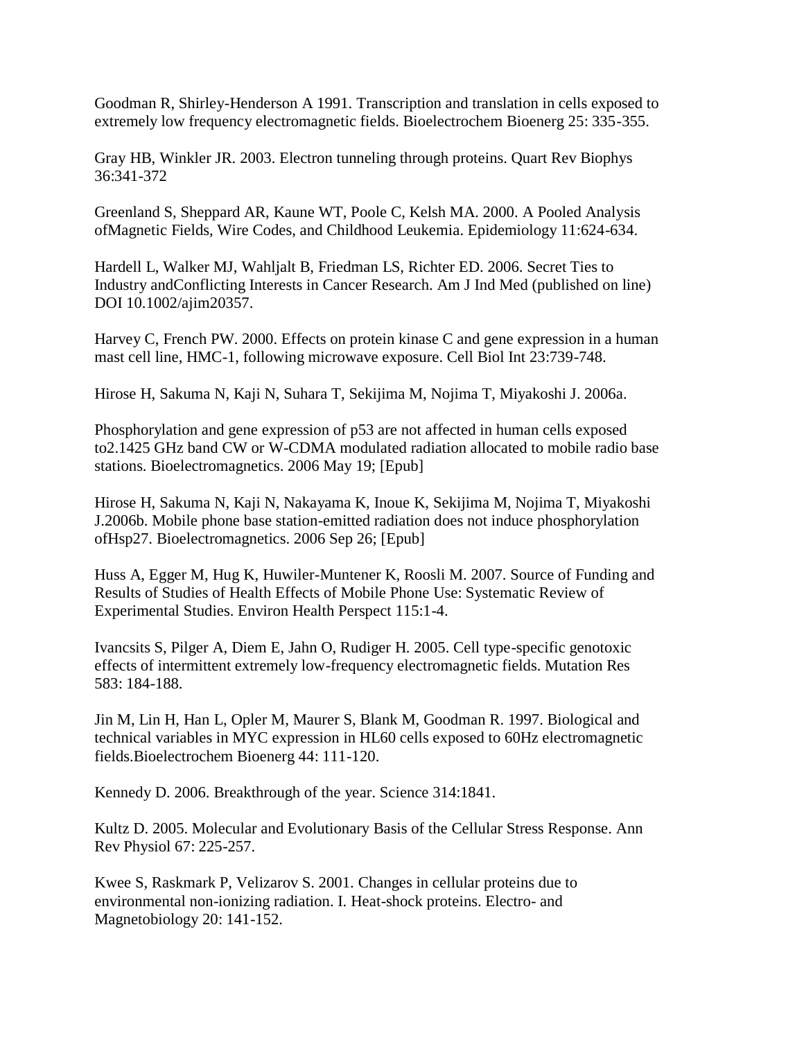Goodman R, Shirley-Henderson A 1991. Transcription and translation in cells exposed to extremely low frequency electromagnetic fields. Bioelectrochem Bioenerg 25: 335-355.

Gray HB, Winkler JR. 2003. Electron tunneling through proteins. Quart Rev Biophys 36:341-372

Greenland S, Sheppard AR, Kaune WT, Poole C, Kelsh MA. 2000. A Pooled Analysis ofMagnetic Fields, Wire Codes, and Childhood Leukemia. Epidemiology 11:624-634.

Hardell L, Walker MJ, Wahljalt B, Friedman LS, Richter ED. 2006. Secret Ties to Industry andConflicting Interests in Cancer Research. Am J Ind Med (published on line) DOI 10.1002/ajim20357.

Harvey C, French PW. 2000. Effects on protein kinase C and gene expression in a human mast cell line, HMC-1, following microwave exposure. Cell Biol Int 23:739-748.

Hirose H, Sakuma N, Kaji N, Suhara T, Sekijima M, Nojima T, Miyakoshi J. 2006a.

Phosphorylation and gene expression of p53 are not affected in human cells exposed to2.1425 GHz band CW or W-CDMA modulated radiation allocated to mobile radio base stations. Bioelectromagnetics. 2006 May 19; [Epub]

Hirose H, Sakuma N, Kaji N, Nakayama K, Inoue K, Sekijima M, Nojima T, Miyakoshi J.2006b. Mobile phone base station-emitted radiation does not induce phosphorylation ofHsp27. Bioelectromagnetics. 2006 Sep 26; [Epub]

Huss A, Egger M, Hug K, Huwiler-Muntener K, Roosli M. 2007. Source of Funding and Results of Studies of Health Effects of Mobile Phone Use: Systematic Review of Experimental Studies. Environ Health Perspect 115:1-4.

Ivancsits S, Pilger A, Diem E, Jahn O, Rudiger H. 2005. Cell type-specific genotoxic effects of intermittent extremely low-frequency electromagnetic fields. Mutation Res 583: 184-188.

Jin M, Lin H, Han L, Opler M, Maurer S, Blank M, Goodman R. 1997. Biological and technical variables in MYC expression in HL60 cells exposed to 60Hz electromagnetic fields.Bioelectrochem Bioenerg 44: 111-120.

Kennedy D. 2006. Breakthrough of the year. Science 314:1841.

Kultz D. 2005. Molecular and Evolutionary Basis of the Cellular Stress Response. Ann Rev Physiol 67: 225-257.

Kwee S, Raskmark P, Velizarov S. 2001. Changes in cellular proteins due to environmental non-ionizing radiation. I. Heat-shock proteins. Electro- and Magnetobiology 20: 141-152.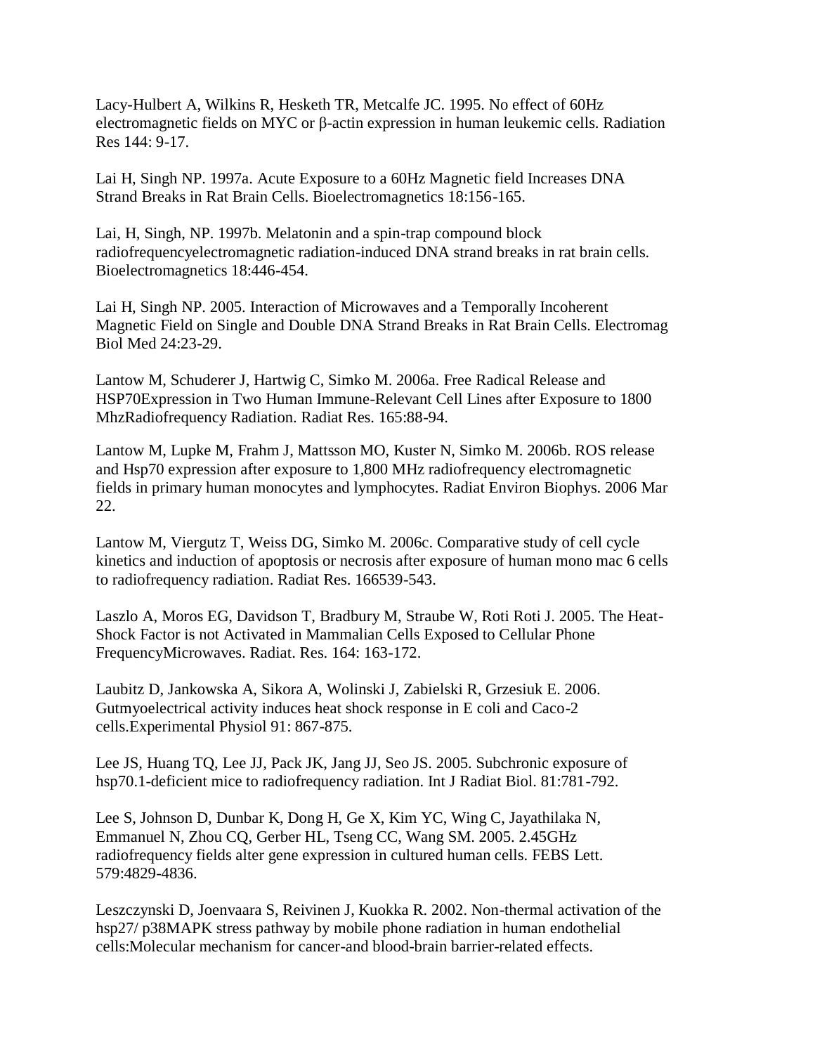Lacy-Hulbert A, Wilkins R, Hesketh TR, Metcalfe JC. 1995. No effect of 60Hz electromagnetic fields on MYC or β-actin expression in human leukemic cells. Radiation Res 144: 9-17.

Lai H, Singh NP. 1997a. Acute Exposure to a 60Hz Magnetic field Increases DNA Strand Breaks in Rat Brain Cells. Bioelectromagnetics 18:156-165.

Lai, H, Singh, NP. 1997b. Melatonin and a spin-trap compound block radiofrequencyelectromagnetic radiation-induced DNA strand breaks in rat brain cells. Bioelectromagnetics 18:446-454.

Lai H, Singh NP. 2005. Interaction of Microwaves and a Temporally Incoherent Magnetic Field on Single and Double DNA Strand Breaks in Rat Brain Cells. Electromag Biol Med 24:23-29.

Lantow M, Schuderer J, Hartwig C, Simko M. 2006a. Free Radical Release and HSP70Expression in Two Human Immune-Relevant Cell Lines after Exposure to 1800 MhzRadiofrequency Radiation. Radiat Res. 165:88-94.

Lantow M, Lupke M, Frahm J, Mattsson MO, Kuster N, Simko M. 2006b. ROS release and Hsp70 expression after exposure to 1,800 MHz radiofrequency electromagnetic fields in primary human monocytes and lymphocytes. Radiat Environ Biophys. 2006 Mar 22.

Lantow M, Viergutz T, Weiss DG, Simko M. 2006c. Comparative study of cell cycle kinetics and induction of apoptosis or necrosis after exposure of human mono mac 6 cells to radiofrequency radiation. Radiat Res. 166539-543.

Laszlo A, Moros EG, Davidson T, Bradbury M, Straube W, Roti Roti J. 2005. The Heat-Shock Factor is not Activated in Mammalian Cells Exposed to Cellular Phone FrequencyMicrowaves. Radiat. Res. 164: 163-172.

Laubitz D, Jankowska A, Sikora A, Wolinski J, Zabielski R, Grzesiuk E. 2006. Gutmyoelectrical activity induces heat shock response in E coli and Caco-2 cells.Experimental Physiol 91: 867-875.

Lee JS, Huang TQ, Lee JJ, Pack JK, Jang JJ, Seo JS. 2005. Subchronic exposure of hsp70.1-deficient mice to radiofrequency radiation. Int J Radiat Biol. 81:781-792.

Lee S, Johnson D, Dunbar K, Dong H, Ge X, Kim YC, Wing C, Jayathilaka N, Emmanuel N, Zhou CQ, Gerber HL, Tseng CC, Wang SM. 2005. 2.45GHz radiofrequency fields alter gene expression in cultured human cells. FEBS Lett. 579:4829-4836.

Leszczynski D, Joenvaara S, Reivinen J, Kuokka R. 2002. Non-thermal activation of the hsp27/ p38MAPK stress pathway by mobile phone radiation in human endothelial cells:Molecular mechanism for cancer-and blood-brain barrier-related effects.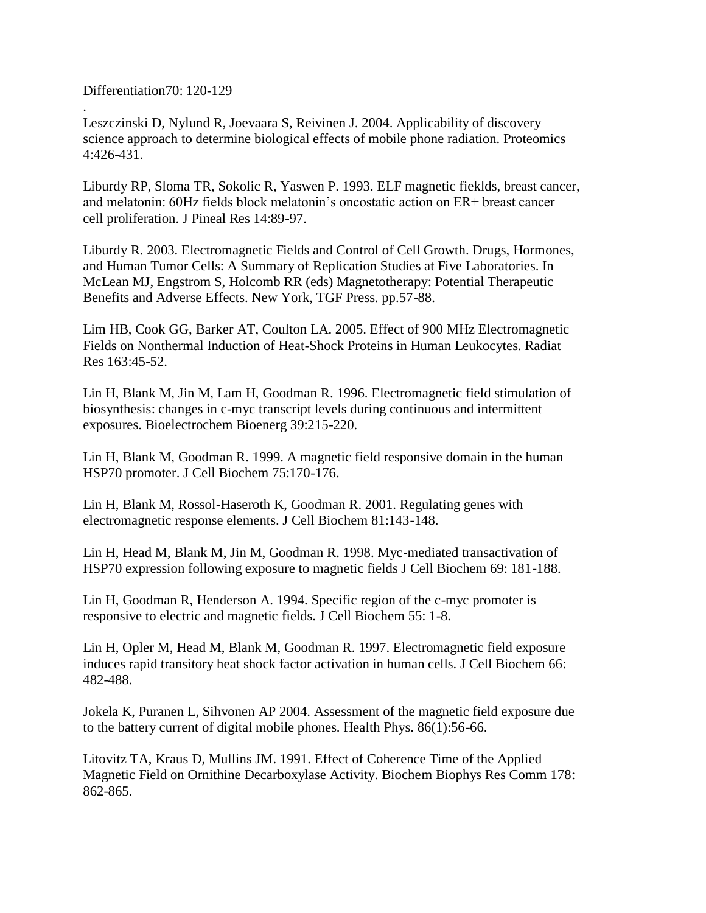Differentiation70: 120-129

.

Leszczinski D, Nylund R, Joevaara S, Reivinen J. 2004. Applicability of discovery science approach to determine biological effects of mobile phone radiation. Proteomics 4:426-431.

Liburdy RP, Sloma TR, Sokolic R, Yaswen P. 1993. ELF magnetic fieklds, breast cancer, and melatonin: 60Hz fields block melatonin's oncostatic action on ER+ breast cancer cell proliferation. J Pineal Res 14:89-97.

Liburdy R. 2003. Electromagnetic Fields and Control of Cell Growth. Drugs, Hormones, and Human Tumor Cells: A Summary of Replication Studies at Five Laboratories. In McLean MJ, Engstrom S, Holcomb RR (eds) Magnetotherapy: Potential Therapeutic Benefits and Adverse Effects. New York, TGF Press. pp.57-88.

Lim HB, Cook GG, Barker AT, Coulton LA. 2005. Effect of 900 MHz Electromagnetic Fields on Nonthermal Induction of Heat-Shock Proteins in Human Leukocytes. Radiat Res 163:45-52.

Lin H, Blank M, Jin M, Lam H, Goodman R. 1996. Electromagnetic field stimulation of biosynthesis: changes in c-myc transcript levels during continuous and intermittent exposures. Bioelectrochem Bioenerg 39:215-220.

Lin H, Blank M, Goodman R. 1999. A magnetic field responsive domain in the human HSP70 promoter. J Cell Biochem 75:170-176.

Lin H, Blank M, Rossol-Haseroth K, Goodman R. 2001. Regulating genes with electromagnetic response elements. J Cell Biochem 81:143-148.

Lin H, Head M, Blank M, Jin M, Goodman R. 1998. Myc-mediated transactivation of HSP70 expression following exposure to magnetic fields J Cell Biochem 69: 181-188.

Lin H, Goodman R, Henderson A. 1994. Specific region of the c-myc promoter is responsive to electric and magnetic fields. J Cell Biochem 55: 1-8.

Lin H, Opler M, Head M, Blank M, Goodman R. 1997. Electromagnetic field exposure induces rapid transitory heat shock factor activation in human cells. J Cell Biochem 66: 482-488.

Jokela K, Puranen L, Sihvonen AP 2004. Assessment of the magnetic field exposure due to the battery current of digital mobile phones. Health Phys. 86(1):56-66.

Litovitz TA, Kraus D, Mullins JM. 1991. Effect of Coherence Time of the Applied Magnetic Field on Ornithine Decarboxylase Activity. Biochem Biophys Res Comm 178: 862-865.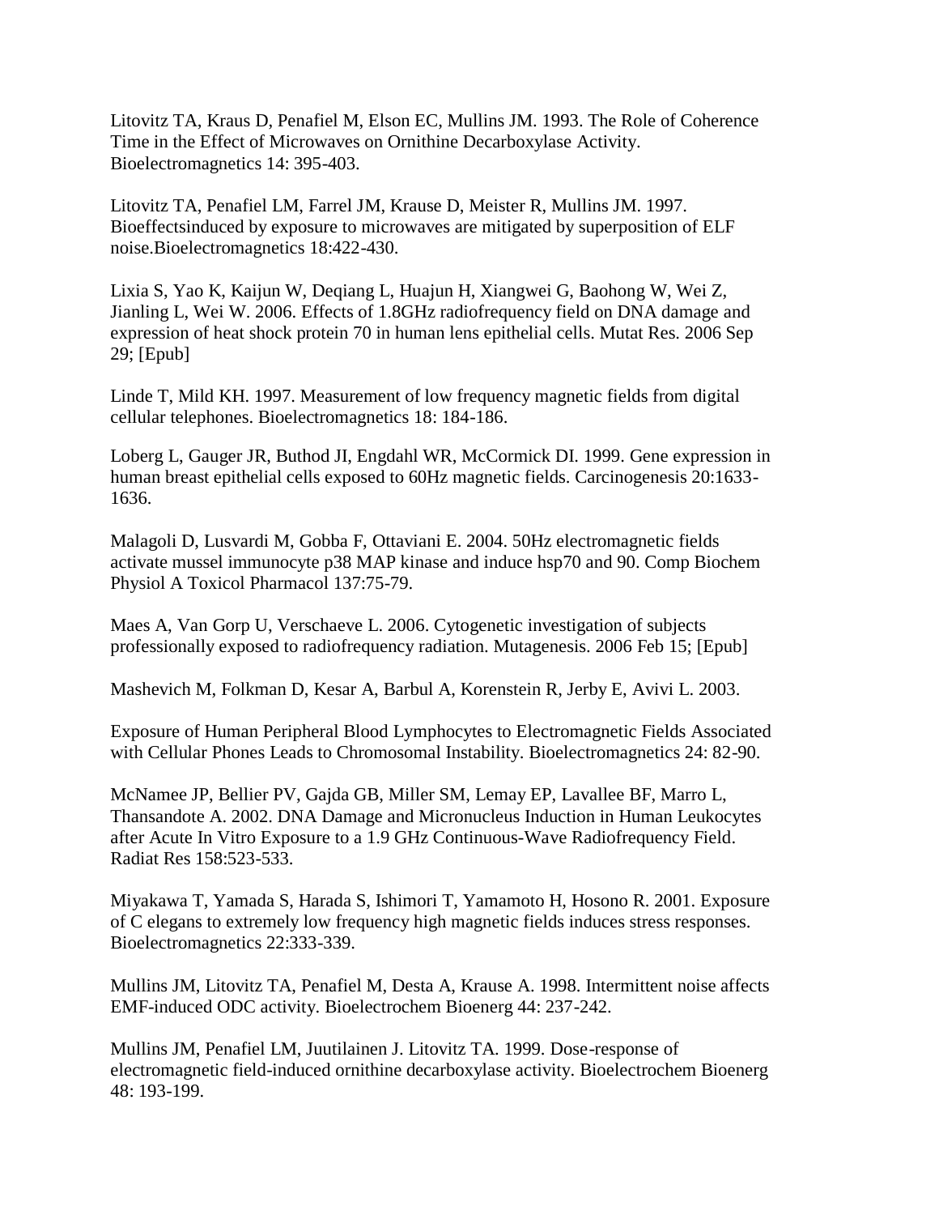Litovitz TA, Kraus D, Penafiel M, Elson EC, Mullins JM. 1993. The Role of Coherence Time in the Effect of Microwaves on Ornithine Decarboxylase Activity. Bioelectromagnetics 14: 395-403.

Litovitz TA, Penafiel LM, Farrel JM, Krause D, Meister R, Mullins JM. 1997. Bioeffectsinduced by exposure to microwaves are mitigated by superposition of ELF noise.Bioelectromagnetics 18:422-430.

Lixia S, Yao K, Kaijun W, Deqiang L, Huajun H, Xiangwei G, Baohong W, Wei Z, Jianling L, Wei W. 2006. Effects of 1.8GHz radiofrequency field on DNA damage and expression of heat shock protein 70 in human lens epithelial cells. Mutat Res. 2006 Sep 29; [Epub]

Linde T, Mild KH. 1997. Measurement of low frequency magnetic fields from digital cellular telephones. Bioelectromagnetics 18: 184-186.

Loberg L, Gauger JR, Buthod JI, Engdahl WR, McCormick DI. 1999. Gene expression in human breast epithelial cells exposed to 60Hz magnetic fields. Carcinogenesis 20:1633-1636.

Malagoli D, Lusvardi M, Gobba F, Ottaviani E. 2004. 50Hz electromagnetic fields activate mussel immunocyte p38 MAP kinase and induce hsp70 and 90. Comp Biochem Physiol A Toxicol Pharmacol 137:75-79.

Maes A, Van Gorp U, Verschaeve L. 2006. Cytogenetic investigation of subjects professionally exposed to radiofrequency radiation. Mutagenesis. 2006 Feb 15; [Epub]

Mashevich M, Folkman D, Kesar A, Barbul A, Korenstein R, Jerby E, Avivi L. 2003.

Exposure of Human Peripheral Blood Lymphocytes to Electromagnetic Fields Associated with Cellular Phones Leads to Chromosomal Instability. Bioelectromagnetics 24: 82-90.

McNamee JP, Bellier PV, Gajda GB, Miller SM, Lemay EP, Lavallee BF, Marro L, Thansandote A. 2002. DNA Damage and Micronucleus Induction in Human Leukocytes after Acute In Vitro Exposure to a 1.9 GHz Continuous-Wave Radiofrequency Field. Radiat Res 158:523-533.

Miyakawa T, Yamada S, Harada S, Ishimori T, Yamamoto H, Hosono R. 2001. Exposure of C elegans to extremely low frequency high magnetic fields induces stress responses. Bioelectromagnetics 22:333-339.

Mullins JM, Litovitz TA, Penafiel M, Desta A, Krause A. 1998. Intermittent noise affects EMF-induced ODC activity. Bioelectrochem Bioenerg 44: 237-242.

Mullins JM, Penafiel LM, Juutilainen J. Litovitz TA. 1999. Dose-response of electromagnetic field-induced ornithine decarboxylase activity. Bioelectrochem Bioenerg 48: 193-199.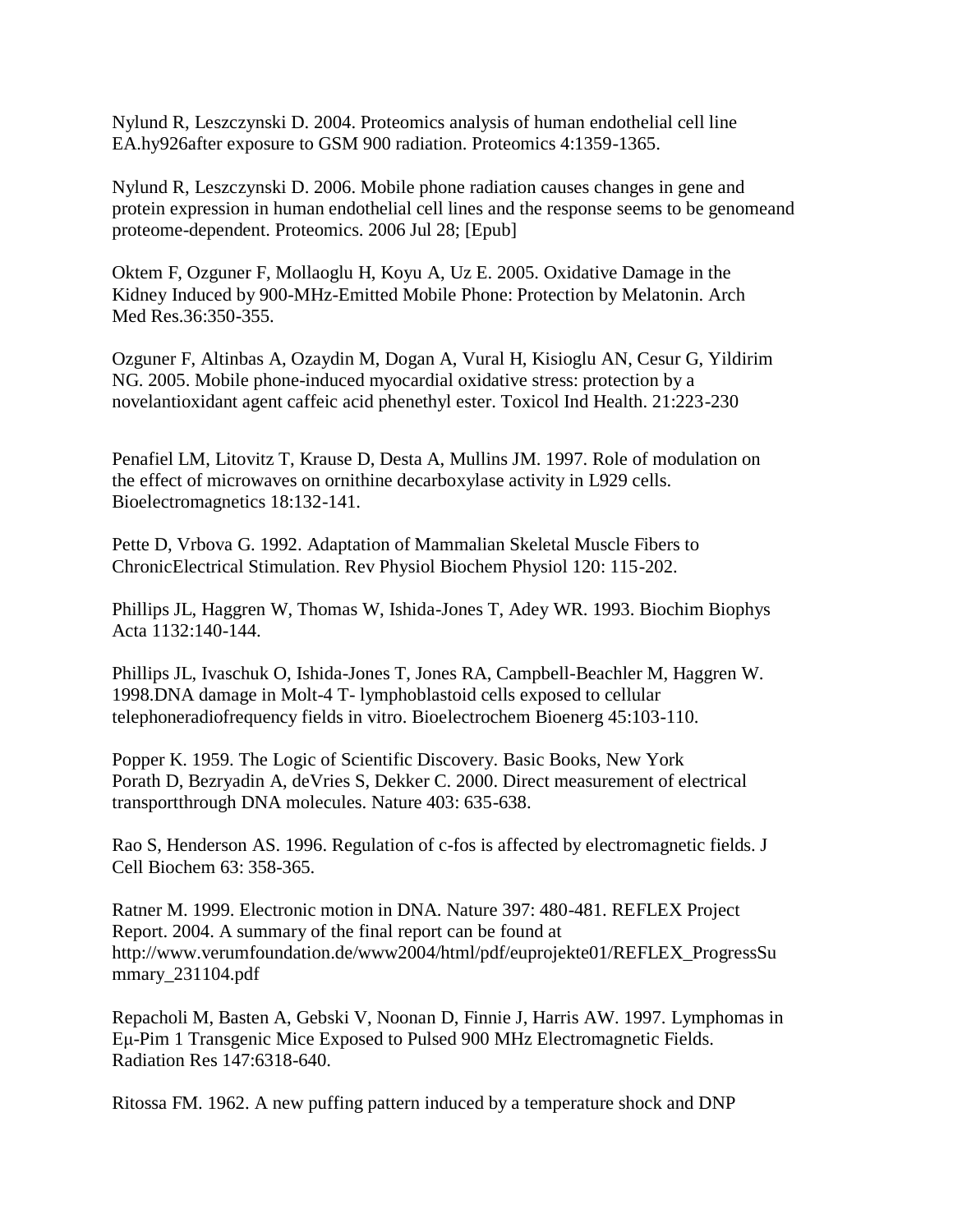Nylund R, Leszczynski D. 2004. Proteomics analysis of human endothelial cell line EA.hy926after exposure to GSM 900 radiation. Proteomics 4:1359-1365.

Nylund R, Leszczynski D. 2006. Mobile phone radiation causes changes in gene and protein expression in human endothelial cell lines and the response seems to be genomeand proteome-dependent. Proteomics. 2006 Jul 28; [Epub]

Oktem F, Ozguner F, Mollaoglu H, Koyu A, Uz E. 2005. Oxidative Damage in the Kidney Induced by 900-MHz-Emitted Mobile Phone: Protection by Melatonin. Arch Med Res.36:350-355.

Ozguner F, Altinbas A, Ozaydin M, Dogan A, Vural H, Kisioglu AN, Cesur G, Yildirim NG. 2005. Mobile phone-induced myocardial oxidative stress: protection by a novelantioxidant agent caffeic acid phenethyl ester. Toxicol Ind Health. 21:223-230

Penafiel LM, Litovitz T, Krause D, Desta A, Mullins JM. 1997. Role of modulation on the effect of microwaves on ornithine decarboxylase activity in L929 cells. Bioelectromagnetics 18:132-141.

Pette D, Vrbova G. 1992. Adaptation of Mammalian Skeletal Muscle Fibers to ChronicElectrical Stimulation. Rev Physiol Biochem Physiol 120: 115-202.

Phillips JL, Haggren W, Thomas W, Ishida-Jones T, Adey WR. 1993. Biochim Biophys Acta 1132:140-144.

Phillips JL, Ivaschuk O, Ishida-Jones T, Jones RA, Campbell-Beachler M, Haggren W. 1998.DNA damage in Molt-4 T- lymphoblastoid cells exposed to cellular telephoneradiofrequency fields in vitro. Bioelectrochem Bioenerg 45:103-110.

Popper K. 1959. The Logic of Scientific Discovery. Basic Books, New York
Porath D, Bezryadin A, deVries S, Dekker C. 2000. Direct measurement of electrical transportthrough DNA molecules. Nature 403: 635-638.

Rao S, Henderson AS. 1996. Regulation of c-fos is affected by electromagnetic fields. J Cell Biochem 63: 358-365.

Ratner M. 1999. Electronic motion in DNA. Nature 397: 480-481. REFLEX Project Report. 2004. A summary of the final report can be found at http://www.verumfoundation.de/www2004/html/pdf/euprojekte01/REFLEX_ProgressSummary_231104.pdf

Repacholi M, Basten A, Gebski V, Noonan D, Finnie J, Harris AW. 1997. Lymphomas in Eμ-Pim 1 Transgenic Mice Exposed to Pulsed 900 MHz Electromagnetic Fields. Radiation Res 147:6318-640.

Ritossa FM. 1962. A new puffing pattern induced by a temperature shock and DNP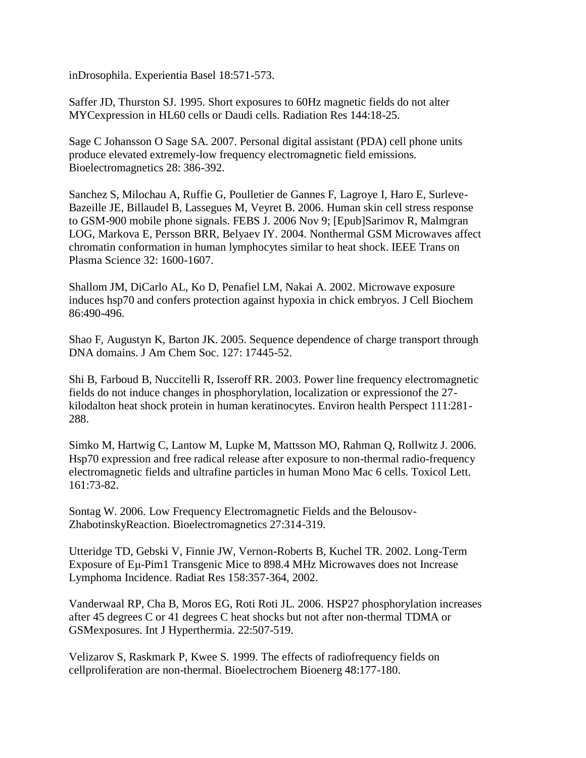inDrosophila. Experientia Basel 18:571-573.

Saffer JD, Thurston SJ. 1995. Short exposures to 60Hz magnetic fields do not alter MYCexpression in HL60 cells or Daudi cells. Radiation Res 144:18-25.

Sage C Johansson O Sage SA. 2007. Personal digital assistant (PDA) cell phone units produce elevated extremely-low frequency electromagnetic field emissions. Bioelectromagnetics 28: 386-392.

Sanchez S, Milochau A, Ruffie G, Poulletier de Gannes F, Lagroye I, Haro E, Surleve-Bazeille JE, Billaudel B, Lassegues M, Veyret B. 2006. Human skin cell stress response to GSM-900 mobile phone signals. FEBS J. 2006 Nov 9; [Epub]Sarimov R, Malmgran LOG, Markova E, Persson BRR, Belyaev IY. 2004. Nonthermal GSM Microwaves affect chromatin conformation in human lymphocytes similar to heat shock. IEEE Trans on Plasma Science 32: 1600-1607.

Shallom JM, DiCarlo AL, Ko D, Penafiel LM, Nakai A. 2002. Microwave exposure induces hsp70 and confers protection against hypoxia in chick embryos. J Cell Biochem 86:490-496.

Shao F, Augustyn K, Barton JK. 2005. Sequence dependence of charge transport through DNA domains. J Am Chem Soc. 127: 17445-52.

Shi B, Farboud B, Nuccitelli R, Isseroff RR. 2003. Power line frequency electromagnetic fields do not induce changes in phosphorylation, localization or expressionof the 27-kilodalton heat shock protein in human keratinocytes. Environ health Perspect 111:281-288.

Simko M, Hartwig C, Lantow M, Lupke M, Mattsson MO, Rahman Q, Rollwitz J. 2006. Hsp70 expression and free radical release after exposure to non-thermal radio-frequency electromagnetic fields and ultrafine particles in human Mono Mac 6 cells. Toxicol Lett. 161:73-82.

Sontag W. 2006. Low Frequency Electromagnetic Fields and the Belousov-ZhabotinskyReaction. Bioelectromagnetics 27:314-319.

Utteridge TD, Gebski V, Finnie JW, Vernon-Roberts B, Kuchel TR. 2002. Long-Term Exposure of Eμ-Pim1 Transgenic Mice to 898.4 MHz Microwaves does not Increase Lymphoma Incidence. Radiat Res 158:357-364, 2002.

Vanderwaal RP, Cha B, Moros EG, Roti Roti JL. 2006. HSP27 phosphorylation increases after 45 degrees C or 41 degrees C heat shocks but not after non-thermal TDMA or GSMexposures. Int J Hyperthermia. 22:507-519.

Velizarov S, Raskmark P, Kwee S. 1999. The effects of radiofrequency fields on cellproliferation are non-thermal. Bioelectrochem Bioenerg 48:177-180.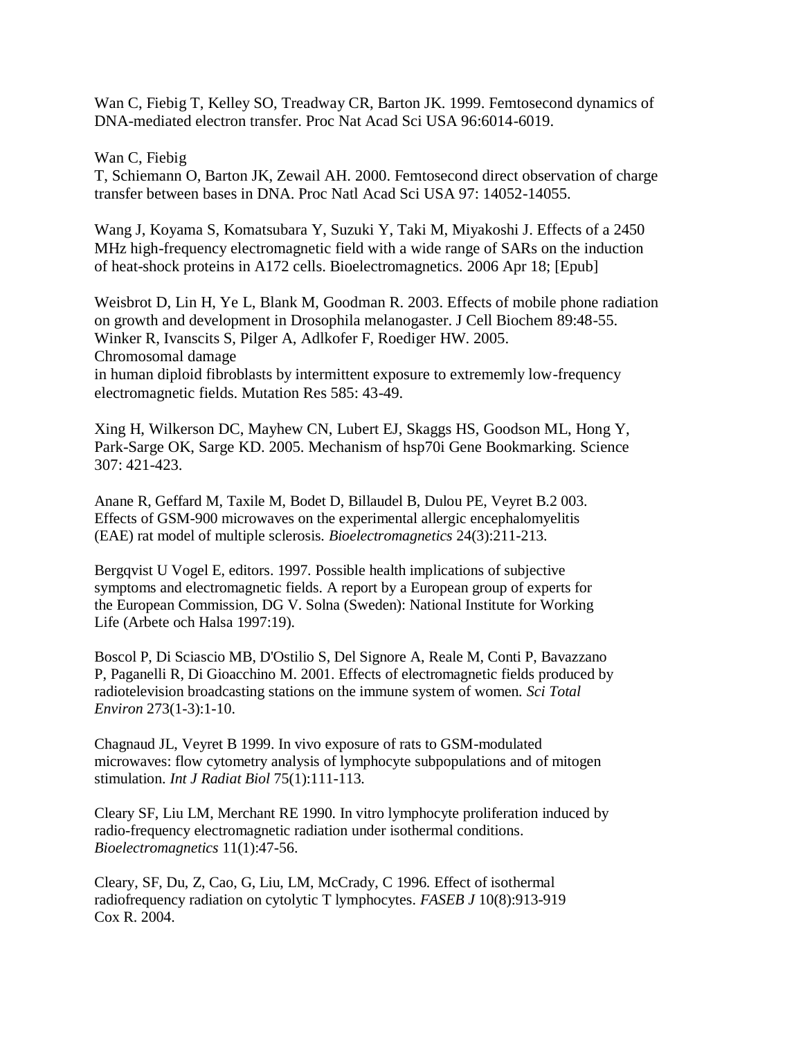Wan C, Fiebig T, Kelley SO, Treadway CR, Barton JK. 1999. Femtosecond dynamics of DNA-mediated electron transfer. Proc Nat Acad Sci USA 96:6014-6019.

Wan C, Fiebig T, Schiemann O, Barton JK, Zewail AH. 2000. Femtosecond direct observation of charge transfer between bases in DNA. Proc Natl Acad Sci USA 97: 14052-14055.

Wang J, Koyama S, Komatsubara Y, Suzuki Y, Taki M, Miyakoshi J. Effects of a 2450 MHz high-frequency electromagnetic field with a wide range of SARs on the induction of heat-shock proteins in A172 cells. Bioelectromagnetics. 2006 Apr 18; [Epub]

Weisbrot D, Lin H, Ye L, Blank M, Goodman R. 2003. Effects of mobile phone radiation on growth and development in Drosophila melanogaster. J Cell Biochem 89:48-55.

Winker R, Ivanscits S, Pilger A, Adlkofer F, Roediger HW. 2005. Chromosomal damage in human diploid fibroblasts by intermittent exposure to extrememly low-frequency electromagnetic fields. Mutation Res 585: 43-49.

Xing H, Wilkerson DC, Mayhew CN, Lubert EJ, Skaggs HS, Goodson ML, Hong Y, Park-Sarge OK, Sarge KD. 2005. Mechanism of hsp70i Gene Bookmarking. Science 307: 421-423.

Anane R, Geffard M, Taxile M, Bodet D, Billaudel B, Dulou PE, Veyret B.2 003. Effects of GSM-900 microwaves on the experimental allergic encephalomyelitis (EAE) rat model of multiple sclerosis. *Bioelectromagnetics* 24(3):211-213.

Bergqvist U Vogel E, editors. 1997. Possible health implications of subjective symptoms and electromagnetic fields. A report by a European group of experts for the European Commission, DG V. Solna (Sweden): National Institute for Working Life (Arbete och Halsa 1997:19).

Boscol P, Di Sciascio MB, D'Ostilio S, Del Signore A, Reale M, Conti P, Bavazzano P, Paganelli R, Di Gioacchino M. 2001. Effects of electromagnetic fields produced by radiotelevision broadcasting stations on the immune system of women. *Sci Total Environ* 273(1-3):1-10.

Chagnaud JL, Veyret B 1999. In vivo exposure of rats to GSM-modulated microwaves: flow cytometry analysis of lymphocyte subpopulations and of mitogen stimulation. *Int J Radiat Biol* 75(1):111-113.

Cleary SF, Liu LM, Merchant RE 1990. In vitro lymphocyte proliferation induced by radio-frequency electromagnetic radiation under isothermal conditions. *Bioelectromagnetics* 11(1):47-56.

Cleary, SF, Du, Z, Cao, G, Liu, LM, McCrady, C 1996. Effect of isothermal radiofrequency radiation on cytolytic T lymphocytes. *FASEB J* 10(8):913-919

Cox R. 2004.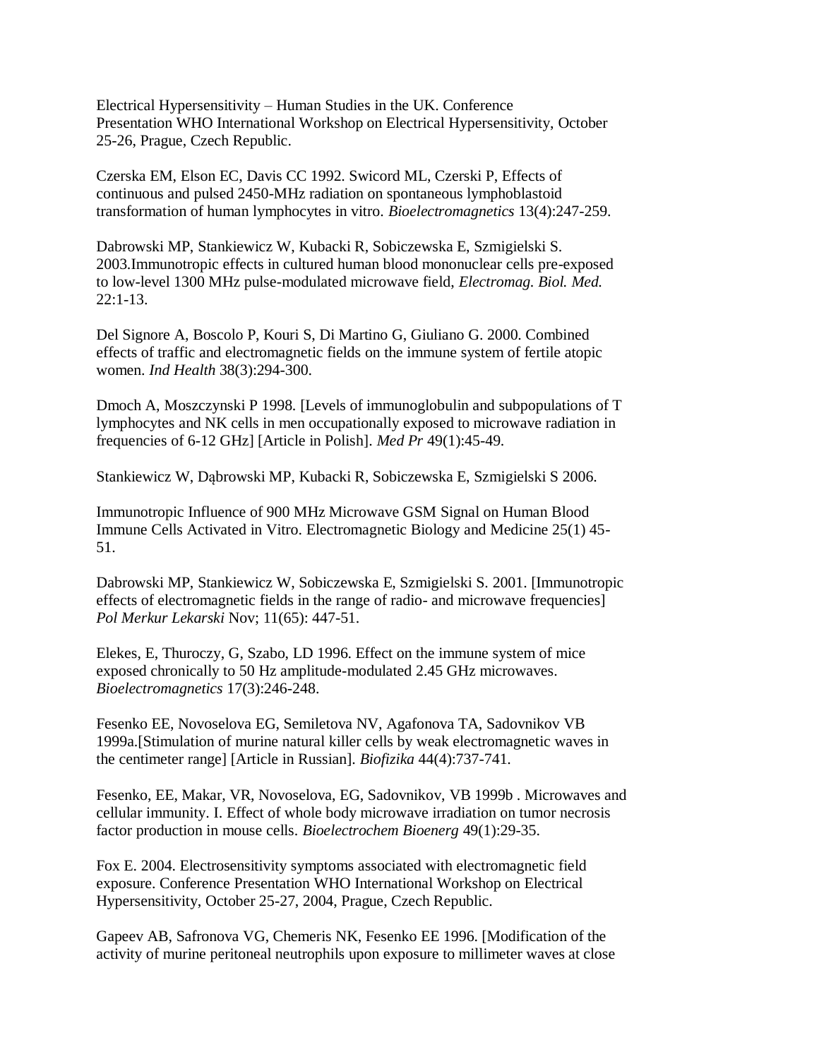Electrical Hypersensitivity – Human Studies in the UK. Conference Presentation WHO International Workshop on Electrical Hypersensitivity, October 25-26, Prague, Czech Republic.

Czerska EM, Elson EC, Davis CC 1992. Swicord ML, Czerski P, Effects of continuous and pulsed 2450-MHz radiation on spontaneous lymphoblastoid transformation of human lymphocytes in vitro. *Bioelectromagnetics* 13(4):247-259.

Dabrowski MP, Stankiewicz W, Kubacki R, Sobiczewska E, Szmigielski S. 2003.Immunotropic effects in cultured human blood mononuclear cells pre-exposed to low-level 1300 MHz pulse-modulated microwave field, *Electromag. Biol. Med.* 22:1-13.

Del Signore A, Boscolo P, Kouri S, Di Martino G, Giuliano G. 2000. Combined effects of traffic and electromagnetic fields on the immune system of fertile atopic women. *Ind Health* 38(3):294-300.

Dmoch A, Moszczynski P 1998. [Levels of immunoglobulin and subpopulations of T lymphocytes and NK cells in men occupationally exposed to microwave radiation in frequencies of 6-12 GHz] [Article in Polish]. *Med Pr* 49(1):45-49.

Stankiewicz W, Dąbrowski MP, Kubacki R, Sobiczewska E, Szmigielski S 2006.

Immunotropic Influence of 900 MHz Microwave GSM Signal on Human Blood Immune Cells Activated in Vitro. Electromagnetic Biology and Medicine 25(1) 45-51.

Dabrowski MP, Stankiewicz W, Sobiczewska E, Szmigielski S. 2001. [Immunotropic effects of electromagnetic fields in the range of radio- and microwave frequencies] *Pol Merkur Lekarski* Nov; 11(65): 447-51.

Elekes, E, Thuroczy, G, Szabo, LD 1996. Effect on the immune system of mice exposed chronically to 50 Hz amplitude-modulated 2.45 GHz microwaves. *Bioelectromagnetics* 17(3):246-248.

Fesenko EE, Novoselova EG, Semiletova NV, Agafonova TA, Sadovnikov VB 1999a.[Stimulation of murine natural killer cells by weak electromagnetic waves in the centimeter range] [Article in Russian]. *Biofizika* 44(4):737-741.

Fesenko, EE, Makar, VR, Novoselova, EG, Sadovnikov, VB 1999b . Microwaves and cellular immunity. I. Effect of whole body microwave irradiation on tumor necrosis factor production in mouse cells. *Bioelectrochem Bioenerg* 49(1):29-35.

Fox E. 2004. Electrosensitivity symptoms associated with electromagnetic field exposure. Conference Presentation WHO International Workshop on Electrical Hypersensitivity, October 25-27, 2004, Prague, Czech Republic.

Gapeev AB, Safronova VG, Chemeris NK, Fesenko EE 1996. [Modification of the activity of murine peritoneal neutrophils upon exposure to millimeter waves at close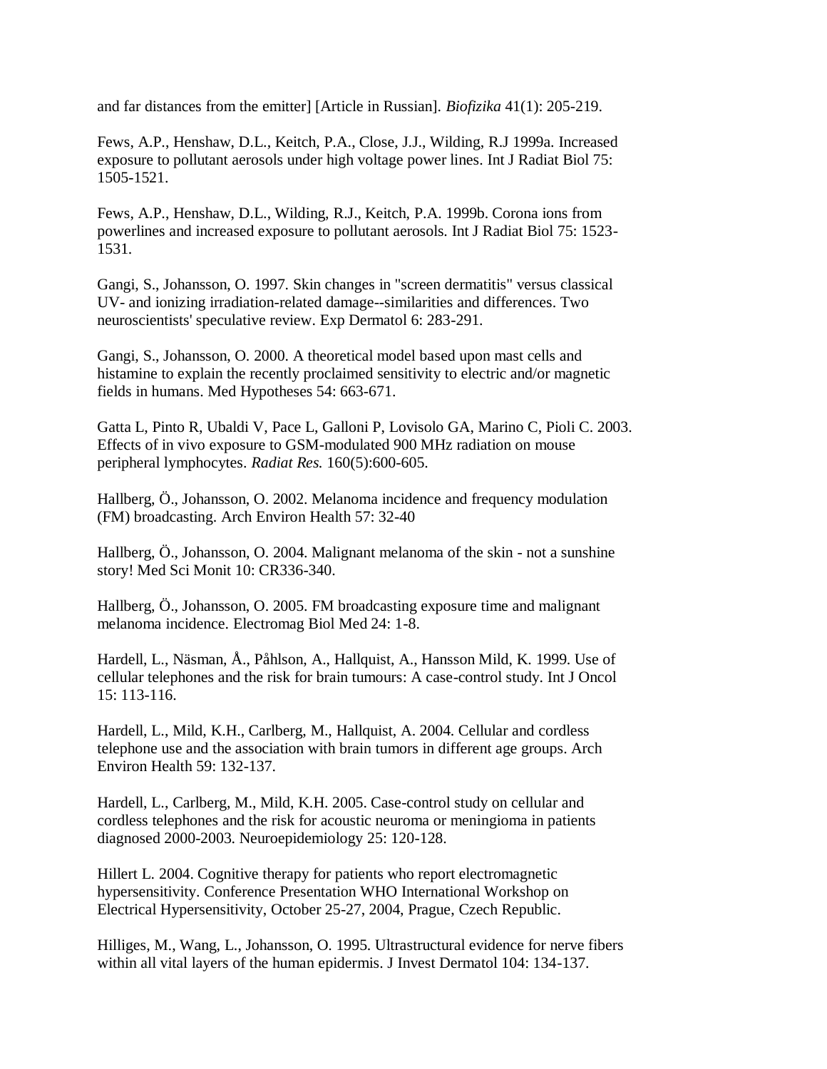and far distances from the emitter] [Article in Russian]. *Biofizika* 41(1): 205-219.

Fews, A.P., Henshaw, D.L., Keitch, P.A., Close, J.J., Wilding, R.J 1999a. Increased exposure to pollutant aerosols under high voltage power lines. Int J Radiat Biol 75: 1505-1521.

Fews, A.P., Henshaw, D.L., Wilding, R.J., Keitch, P.A. 1999b. Corona ions from powerlines and increased exposure to pollutant aerosols. Int J Radiat Biol 75: 1523-1531.

Gangi, S., Johansson, O. 1997. Skin changes in "screen dermatitis" versus classical UV- and ionizing irradiation-related damage--similarities and differences. Two neuroscientists' speculative review. Exp Dermatol 6: 283-291.

Gangi, S., Johansson, O. 2000. A theoretical model based upon mast cells and histamine to explain the recently proclaimed sensitivity to electric and/or magnetic fields in humans. Med Hypotheses 54: 663-671.

Gatta L, Pinto R, Ubaldi V, Pace L, Galloni P, Lovisolo GA, Marino C, Pioli C. 2003. Effects of in vivo exposure to GSM-modulated 900 MHz radiation on mouse peripheral lymphocytes. *Radiat Res.* 160(5):600-605.

Hallberg, Ö., Johansson, O. 2002. Melanoma incidence and frequency modulation (FM) broadcasting. Arch Environ Health 57: 32-40

Hallberg, Ö., Johansson, O. 2004. Malignant melanoma of the skin - not a sunshine story! Med Sci Monit 10: CR336-340.

Hallberg, Ö., Johansson, O. 2005. FM broadcasting exposure time and malignant melanoma incidence. Electromag Biol Med 24: 1-8.

Hardell, L., Näsman, Å., Påhlson, A., Hallquist, A., Hansson Mild, K. 1999. Use of cellular telephones and the risk for brain tumours: A case-control study. Int J Oncol 15: 113-116.

Hardell, L., Mild, K.H., Carlberg, M., Hallquist, A. 2004. Cellular and cordless telephone use and the association with brain tumors in different age groups. Arch Environ Health 59: 132-137.

Hardell, L., Carlberg, M., Mild, K.H. 2005. Case-control study on cellular and cordless telephones and the risk for acoustic neuroma or meningioma in patients diagnosed 2000-2003. Neuroepidemiology 25: 120-128.

Hillert L. 2004. Cognitive therapy for patients who report electromagnetic hypersensitivity. Conference Presentation WHO International Workshop on Electrical Hypersensitivity, October 25-27, 2004, Prague, Czech Republic.

Hilliges, M., Wang, L., Johansson, O. 1995. Ultrastructural evidence for nerve fibers within all vital layers of the human epidermis. J Invest Dermatol 104: 134-137.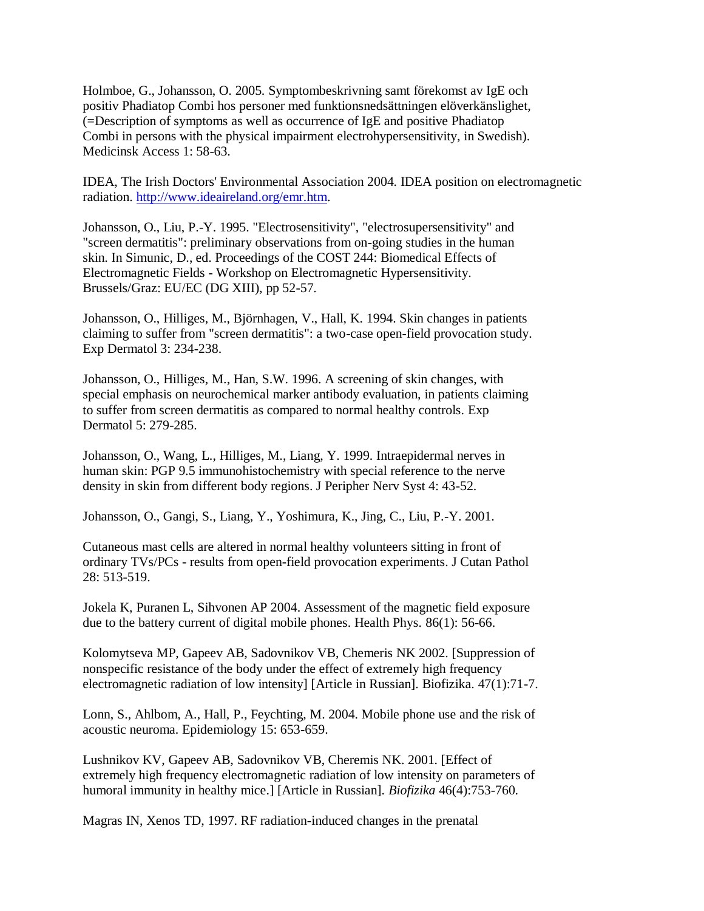Holmboe, G., Johansson, O. 2005. Symptombeskrivning samt förekomst av IgE och positiv Phadiatop Combi hos personer med funktionsnedsättningen elöverkänslighet, (=Description of symptoms as well as occurrence of IgE and positive Phadiatop Combi in persons with the physical impairment electrohypersensitivity, in Swedish). Medicinsk Access 1: 58-63.

IDEA, The Irish Doctors' Environmental Association 2004. IDEA position on electromagnetic radiation. http://www.ideaireland.org/emr.htm.

Johansson, O., Liu, P.-Y. 1995. "Electrosensitivity", "electrosupersensitivity" and "screen dermatitis": preliminary observations from on-going studies in the human skin. In Simunic, D., ed. Proceedings of the COST 244: Biomedical Effects of Electromagnetic Fields - Workshop on Electromagnetic Hypersensitivity. Brussels/Graz: EU/EC (DG XIII), pp 52-57.

Johansson, O., Hilliges, M., Björnhagen, V., Hall, K. 1994. Skin changes in patients claiming to suffer from "screen dermatitis": a two-case open-field provocation study. Exp Dermatol 3: 234-238.

Johansson, O., Hilliges, M., Han, S.W. 1996. A screening of skin changes, with special emphasis on neurochemical marker antibody evaluation, in patients claiming to suffer from screen dermatitis as compared to normal healthy controls. Exp Dermatol 5: 279-285.

Johansson, O., Wang, L., Hilliges, M., Liang, Y. 1999. Intraepidermal nerves in human skin: PGP 9.5 immunohistochemistry with special reference to the nerve density in skin from different body regions. J Peripher Nerv Syst 4: 43-52.

Johansson, O., Gangi, S., Liang, Y., Yoshimura, K., Jing, C., Liu, P.-Y. 2001.

Cutaneous mast cells are altered in normal healthy volunteers sitting in front of ordinary TVs/PCs - results from open-field provocation experiments. J Cutan Pathol 28: 513-519.

Jokela K, Puranen L, Sihvonen AP 2004. Assessment of the magnetic field exposure due to the battery current of digital mobile phones. Health Phys. 86(1): 56-66.

Kolomytseva MP, Gapeev AB, Sadovnikov VB, Chemeris NK 2002. [Suppression of nonspecific resistance of the body under the effect of extremely high frequency electromagnetic radiation of low intensity] [Article in Russian]. Biofizika. 47(1):71-7.

Lonn, S., Ahlbom, A., Hall, P., Feychting, M. 2004. Mobile phone use and the risk of acoustic neuroma. Epidemiology 15: 653-659.

Lushnikov KV, Gapeev AB, Sadovnikov VB, Cheremis NK. 2001. [Effect of extremely high frequency electromagnetic radiation of low intensity on parameters of humoral immunity in healthy mice.] [Article in Russian]. *Biofizika* 46(4):753-760.

Magras IN, Xenos TD, 1997. RF radiation-induced changes in the prenatal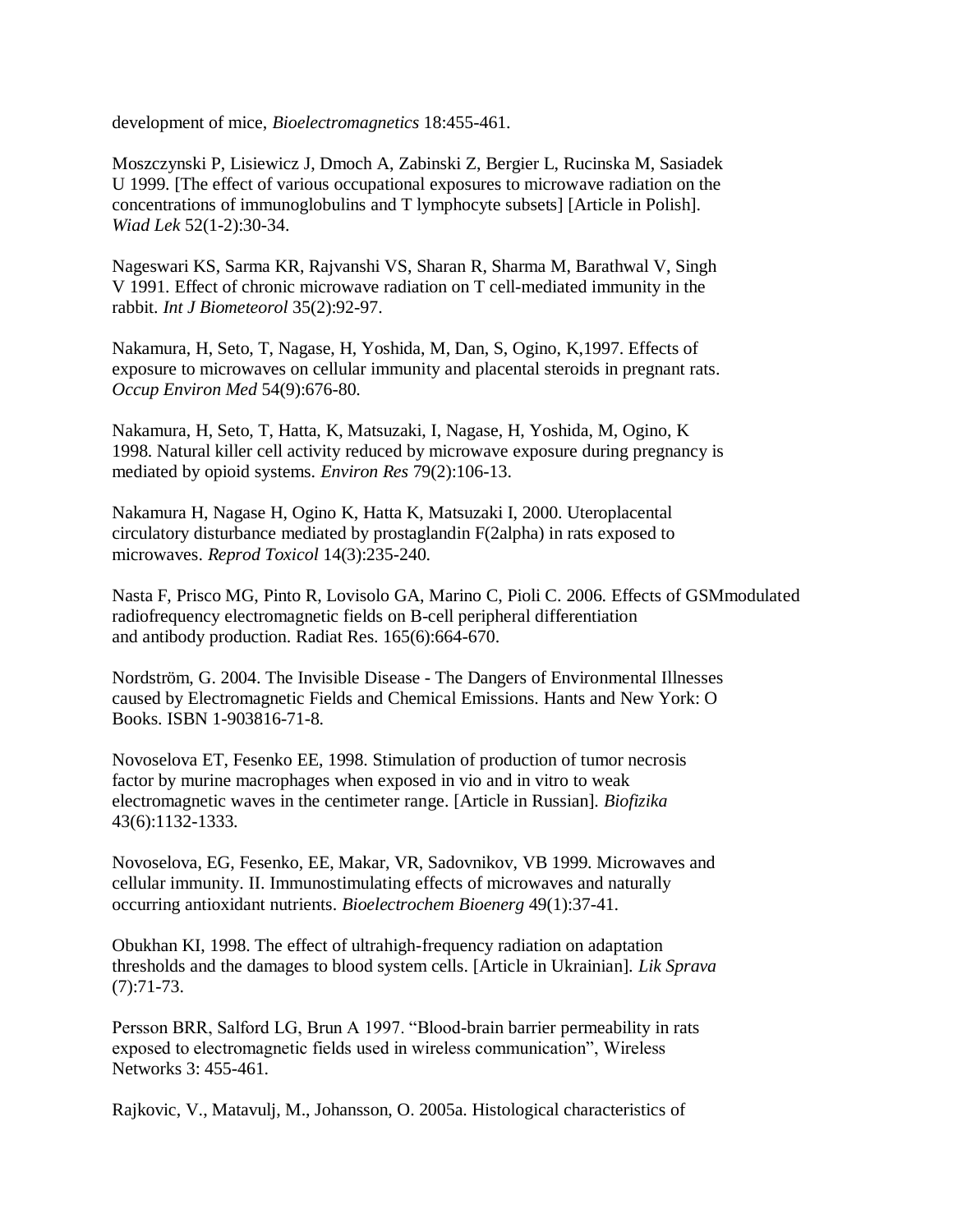development of mice, *Bioelectromagnetics* 18:455-461.

Moszczynski P, Lisiewicz J, Dmoch A, Zabinski Z, Bergier L, Rucinska M, Sasiadek U 1999. [The effect of various occupational exposures to microwave radiation on the concentrations of immunoglobulins and T lymphocyte subsets] [Article in Polish]. *Wiad Lek* 52(1-2):30-34.

Nageswari KS, Sarma KR, Rajvanshi VS, Sharan R, Sharma M, Barathwal V, Singh V 1991. Effect of chronic microwave radiation on T cell-mediated immunity in the rabbit. *Int J Biometeorol* 35(2):92-97.

Nakamura, H, Seto, T, Nagase, H, Yoshida, M, Dan, S, Ogino, K,1997. Effects of exposure to microwaves on cellular immunity and placental steroids in pregnant rats. *Occup Environ Med* 54(9):676-80.

Nakamura, H, Seto, T, Hatta, K, Matsuzaki, I, Nagase, H, Yoshida, M, Ogino, K 1998. Natural killer cell activity reduced by microwave exposure during pregnancy is mediated by opioid systems. *Environ Res* 79(2):106-13.

Nakamura H, Nagase H, Ogino K, Hatta K, Matsuzaki I, 2000. Uteroplacental circulatory disturbance mediated by prostaglandin F(2alpha) in rats exposed to microwaves. *Reprod Toxicol* 14(3):235-240.

Nasta F, Prisco MG, Pinto R, Lovisolo GA, Marino C, Pioli C. 2006. Effects of GSMmodulated radiofrequency electromagnetic fields on B-cell peripheral differentiation and antibody production. Radiat Res. 165(6):664-670.

Nordström, G. 2004. The Invisible Disease - The Dangers of Environmental Illnesses caused by Electromagnetic Fields and Chemical Emissions. Hants and New York: O Books. ISBN 1-903816-71-8.

Novoselova ET, Fesenko EE, 1998. Stimulation of production of tumor necrosis factor by murine macrophages when exposed in vio and in vitro to weak electromagnetic waves in the centimeter range. [Article in Russian]. *Biofizika* 43(6):1132-1333.

Novoselova, EG, Fesenko, EE, Makar, VR, Sadovnikov, VB 1999. Microwaves and cellular immunity. II. Immunostimulating effects of microwaves and naturally occurring antioxidant nutrients. *Bioelectrochem Bioenerg* 49(1):37-41.

Obukhan KI, 1998. The effect of ultrahigh-frequency radiation on adaptation thresholds and the damages to blood system cells. [Article in Ukrainian]. *Lik Sprava* (7):71-73.

Persson BRR, Salford LG, Brun A 1997. "Blood-brain barrier permeability in rats exposed to electromagnetic fields used in wireless communication", Wireless Networks 3: 455-461.

Rajkovic, V., Matavulj, M., Johansson, O. 2005a. Histological characteristics of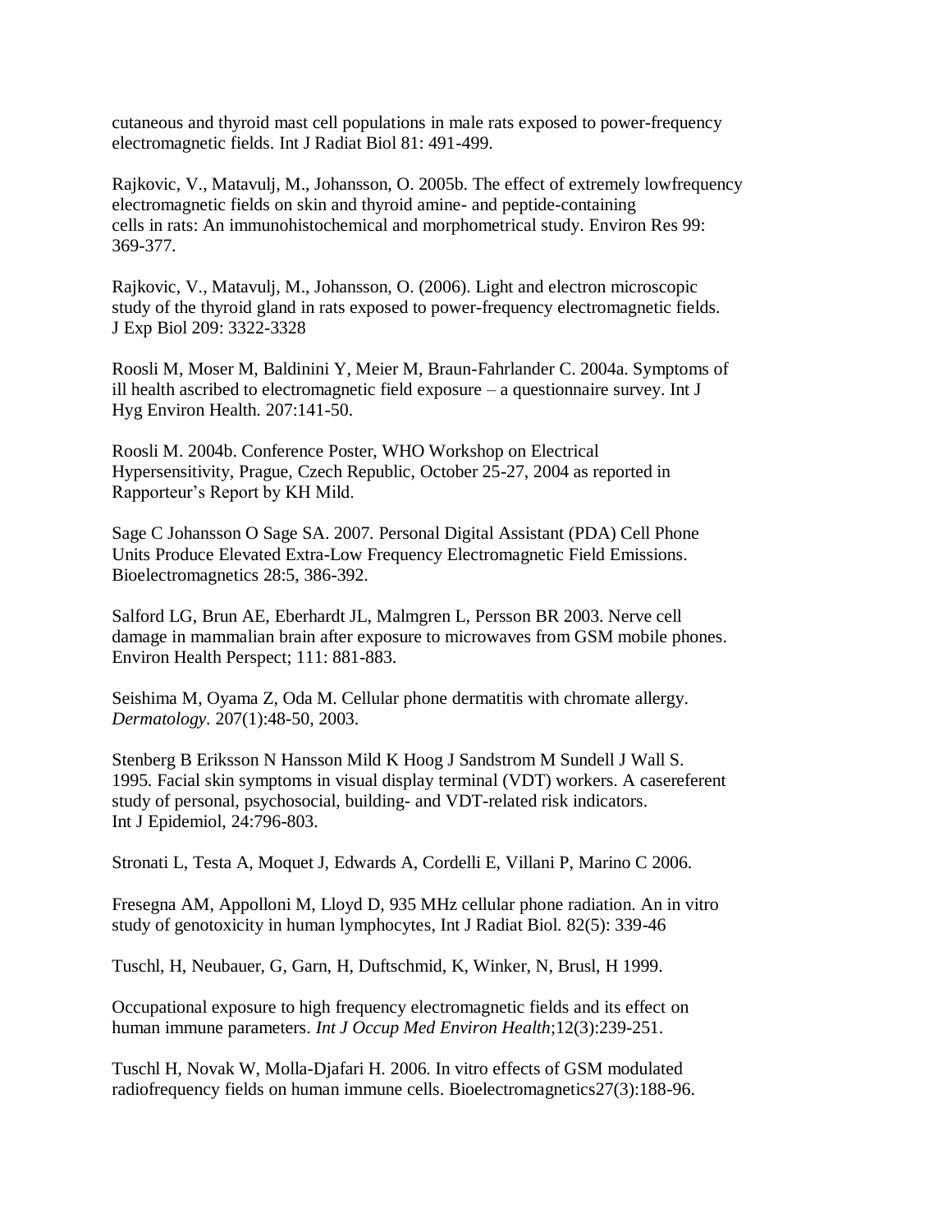cutaneous and thyroid mast cell populations in male rats exposed to power-frequency electromagnetic fields. Int J Radiat Biol 81: 491-499.

Rajkovic, V., Matavulj, M., Johansson, O. 2005b. The effect of extremely lowfrequency electromagnetic fields on skin and thyroid amine- and peptide-containing cells in rats: An immunohistochemical and morphometrical study. Environ Res 99: 369-377.

Rajkovic, V., Matavulj, M., Johansson, O. (2006). Light and electron microscopic study of the thyroid gland in rats exposed to power-frequency electromagnetic fields. J Exp Biol 209: 3322-3328

Roosli M, Moser M, Baldinini Y, Meier M, Braun-Fahrlander C. 2004a. Symptoms of ill health ascribed to electromagnetic field exposure – a questionnaire survey. Int J Hyg Environ Health. 207:141-50.

Roosli M. 2004b. Conference Poster, WHO Workshop on Electrical Hypersensitivity, Prague, Czech Republic, October 25-27, 2004 as reported in Rapporteur's Report by KH Mild.

Sage C Johansson O Sage SA. 2007. Personal Digital Assistant (PDA) Cell Phone Units Produce Elevated Extra-Low Frequency Electromagnetic Field Emissions. Bioelectromagnetics 28:5, 386-392.

Salford LG, Brun AE, Eberhardt JL, Malmgren L, Persson BR 2003. Nerve cell damage in mammalian brain after exposure to microwaves from GSM mobile phones. Environ Health Perspect; 111: 881-883.

Seishima M, Oyama Z, Oda M. Cellular phone dermatitis with chromate allergy. *Dermatology*. 207(1):48-50, 2003.

Stenberg B Eriksson N Hansson Mild K Hoog J Sandstrom M Sundell J Wall S. 1995. Facial skin symptoms in visual display terminal (VDT) workers. A casereferent study of personal, psychosocial, building- and VDT-related risk indicators. Int J Epidemiol, 24:796-803.

Stronati L, Testa A, Moquet J, Edwards A, Cordelli E, Villani P, Marino C 2006.

Fresegna AM, Appolloni M, Lloyd D, 935 MHz cellular phone radiation. An in vitro study of genotoxicity in human lymphocytes, Int J Radiat Biol. 82(5): 339-46

Tuschl, H, Neubauer, G, Garn, H, Duftschmid, K, Winker, N, Brusl, H 1999.

Occupational exposure to high frequency electromagnetic fields and its effect on human immune parameters. *Int J Occup Med Environ Health*;12(3):239-251.

Tuschl H, Novak W, Molla-Djafari H. 2006. In vitro effects of GSM modulated radiofrequency fields on human immune cells. Bioelectromagnetics27(3):188-96.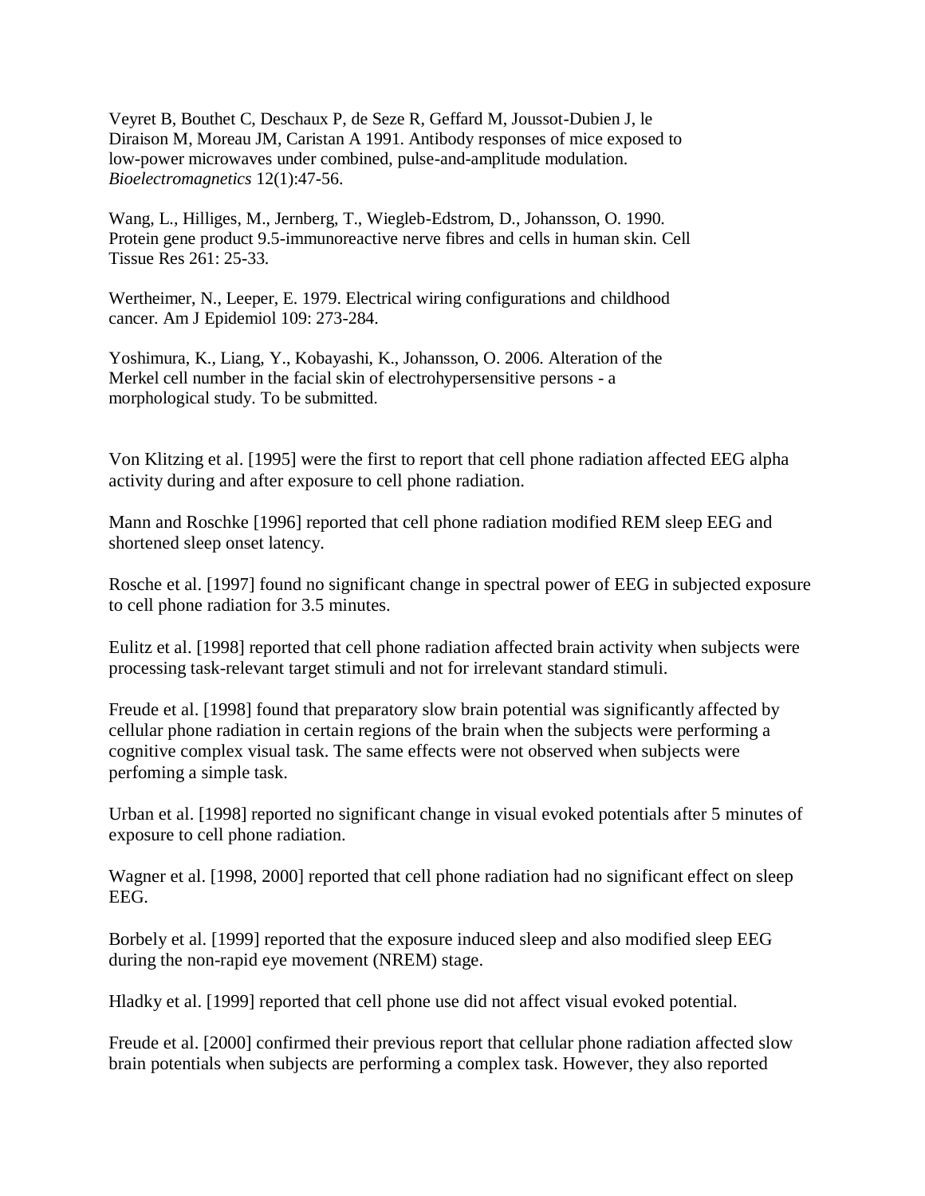Veyret B, Bouthet C, Deschaux P, de Seze R, Geffard M, Joussot-Dubien J, le Diraison M, Moreau JM, Caristan A 1991. Antibody responses of mice exposed to low-power microwaves under combined, pulse-and-amplitude modulation. *Bioelectromagnetics* 12(1):47-56.

Wang, L., Hilliges, M., Jernberg, T., Wiegleb-Edstrom, D., Johansson, O. 1990. Protein gene product 9.5-immunoreactive nerve fibres and cells in human skin. Cell Tissue Res 261: 25-33.

Wertheimer, N., Leeper, E. 1979. Electrical wiring configurations and childhood cancer. Am J Epidemiol 109: 273-284.

Yoshimura, K., Liang, Y., Kobayashi, K., Johansson, O. 2006. Alteration of the Merkel cell number in the facial skin of electrohypersensitive persons - a morphological study. To be submitted.

Von Klitzing et al. [1995] were the first to report that cell phone radiation affected EEG alpha activity during and after exposure to cell phone radiation.

Mann and Roschke [1996] reported that cell phone radiation modified REM sleep EEG and shortened sleep onset latency.

Rosche et al. [1997] found no significant change in spectral power of EEG in subjected exposure to cell phone radiation for 3.5 minutes.

Eulitz et al. [1998] reported that cell phone radiation affected brain activity when subjects were processing task-relevant target stimuli and not for irrelevant standard stimuli.

Freude et al. [1998] found that preparatory slow brain potential was significantly affected by cellular phone radiation in certain regions of the brain when the subjects were performing a cognitive complex visual task. The same effects were not observed when subjects were perfoming a simple task.

Urban et al. [1998] reported no significant change in visual evoked potentials after 5 minutes of exposure to cell phone radiation.

Wagner et al. [1998, 2000] reported that cell phone radiation had no significant effect on sleep EEG.

Borbely et al. [1999] reported that the exposure induced sleep and also modified sleep EEG during the non-rapid eye movement (NREM) stage.

Hladky et al. [1999] reported that cell phone use did not affect visual evoked potential.

Freude et al. [2000] confirmed their previous report that cellular phone radiation affected slow brain potentials when subjects are performing a complex task. However, they also reported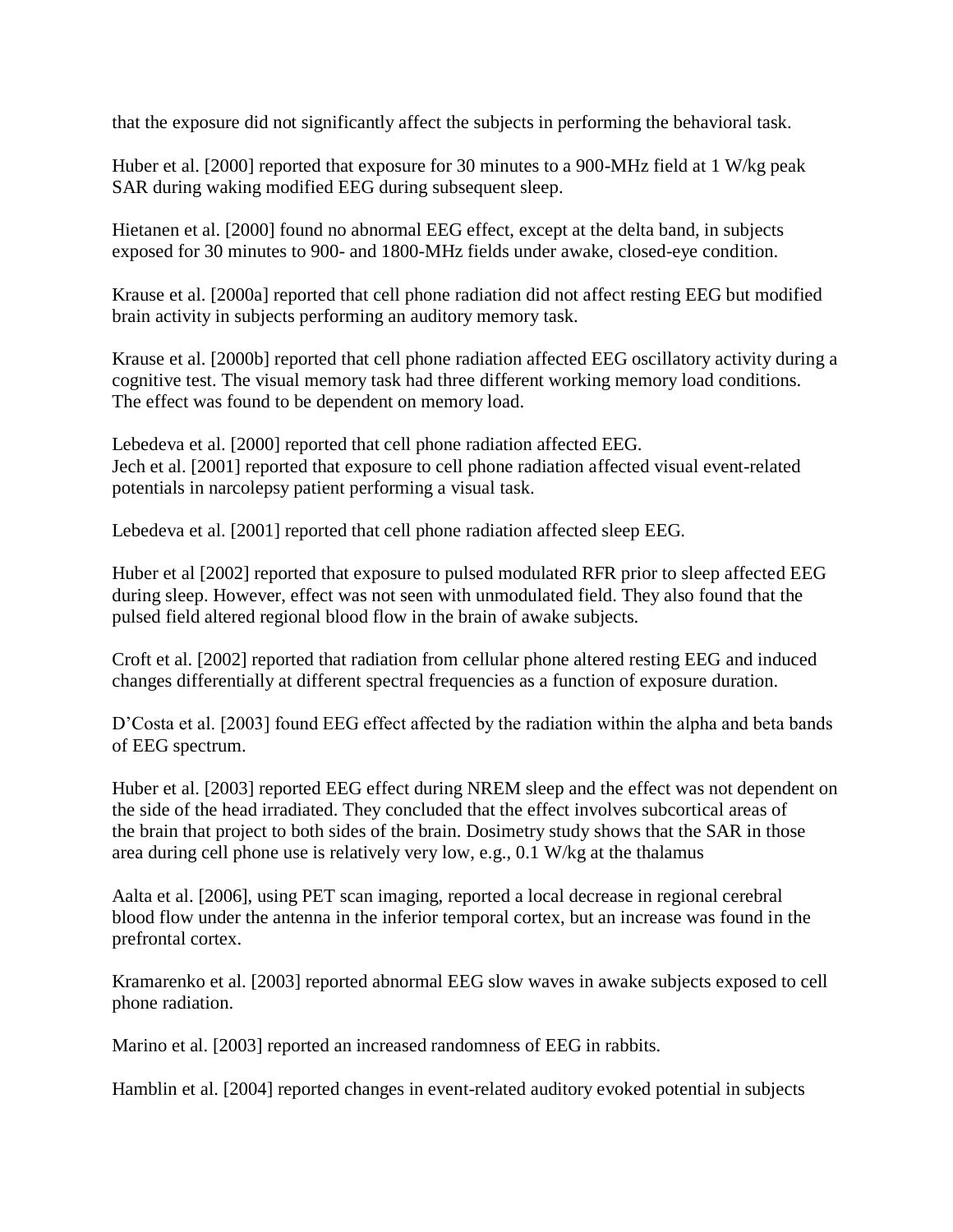that the exposure did not significantly affect the subjects in performing the behavioral task.

Huber et al. [2000] reported that exposure for 30 minutes to a 900-MHz field at 1 W/kg peak SAR during waking modified EEG during subsequent sleep.

Hietanen et al. [2000] found no abnormal EEG effect, except at the delta band, in subjects exposed for 30 minutes to 900- and 1800-MHz fields under awake, closed-eye condition.

Krause et al. [2000a] reported that cell phone radiation did not affect resting EEG but modified brain activity in subjects performing an auditory memory task.

Krause et al. [2000b] reported that cell phone radiation affected EEG oscillatory activity during a cognitive test. The visual memory task had three different working memory load conditions. The effect was found to be dependent on memory load.

Lebedeva et al. [2000] reported that cell phone radiation affected EEG.
Jech et al. [2001] reported that exposure to cell phone radiation affected visual event-related potentials in narcolepsy patient performing a visual task.

Lebedeva et al. [2001] reported that cell phone radiation affected sleep EEG.

Huber et al [2002] reported that exposure to pulsed modulated RFR prior to sleep affected EEG during sleep. However, effect was not seen with unmodulated field. They also found that the pulsed field altered regional blood flow in the brain of awake subjects.

Croft et al. [2002] reported that radiation from cellular phone altered resting EEG and induced changes differentially at different spectral frequencies as a function of exposure duration.

D'Costa et al. [2003] found EEG effect affected by the radiation within the alpha and beta bands of EEG spectrum.

Huber et al. [2003] reported EEG effect during NREM sleep and the effect was not dependent on the side of the head irradiated. They concluded that the effect involves subcortical areas of the brain that project to both sides of the brain. Dosimetry study shows that the SAR in those area during cell phone use is relatively very low, e.g., 0.1 W/kg at the thalamus

Aalta et al. [2006], using PET scan imaging, reported a local decrease in regional cerebral blood flow under the antenna in the inferior temporal cortex, but an increase was found in the prefrontal cortex.

Kramarenko et al. [2003] reported abnormal EEG slow waves in awake subjects exposed to cell phone radiation.

Marino et al. [2003] reported an increased randomness of EEG in rabbits.

Hamblin et al. [2004] reported changes in event-related auditory evoked potential in subjects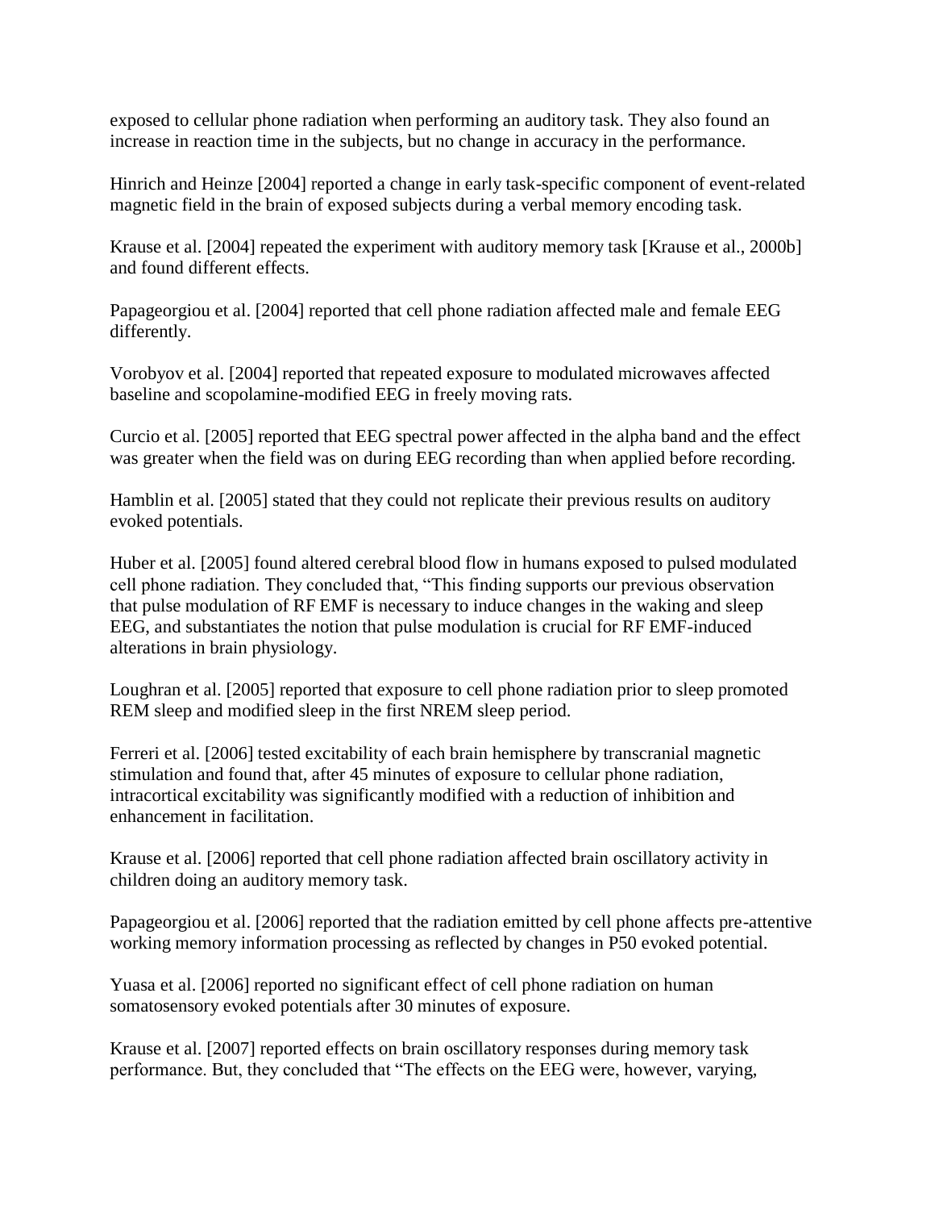exposed to cellular phone radiation when performing an auditory task. They also found an increase in reaction time in the subjects, but no change in accuracy in the performance.

Hinrich and Heinze [2004] reported a change in early task-specific component of event-related magnetic field in the brain of exposed subjects during a verbal memory encoding task.

Krause et al. [2004] repeated the experiment with auditory memory task [Krause et al., 2000b] and found different effects.

Papageorgiou et al. [2004] reported that cell phone radiation affected male and female EEG differently.

Vorobyov et al. [2004] reported that repeated exposure to modulated microwaves affected baseline and scopolamine-modified EEG in freely moving rats.

Curcio et al. [2005] reported that EEG spectral power affected in the alpha band and the effect was greater when the field was on during EEG recording than when applied before recording.

Hamblin et al. [2005] stated that they could not replicate their previous results on auditory evoked potentials.

Huber et al. [2005] found altered cerebral blood flow in humans exposed to pulsed modulated cell phone radiation. They concluded that, "This finding supports our previous observation that pulse modulation of RF EMF is necessary to induce changes in the waking and sleep EEG, and substantiates the notion that pulse modulation is crucial for RF EMF-induced alterations in brain physiology.

Loughran et al. [2005] reported that exposure to cell phone radiation prior to sleep promoted REM sleep and modified sleep in the first NREM sleep period.

Ferreri et al. [2006] tested excitability of each brain hemisphere by transcranial magnetic stimulation and found that, after 45 minutes of exposure to cellular phone radiation, intracortical excitability was significantly modified with a reduction of inhibition and enhancement in facilitation.

Krause et al. [2006] reported that cell phone radiation affected brain oscillatory activity in children doing an auditory memory task.

Papageorgiou et al. [2006] reported that the radiation emitted by cell phone affects pre-attentive working memory information processing as reflected by changes in P50 evoked potential.

Yuasa et al. [2006] reported no significant effect of cell phone radiation on human somatosensory evoked potentials after 30 minutes of exposure.

Krause et al. [2007] reported effects on brain oscillatory responses during memory task performance. But, they concluded that "The effects on the EEG were, however, varying,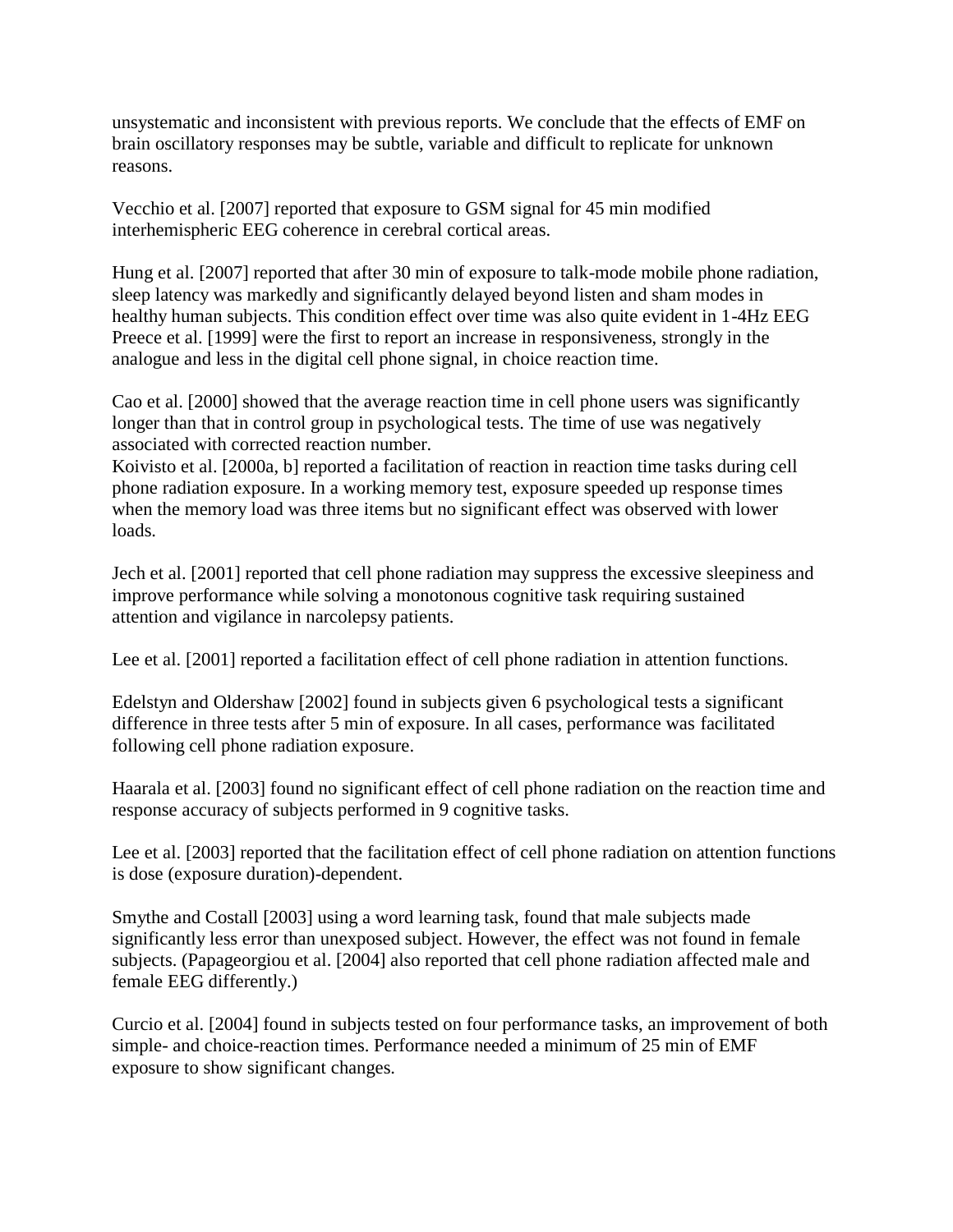unsystematic and inconsistent with previous reports. We conclude that the effects of EMF on brain oscillatory responses may be subtle, variable and difficult to replicate for unknown reasons.

Vecchio et al. [2007] reported that exposure to GSM signal for 45 min modified interhemispheric EEG coherence in cerebral cortical areas.

Hung et al. [2007] reported that after 30 min of exposure to talk-mode mobile phone radiation, sleep latency was markedly and significantly delayed beyond listen and sham modes in healthy human subjects. This condition effect over time was also quite evident in 1-4Hz EEG
Preece et al. [1999] were the first to report an increase in responsiveness, strongly in the analogue and less in the digital cell phone signal, in choice reaction time.

Cao et al. [2000] showed that the average reaction time in cell phone users was significantly longer than that in control group in psychological tests. The time of use was negatively associated with corrected reaction number.
Koivisto et al. [2000a, b] reported a facilitation of reaction in reaction time tasks during cell phone radiation exposure. In a working memory test, exposure speeded up response times when the memory load was three items but no significant effect was observed with lower loads.

Jech et al. [2001] reported that cell phone radiation may suppress the excessive sleepiness and improve performance while solving a monotonous cognitive task requiring sustained attention and vigilance in narcolepsy patients.

Lee et al. [2001] reported a facilitation effect of cell phone radiation in attention functions.

Edelstyn and Oldershaw [2002] found in subjects given 6 psychological tests a significant difference in three tests after 5 min of exposure. In all cases, performance was facilitated following cell phone radiation exposure.

Haarala et al. [2003] found no significant effect of cell phone radiation on the reaction time and response accuracy of subjects performed in 9 cognitive tasks.

Lee et al. [2003] reported that the facilitation effect of cell phone radiation on attention functions is dose (exposure duration)-dependent.

Smythe and Costall [2003] using a word learning task, found that male subjects made significantly less error than unexposed subject. However, the effect was not found in female subjects. (Papageorgiou et al. [2004] also reported that cell phone radiation affected male and female EEG differently.)

Curcio et al. [2004] found in subjects tested on four performance tasks, an improvement of both simple- and choice-reaction times. Performance needed a minimum of 25 min of EMF exposure to show significant changes.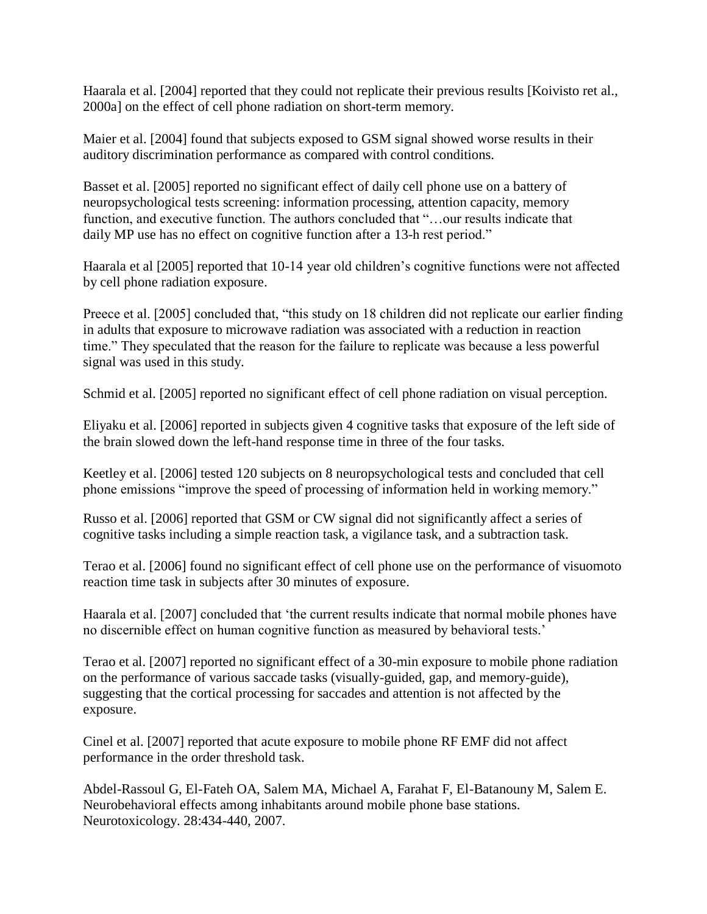Haarala et al. [2004] reported that they could not replicate their previous results [Koivisto ret al., 2000a] on the effect of cell phone radiation on short-term memory.

Maier et al. [2004] found that subjects exposed to GSM signal showed worse results in their auditory discrimination performance as compared with control conditions.

Basset et al. [2005] reported no significant effect of daily cell phone use on a battery of neuropsychological tests screening: information processing, attention capacity, memory function, and executive function. The authors concluded that "…our results indicate that daily MP use has no effect on cognitive function after a 13-h rest period."

Haarala et al [2005] reported that 10-14 year old children's cognitive functions were not affected by cell phone radiation exposure.

Preece et al. [2005] concluded that, "this study on 18 children did not replicate our earlier finding in adults that exposure to microwave radiation was associated with a reduction in reaction time." They speculated that the reason for the failure to replicate was because a less powerful signal was used in this study.

Schmid et al. [2005] reported no significant effect of cell phone radiation on visual perception.

Eliyaku et al. [2006] reported in subjects given 4 cognitive tasks that exposure of the left side of the brain slowed down the left-hand response time in three of the four tasks.

Keetley et al. [2006] tested 120 subjects on 8 neuropsychological tests and concluded that cell phone emissions "improve the speed of processing of information held in working memory."

Russo et al. [2006] reported that GSM or CW signal did not significantly affect a series of cognitive tasks including a simple reaction task, a vigilance task, and a subtraction task.

Terao et al. [2006] found no significant effect of cell phone use on the performance of visuomoto reaction time task in subjects after 30 minutes of exposure.

Haarala et al. [2007] concluded that 'the current results indicate that normal mobile phones have no discernible effect on human cognitive function as measured by behavioral tests.'

Terao et al. [2007] reported no significant effect of a 30-min exposure to mobile phone radiation on the performance of various saccade tasks (visually-guided, gap, and memory-guide), suggesting that the cortical processing for saccades and attention is not affected by the exposure.

Cinel et al. [2007] reported that acute exposure to mobile phone RF EMF did not affect performance in the order threshold task.

Abdel-Rassoul G, El-Fateh OA, Salem MA, Michael A, Farahat F, El-Batanouny M, Salem E. Neurobehavioral effects among inhabitants around mobile phone base stations. Neurotoxicology. 28:434-440, 2007.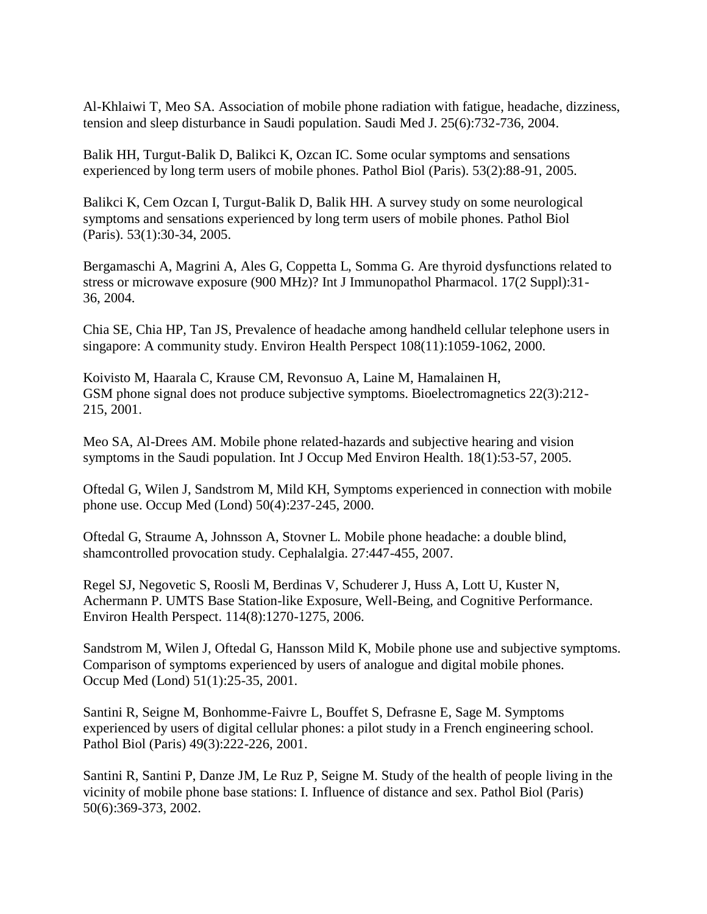Al-Khlaiwi T, Meo SA. Association of mobile phone radiation with fatigue, headache, dizziness, tension and sleep disturbance in Saudi population. Saudi Med J. 25(6):732-736, 2004.

Balik HH, Turgut-Balik D, Balikci K, Ozcan IC. Some ocular symptoms and sensations experienced by long term users of mobile phones. Pathol Biol (Paris). 53(2):88-91, 2005.

Balikci K, Cem Ozcan I, Turgut-Balik D, Balik HH. A survey study on some neurological symptoms and sensations experienced by long term users of mobile phones. Pathol Biol (Paris). 53(1):30-34, 2005.

Bergamaschi A, Magrini A, Ales G, Coppetta L, Somma G. Are thyroid dysfunctions related to stress or microwave exposure (900 MHz)? Int J Immunopathol Pharmacol. 17(2 Suppl):31-36, 2004.

Chia SE, Chia HP, Tan JS, Prevalence of headache among handheld cellular telephone users in singapore: A community study. Environ Health Perspect 108(11):1059-1062, 2000.

Koivisto M, Haarala C, Krause CM, Revonsuo A, Laine M, Hamalainen H, GSM phone signal does not produce subjective symptoms. Bioelectromagnetics 22(3):212-215, 2001.

Meo SA, Al-Drees AM. Mobile phone related-hazards and subjective hearing and vision symptoms in the Saudi population. Int J Occup Med Environ Health. 18(1):53-57, 2005.

Oftedal G, Wilen J, Sandstrom M, Mild KH, Symptoms experienced in connection with mobile phone use. Occup Med (Lond) 50(4):237-245, 2000.

Oftedal G, Straume A, Johnsson A, Stovner L. Mobile phone headache: a double blind, shamcontrolled provocation study. Cephalalgia. 27:447-455, 2007.

Regel SJ, Negovetic S, Roosli M, Berdinas V, Schuderer J, Huss A, Lott U, Kuster N, Achermann P. UMTS Base Station-like Exposure, Well-Being, and Cognitive Performance. Environ Health Perspect. 114(8):1270-1275, 2006.

Sandstrom M, Wilen J, Oftedal G, Hansson Mild K, Mobile phone use and subjective symptoms. Comparison of symptoms experienced by users of analogue and digital mobile phones. Occup Med (Lond) 51(1):25-35, 2001.

Santini R, Seigne M, Bonhomme-Faivre L, Bouffet S, Defrasne E, Sage M. Symptoms experienced by users of digital cellular phones: a pilot study in a French engineering school. Pathol Biol (Paris) 49(3):222-226, 2001.

Santini R, Santini P, Danze JM, Le Ruz P, Seigne M. Study of the health of people living in the vicinity of mobile phone base stations: I. Influence of distance and sex. Pathol Biol (Paris) 50(6):369-373, 2002.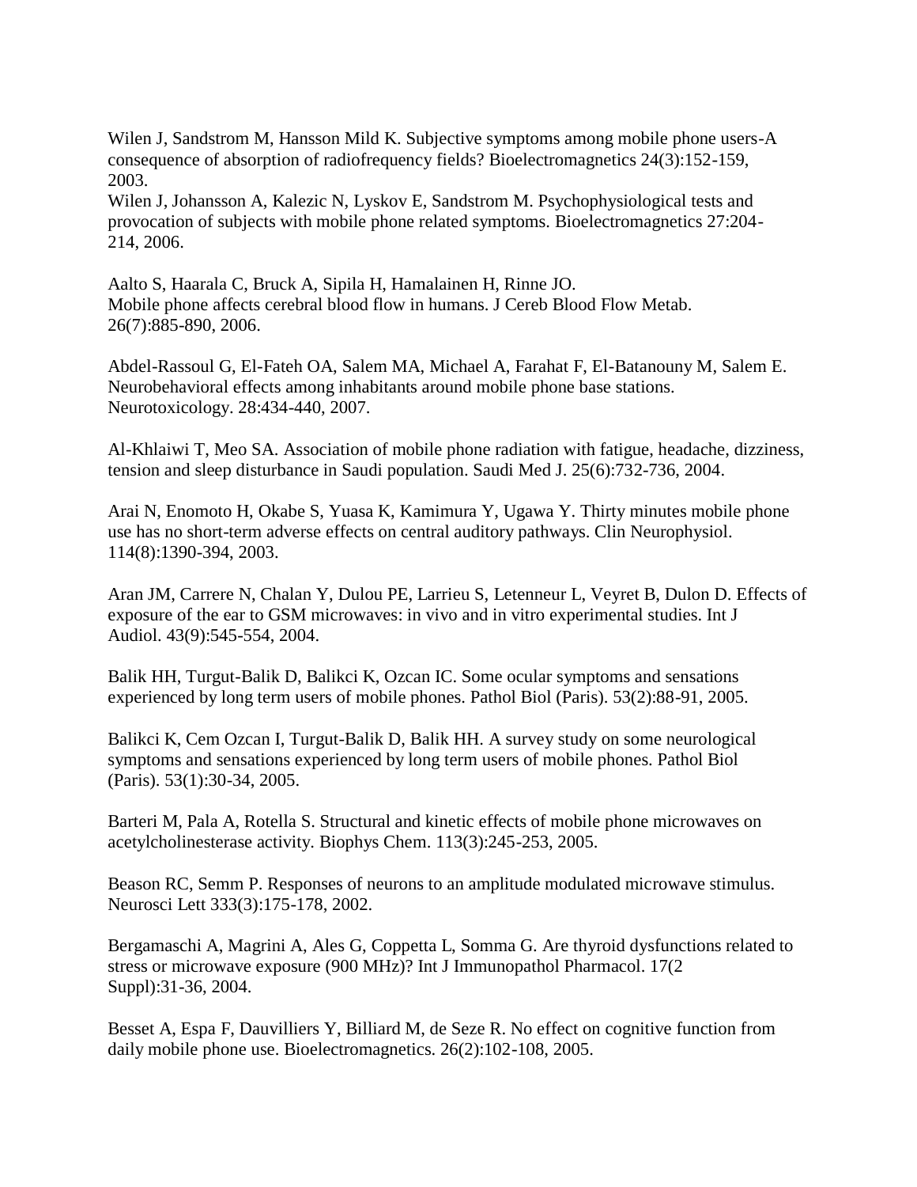Wilen J, Sandstrom M, Hansson Mild K. Subjective symptoms among mobile phone users-A consequence of absorption of radiofrequency fields? Bioelectromagnetics 24(3):152-159, 2003.
Wilen J, Johansson A, Kalezic N, Lyskov E, Sandstrom M. Psychophysiological tests and provocation of subjects with mobile phone related symptoms. Bioelectromagnetics 27:204-214, 2006.

Aalto S, Haarala C, Bruck A, Sipila H, Hamalainen H, Rinne JO. Mobile phone affects cerebral blood flow in humans. J Cereb Blood Flow Metab. 26(7):885-890, 2006.

Abdel-Rassoul G, El-Fateh OA, Salem MA, Michael A, Farahat F, El-Batanouny M, Salem E. Neurobehavioral effects among inhabitants around mobile phone base stations. Neurotoxicology. 28:434-440, 2007.

Al-Khlaiwi T, Meo SA. Association of mobile phone radiation with fatigue, headache, dizziness, tension and sleep disturbance in Saudi population. Saudi Med J. 25(6):732-736, 2004.

Arai N, Enomoto H, Okabe S, Yuasa K, Kamimura Y, Ugawa Y. Thirty minutes mobile phone use has no short-term adverse effects on central auditory pathways. Clin Neurophysiol. 114(8):1390-394, 2003.

Aran JM, Carrere N, Chalan Y, Dulou PE, Larrieu S, Letenneur L, Veyret B, Dulon D. Effects of exposure of the ear to GSM microwaves: in vivo and in vitro experimental studies. Int J Audiol. 43(9):545-554, 2004.

Balik HH, Turgut-Balik D, Balikci K, Ozcan IC. Some ocular symptoms and sensations experienced by long term users of mobile phones. Pathol Biol (Paris). 53(2):88-91, 2005.

Balikci K, Cem Ozcan I, Turgut-Balik D, Balik HH. A survey study on some neurological symptoms and sensations experienced by long term users of mobile phones. Pathol Biol (Paris). 53(1):30-34, 2005.

Barteri M, Pala A, Rotella S. Structural and kinetic effects of mobile phone microwaves on acetylcholinesterase activity. Biophys Chem. 113(3):245-253, 2005.

Beason RC, Semm P. Responses of neurons to an amplitude modulated microwave stimulus. Neurosci Lett 333(3):175-178, 2002.

Bergamaschi A, Magrini A, Ales G, Coppetta L, Somma G. Are thyroid dysfunctions related to stress or microwave exposure (900 MHz)? Int J Immunopathol Pharmacol. 17(2 Suppl):31-36, 2004.

Besset A, Espa F, Dauvilliers Y, Billiard M, de Seze R. No effect on cognitive function from daily mobile phone use. Bioelectromagnetics. 26(2):102-108, 2005.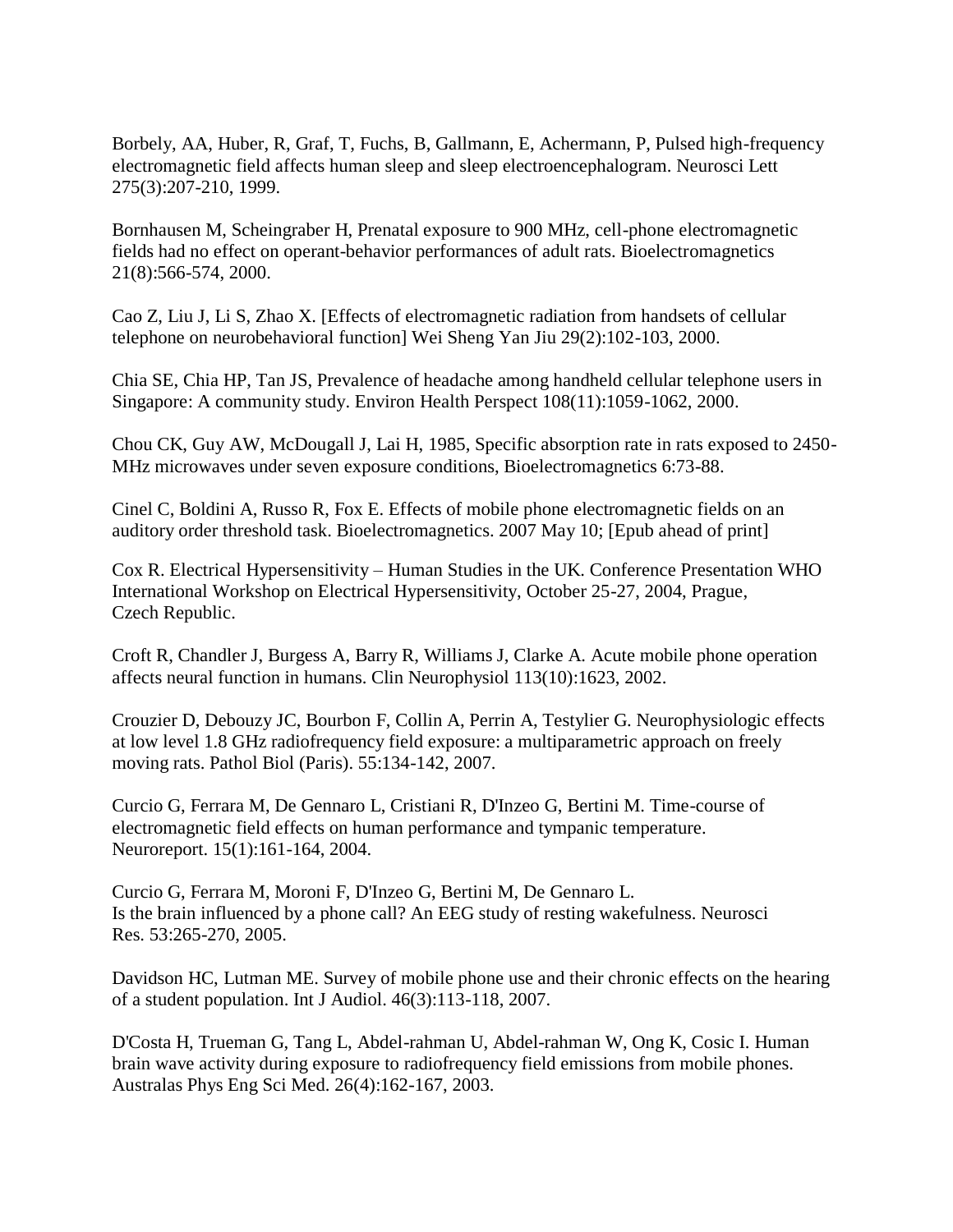Borbely, AA, Huber, R, Graf, T, Fuchs, B, Gallmann, E, Achermann, P, Pulsed high-frequency electromagnetic field affects human sleep and sleep electroencephalogram. Neurosci Lett 275(3):207-210, 1999.

Bornhausen M, Scheingraber H, Prenatal exposure to 900 MHz, cell-phone electromagnetic fields had no effect on operant-behavior performances of adult rats. Bioelectromagnetics 21(8):566-574, 2000.

Cao Z, Liu J, Li S, Zhao X. [Effects of electromagnetic radiation from handsets of cellular telephone on neurobehavioral function] Wei Sheng Yan Jiu 29(2):102-103, 2000.

Chia SE, Chia HP, Tan JS, Prevalence of headache among handheld cellular telephone users in Singapore: A community study. Environ Health Perspect 108(11):1059-1062, 2000.

Chou CK, Guy AW, McDougall J, Lai H, 1985, Specific absorption rate in rats exposed to 2450-MHz microwaves under seven exposure conditions, Bioelectromagnetics 6:73-88.

Cinel C, Boldini A, Russo R, Fox E. Effects of mobile phone electromagnetic fields on an auditory order threshold task. Bioelectromagnetics. 2007 May 10; [Epub ahead of print]

Cox R. Electrical Hypersensitivity – Human Studies in the UK. Conference Presentation WHO International Workshop on Electrical Hypersensitivity, October 25-27, 2004, Prague, Czech Republic.

Croft R, Chandler J, Burgess A, Barry R, Williams J, Clarke A. Acute mobile phone operation affects neural function in humans. Clin Neurophysiol 113(10):1623, 2002.

Crouzier D, Debouzy JC, Bourbon F, Collin A, Perrin A, Testylier G. Neurophysiologic effects at low level 1.8 GHz radiofrequency field exposure: a multiparametric approach on freely moving rats. Pathol Biol (Paris). 55:134-142, 2007.

Curcio G, Ferrara M, De Gennaro L, Cristiani R, D'Inzeo G, Bertini M. Time-course of electromagnetic field effects on human performance and tympanic temperature. Neuroreport. 15(1):161-164, 2004.

Curcio G, Ferrara M, Moroni F, D'Inzeo G, Bertini M, De Gennaro L. Is the brain influenced by a phone call? An EEG study of resting wakefulness. Neurosci Res. 53:265-270, 2005.

Davidson HC, Lutman ME. Survey of mobile phone use and their chronic effects on the hearing of a student population. Int J Audiol. 46(3):113-118, 2007.

D'Costa H, Trueman G, Tang L, Abdel-rahman U, Abdel-rahman W, Ong K, Cosic I. Human brain wave activity during exposure to radiofrequency field emissions from mobile phones. Australas Phys Eng Sci Med. 26(4):162-167, 2003.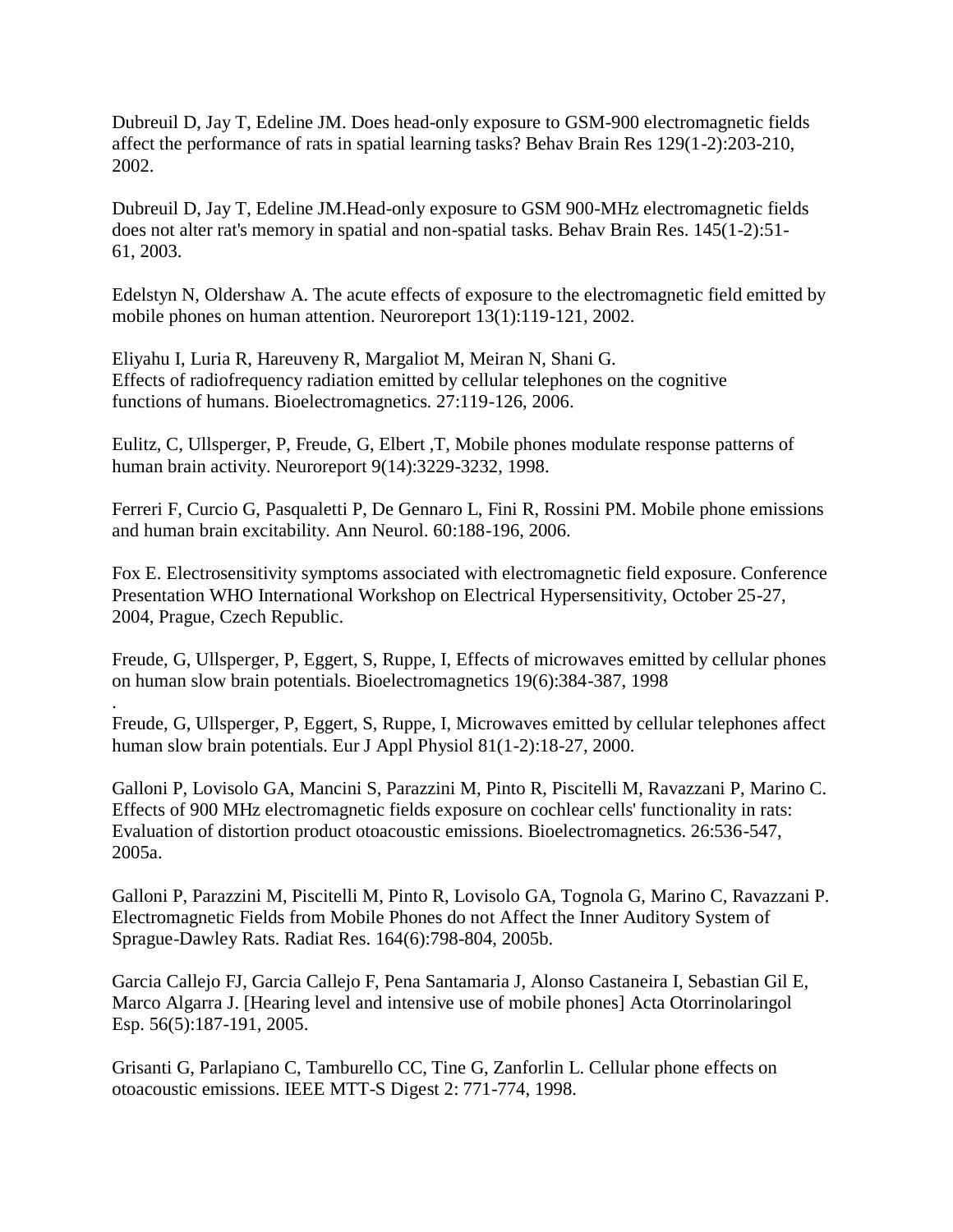Dubreuil D, Jay T, Edeline JM. Does head-only exposure to GSM-900 electromagnetic fields affect the performance of rats in spatial learning tasks? Behav Brain Res 129(1-2):203-210, 2002.

Dubreuil D, Jay T, Edeline JM.Head-only exposure to GSM 900-MHz electromagnetic fields does not alter rat's memory in spatial and non-spatial tasks. Behav Brain Res. 145(1-2):51-61, 2003.

Edelstyn N, Oldershaw A. The acute effects of exposure to the electromagnetic field emitted by mobile phones on human attention. Neuroreport 13(1):119-121, 2002.

Eliyahu I, Luria R, Hareuveny R, Margaliot M, Meiran N, Shani G. Effects of radiofrequency radiation emitted by cellular telephones on the cognitive functions of humans. Bioelectromagnetics. 27:119-126, 2006.

Eulitz, C, Ullsperger, P, Freude, G, Elbert ,T, Mobile phones modulate response patterns of human brain activity. Neuroreport 9(14):3229-3232, 1998.

Ferreri F, Curcio G, Pasqualetti P, De Gennaro L, Fini R, Rossini PM. Mobile phone emissions and human brain excitability. Ann Neurol. 60:188-196, 2006.

Fox E. Electrosensitivity symptoms associated with electromagnetic field exposure. Conference Presentation WHO International Workshop on Electrical Hypersensitivity, October 25-27, 2004, Prague, Czech Republic.

Freude, G, Ullsperger, P, Eggert, S, Ruppe, I, Effects of microwaves emitted by cellular phones on human slow brain potentials. Bioelectromagnetics 19(6):384-387, 1998
.

Freude, G, Ullsperger, P, Eggert, S, Ruppe, I, Microwaves emitted by cellular telephones affect human slow brain potentials. Eur J Appl Physiol 81(1-2):18-27, 2000.

Galloni P, Lovisolo GA, Mancini S, Parazzini M, Pinto R, Piscitelli M, Ravazzani P, Marino C. Effects of 900 MHz electromagnetic fields exposure on cochlear cells' functionality in rats: Evaluation of distortion product otoacoustic emissions. Bioelectromagnetics. 26:536-547, 2005a.

Galloni P, Parazzini M, Piscitelli M, Pinto R, Lovisolo GA, Tognola G, Marino C, Ravazzani P. Electromagnetic Fields from Mobile Phones do not Affect the Inner Auditory System of Sprague-Dawley Rats. Radiat Res. 164(6):798-804, 2005b.

Garcia Callejo FJ, Garcia Callejo F, Pena Santamaria J, Alonso Castaneira I, Sebastian Gil E, Marco Algarra J. [Hearing level and intensive use of mobile phones] Acta Otorrinolaringol Esp. 56(5):187-191, 2005.

Grisanti G, Parlapiano C, Tamburello CC, Tine G, Zanforlin L. Cellular phone effects on otoacoustic emissions. IEEE MTT-S Digest 2: 771-774, 1998.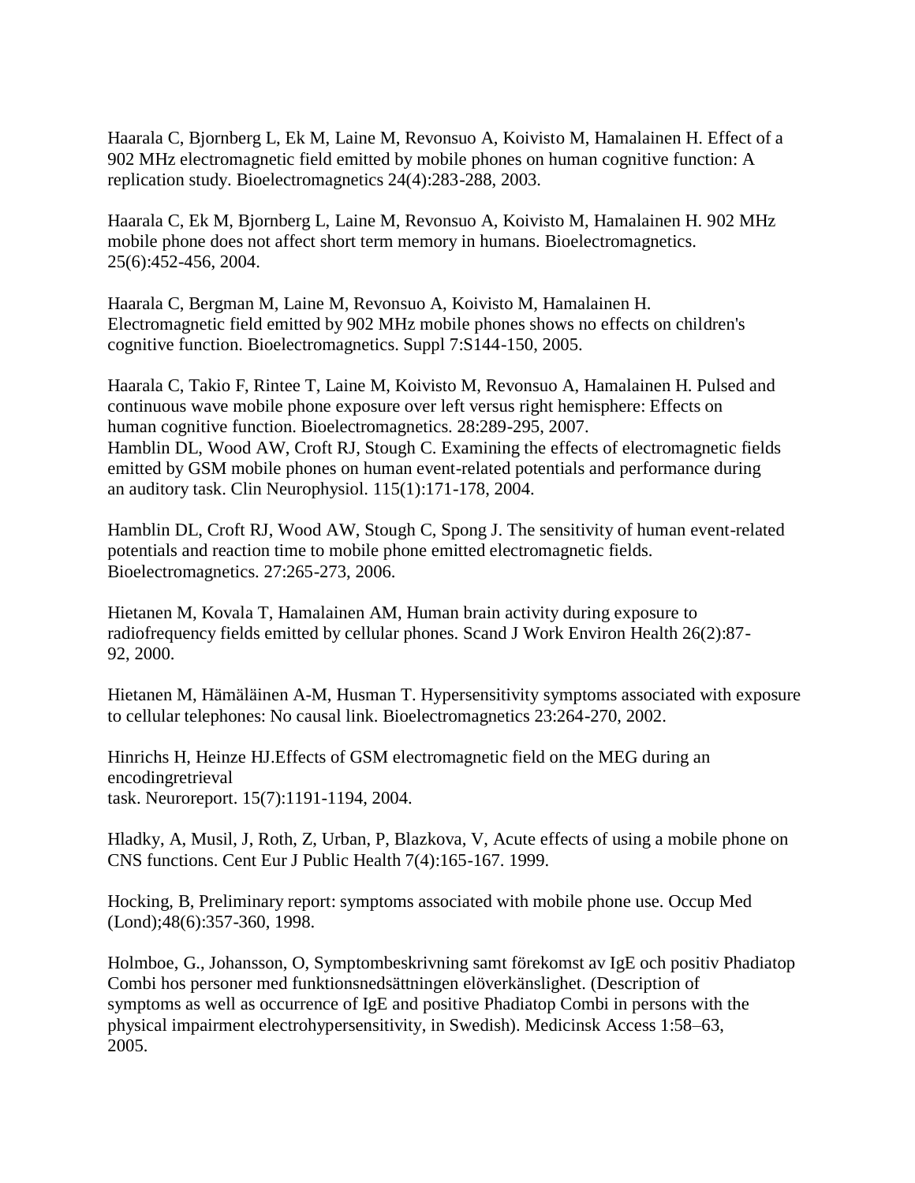Haarala C, Bjornberg L, Ek M, Laine M, Revonsuo A, Koivisto M, Hamalainen H. Effect of a 902 MHz electromagnetic field emitted by mobile phones on human cognitive function: A replication study. Bioelectromagnetics 24(4):283-288, 2003.

Haarala C, Ek M, Bjornberg L, Laine M, Revonsuo A, Koivisto M, Hamalainen H. 902 MHz mobile phone does not affect short term memory in humans. Bioelectromagnetics. 25(6):452-456, 2004.

Haarala C, Bergman M, Laine M, Revonsuo A, Koivisto M, Hamalainen H. Electromagnetic field emitted by 902 MHz mobile phones shows no effects on children's cognitive function. Bioelectromagnetics. Suppl 7:S144-150, 2005.

Haarala C, Takio F, Rintee T, Laine M, Koivisto M, Revonsuo A, Hamalainen H. Pulsed and continuous wave mobile phone exposure over left versus right hemisphere: Effects on human cognitive function. Bioelectromagnetics. 28:289-295, 2007.
Hamblin DL, Wood AW, Croft RJ, Stough C. Examining the effects of electromagnetic fields emitted by GSM mobile phones on human event-related potentials and performance during an auditory task. Clin Neurophysiol. 115(1):171-178, 2004.

Hamblin DL, Croft RJ, Wood AW, Stough C, Spong J. The sensitivity of human event-related potentials and reaction time to mobile phone emitted electromagnetic fields. Bioelectromagnetics. 27:265-273, 2006.

Hietanen M, Kovala T, Hamalainen AM, Human brain activity during exposure to radiofrequency fields emitted by cellular phones. Scand J Work Environ Health 26(2):87-92, 2000.

Hietanen M, Hämäläinen A-M, Husman T. Hypersensitivity symptoms associated with exposure to cellular telephones: No causal link. Bioelectromagnetics 23:264-270, 2002.

Hinrichs H, Heinze HJ.Effects of GSM electromagnetic field on the MEG during an encodingretrieval
task. Neuroreport. 15(7):1191-1194, 2004.

Hladky, A, Musil, J, Roth, Z, Urban, P, Blazkova, V, Acute effects of using a mobile phone on CNS functions. Cent Eur J Public Health 7(4):165-167. 1999.

Hocking, B, Preliminary report: symptoms associated with mobile phone use. Occup Med (Lond);48(6):357-360, 1998.

Holmboe, G., Johansson, O, Symptombeskrivning samt förekomst av IgE och positiv Phadiatop Combi hos personer med funktionsnedsättningen elöverkänslighet. (Description of symptoms as well as occurrence of IgE and positive Phadiatop Combi in persons with the physical impairment electrohypersensitivity, in Swedish). Medicinsk Access 1:58–63, 2005.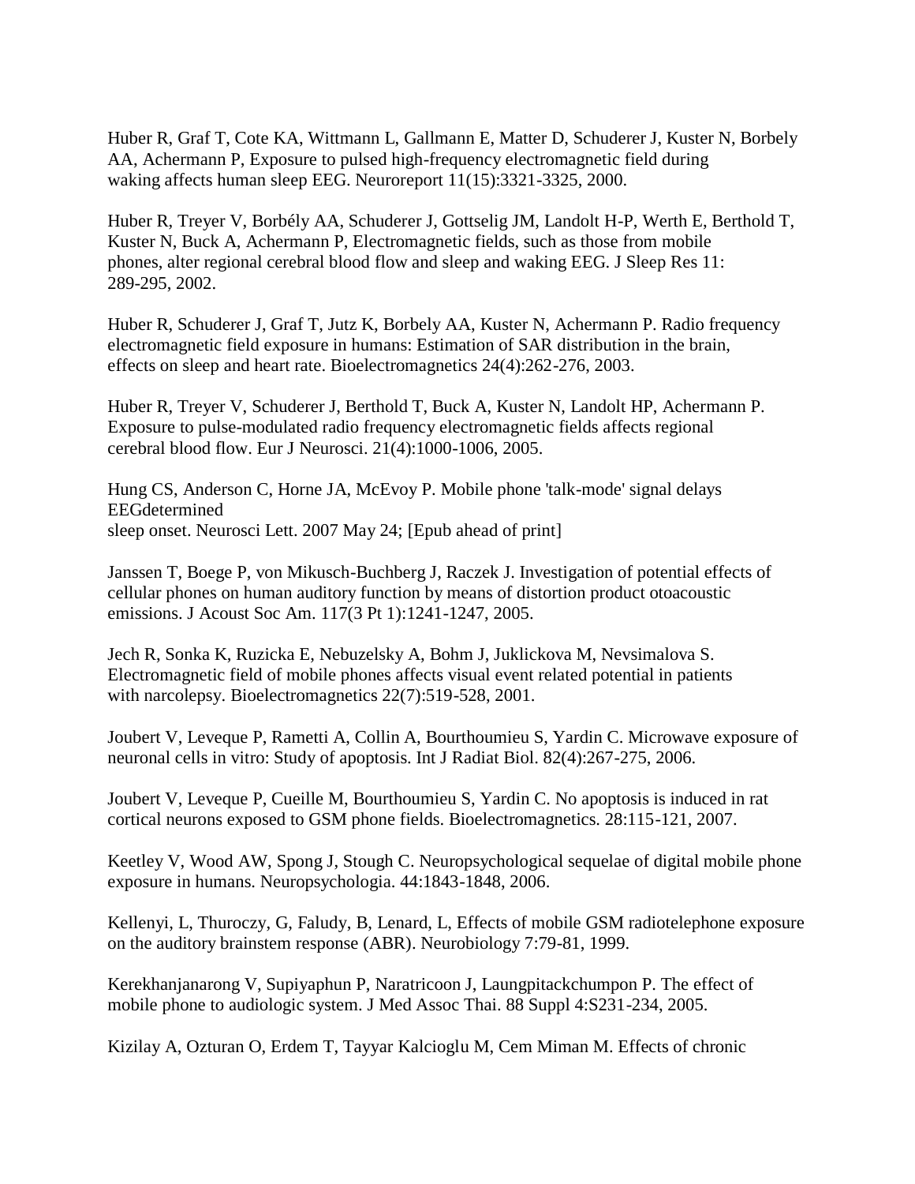Huber R, Graf T, Cote KA, Wittmann L, Gallmann E, Matter D, Schuderer J, Kuster N, Borbely AA, Achermann P, Exposure to pulsed high-frequency electromagnetic field during waking affects human sleep EEG. Neuroreport 11(15):3321-3325, 2000.

Huber R, Treyer V, Borbély AA, Schuderer J, Gottselig JM, Landolt H-P, Werth E, Berthold T, Kuster N, Buck A, Achermann P, Electromagnetic fields, such as those from mobile phones, alter regional cerebral blood flow and sleep and waking EEG. J Sleep Res 11: 289-295, 2002.

Huber R, Schuderer J, Graf T, Jutz K, Borbely AA, Kuster N, Achermann P. Radio frequency electromagnetic field exposure in humans: Estimation of SAR distribution in the brain, effects on sleep and heart rate. Bioelectromagnetics 24(4):262-276, 2003.

Huber R, Treyer V, Schuderer J, Berthold T, Buck A, Kuster N, Landolt HP, Achermann P. Exposure to pulse-modulated radio frequency electromagnetic fields affects regional cerebral blood flow. Eur J Neurosci. 21(4):1000-1006, 2005.

Hung CS, Anderson C, Horne JA, McEvoy P. Mobile phone 'talk-mode' signal delays EEGdetermined
sleep onset. Neurosci Lett. 2007 May 24; [Epub ahead of print]

Janssen T, Boege P, von Mikusch-Buchberg J, Raczek J. Investigation of potential effects of cellular phones on human auditory function by means of distortion product otoacoustic emissions. J Acoust Soc Am. 117(3 Pt 1):1241-1247, 2005.

Jech R, Sonka K, Ruzicka E, Nebuzelsky A, Bohm J, Juklickova M, Nevsimalova S. Electromagnetic field of mobile phones affects visual event related potential in patients with narcolepsy. Bioelectromagnetics 22(7):519-528, 2001.

Joubert V, Leveque P, Rametti A, Collin A, Bourthoumieu S, Yardin C. Microwave exposure of neuronal cells in vitro: Study of apoptosis. Int J Radiat Biol. 82(4):267-275, 2006.

Joubert V, Leveque P, Cueille M, Bourthoumieu S, Yardin C. No apoptosis is induced in rat cortical neurons exposed to GSM phone fields. Bioelectromagnetics. 28:115-121, 2007.

Keetley V, Wood AW, Spong J, Stough C. Neuropsychological sequelae of digital mobile phone exposure in humans. Neuropsychologia. 44:1843-1848, 2006.

Kellenyi, L, Thuroczy, G, Faludy, B, Lenard, L, Effects of mobile GSM radiotelephone exposure on the auditory brainstem response (ABR). Neurobiology 7:79-81, 1999.

Kerekhanjanarong V, Supiyaphun P, Naratricoon J, Laungpitackchumpon P. The effect of mobile phone to audiologic system. J Med Assoc Thai. 88 Suppl 4:S231-234, 2005.

Kizilay A, Ozturan O, Erdem T, Tayyar Kalcioglu M, Cem Miman M. Effects of chronic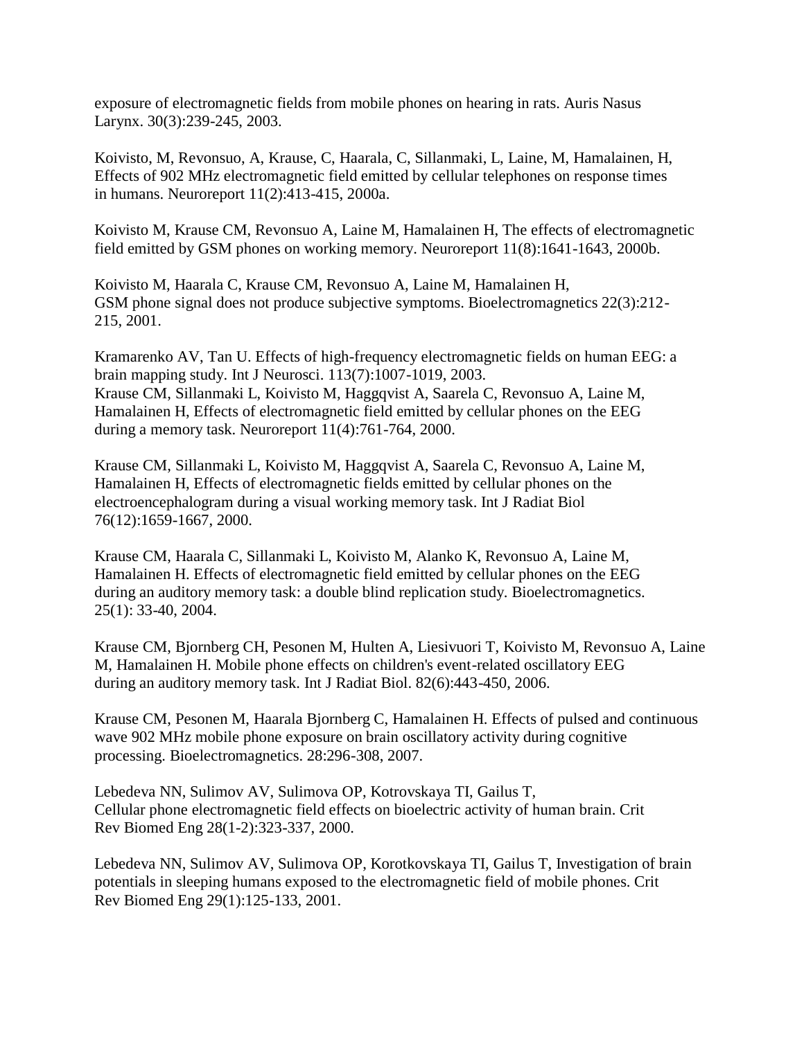exposure of electromagnetic fields from mobile phones on hearing in rats. Auris Nasus Larynx. 30(3):239-245, 2003.

Koivisto, M, Revonsuo, A, Krause, C, Haarala, C, Sillanmaki, L, Laine, M, Hamalainen, H, Effects of 902 MHz electromagnetic field emitted by cellular telephones on response times in humans. Neuroreport 11(2):413-415, 2000a.

Koivisto M, Krause CM, Revonsuo A, Laine M, Hamalainen H, The effects of electromagnetic field emitted by GSM phones on working memory. Neuroreport 11(8):1641-1643, 2000b.

Koivisto M, Haarala C, Krause CM, Revonsuo A, Laine M, Hamalainen H, GSM phone signal does not produce subjective symptoms. Bioelectromagnetics 22(3):212-215, 2001.

Kramarenko AV, Tan U. Effects of high-frequency electromagnetic fields on human EEG: a brain mapping study. Int J Neurosci. 113(7):1007-1019, 2003.
Krause CM, Sillanmaki L, Koivisto M, Haggqvist A, Saarela C, Revonsuo A, Laine M, Hamalainen H, Effects of electromagnetic field emitted by cellular phones on the EEG during a memory task. Neuroreport 11(4):761-764, 2000.

Krause CM, Sillanmaki L, Koivisto M, Haggqvist A, Saarela C, Revonsuo A, Laine M, Hamalainen H, Effects of electromagnetic fields emitted by cellular phones on the electroencephalogram during a visual working memory task. Int J Radiat Biol 76(12):1659-1667, 2000.

Krause CM, Haarala C, Sillanmaki L, Koivisto M, Alanko K, Revonsuo A, Laine M, Hamalainen H. Effects of electromagnetic field emitted by cellular phones on the EEG during an auditory memory task: a double blind replication study. Bioelectromagnetics. 25(1): 33-40, 2004.

Krause CM, Bjornberg CH, Pesonen M, Hulten A, Liesivuori T, Koivisto M, Revonsuo A, Laine M, Hamalainen H. Mobile phone effects on children's event-related oscillatory EEG during an auditory memory task. Int J Radiat Biol. 82(6):443-450, 2006.

Krause CM, Pesonen M, Haarala Bjornberg C, Hamalainen H. Effects of pulsed and continuous wave 902 MHz mobile phone exposure on brain oscillatory activity during cognitive processing. Bioelectromagnetics. 28:296-308, 2007.

Lebedeva NN, Sulimov AV, Sulimova OP, Kotrovskaya TI, Gailus T, Cellular phone electromagnetic field effects on bioelectric activity of human brain. Crit Rev Biomed Eng 28(1-2):323-337, 2000.

Lebedeva NN, Sulimov AV, Sulimova OP, Korotkovskaya TI, Gailus T, Investigation of brain potentials in sleeping humans exposed to the electromagnetic field of mobile phones. Crit Rev Biomed Eng 29(1):125-133, 2001.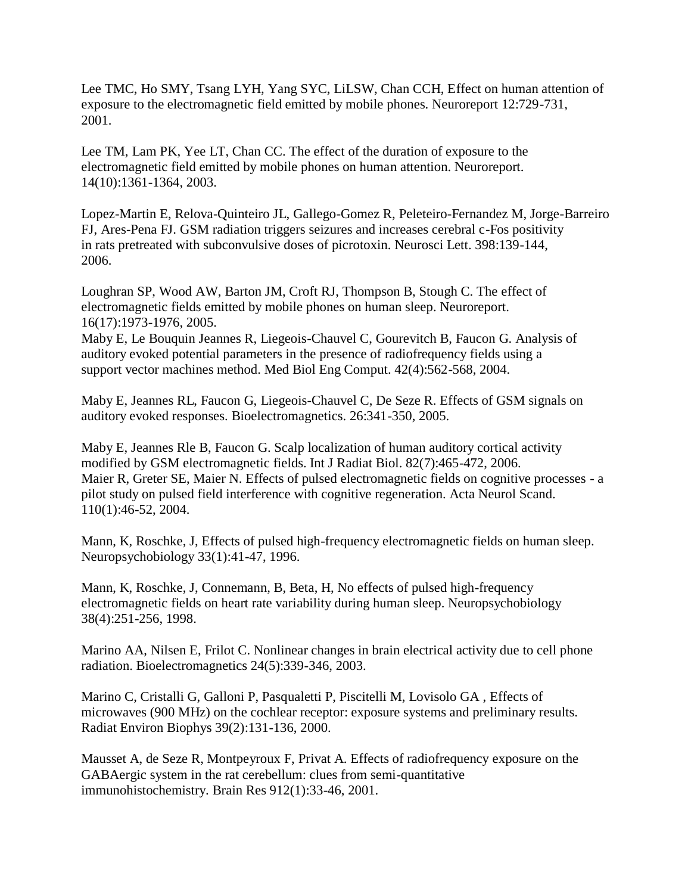Lee TMC, Ho SMY, Tsang LYH, Yang SYC, LiLSW, Chan CCH, Effect on human attention of exposure to the electromagnetic field emitted by mobile phones. Neuroreport 12:729-731, 2001.

Lee TM, Lam PK, Yee LT, Chan CC. The effect of the duration of exposure to the electromagnetic field emitted by mobile phones on human attention. Neuroreport. 14(10):1361-1364, 2003.

Lopez-Martin E, Relova-Quinteiro JL, Gallego-Gomez R, Peleteiro-Fernandez M, Jorge-Barreiro FJ, Ares-Pena FJ. GSM radiation triggers seizures and increases cerebral c-Fos positivity in rats pretreated with subconvulsive doses of picrotoxin. Neurosci Lett. 398:139-144, 2006.

Loughran SP, Wood AW, Barton JM, Croft RJ, Thompson B, Stough C. The effect of electromagnetic fields emitted by mobile phones on human sleep. Neuroreport. 16(17):1973-1976, 2005.

Maby E, Le Bouquin Jeannes R, Liegeois-Chauvel C, Gourevitch B, Faucon G. Analysis of auditory evoked potential parameters in the presence of radiofrequency fields using a support vector machines method. Med Biol Eng Comput. 42(4):562-568, 2004.

Maby E, Jeannes RL, Faucon G, Liegeois-Chauvel C, De Seze R. Effects of GSM signals on auditory evoked responses. Bioelectromagnetics. 26:341-350, 2005.

Maby E, Jeannes Rle B, Faucon G. Scalp localization of human auditory cortical activity modified by GSM electromagnetic fields. Int J Radiat Biol. 82(7):465-472, 2006.

Maier R, Greter SE, Maier N. Effects of pulsed electromagnetic fields on cognitive processes - a pilot study on pulsed field interference with cognitive regeneration. Acta Neurol Scand. 110(1):46-52, 2004.

Mann, K, Roschke, J, Effects of pulsed high-frequency electromagnetic fields on human sleep. Neuropsychobiology 33(1):41-47, 1996.

Mann, K, Roschke, J, Connemann, B, Beta, H, No effects of pulsed high-frequency electromagnetic fields on heart rate variability during human sleep. Neuropsychobiology 38(4):251-256, 1998.

Marino AA, Nilsen E, Frilot C. Nonlinear changes in brain electrical activity due to cell phone radiation. Bioelectromagnetics 24(5):339-346, 2003.

Marino C, Cristalli G, Galloni P, Pasqualetti P, Piscitelli M, Lovisolo GA , Effects of microwaves (900 MHz) on the cochlear receptor: exposure systems and preliminary results. Radiat Environ Biophys 39(2):131-136, 2000.

Mausset A, de Seze R, Montpeyroux F, Privat A. Effects of radiofrequency exposure on the GABAergic system in the rat cerebellum: clues from semi-quantitative immunohistochemistry. Brain Res 912(1):33-46, 2001.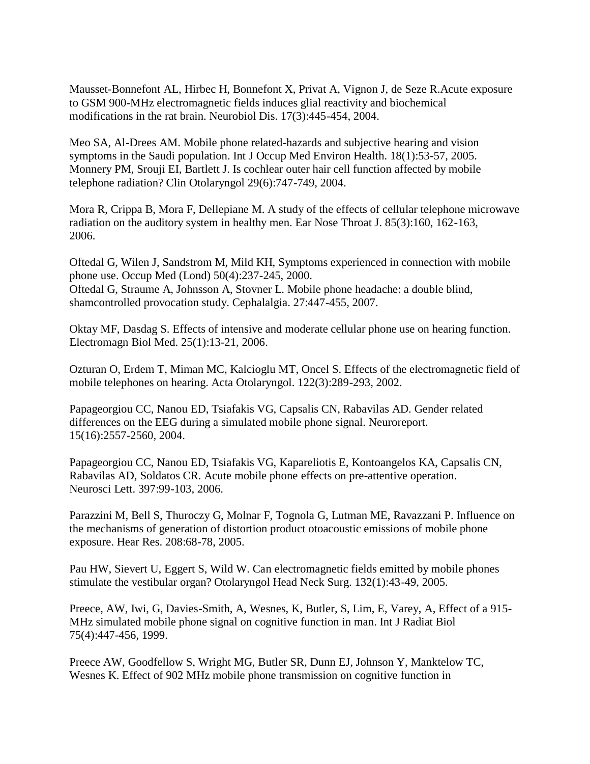Mausset-Bonnefont AL, Hirbec H, Bonnefont X, Privat A, Vignon J, de Seze R.Acute exposure to GSM 900-MHz electromagnetic fields induces glial reactivity and biochemical modifications in the rat brain. Neurobiol Dis. 17(3):445-454, 2004.

Meo SA, Al-Drees AM. Mobile phone related-hazards and subjective hearing and vision symptoms in the Saudi population. Int J Occup Med Environ Health. 18(1):53-57, 2005.
Monnery PM, Srouji EI, Bartlett J. Is cochlear outer hair cell function affected by mobile telephone radiation? Clin Otolaryngol 29(6):747-749, 2004.

Mora R, Crippa B, Mora F, Dellepiane M. A study of the effects of cellular telephone microwave radiation on the auditory system in healthy men. Ear Nose Throat J. 85(3):160, 162-163, 2006.

Oftedal G, Wilen J, Sandstrom M, Mild KH, Symptoms experienced in connection with mobile phone use. Occup Med (Lond) 50(4):237-245, 2000.
Oftedal G, Straume A, Johnsson A, Stovner L. Mobile phone headache: a double blind, shamcontrolled provocation study. Cephalalgia. 27:447-455, 2007.

Oktay MF, Dasdag S. Effects of intensive and moderate cellular phone use on hearing function. Electromagn Biol Med. 25(1):13-21, 2006.

Ozturan O, Erdem T, Miman MC, Kalcioglu MT, Oncel S. Effects of the electromagnetic field of mobile telephones on hearing. Acta Otolaryngol. 122(3):289-293, 2002.

Papageorgiou CC, Nanou ED, Tsiafakis VG, Capsalis CN, Rabavilas AD. Gender related differences on the EEG during a simulated mobile phone signal. Neuroreport. 15(16):2557-2560, 2004.

Papageorgiou CC, Nanou ED, Tsiafakis VG, Kapareliotis E, Kontoangelos KA, Capsalis CN, Rabavilas AD, Soldatos CR. Acute mobile phone effects on pre-attentive operation. Neurosci Lett. 397:99-103, 2006.

Parazzini M, Bell S, Thuroczy G, Molnar F, Tognola G, Lutman ME, Ravazzani P. Influence on the mechanisms of generation of distortion product otoacoustic emissions of mobile phone exposure. Hear Res. 208:68-78, 2005.

Pau HW, Sievert U, Eggert S, Wild W. Can electromagnetic fields emitted by mobile phones stimulate the vestibular organ? Otolaryngol Head Neck Surg. 132(1):43-49, 2005.

Preece, AW, Iwi, G, Davies-Smith, A, Wesnes, K, Butler, S, Lim, E, Varey, A, Effect of a 915-MHz simulated mobile phone signal on cognitive function in man. Int J Radiat Biol 75(4):447-456, 1999.

Preece AW, Goodfellow S, Wright MG, Butler SR, Dunn EJ, Johnson Y, Manktelow TC, Wesnes K. Effect of 902 MHz mobile phone transmission on cognitive function in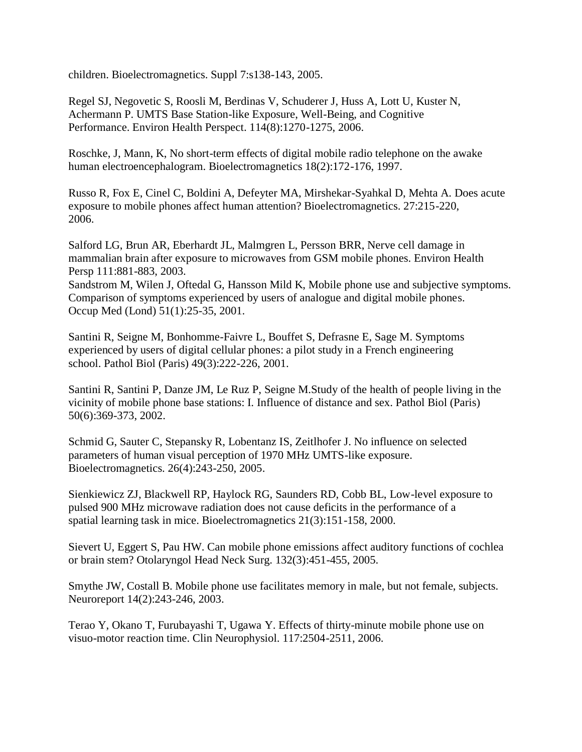children. Bioelectromagnetics. Suppl 7:s138-143, 2005.

Regel SJ, Negovetic S, Roosli M, Berdinas V, Schuderer J, Huss A, Lott U, Kuster N, Achermann P. UMTS Base Station-like Exposure, Well-Being, and Cognitive Performance. Environ Health Perspect. 114(8):1270-1275, 2006.

Roschke, J, Mann, K, No short-term effects of digital mobile radio telephone on the awake human electroencephalogram. Bioelectromagnetics 18(2):172-176, 1997.

Russo R, Fox E, Cinel C, Boldini A, Defeyter MA, Mirshekar-Syahkal D, Mehta A. Does acute exposure to mobile phones affect human attention? Bioelectromagnetics. 27:215-220, 2006.

Salford LG, Brun AR, Eberhardt JL, Malmgren L, Persson BRR, Nerve cell damage in mammalian brain after exposure to microwaves from GSM mobile phones. Environ Health Persp 111:881-883, 2003.

Sandstrom M, Wilen J, Oftedal G, Hansson Mild K, Mobile phone use and subjective symptoms. Comparison of symptoms experienced by users of analogue and digital mobile phones. Occup Med (Lond) 51(1):25-35, 2001.

Santini R, Seigne M, Bonhomme-Faivre L, Bouffet S, Defrasne E, Sage M. Symptoms experienced by users of digital cellular phones: a pilot study in a French engineering school. Pathol Biol (Paris) 49(3):222-226, 2001.

Santini R, Santini P, Danze JM, Le Ruz P, Seigne M.Study of the health of people living in the vicinity of mobile phone base stations: I. Influence of distance and sex. Pathol Biol (Paris) 50(6):369-373, 2002.

Schmid G, Sauter C, Stepansky R, Lobentanz IS, Zeitlhofer J. No influence on selected parameters of human visual perception of 1970 MHz UMTS-like exposure. Bioelectromagnetics. 26(4):243-250, 2005.

Sienkiewicz ZJ, Blackwell RP, Haylock RG, Saunders RD, Cobb BL, Low-level exposure to pulsed 900 MHz microwave radiation does not cause deficits in the performance of a spatial learning task in mice. Bioelectromagnetics 21(3):151-158, 2000.

Sievert U, Eggert S, Pau HW. Can mobile phone emissions affect auditory functions of cochlea or brain stem? Otolaryngol Head Neck Surg. 132(3):451-455, 2005.

Smythe JW, Costall B. Mobile phone use facilitates memory in male, but not female, subjects. Neuroreport 14(2):243-246, 2003.

Terao Y, Okano T, Furubayashi T, Ugawa Y. Effects of thirty-minute mobile phone use on visuo-motor reaction time. Clin Neurophysiol. 117:2504-2511, 2006.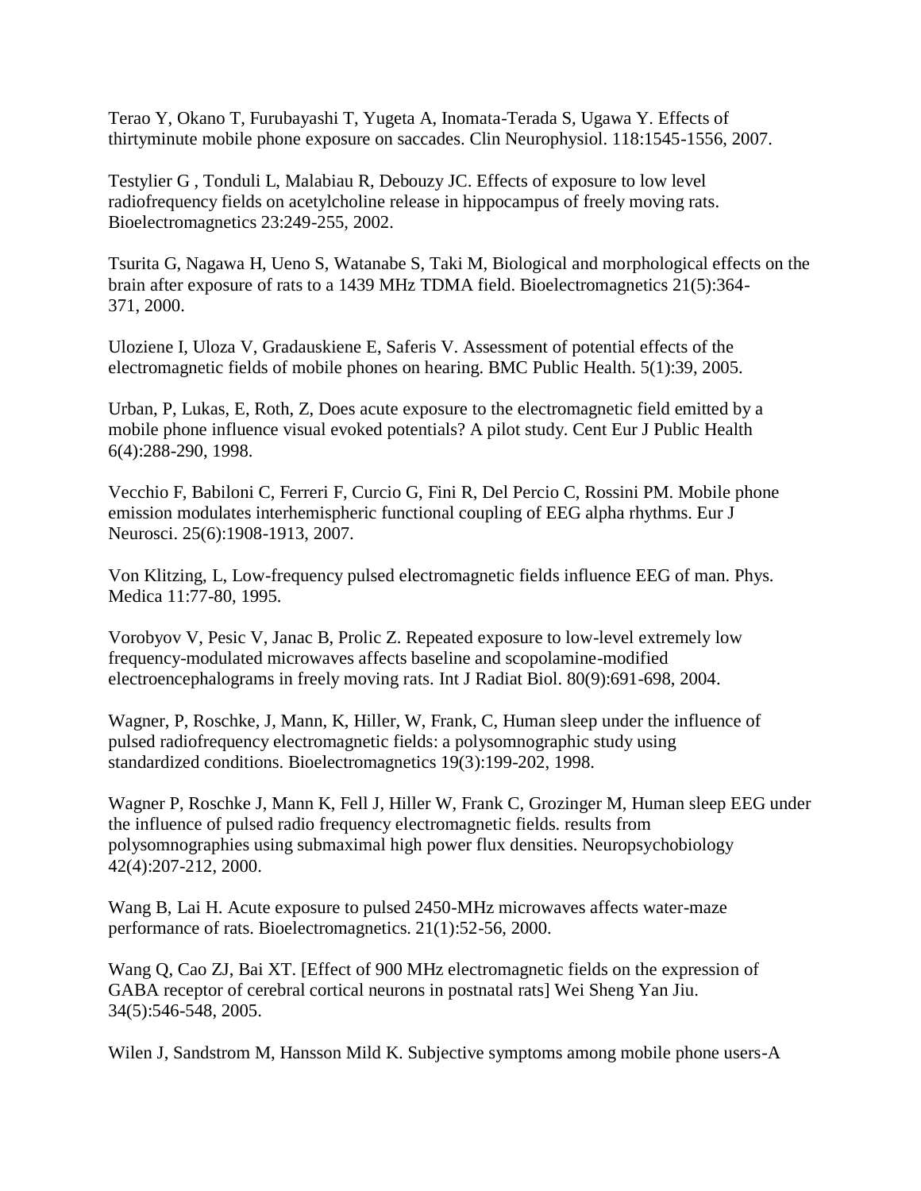Terao Y, Okano T, Furubayashi T, Yugeta A, Inomata-Terada S, Ugawa Y. Effects of thirtyminute mobile phone exposure on saccades. Clin Neurophysiol. 118:1545-1556, 2007.

Testylier G , Tonduli L, Malabiau R, Debouzy JC. Effects of exposure to low level radiofrequency fields on acetylcholine release in hippocampus of freely moving rats. Bioelectromagnetics 23:249-255, 2002.

Tsurita G, Nagawa H, Ueno S, Watanabe S, Taki M, Biological and morphological effects on the brain after exposure of rats to a 1439 MHz TDMA field. Bioelectromagnetics 21(5):364-371, 2000.

Uloziene I, Uloza V, Gradauskiene E, Saferis V. Assessment of potential effects of the electromagnetic fields of mobile phones on hearing. BMC Public Health. 5(1):39, 2005.

Urban, P, Lukas, E, Roth, Z, Does acute exposure to the electromagnetic field emitted by a mobile phone influence visual evoked potentials? A pilot study. Cent Eur J Public Health 6(4):288-290, 1998.

Vecchio F, Babiloni C, Ferreri F, Curcio G, Fini R, Del Percio C, Rossini PM. Mobile phone emission modulates interhemispheric functional coupling of EEG alpha rhythms. Eur J Neurosci. 25(6):1908-1913, 2007.

Von Klitzing, L, Low-frequency pulsed electromagnetic fields influence EEG of man. Phys. Medica 11:77-80, 1995.

Vorobyov V, Pesic V, Janac B, Prolic Z. Repeated exposure to low-level extremely low frequency-modulated microwaves affects baseline and scopolamine-modified electroencephalograms in freely moving rats. Int J Radiat Biol. 80(9):691-698, 2004.

Wagner, P, Roschke, J, Mann, K, Hiller, W, Frank, C, Human sleep under the influence of pulsed radiofrequency electromagnetic fields: a polysomnographic study using standardized conditions. Bioelectromagnetics 19(3):199-202, 1998.

Wagner P, Roschke J, Mann K, Fell J, Hiller W, Frank C, Grozinger M, Human sleep EEG under the influence of pulsed radio frequency electromagnetic fields. results from polysomnographies using submaximal high power flux densities. Neuropsychobiology 42(4):207-212, 2000.

Wang B, Lai H. Acute exposure to pulsed 2450-MHz microwaves affects water-maze performance of rats. Bioelectromagnetics. 21(1):52-56, 2000.

Wang Q, Cao ZJ, Bai XT. [Effect of 900 MHz electromagnetic fields on the expression of GABA receptor of cerebral cortical neurons in postnatal rats] Wei Sheng Yan Jiu. 34(5):546-548, 2005.

Wilen J, Sandstrom M, Hansson Mild K. Subjective symptoms among mobile phone users-A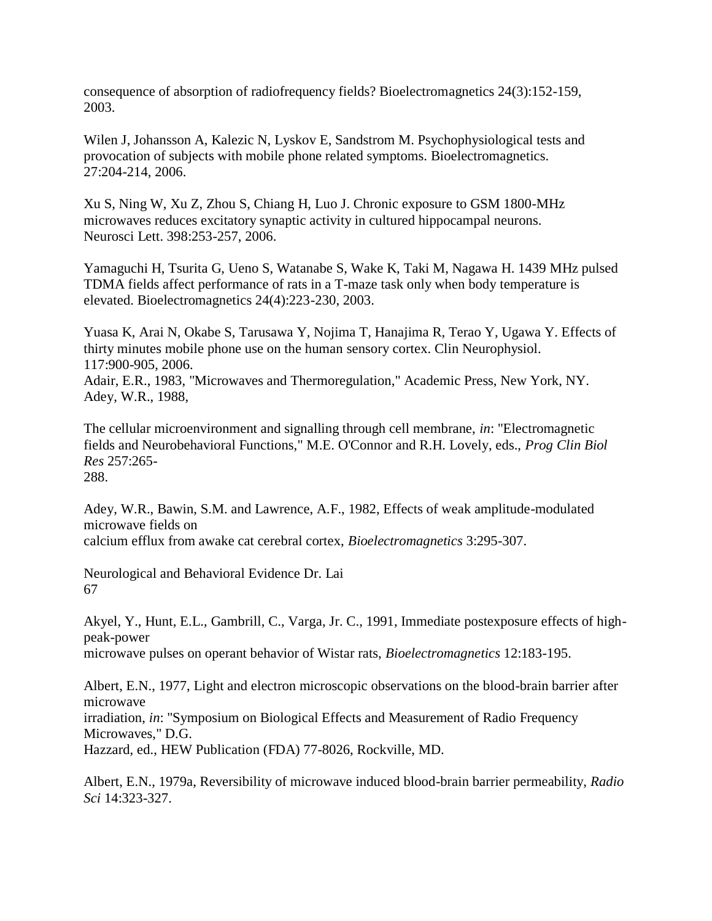consequence of absorption of radiofrequency fields? Bioelectromagnetics 24(3):152-159, 2003.

Wilen J, Johansson A, Kalezic N, Lyskov E, Sandstrom M. Psychophysiological tests and provocation of subjects with mobile phone related symptoms. Bioelectromagnetics. 27:204-214, 2006.

Xu S, Ning W, Xu Z, Zhou S, Chiang H, Luo J. Chronic exposure to GSM 1800-MHz microwaves reduces excitatory synaptic activity in cultured hippocampal neurons. Neurosci Lett. 398:253-257, 2006.

Yamaguchi H, Tsurita G, Ueno S, Watanabe S, Wake K, Taki M, Nagawa H. 1439 MHz pulsed TDMA fields affect performance of rats in a T-maze task only when body temperature is elevated. Bioelectromagnetics 24(4):223-230, 2003.

Yuasa K, Arai N, Okabe S, Tarusawa Y, Nojima T, Hanajima R, Terao Y, Ugawa Y. Effects of thirty minutes mobile phone use on the human sensory cortex. Clin Neurophysiol. 117:900-905, 2006.
Adair, E.R., 1983, "Microwaves and Thermoregulation," Academic Press, New York, NY.
Adey, W.R., 1988,

The cellular microenvironment and signalling through cell membrane, *in*: "Electromagnetic fields and Neurobehavioral Functions," M.E. O'Connor and R.H. Lovely, eds., *Prog Clin Biol Res* 257:265-
288.

Adey, W.R., Bawin, S.M. and Lawrence, A.F., 1982, Effects of weak amplitude-modulated microwave fields on
calcium efflux from awake cat cerebral cortex, *Bioelectromagnetics* 3:295-307.

Akyel, Y., Hunt, E.L., Gambrill, C., Varga, Jr. C., 1991, Immediate postexposure effects of high-peak-power
microwave pulses on operant behavior of Wistar rats, *Bioelectromagnetics* 12:183-195.

Albert, E.N., 1977, Light and electron microscopic observations on the blood-brain barrier after microwave
irradiation, *in*: "Symposium on Biological Effects and Measurement of Radio Frequency Microwaves," D.G.
Hazzard, ed., HEW Publication (FDA) 77-8026, Rockville, MD.

Albert, E.N., 1979a, Reversibility of microwave induced blood-brain barrier permeability, *Radio Sci* 14:323-327.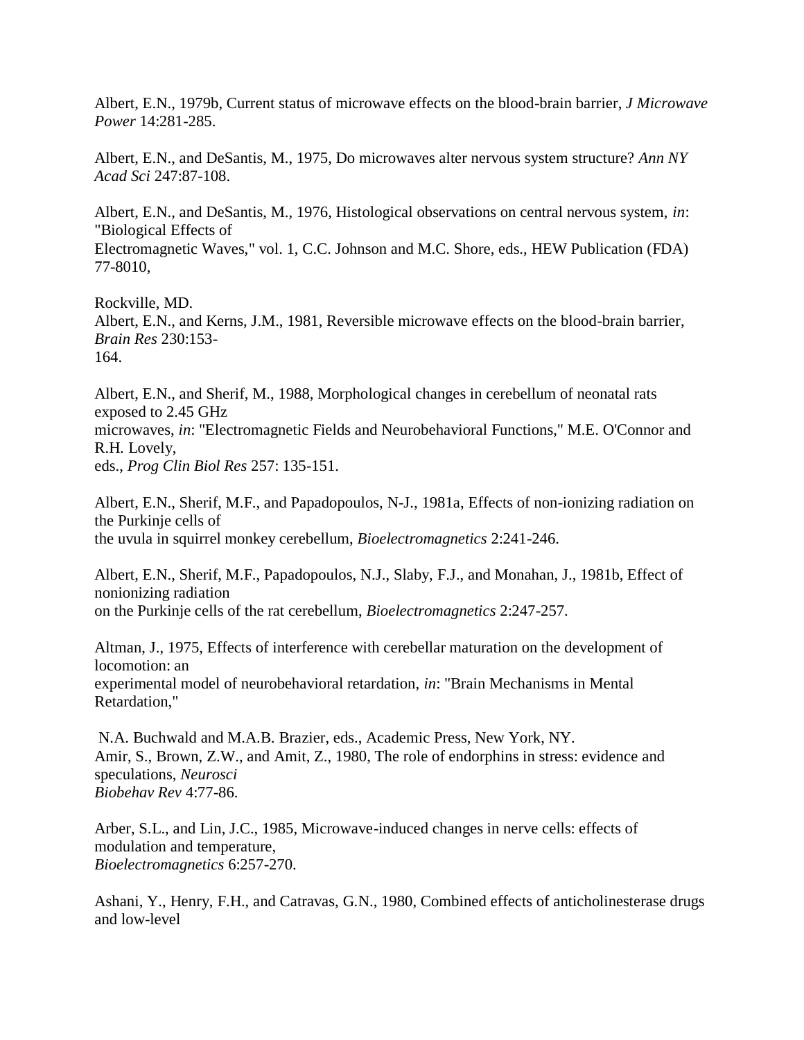Albert, E.N., 1979b, Current status of microwave effects on the blood-brain barrier, *J Microwave Power* 14:281-285.

Albert, E.N., and DeSantis, M., 1975, Do microwaves alter nervous system structure? *Ann NY Acad Sci* 247:87-108.

Albert, E.N., and DeSantis, M., 1976, Histological observations on central nervous system, *in*: "Biological Effects of Electromagnetic Waves," vol. 1, C.C. Johnson and M.C. Shore, eds., HEW Publication (FDA) 77-8010, Rockville, MD.

Albert, E.N., and Kerns, J.M., 1981, Reversible microwave effects on the blood-brain barrier, *Brain Res* 230:153-164.

Albert, E.N., and Sherif, M., 1988, Morphological changes in cerebellum of neonatal rats exposed to 2.45 GHz microwaves, *in*: "Electromagnetic Fields and Neurobehavioral Functions," M.E. O'Connor and R.H. Lovely, eds., *Prog Clin Biol Res* 257: 135-151.

Albert, E.N., Sherif, M.F., and Papadopoulos, N-J., 1981a, Effects of non-ionizing radiation on the Purkinje cells of the uvula in squirrel monkey cerebellum, *Bioelectromagnetics* 2:241-246.

Albert, E.N., Sherif, M.F., Papadopoulos, N.J., Slaby, F.J., and Monahan, J., 1981b, Effect of nonionizing radiation on the Purkinje cells of the rat cerebellum, *Bioelectromagnetics* 2:247-257.

Altman, J., 1975, Effects of interference with cerebellar maturation on the development of locomotion: an experimental model of neurobehavioral retardation, *in*: "Brain Mechanisms in Mental Retardation," N.A. Buchwald and M.A.B. Brazier, eds., Academic Press, New York, NY.

Amir, S., Brown, Z.W., and Amit, Z., 1980, The role of endorphins in stress: evidence and speculations, *Neurosci Biobehav Rev* 4:77-86.

Arber, S.L., and Lin, J.C., 1985, Microwave-induced changes in nerve cells: effects of modulation and temperature, *Bioelectromagnetics* 6:257-270.

Ashani, Y., Henry, F.H., and Catravas, G.N., 1980, Combined effects of anticholinesterase drugs and low-level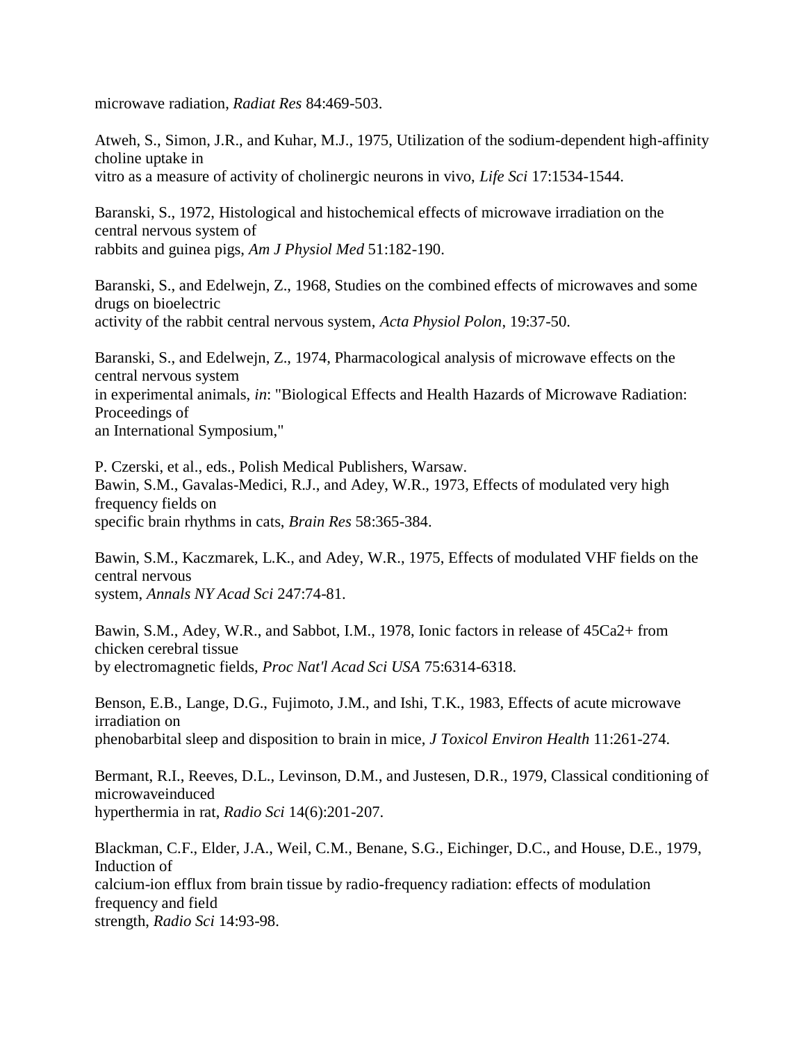microwave radiation, *Radiat Res* 84:469-503.

Atweh, S., Simon, J.R., and Kuhar, M.J., 1975, Utilization of the sodium-dependent high-affinity choline uptake in vitro as a measure of activity of cholinergic neurons in vivo, *Life Sci* 17:1534-1544.

Baranski, S., 1972, Histological and histochemical effects of microwave irradiation on the central nervous system of rabbits and guinea pigs, *Am J Physiol Med* 51:182-190.

Baranski, S., and Edelwejn, Z., 1968, Studies on the combined effects of microwaves and some drugs on bioelectric activity of the rabbit central nervous system, *Acta Physiol Polon*, 19:37-50.

Baranski, S., and Edelwejn, Z., 1974, Pharmacological analysis of microwave effects on the central nervous system in experimental animals, *in*: "Biological Effects and Health Hazards of Microwave Radiation: Proceedings of an International Symposium,"

P. Czerski, et al., eds., Polish Medical Publishers, Warsaw.
Bawin, S.M., Gavalas-Medici, R.J., and Adey, W.R., 1973, Effects of modulated very high frequency fields on specific brain rhythms in cats, *Brain Res* 58:365-384.

Bawin, S.M., Kaczmarek, L.K., and Adey, W.R., 1975, Effects of modulated VHF fields on the central nervous system, *Annals NY Acad Sci* 247:74-81.

Bawin, S.M., Adey, W.R., and Sabbot, I.M., 1978, Ionic factors in release of $^{45}Ca^{2+}$ from chicken cerebral tissue by electromagnetic fields, *Proc Nat'l Acad Sci USA* 75:6314-6318.

Benson, E.B., Lange, D.G., Fujimoto, J.M., and Ishi, T.K., 1983, Effects of acute microwave irradiation on phenobarbital sleep and disposition to brain in mice, *J Toxicol Environ Health* 11:261-274.

Bermant, R.I., Reeves, D.L., Levinson, D.M., and Justesen, D.R., 1979, Classical conditioning of microwaveinduced hyperthermia in rat, *Radio Sci* 14(6):201-207.

Blackman, C.F., Elder, J.A., Weil, C.M., Benane, S.G., Eichinger, D.C., and House, D.E., 1979, Induction of calcium-ion efflux from brain tissue by radio-frequency radiation: effects of modulation frequency and field strength, *Radio Sci* 14:93-98.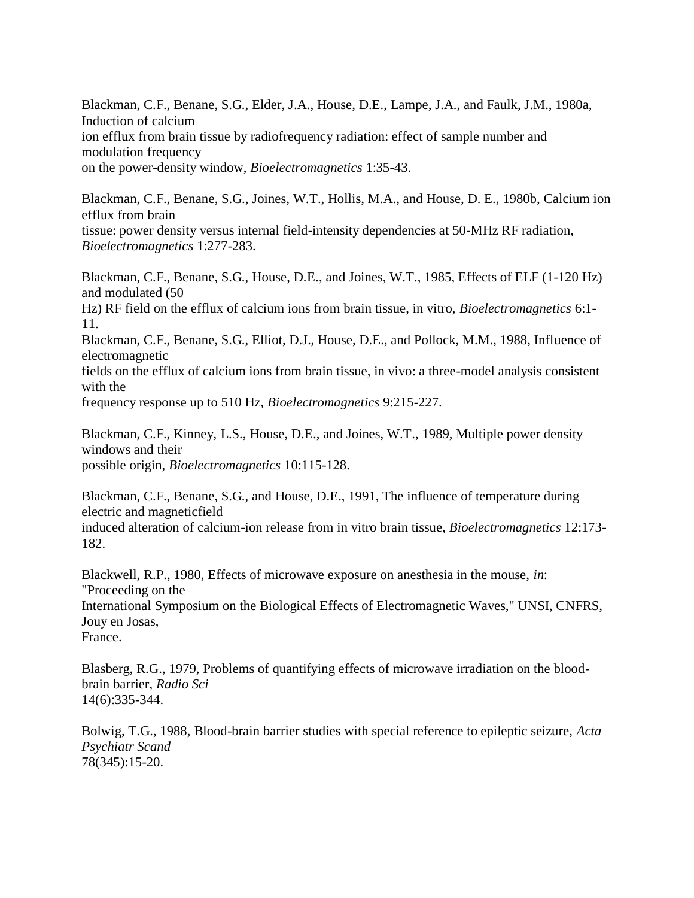Blackman, C.F., Benane, S.G., Elder, J.A., House, D.E., Lampe, J.A., and Faulk, J.M., 1980a, Induction of calcium ion efflux from brain tissue by radiofrequency radiation: effect of sample number and modulation frequency on the power-density window, *Bioelectromagnetics* 1:35-43.

Blackman, C.F., Benane, S.G., Joines, W.T., Hollis, M.A., and House, D. E., 1980b, Calcium ion efflux from brain tissue: power density versus internal field-intensity dependencies at 50-MHz RF radiation, *Bioelectromagnetics* 1:277-283.

Blackman, C.F., Benane, S.G., House, D.E., and Joines, W.T., 1985, Effects of ELF (1-120 Hz) and modulated (50 Hz) RF field on the efflux of calcium ions from brain tissue, in vitro, *Bioelectromagnetics* 6:1-11.

Blackman, C.F., Benane, S.G., Elliot, D.J., House, D.E., and Pollock, M.M., 1988, Influence of electromagnetic fields on the efflux of calcium ions from brain tissue, in vivo: a three-model analysis consistent with the frequency response up to 510 Hz, *Bioelectromagnetics* 9:215-227.

Blackman, C.F., Kinney, L.S., House, D.E., and Joines, W.T., 1989, Multiple power density windows and their possible origin, *Bioelectromagnetics* 10:115-128.

Blackman, C.F., Benane, S.G., and House, D.E., 1991, The influence of temperature during electric and magneticfield induced alteration of calcium-ion release from in vitro brain tissue, *Bioelectromagnetics* 12:173-182.

Blackwell, R.P., 1980, Effects of microwave exposure on anesthesia in the mouse, *in*: "Proceeding on the International Symposium on the Biological Effects of Electromagnetic Waves," UNSI, CNFRS, Jouy en Josas, France.

Blasberg, R.G., 1979, Problems of quantifying effects of microwave irradiation on the blood-brain barrier, *Radio Sci* 14(6):335-344.

Bolwig, T.G., 1988, Blood-brain barrier studies with special reference to epileptic seizure, *Acta Psychiatr Scand* 78(345):15-20.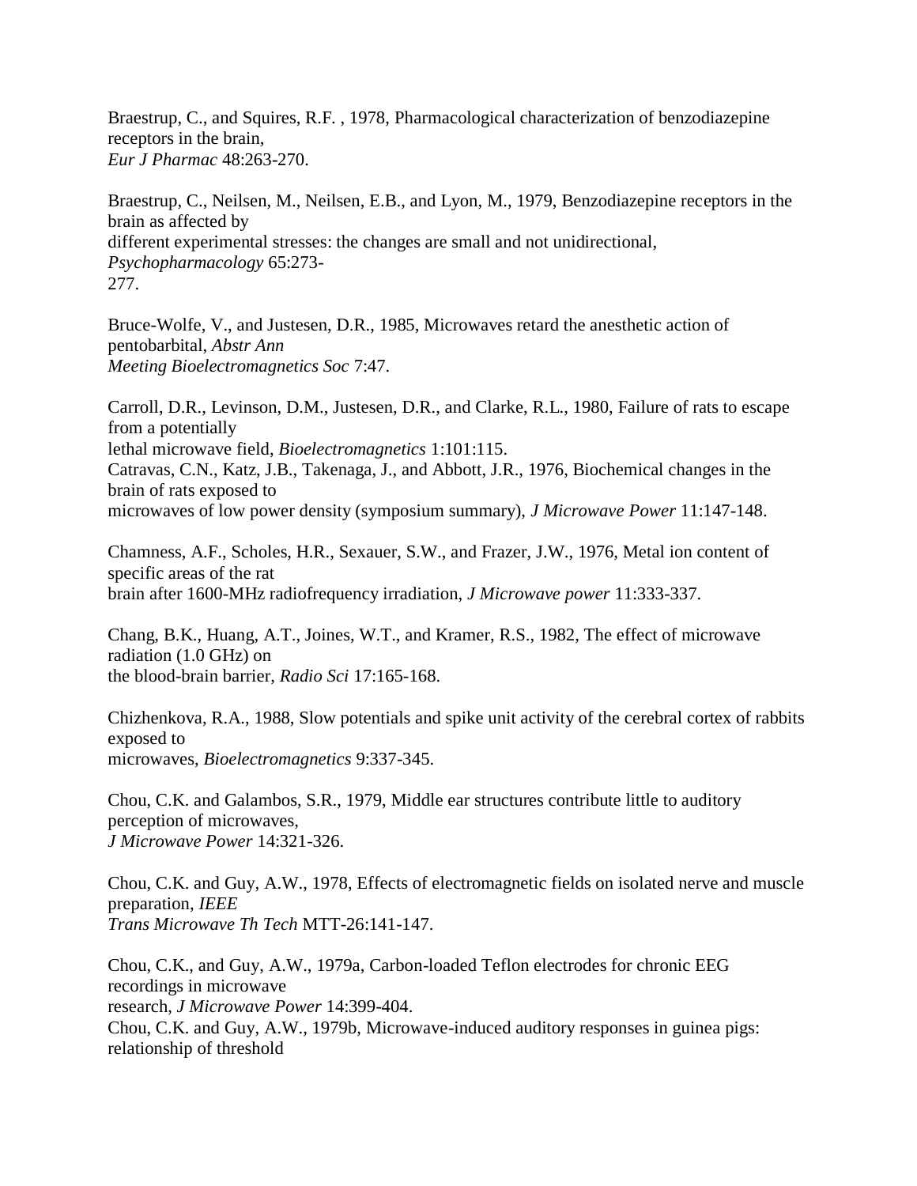Braestrup, C., and Squires, R.F. , 1978, Pharmacological characterization of benzodiazepine receptors in the brain,
*Eur J Pharmac* 48:263-270.

Braestrup, C., Neilsen, M., Neilsen, E.B., and Lyon, M., 1979, Benzodiazepine receptors in the brain as affected by
different experimental stresses: the changes are small and not unidirectional, *Psychopharmacology* 65:273-
277.

Bruce-Wolfe, V., and Justesen, D.R., 1985, Microwaves retard the anesthetic action of pentobarbital, *Abstr Ann
Meeting Bioelectromagnetics Soc* 7:47.

Carroll, D.R., Levinson, D.M., Justesen, D.R., and Clarke, R.L., 1980, Failure of rats to escape from a potentially
lethal microwave field, *Bioelectromagnetics* 1:101:115.
Catravas, C.N., Katz, J.B., Takenaga, J., and Abbott, J.R., 1976, Biochemical changes in the brain of rats exposed to
microwaves of low power density (symposium summary), *J Microwave Power* 11:147-148.

Chamness, A.F., Scholes, H.R., Sexauer, S.W., and Frazer, J.W., 1976, Metal ion content of specific areas of the rat
brain after 1600-MHz radiofrequency irradiation, *J Microwave power* 11:333-337.

Chang, B.K., Huang, A.T., Joines, W.T., and Kramer, R.S., 1982, The effect of microwave radiation (1.0 GHz) on
the blood-brain barrier, *Radio Sci* 17:165-168.

Chizhenkova, R.A., 1988, Slow potentials and spike unit activity of the cerebral cortex of rabbits exposed to
microwaves, *Bioelectromagnetics* 9:337-345.

Chou, C.K. and Galambos, S.R., 1979, Middle ear structures contribute little to auditory perception of microwaves,
*J Microwave Power* 14:321-326.

Chou, C.K. and Guy, A.W., 1978, Effects of electromagnetic fields on isolated nerve and muscle preparation, *IEEE
Trans Microwave Th Tech* MTT-26:141-147.

Chou, C.K., and Guy, A.W., 1979a, Carbon-loaded Teflon electrodes for chronic EEG recordings in microwave
research, *J Microwave Power* 14:399-404.
Chou, C.K. and Guy, A.W., 1979b, Microwave-induced auditory responses in guinea pigs: relationship of threshold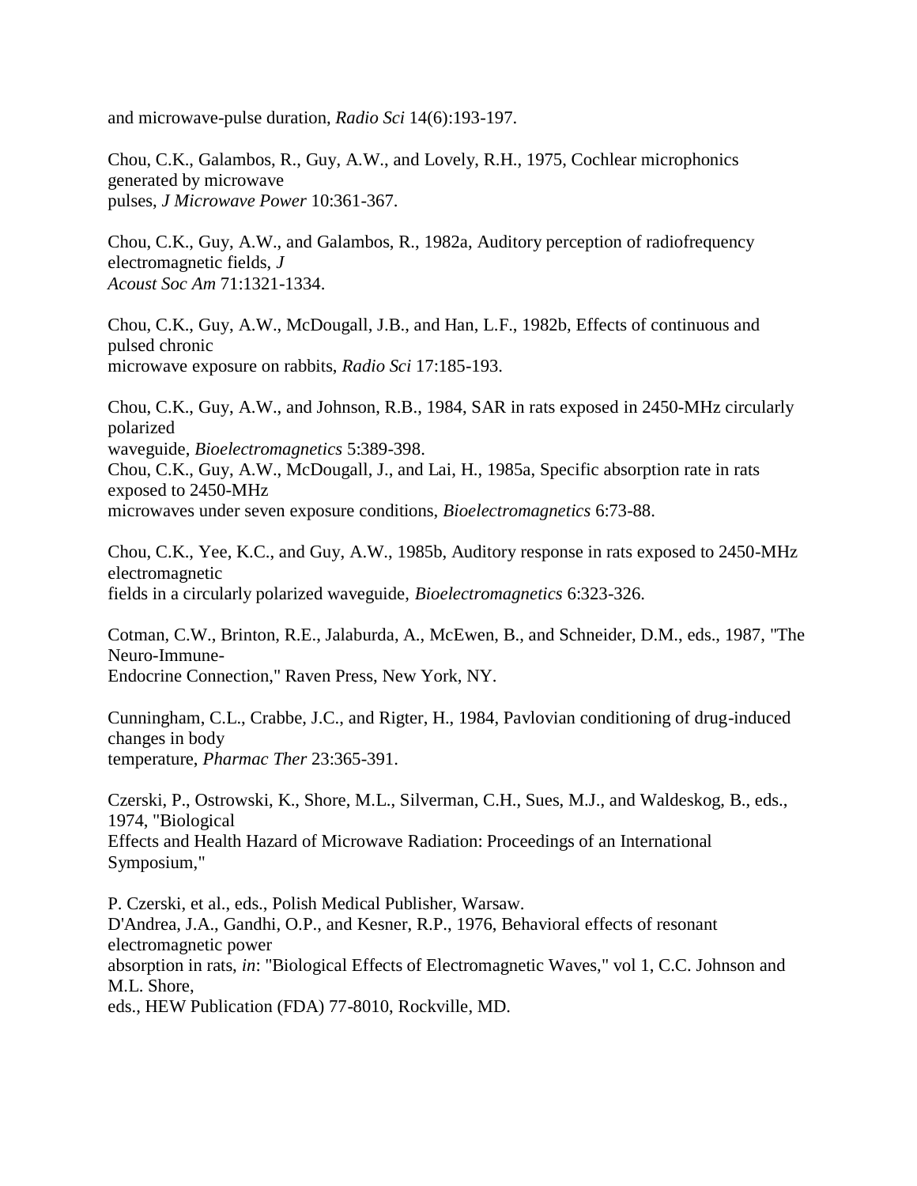and microwave-pulse duration, *Radio Sci* 14(6):193-197.

Chou, C.K., Galambos, R., Guy, A.W., and Lovely, R.H., 1975, Cochlear microphonics generated by microwave pulses, *J Microwave Power* 10:361-367.

Chou, C.K., Guy, A.W., and Galambos, R., 1982a, Auditory perception of radiofrequency electromagnetic fields, *J Acoust Soc Am* 71:1321-1334.

Chou, C.K., Guy, A.W., McDougall, J.B., and Han, L.F., 1982b, Effects of continuous and pulsed chronic microwave exposure on rabbits, *Radio Sci* 17:185-193.

Chou, C.K., Guy, A.W., and Johnson, R.B., 1984, SAR in rats exposed in 2450-MHz circularly polarized waveguide, *Bioelectromagnetics* 5:389-398.

Chou, C.K., Guy, A.W., McDougall, J., and Lai, H., 1985a, Specific absorption rate in rats exposed to 2450-MHz microwaves under seven exposure conditions, *Bioelectromagnetics* 6:73-88.

Chou, C.K., Yee, K.C., and Guy, A.W., 1985b, Auditory response in rats exposed to 2450-MHz electromagnetic fields in a circularly polarized waveguide, *Bioelectromagnetics* 6:323-326.

Cotman, C.W., Brinton, R.E., Jalaburda, A., McEwen, B., and Schneider, D.M., eds., 1987, "The Neuro-Immune-Endocrine Connection," Raven Press, New York, NY.

Cunningham, C.L., Crabbe, J.C., and Rigter, H., 1984, Pavlovian conditioning of drug-induced changes in body temperature, *Pharmac Ther* 23:365-391.

Czerski, P., Ostrowski, K., Shore, M.L., Silverman, C.H., Sues, M.J., and Waldeskog, B., eds., 1974, "Biological Effects and Health Hazard of Microwave Radiation: Proceedings of an International Symposium,"

P. Czerski, et al., eds., Polish Medical Publisher, Warsaw.

D'Andrea, J.A., Gandhi, O.P., and Kesner, R.P., 1976, Behavioral effects of resonant electromagnetic power absorption in rats, *in*: "Biological Effects of Electromagnetic Waves," vol 1, C.C. Johnson and M.L. Shore, eds., HEW Publication (FDA) 77-8010, Rockville, MD.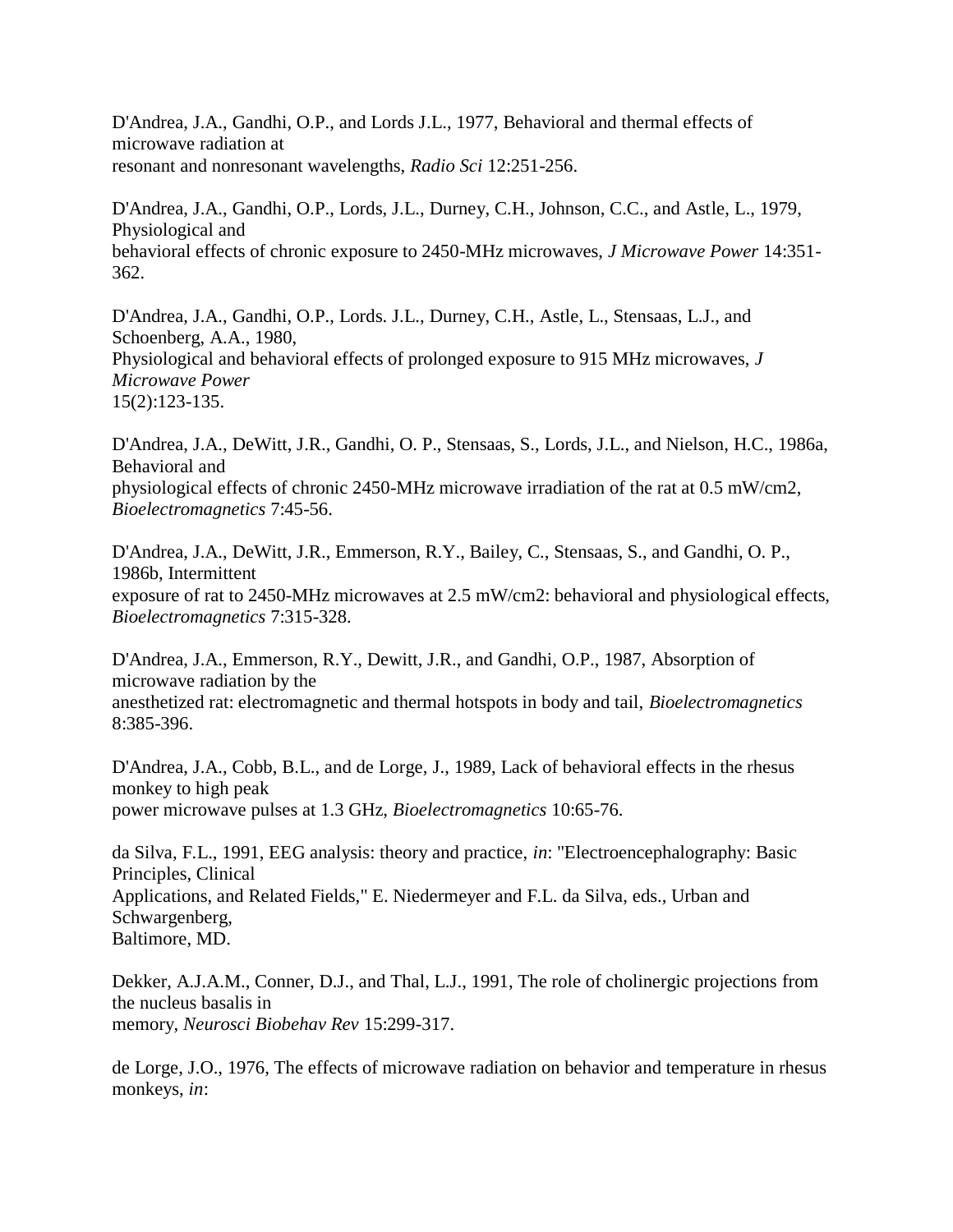D'Andrea, J.A., Gandhi, O.P., and Lords J.L., 1977, Behavioral and thermal effects of microwave radiation at resonant and nonresonant wavelengths, *Radio Sci* 12:251-256.

D'Andrea, J.A., Gandhi, O.P., Lords, J.L., Durney, C.H., Johnson, C.C., and Astle, L., 1979, Physiological and behavioral effects of chronic exposure to 2450-MHz microwaves, *J Microwave Power* 14:351-362.

D'Andrea, J.A., Gandhi, O.P., Lords. J.L., Durney, C.H., Astle, L., Stensaas, L.J., and Schoenberg, A.A., 1980, Physiological and behavioral effects of prolonged exposure to 915 MHz microwaves, *J Microwave Power* 15(2):123-135.

D'Andrea, J.A., DeWitt, J.R., Gandhi, O. P., Stensaas, S., Lords, J.L., and Nielson, H.C., 1986a, Behavioral and physiological effects of chronic 2450-MHz microwave irradiation of the rat at 0.5 mW/cm2, *Bioelectromagnetics* 7:45-56.

D'Andrea, J.A., DeWitt, J.R., Emmerson, R.Y., Bailey, C., Stensaas, S., and Gandhi, O. P., 1986b, Intermittent exposure of rat to 2450-MHz microwaves at 2.5 mW/cm2: behavioral and physiological effects, *Bioelectromagnetics* 7:315-328.

D'Andrea, J.A., Emmerson, R.Y., Dewitt, J.R., and Gandhi, O.P., 1987, Absorption of microwave radiation by the anesthetized rat: electromagnetic and thermal hotspots in body and tail, *Bioelectromagnetics* 8:385-396.

D'Andrea, J.A., Cobb, B.L., and de Lorge, J., 1989, Lack of behavioral effects in the rhesus monkey to high peak power microwave pulses at 1.3 GHz, *Bioelectromagnetics* 10:65-76.

da Silva, F.L., 1991, EEG analysis: theory and practice, *in*: "Electroencephalography: Basic Principles, Clinical Applications, and Related Fields," E. Niedermeyer and F.L. da Silva, eds., Urban and Schwargenberg, Baltimore, MD.

Dekker, A.J.A.M., Conner, D.J., and Thal, L.J., 1991, The role of cholinergic projections from the nucleus basalis in memory, *Neurosci Biobehav Rev* 15:299-317.

de Lorge, J.O., 1976, The effects of microwave radiation on behavior and temperature in rhesus monkeys, *in*: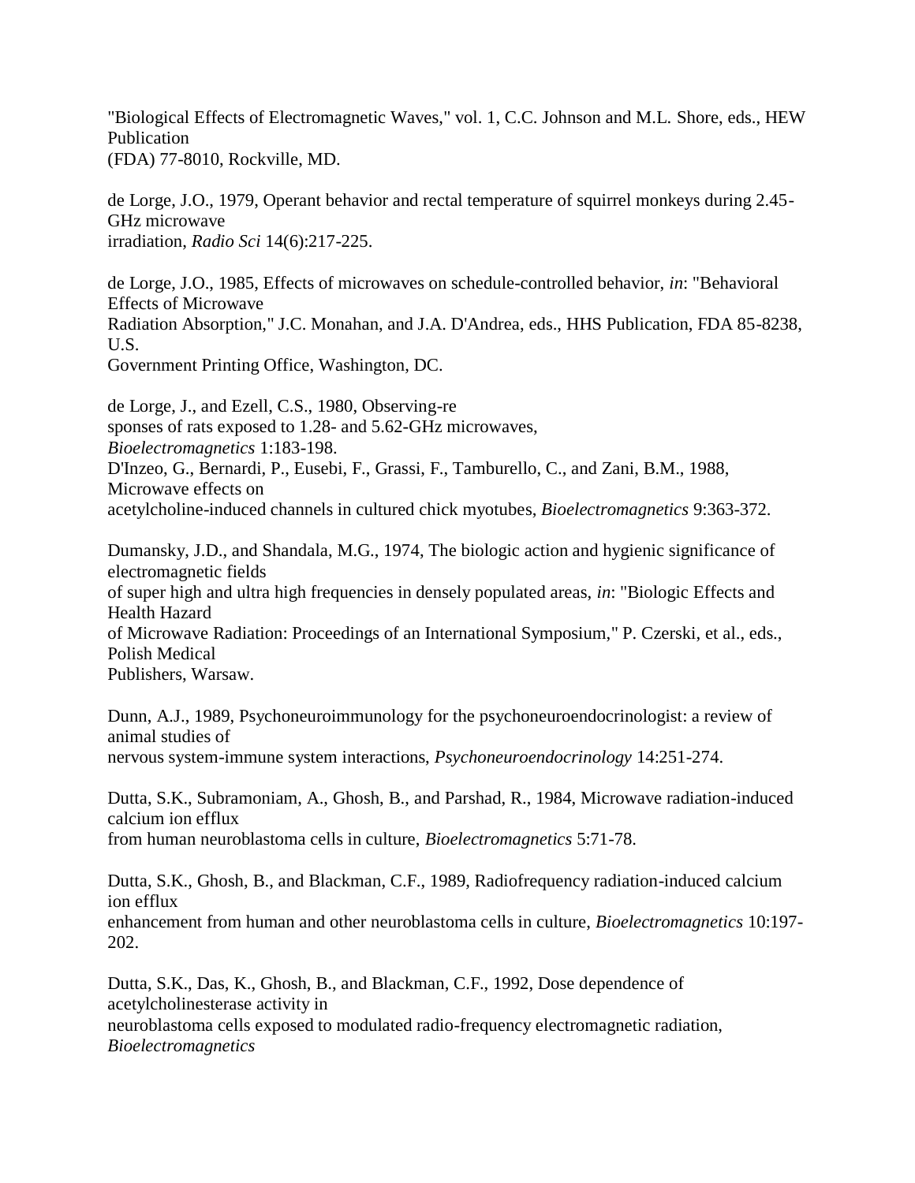"Biological Effects of Electromagnetic Waves," vol. 1, C.C. Johnson and M.L. Shore, eds., HEW Publication (FDA) 77-8010, Rockville, MD.

de Lorge, J.O., 1979, Operant behavior and rectal temperature of squirrel monkeys during 2.45-GHz microwave irradiation, *Radio Sci* 14(6):217-225.

de Lorge, J.O., 1985, Effects of microwaves on schedule-controlled behavior, *in*: "Behavioral Effects of Microwave Radiation Absorption," J.C. Monahan, and J.A. D'Andrea, eds., HHS Publication, FDA 85-8238, U.S. Government Printing Office, Washington, DC.

de Lorge, J., and Ezell, C.S., 1980, Observing-responses of rats exposed to 1.28- and 5.62-GHz microwaves, *Bioelectromagnetics* 1:183-198.

D'Inzeo, G., Bernardi, P., Eusebi, F., Grassi, F., Tamburello, C., and Zani, B.M., 1988, Microwave effects on acetylcholine-induced channels in cultured chick myotubes, *Bioelectromagnetics* 9:363-372.

Dumansky, J.D., and Shandala, M.G., 1974, The biologic action and hygienic significance of electromagnetic fields of super high and ultra high frequencies in densely populated areas, *in*: "Biologic Effects and Health Hazard of Microwave Radiation: Proceedings of an International Symposium," P. Czerski, et al., eds., Polish Medical Publishers, Warsaw.

Dunn, A.J., 1989, Psychoneuroimmunology for the psychoneuroendocrinologist: a review of animal studies of nervous system-immune system interactions, *Psychoneuroendocrinology* 14:251-274.

Dutta, S.K., Subramoniam, A., Ghosh, B., and Parshad, R., 1984, Microwave radiation-induced calcium ion efflux from human neuroblastoma cells in culture, *Bioelectromagnetics* 5:71-78.

Dutta, S.K., Ghosh, B., and Blackman, C.F., 1989, Radiofrequency radiation-induced calcium ion efflux enhancement from human and other neuroblastoma cells in culture, *Bioelectromagnetics* 10:197-202.

Dutta, S.K., Das, K., Ghosh, B., and Blackman, C.F., 1992, Dose dependence of acetylcholinesterase activity in neuroblastoma cells exposed to modulated radio-frequency electromagnetic radiation, *Bioelectromagnetics*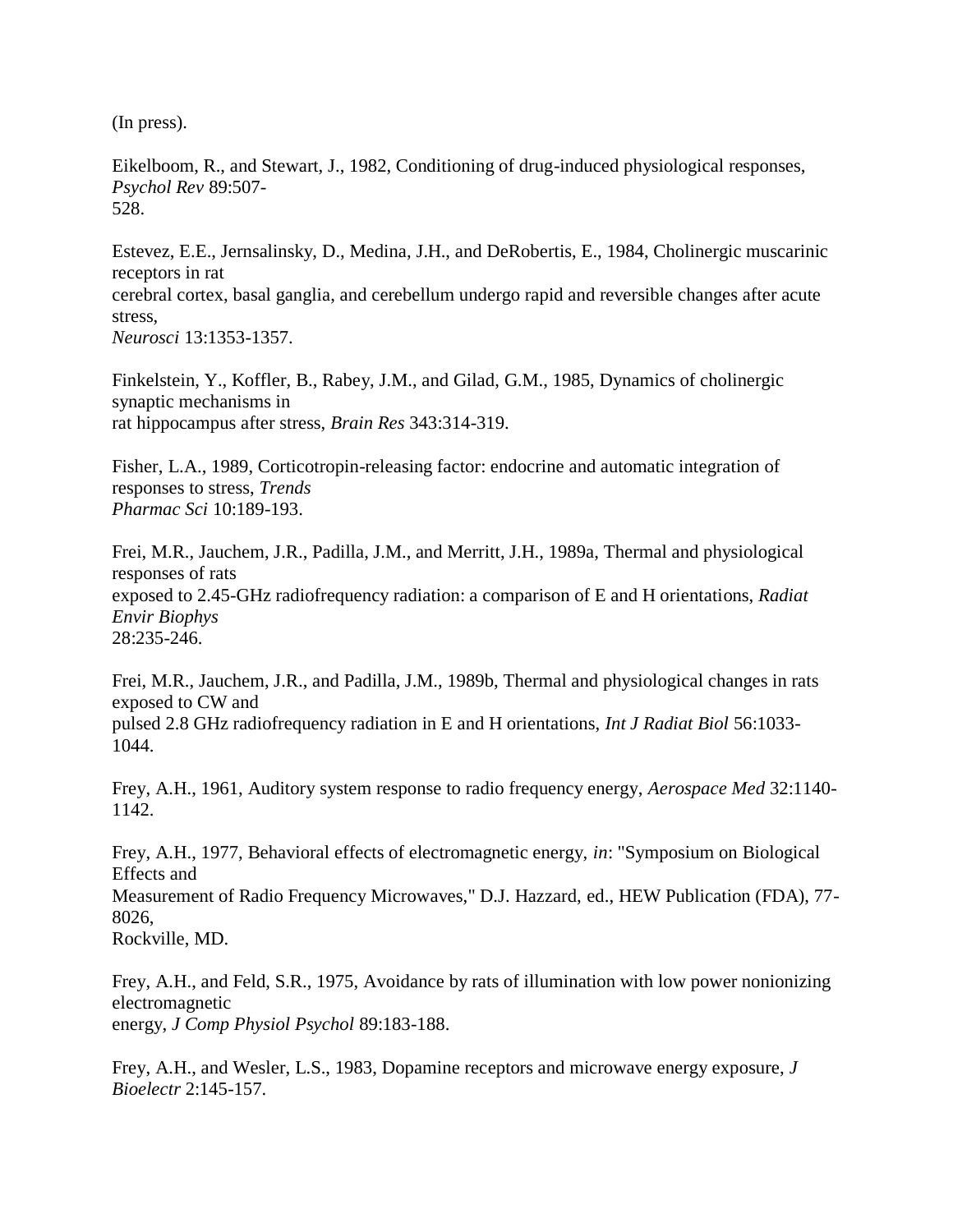(In press).

Eikelboom, R., and Stewart, J., 1982, Conditioning of drug-induced physiological responses, *Psychol Rev* 89:507-528.

Estevez, E.E., Jernsalinsky, D., Medina, J.H., and DeRobertis, E., 1984, Cholinergic muscarinic receptors in rat cerebral cortex, basal ganglia, and cerebellum undergo rapid and reversible changes after acute stress, *Neurosci* 13:1353-1357.

Finkelstein, Y., Koffler, B., Rabey, J.M., and Gilad, G.M., 1985, Dynamics of cholinergic synaptic mechanisms in rat hippocampus after stress, *Brain Res* 343:314-319.

Fisher, L.A., 1989, Corticotropin-releasing factor: endocrine and automatic integration of responses to stress, *Trends Pharmac Sci* 10:189-193.

Frei, M.R., Jauchem, J.R., Padilla, J.M., and Merritt, J.H., 1989a, Thermal and physiological responses of rats exposed to 2.45-GHz radiofrequency radiation: a comparison of E and H orientations, *Radiat Envir Biophys* 28:235-246.

Frei, M.R., Jauchem, J.R., and Padilla, J.M., 1989b, Thermal and physiological changes in rats exposed to CW and pulsed 2.8 GHz radiofrequency radiation in E and H orientations, *Int J Radiat Biol* 56:1033-1044.

Frey, A.H., 1961, Auditory system response to radio frequency energy, *Aerospace Med* 32:1140-1142.

Frey, A.H., 1977, Behavioral effects of electromagnetic energy, *in*: "Symposium on Biological Effects and Measurement of Radio Frequency Microwaves," D.J. Hazzard, ed., HEW Publication (FDA), 77-8026, Rockville, MD.

Frey, A.H., and Feld, S.R., 1975, Avoidance by rats of illumination with low power nonionizing electromagnetic energy, *J Comp Physiol Psychol* 89:183-188.

Frey, A.H., and Wesler, L.S., 1983, Dopamine receptors and microwave energy exposure, *J Bioelectr* 2:145-157.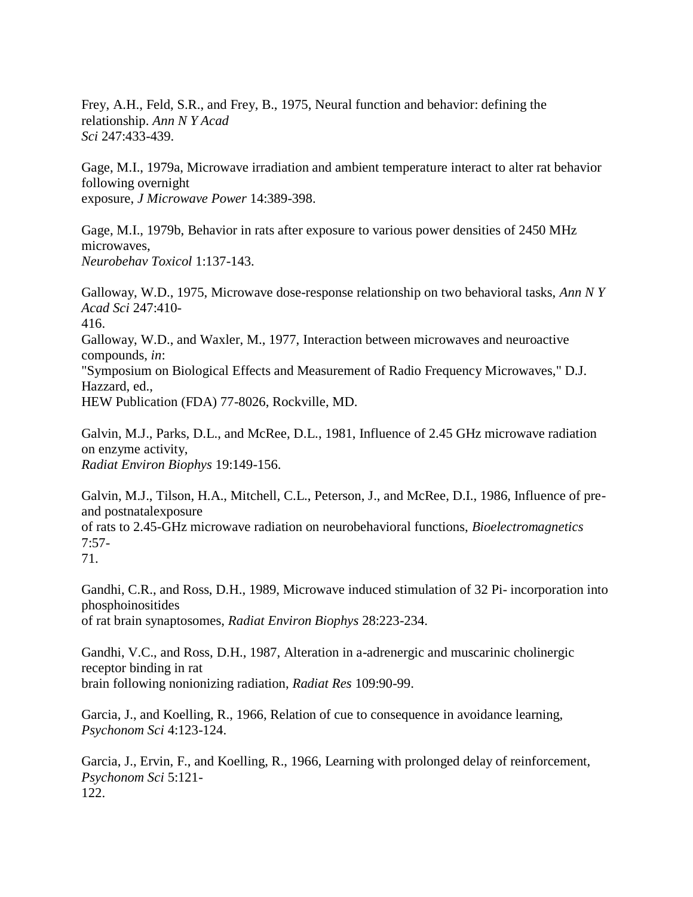Frey, A.H., Feld, S.R., and Frey, B., 1975, Neural function and behavior: defining the relationship. *Ann N Y Acad Sci* 247:433-439.

Gage, M.I., 1979a, Microwave irradiation and ambient temperature interact to alter rat behavior following overnight exposure, *J Microwave Power* 14:389-398.

Gage, M.I., 1979b, Behavior in rats after exposure to various power densities of 2450 MHz microwaves, *Neurobehav Toxicol* 1:137-143.

Galloway, W.D., 1975, Microwave dose-response relationship on two behavioral tasks, *Ann N Y Acad Sci* 247:410-416.

Galloway, W.D., and Waxler, M., 1977, Interaction between microwaves and neuroactive compounds, *in*: "Symposium on Biological Effects and Measurement of Radio Frequency Microwaves," D.J. Hazzard, ed., HEW Publication (FDA) 77-8026, Rockville, MD.

Galvin, M.J., Parks, D.L., and McRee, D.L., 1981, Influence of 2.45 GHz microwave radiation on enzyme activity, *Radiat Environ Biophys* 19:149-156.

Galvin, M.J., Tilson, H.A., Mitchell, C.L., Peterson, J., and McRee, D.I., 1986, Influence of pre- and postnatalexposure of rats to 2.45-GHz microwave radiation on neurobehavioral functions, *Bioelectromagnetics* 7:57-71.

Gandhi, C.R., and Ross, D.H., 1989, Microwave induced stimulation of 32 Pi- incorporation into phosphoinositides of rat brain synaptosomes, *Radiat Environ Biophys* 28:223-234.

Gandhi, V.C., and Ross, D.H., 1987, Alteration in a-adrenergic and muscarinic cholinergic receptor binding in rat brain following nonionizing radiation, *Radiat Res* 109:90-99.

Garcia, J., and Koelling, R., 1966, Relation of cue to consequence in avoidance learning, *Psychonom Sci* 4:123-124.

Garcia, J., Ervin, F., and Koelling, R., 1966, Learning with prolonged delay of reinforcement, *Psychonom Sci* 5:121-122.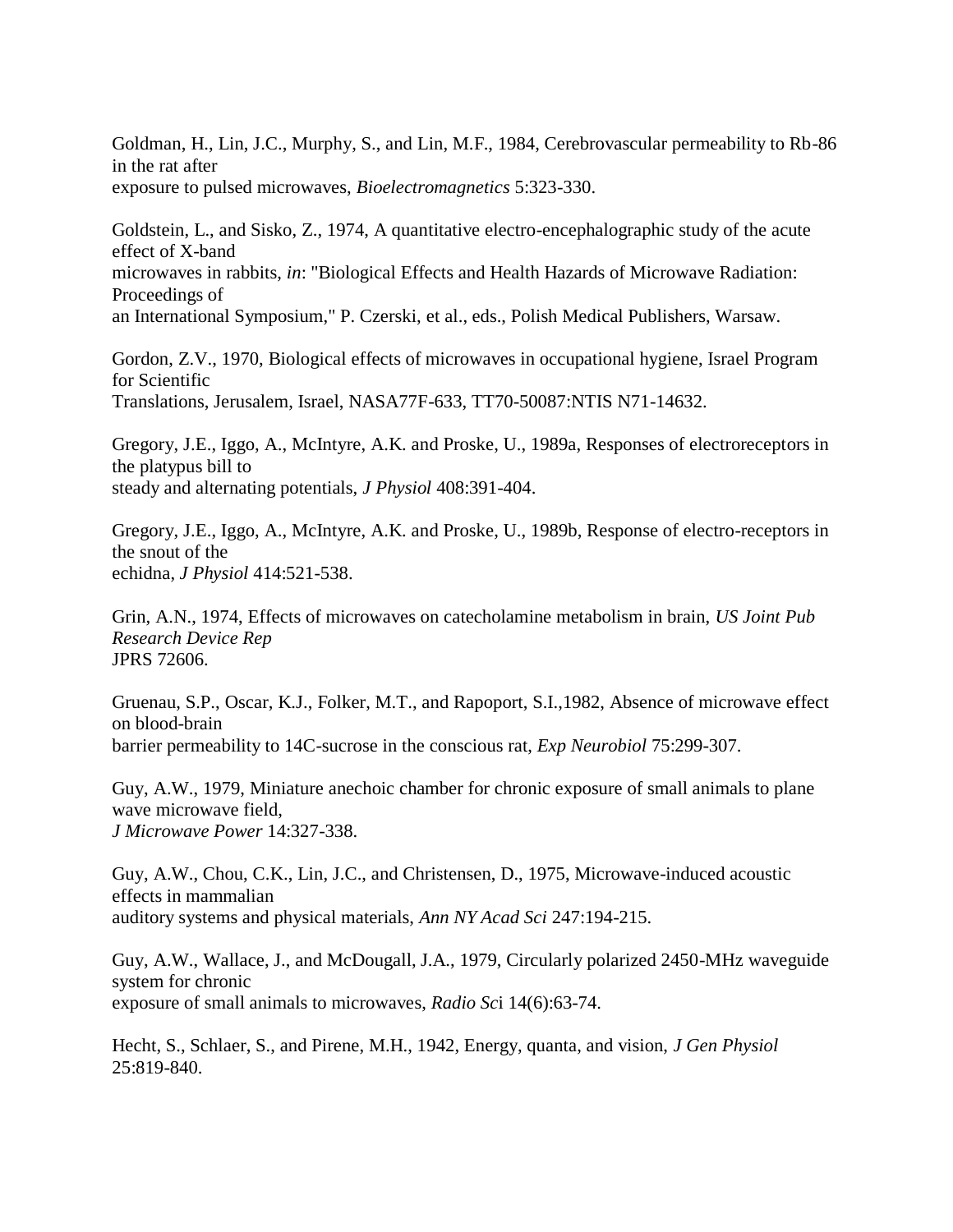Goldman, H., Lin, J.C., Murphy, S., and Lin, M.F., 1984, Cerebrovascular permeability to Rb-86 in the rat after exposure to pulsed microwaves, *Bioelectromagnetics* 5:323-330.

Goldstein, L., and Sisko, Z., 1974, A quantitative electro-encephalographic study of the acute effect of X-band microwaves in rabbits, *in*: "Biological Effects and Health Hazards of Microwave Radiation: Proceedings of an International Symposium," P. Czerski, et al., eds., Polish Medical Publishers, Warsaw.

Gordon, Z.V., 1970, Biological effects of microwaves in occupational hygiene, Israel Program for Scientific Translations, Jerusalem, Israel, NASA77F-633, TT70-50087:NTIS N71-14632.

Gregory, J.E., Iggo, A., McIntyre, A.K. and Proske, U., 1989a, Responses of electroreceptors in the platypus bill to steady and alternating potentials, *J Physiol* 408:391-404.

Gregory, J.E., Iggo, A., McIntyre, A.K. and Proske, U., 1989b, Response of electro-receptors in the snout of the echidna, *J Physiol* 414:521-538.

Grin, A.N., 1974, Effects of microwaves on catecholamine metabolism in brain, *US Joint Pub Research Device Rep* JPRS 72606.

Gruenau, S.P., Oscar, K.J., Folker, M.T., and Rapoport, S.I.,1982, Absence of microwave effect on blood-brain barrier permeability to 14C-sucrose in the conscious rat, *Exp Neurobiol* 75:299-307.

Guy, A.W., 1979, Miniature anechoic chamber for chronic exposure of small animals to plane wave microwave field, *J Microwave Power* 14:327-338.

Guy, A.W., Chou, C.K., Lin, J.C., and Christensen, D., 1975, Microwave-induced acoustic effects in mammalian auditory systems and physical materials, *Ann NY Acad Sci* 247:194-215.

Guy, A.W., Wallace, J., and McDougall, J.A., 1979, Circularly polarized 2450-MHz waveguide system for chronic exposure of small animals to microwaves, *Radio Sc*i 14(6):63-74.

Hecht, S., Schlaer, S., and Pirene, M.H., 1942, Energy, quanta, and vision, *J Gen Physiol* 25:819-840.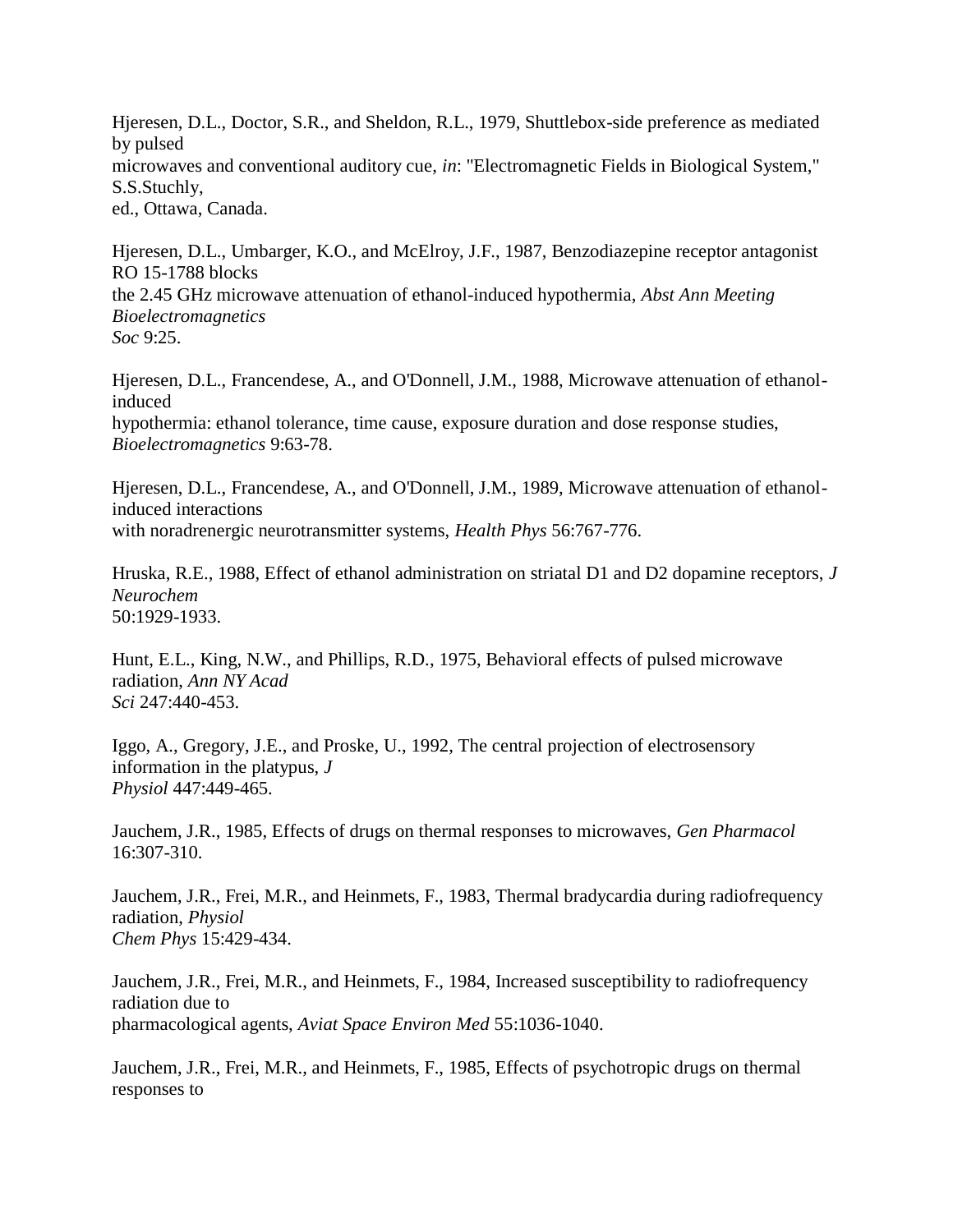Hjeresen, D.L., Doctor, S.R., and Sheldon, R.L., 1979, Shuttlebox-side preference as mediated by pulsed microwaves and conventional auditory cue, *in*: "Electromagnetic Fields in Biological System," S.S.Stuchly, ed., Ottawa, Canada.

Hjeresen, D.L., Umbarger, K.O., and McElroy, J.F., 1987, Benzodiazepine receptor antagonist RO 15-1788 blocks the 2.45 GHz microwave attenuation of ethanol-induced hypothermia, *Abst Ann Meeting Bioelectromagnetics Soc* 9:25.

Hjeresen, D.L., Francendese, A., and O'Donnell, J.M., 1988, Microwave attenuation of ethanol-induced hypothermia: ethanol tolerance, time cause, exposure duration and dose response studies, *Bioelectromagnetics* 9:63-78.

Hjeresen, D.L., Francendese, A., and O'Donnell, J.M., 1989, Microwave attenuation of ethanol-induced interactions with noradrenergic neurotransmitter systems, *Health Phys* 56:767-776.

Hruska, R.E., 1988, Effect of ethanol administration on striatal D1 and D2 dopamine receptors, *J Neurochem* 50:1929-1933.

Hunt, E.L., King, N.W., and Phillips, R.D., 1975, Behavioral effects of pulsed microwave radiation, *Ann NY Acad Sci* 247:440-453.

Iggo, A., Gregory, J.E., and Proske, U., 1992, The central projection of electrosensory information in the platypus, *J Physiol* 447:449-465.

Jauchem, J.R., 1985, Effects of drugs on thermal responses to microwaves, *Gen Pharmacol* 16:307-310.

Jauchem, J.R., Frei, M.R., and Heinmets, F., 1983, Thermal bradycardia during radiofrequency radiation, *Physiol Chem Phys* 15:429-434.

Jauchem, J.R., Frei, M.R., and Heinmets, F., 1984, Increased susceptibility to radiofrequency radiation due to pharmacological agents, *Aviat Space Environ Med* 55:1036-1040.

Jauchem, J.R., Frei, M.R., and Heinmets, F., 1985, Effects of psychotropic drugs on thermal responses to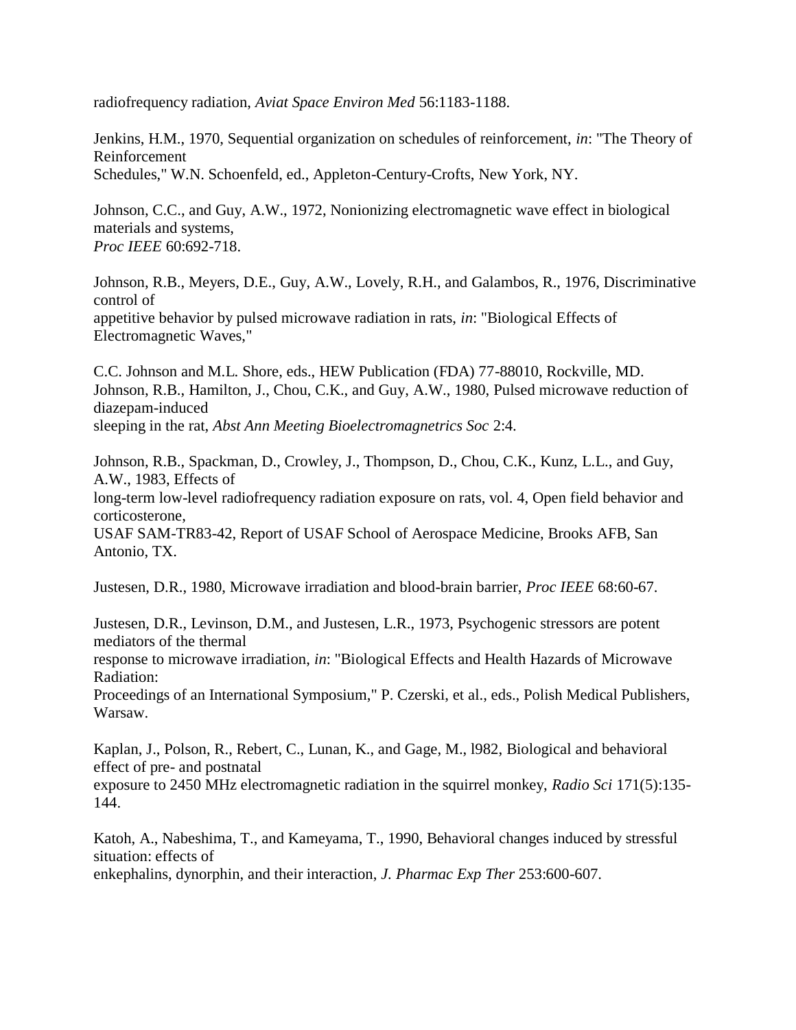radiofrequency radiation, *Aviat Space Environ Med* 56:1183-1188.

Jenkins, H.M., 1970, Sequential organization on schedules of reinforcement, *in*: "The Theory of Reinforcement Schedules," W.N. Schoenfeld, ed., Appleton-Century-Crofts, New York, NY.

Johnson, C.C., and Guy, A.W., 1972, Nonionizing electromagnetic wave effect in biological materials and systems, *Proc IEEE* 60:692-718.

Johnson, R.B., Meyers, D.E., Guy, A.W., Lovely, R.H., and Galambos, R., 1976, Discriminative control of appetitive behavior by pulsed microwave radiation in rats, *in*: "Biological Effects of Electromagnetic Waves,"

C.C. Johnson and M.L. Shore, eds., HEW Publication (FDA) 77-88010, Rockville, MD.

Johnson, R.B., Hamilton, J., Chou, C.K., and Guy, A.W., 1980, Pulsed microwave reduction of diazepam-induced sleeping in the rat, *Abst Ann Meeting Bioelectromagnetics Soc* 2:4.

Johnson, R.B., Spackman, D., Crowley, J., Thompson, D., Chou, C.K., Kunz, L.L., and Guy, A.W., 1983, Effects of long-term low-level radiofrequency radiation exposure on rats, vol. 4, Open field behavior and corticosterone, USAF SAM-TR83-42, Report of USAF School of Aerospace Medicine, Brooks AFB, San Antonio, TX.

Justesen, D.R., 1980, Microwave irradiation and blood-brain barrier, *Proc IEEE* 68:60-67.

Justesen, D.R., Levinson, D.M., and Justesen, L.R., 1973, Psychogenic stressors are potent mediators of the thermal response to microwave irradiation, *in*: "Biological Effects and Health Hazards of Microwave Radiation: Proceedings of an International Symposium," P. Czerski, et al., eds., Polish Medical Publishers, Warsaw.

Kaplan, J., Polson, R., Rebert, C., Lunan, K., and Gage, M., l982, Biological and behavioral effect of pre- and postnatal exposure to 2450 MHz electromagnetic radiation in the squirrel monkey, *Radio Sci* 171(5):135-144.

Katoh, A., Nabeshima, T., and Kameyama, T., 1990, Behavioral changes induced by stressful situation: effects of enkephalins, dynorphin, and their interaction, *J. Pharmac Exp Ther* 253:600-607.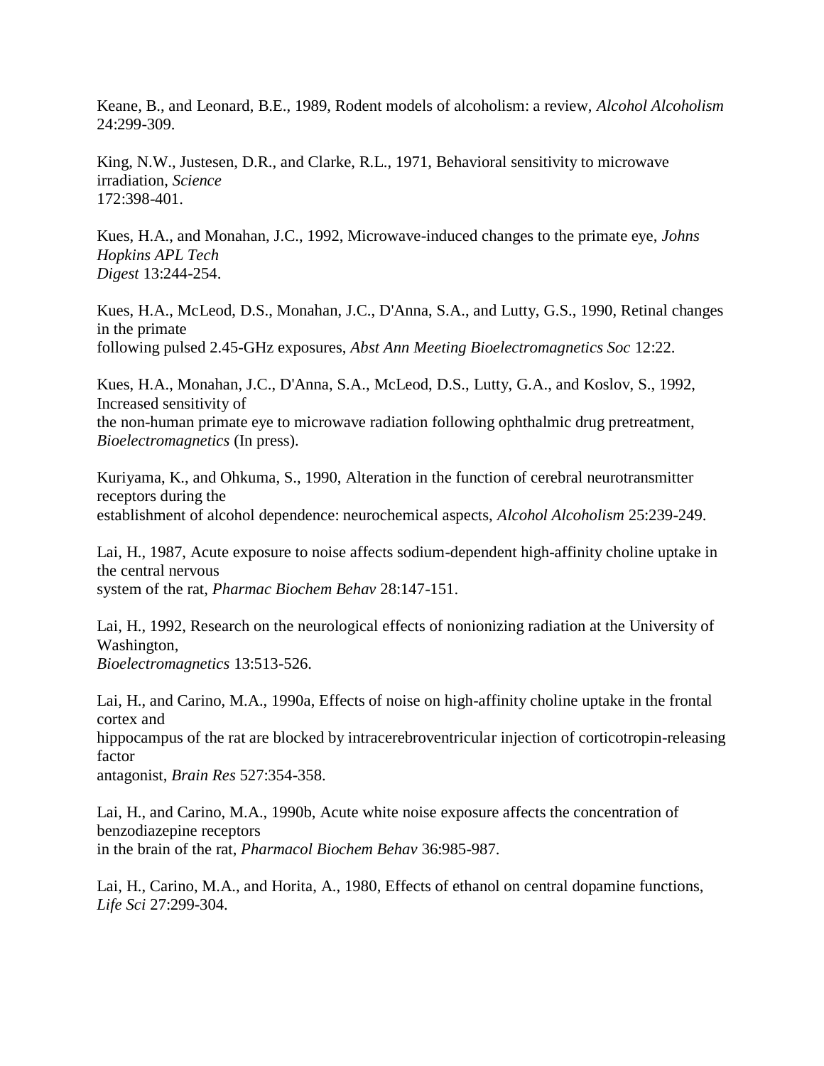Keane, B., and Leonard, B.E., 1989, Rodent models of alcoholism: a review, *Alcohol Alcoholism* 24:299-309.

King, N.W., Justesen, D.R., and Clarke, R.L., 1971, Behavioral sensitivity to microwave irradiation, *Science* 172:398-401.

Kues, H.A., and Monahan, J.C., 1992, Microwave-induced changes to the primate eye, *Johns Hopkins APL Tech Digest* 13:244-254.

Kues, H.A., McLeod, D.S., Monahan, J.C., D'Anna, S.A., and Lutty, G.S., 1990, Retinal changes in the primate following pulsed 2.45-GHz exposures, *Abst Ann Meeting Bioelectromagnetics Soc* 12:22.

Kues, H.A., Monahan, J.C., D'Anna, S.A., McLeod, D.S., Lutty, G.A., and Koslov, S., 1992, Increased sensitivity of the non-human primate eye to microwave radiation following ophthalmic drug pretreatment, *Bioelectromagnetics* (In press).

Kuriyama, K., and Ohkuma, S., 1990, Alteration in the function of cerebral neurotransmitter receptors during the establishment of alcohol dependence: neurochemical aspects, *Alcohol Alcoholism* 25:239-249.

Lai, H., 1987, Acute exposure to noise affects sodium-dependent high-affinity choline uptake in the central nervous system of the rat, *Pharmac Biochem Behav* 28:147-151.

Lai, H., 1992, Research on the neurological effects of nonionizing radiation at the University of Washington, *Bioelectromagnetics* 13:513-526.

Lai, H., and Carino, M.A., 1990a, Effects of noise on high-affinity choline uptake in the frontal cortex and hippocampus of the rat are blocked by intracerebroventricular injection of corticotropin-releasing factor antagonist, *Brain Res* 527:354-358.

Lai, H., and Carino, M.A., 1990b, Acute white noise exposure affects the concentration of benzodiazepine receptors in the brain of the rat, *Pharmacol Biochem Behav* 36:985-987.

Lai, H., Carino, M.A., and Horita, A., 1980, Effects of ethanol on central dopamine functions, *Life Sci* 27:299-304.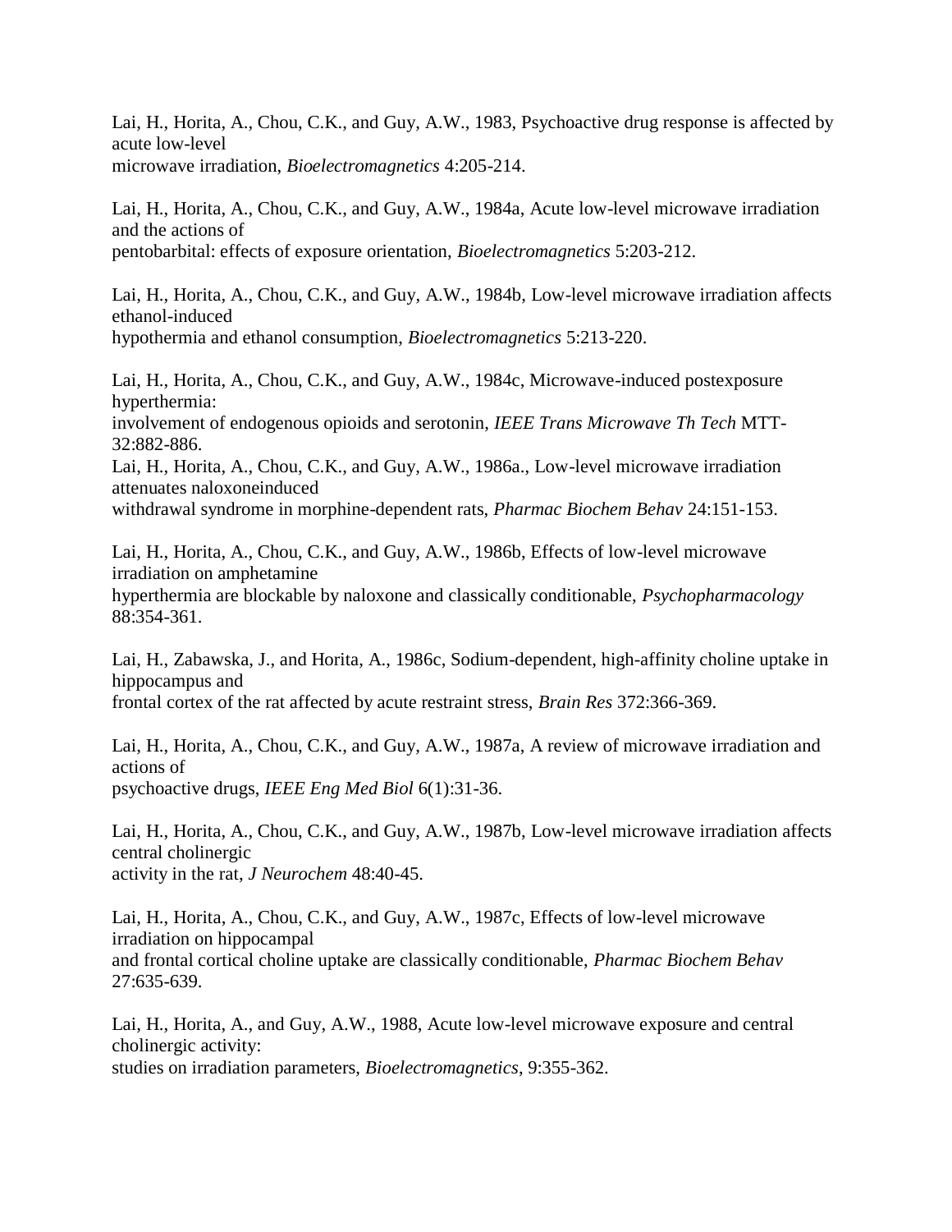Lai, H., Horita, A., Chou, C.K., and Guy, A.W., 1983, Psychoactive drug response is affected by acute low-level
microwave irradiation, *Bioelectromagnetics* 4:205-214.

Lai, H., Horita, A., Chou, C.K., and Guy, A.W., 1984a, Acute low-level microwave irradiation and the actions of
pentobarbital: effects of exposure orientation, *Bioelectromagnetics* 5:203-212.

Lai, H., Horita, A., Chou, C.K., and Guy, A.W., 1984b, Low-level microwave irradiation affects ethanol-induced
hypothermia and ethanol consumption, *Bioelectromagnetics* 5:213-220.

Lai, H., Horita, A., Chou, C.K., and Guy, A.W., 1984c, Microwave-induced postexposure hyperthermia:
involvement of endogenous opioids and serotonin, *IEEE Trans Microwave Th Tech* MTT-32:882-886.
Lai, H., Horita, A., Chou, C.K., and Guy, A.W., 1986a., Low-level microwave irradiation attenuates naloxoneinduced
withdrawal syndrome in morphine-dependent rats, *Pharmac Biochem Behav* 24:151-153.

Lai, H., Horita, A., Chou, C.K., and Guy, A.W., 1986b, Effects of low-level microwave irradiation on amphetamine
hyperthermia are blockable by naloxone and classically conditionable, *Psychopharmacology* 88:354-361.

Lai, H., Zabawska, J., and Horita, A., 1986c, Sodium-dependent, high-affinity choline uptake in hippocampus and
frontal cortex of the rat affected by acute restraint stress, *Brain Res* 372:366-369.

Lai, H., Horita, A., Chou, C.K., and Guy, A.W., 1987a, A review of microwave irradiation and actions of
psychoactive drugs, *IEEE Eng Med Biol* 6(1):31-36.

Lai, H., Horita, A., Chou, C.K., and Guy, A.W., 1987b, Low-level microwave irradiation affects central cholinergic
activity in the rat, *J Neurochem* 48:40-45.

Lai, H., Horita, A., Chou, C.K., and Guy, A.W., 1987c, Effects of low-level microwave irradiation on hippocampal
and frontal cortical choline uptake are classically conditionable, *Pharmac Biochem Behav* 27:635-639.

Lai, H., Horita, A., and Guy, A.W., 1988, Acute low-level microwave exposure and central cholinergic activity:
studies on irradiation parameters, *Bioelectromagnetics*, 9:355-362.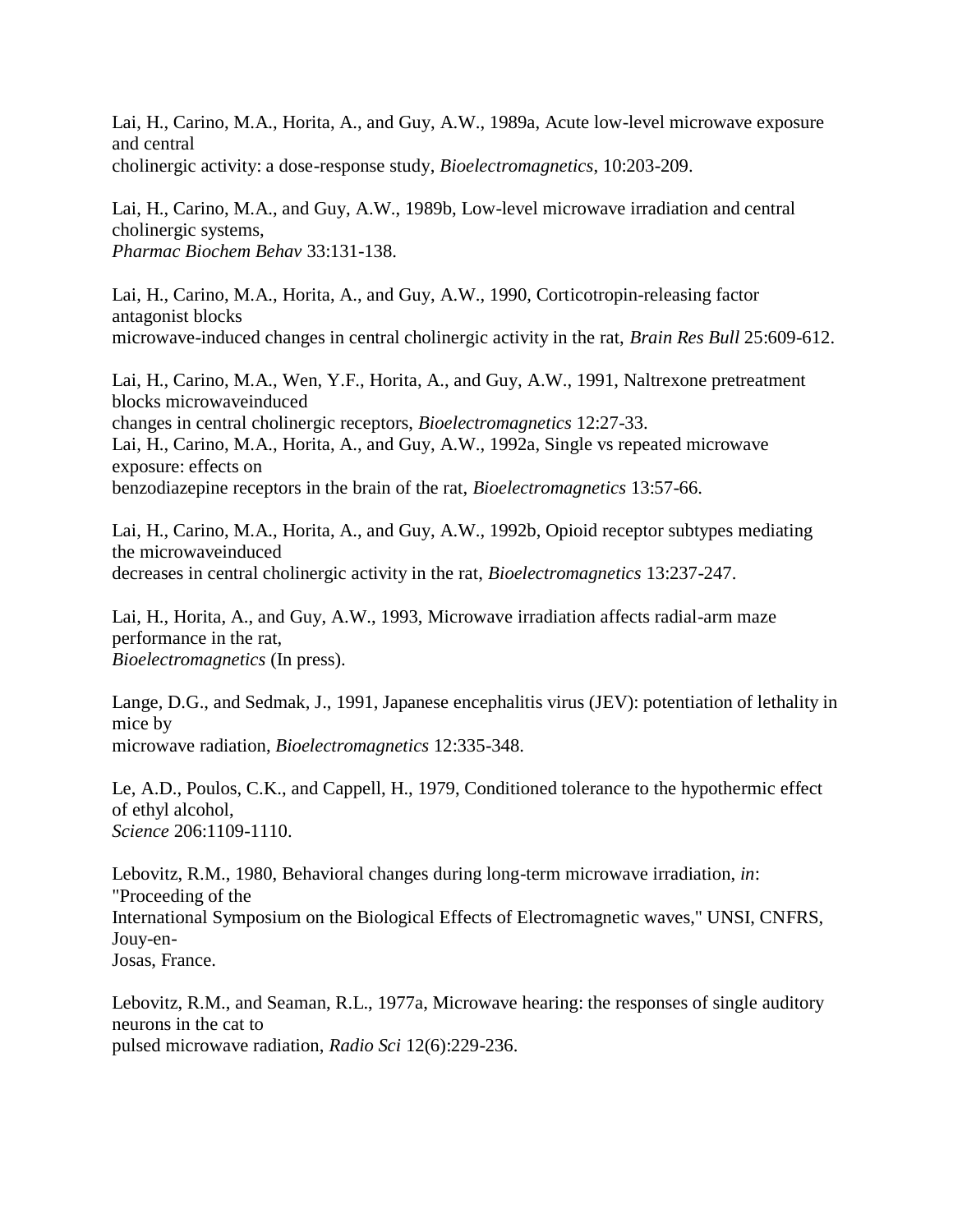Lai, H., Carino, M.A., Horita, A., and Guy, A.W., 1989a, Acute low-level microwave exposure and central cholinergic activity: a dose-response study, *Bioelectromagnetics*, 10:203-209.

Lai, H., Carino, M.A., and Guy, A.W., 1989b, Low-level microwave irradiation and central cholinergic systems, *Pharmac Biochem Behav* 33:131-138.

Lai, H., Carino, M.A., Horita, A., and Guy, A.W., 1990, Corticotropin-releasing factor antagonist blocks microwave-induced changes in central cholinergic activity in the rat, *Brain Res Bull* 25:609-612.

Lai, H., Carino, M.A., Wen, Y.F., Horita, A., and Guy, A.W., 1991, Naltrexone pretreatment blocks microwaveinduced changes in central cholinergic receptors, *Bioelectromagnetics* 12:27-33.

Lai, H., Carino, M.A., Horita, A., and Guy, A.W., 1992a, Single vs repeated microwave exposure: effects on benzodiazepine receptors in the brain of the rat, *Bioelectromagnetics* 13:57-66.

Lai, H., Carino, M.A., Horita, A., and Guy, A.W., 1992b, Opioid receptor subtypes mediating the microwaveinduced decreases in central cholinergic activity in the rat, *Bioelectromagnetics* 13:237-247.

Lai, H., Horita, A., and Guy, A.W., 1993, Microwave irradiation affects radial-arm maze performance in the rat, *Bioelectromagnetics* (In press).

Lange, D.G., and Sedmak, J., 1991, Japanese encephalitis virus (JEV): potentiation of lethality in mice by microwave radiation, *Bioelectromagnetics* 12:335-348.

Le, A.D., Poulos, C.K., and Cappell, H., 1979, Conditioned tolerance to the hypothermic effect of ethyl alcohol, *Science* 206:1109-1110.

Lebovitz, R.M., 1980, Behavioral changes during long-term microwave irradiation, *in*: "Proceeding of the International Symposium on the Biological Effects of Electromagnetic waves," UNSI, CNFRS, Jouy-en-Josas, France.

Lebovitz, R.M., and Seaman, R.L., 1977a, Microwave hearing: the responses of single auditory neurons in the cat to pulsed microwave radiation, *Radio Sci* 12(6):229-236.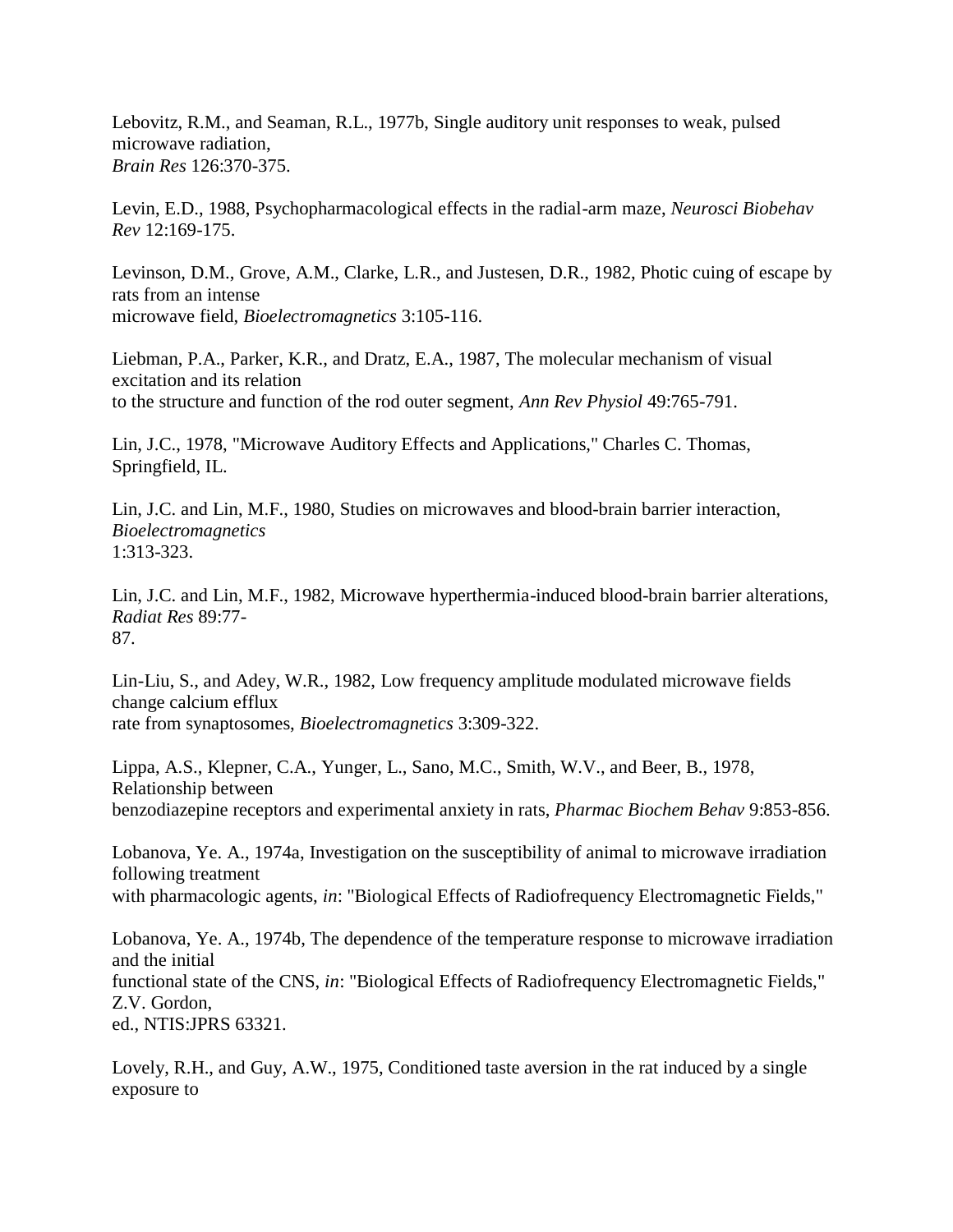Lebovitz, R.M., and Seaman, R.L., 1977b, Single auditory unit responses to weak, pulsed microwave radiation, *Brain Res* 126:370-375.

Levin, E.D., 1988, Psychopharmacological effects in the radial-arm maze, *Neurosci Biobehav Rev* 12:169-175.

Levinson, D.M., Grove, A.M., Clarke, L.R., and Justesen, D.R., 1982, Photic cuing of escape by rats from an intense microwave field, *Bioelectromagnetics* 3:105-116.

Liebman, P.A., Parker, K.R., and Dratz, E.A., 1987, The molecular mechanism of visual excitation and its relation to the structure and function of the rod outer segment, *Ann Rev Physiol* 49:765-791.

Lin, J.C., 1978, "Microwave Auditory Effects and Applications," Charles C. Thomas, Springfield, IL.

Lin, J.C. and Lin, M.F., 1980, Studies on microwaves and blood-brain barrier interaction, *Bioelectromagnetics* 1:313-323.

Lin, J.C. and Lin, M.F., 1982, Microwave hyperthermia-induced blood-brain barrier alterations, *Radiat Res* 89:77-87.

Lin-Liu, S., and Adey, W.R., 1982, Low frequency amplitude modulated microwave fields change calcium efflux rate from synaptosomes, *Bioelectromagnetics* 3:309-322.

Lippa, A.S., Klepner, C.A., Yunger, L., Sano, M.C., Smith, W.V., and Beer, B., 1978, Relationship between benzodiazepine receptors and experimental anxiety in rats, *Pharmac Biochem Behav* 9:853-856.

Lobanova, Ye. A., 1974a, Investigation on the susceptibility of animal to microwave irradiation following treatment with pharmacologic agents, *in*: "Biological Effects of Radiofrequency Electromagnetic Fields,"

Lobanova, Ye. A., 1974b, The dependence of the temperature response to microwave irradiation and the initial functional state of the CNS, *in*: "Biological Effects of Radiofrequency Electromagnetic Fields," Z.V. Gordon, ed., NTIS:JPRS 63321.

Lovely, R.H., and Guy, A.W., 1975, Conditioned taste aversion in the rat induced by a single exposure to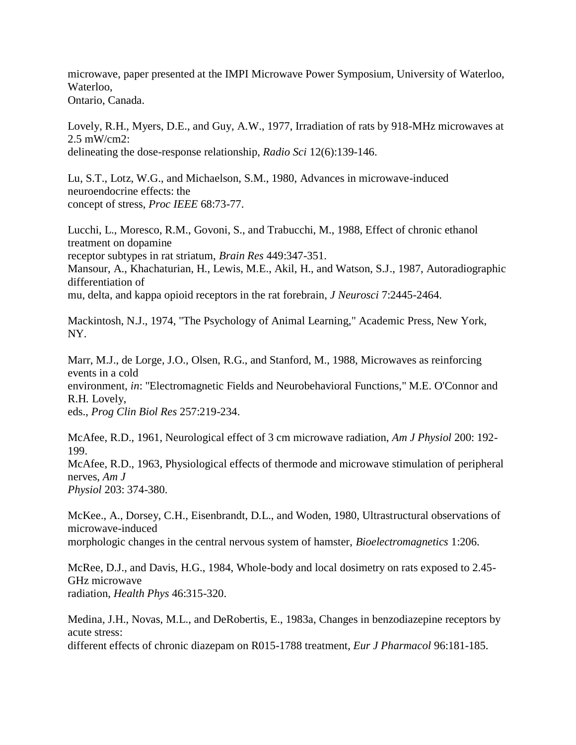microwave, paper presented at the IMPI Microwave Power Symposium, University of Waterloo, Waterloo,
Ontario, Canada.

Lovely, R.H., Myers, D.E., and Guy, A.W., 1977, Irradiation of rats by 918-MHz microwaves at 2.5 mW/cm2:
delineating the dose-response relationship, *Radio Sci* 12(6):139-146.

Lu, S.T., Lotz, W.G., and Michaelson, S.M., 1980, Advances in microwave-induced neuroendocrine effects: the
concept of stress, *Proc IEEE* 68:73-77.

Lucchi, L., Moresco, R.M., Govoni, S., and Trabucchi, M., 1988, Effect of chronic ethanol treatment on dopamine
receptor subtypes in rat striatum, *Brain Res* 449:347-351.
Mansour, A., Khachaturian, H., Lewis, M.E., Akil, H., and Watson, S.J., 1987, Autoradiographic differentiation of
mu, delta, and kappa opioid receptors in the rat forebrain, *J Neurosci* 7:2445-2464.

Mackintosh, N.J., 1974, "The Psychology of Animal Learning," Academic Press, New York, NY.

Marr, M.J., de Lorge, J.O., Olsen, R.G., and Stanford, M., 1988, Microwaves as reinforcing events in a cold
environment, *in*: "Electromagnetic Fields and Neurobehavioral Functions," M.E. O'Connor and R.H. Lovely,
eds., *Prog Clin Biol Res* 257:219-234.

McAfee, R.D., 1961, Neurological effect of 3 cm microwave radiation, *Am J Physiol* 200: 192-199.
McAfee, R.D., 1963, Physiological effects of thermode and microwave stimulation of peripheral nerves, *Am J
Physiol* 203: 374-380.

McKee., A., Dorsey, C.H., Eisenbrandt, D.L., and Woden, 1980, Ultrastructural observations of microwave-induced
morphologic changes in the central nervous system of hamster, *Bioelectromagnetics* 1:206.

McRee, D.J., and Davis, H.G., 1984, Whole-body and local dosimetry on rats exposed to 2.45-GHz microwave
radiation, *Health Phys* 46:315-320.

Medina, J.H., Novas, M.L., and DeRobertis, E., 1983a, Changes in benzodiazepine receptors by acute stress:
different effects of chronic diazepam on R015-1788 treatment, *Eur J Pharmacol* 96:181-185.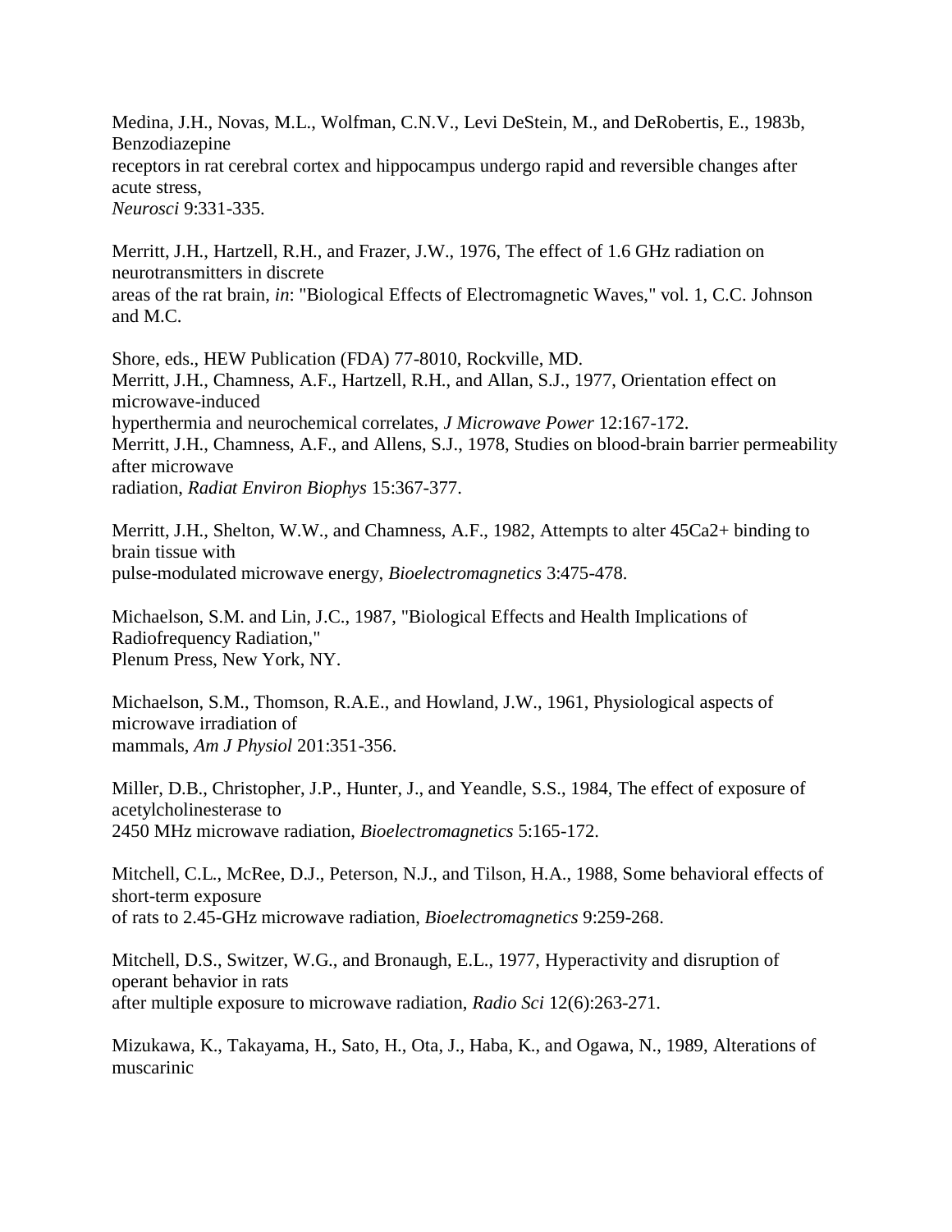Medina, J.H., Novas, M.L., Wolfman, C.N.V., Levi DeStein, M., and DeRobertis, E., 1983b, Benzodiazepine receptors in rat cerebral cortex and hippocampus undergo rapid and reversible changes after acute stress, *Neurosci* 9:331-335.

Merritt, J.H., Hartzell, R.H., and Frazer, J.W., 1976, The effect of 1.6 GHz radiation on neurotransmitters in discrete areas of the rat brain, *in*: "Biological Effects of Electromagnetic Waves," vol. 1, C.C. Johnson and M.C.

Shore, eds., HEW Publication (FDA) 77-8010, Rockville, MD.

Merritt, J.H., Chamness, A.F., Hartzell, R.H., and Allan, S.J., 1977, Orientation effect on microwave-induced hyperthermia and neurochemical correlates, *J Microwave Power* 12:167-172.

Merritt, J.H., Chamness, A.F., and Allens, S.J., 1978, Studies on blood-brain barrier permeability after microwave radiation, *Radiat Environ Biophys* 15:367-377.

Merritt, J.H., Shelton, W.W., and Chamness, A.F., 1982, Attempts to alter 45Ca2+ binding to brain tissue with pulse-modulated microwave energy, *Bioelectromagnetics* 3:475-478.

Michaelson, S.M. and Lin, J.C., 1987, "Biological Effects and Health Implications of Radiofrequency Radiation," Plenum Press, New York, NY.

Michaelson, S.M., Thomson, R.A.E., and Howland, J.W., 1961, Physiological aspects of microwave irradiation of mammals, *Am J Physiol* 201:351-356.

Miller, D.B., Christopher, J.P., Hunter, J., and Yeandle, S.S., 1984, The effect of exposure of acetylcholinesterase to 2450 MHz microwave radiation, *Bioelectromagnetics* 5:165-172.

Mitchell, C.L., McRee, D.J., Peterson, N.J., and Tilson, H.A., 1988, Some behavioral effects of short-term exposure of rats to 2.45-GHz microwave radiation, *Bioelectromagnetics* 9:259-268.

Mitchell, D.S., Switzer, W.G., and Bronaugh, E.L., 1977, Hyperactivity and disruption of operant behavior in rats after multiple exposure to microwave radiation, *Radio Sci* 12(6):263-271.

Mizukawa, K., Takayama, H., Sato, H., Ota, J., Haba, K., and Ogawa, N., 1989, Alterations of muscarinic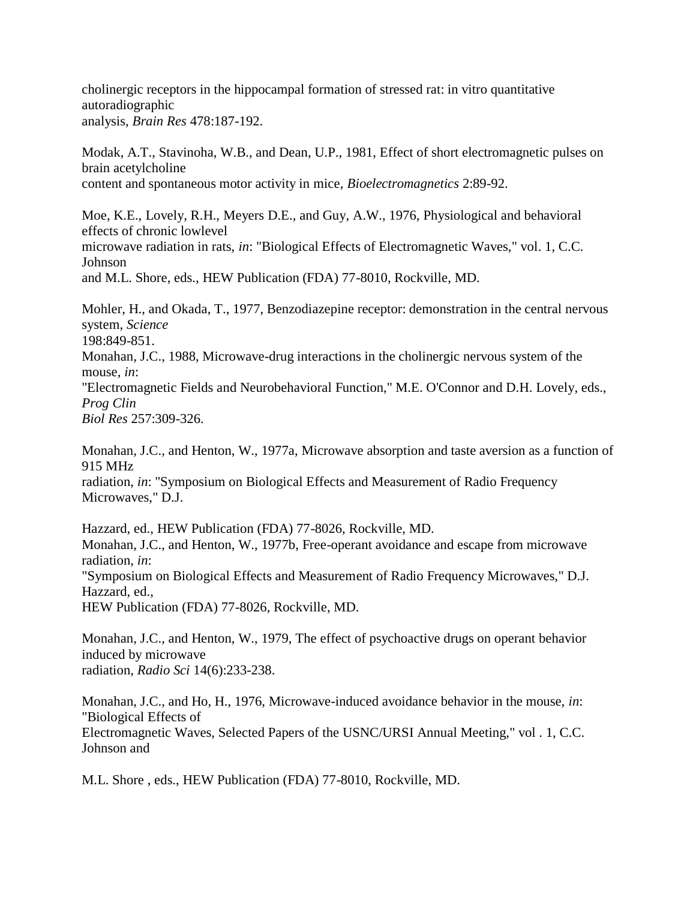cholinergic receptors in the hippocampal formation of stressed rat: in vitro quantitative autoradiographic analysis, *Brain Res* 478:187-192.

Modak, A.T., Stavinoha, W.B., and Dean, U.P., 1981, Effect of short electromagnetic pulses on brain acetylcholine content and spontaneous motor activity in mice, *Bioelectromagnetics* 2:89-92.

Moe, K.E., Lovely, R.H., Meyers D.E., and Guy, A.W., 1976, Physiological and behavioral effects of chronic lowlevel microwave radiation in rats, *in*: "Biological Effects of Electromagnetic Waves," vol. 1, C.C. Johnson and M.L. Shore, eds., HEW Publication (FDA) 77-8010, Rockville, MD.

Mohler, H., and Okada, T., 1977, Benzodiazepine receptor: demonstration in the central nervous system, *Science* 198:849-851.

Monahan, J.C., 1988, Microwave-drug interactions in the cholinergic nervous system of the mouse, *in*: "Electromagnetic Fields and Neurobehavioral Function," M.E. O'Connor and D.H. Lovely, eds., *Prog Clin Biol Res* 257:309-326.

Monahan, J.C., and Henton, W., 1977a, Microwave absorption and taste aversion as a function of 915 MHz radiation, *in*: "Symposium on Biological Effects and Measurement of Radio Frequency Microwaves," D.J. Hazzard, ed., HEW Publication (FDA) 77-8026, Rockville, MD.

Monahan, J.C., and Henton, W., 1977b, Free-operant avoidance and escape from microwave radiation, *in*: "Symposium on Biological Effects and Measurement of Radio Frequency Microwaves," D.J. Hazzard, ed., HEW Publication (FDA) 77-8026, Rockville, MD.

Monahan, J.C., and Henton, W., 1979, The effect of psychoactive drugs on operant behavior induced by microwave radiation, *Radio Sci* 14(6):233-238.

Monahan, J.C., and Ho, H., 1976, Microwave-induced avoidance behavior in the mouse, *in*: "Biological Effects of Electromagnetic Waves, Selected Papers of the USNC/URSI Annual Meeting," vol . 1, C.C. Johnson and M.L. Shore , eds., HEW Publication (FDA) 77-8010, Rockville, MD.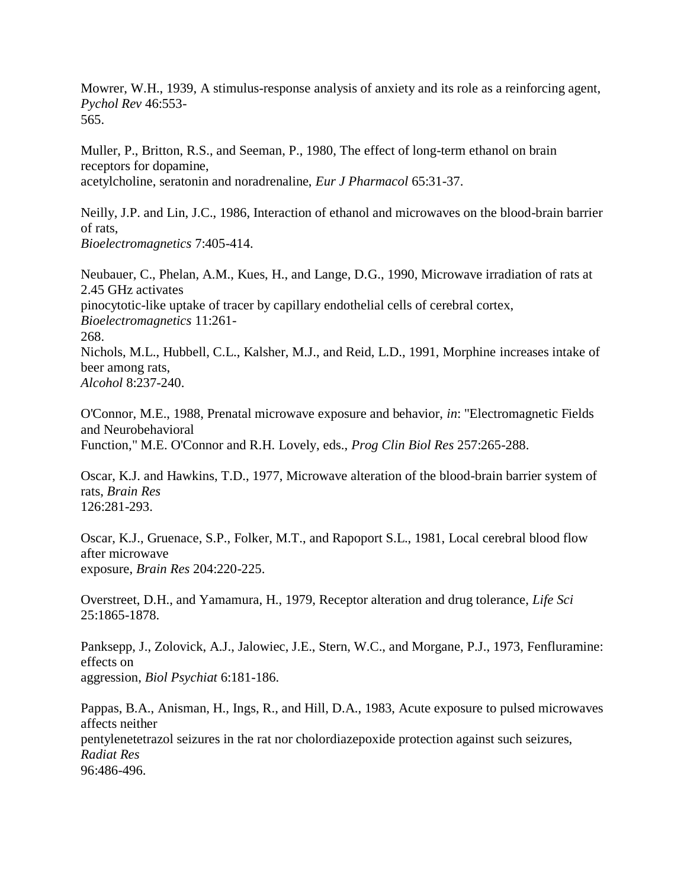Mowrer, W.H., 1939, A stimulus-response analysis of anxiety and its role as a reinforcing agent, *Pychol Rev* 46:553-565.

Muller, P., Britton, R.S., and Seeman, P., 1980, The effect of long-term ethanol on brain receptors for dopamine, acetylcholine, seratonin and noradrenaline, *Eur J Pharmacol* 65:31-37.

Neilly, J.P. and Lin, J.C., 1986, Interaction of ethanol and microwaves on the blood-brain barrier of rats, *Bioelectromagnetics* 7:405-414.

Neubauer, C., Phelan, A.M., Kues, H., and Lange, D.G., 1990, Microwave irradiation of rats at 2.45 GHz activates pinocytotic-like uptake of tracer by capillary endothelial cells of cerebral cortex, *Bioelectromagnetics* 11:261-268.

Nichols, M.L., Hubbell, C.L., Kalsher, M.J., and Reid, L.D., 1991, Morphine increases intake of beer among rats, *Alcohol* 8:237-240.

O'Connor, M.E., 1988, Prenatal microwave exposure and behavior, *in*: "Electromagnetic Fields and Neurobehavioral Function," M.E. O'Connor and R.H. Lovely, eds., *Prog Clin Biol Res* 257:265-288.

Oscar, K.J. and Hawkins, T.D., 1977, Microwave alteration of the blood-brain barrier system of rats, *Brain Res* 126:281-293.

Oscar, K.J., Gruenace, S.P., Folker, M.T., and Rapoport S.L., 1981, Local cerebral blood flow after microwave exposure, *Brain Res* 204:220-225.

Overstreet, D.H., and Yamamura, H., 1979, Receptor alteration and drug tolerance, *Life Sci* 25:1865-1878.

Panksepp, J., Zolovick, A.J., Jalowiec, J.E., Stern, W.C., and Morgane, P.J., 1973, Fenfluramine: effects on aggression, *Biol Psychiat* 6:181-186.

Pappas, B.A., Anisman, H., Ings, R., and Hill, D.A., 1983, Acute exposure to pulsed microwaves affects neither pentylenetetrazol seizures in the rat nor cholordiazepoxide protection against such seizures, *Radiat Res* 96:486-496.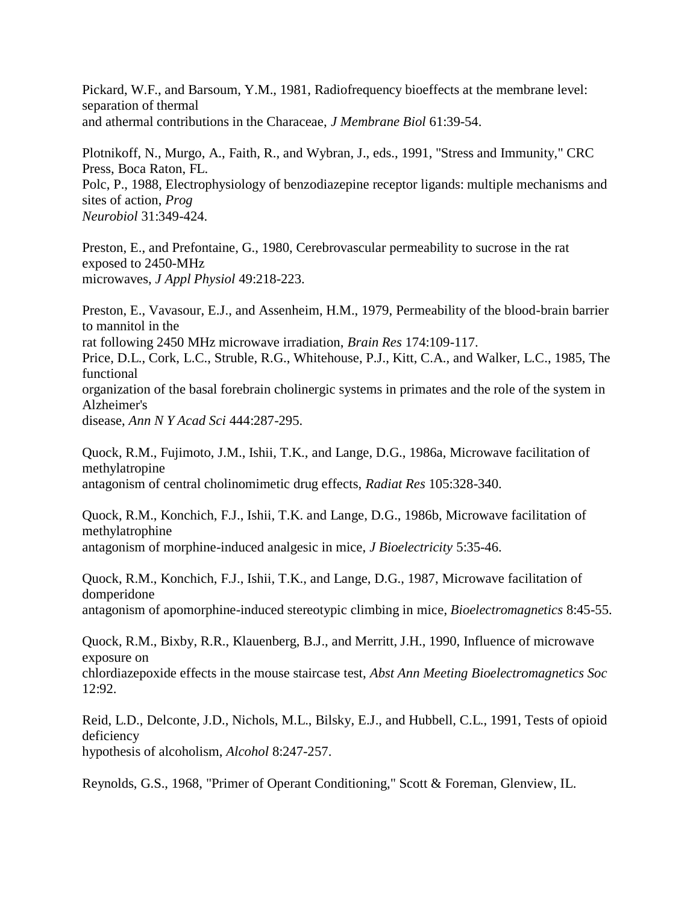Pickard, W.F., and Barsoum, Y.M., 1981, Radiofrequency bioeffects at the membrane level: separation of thermal and athermal contributions in the Characeae, *J Membrane Biol* 61:39-54.

Plotnikoff, N., Murgo, A., Faith, R., and Wybran, J., eds., 1991, "Stress and Immunity," CRC Press, Boca Raton, FL.

Polc, P., 1988, Electrophysiology of benzodiazepine receptor ligands: multiple mechanisms and sites of action, *Prog Neurobiol* 31:349-424.

Preston, E., and Prefontaine, G., 1980, Cerebrovascular permeability to sucrose in the rat exposed to 2450-MHz microwaves, *J Appl Physiol* 49:218-223.

Preston, E., Vavasour, E.J., and Assenheim, H.M., 1979, Permeability of the blood-brain barrier to mannitol in the rat following 2450 MHz microwave irradiation, *Brain Res* 174:109-117.

Price, D.L., Cork, L.C., Struble, R.G., Whitehouse, P.J., Kitt, C.A., and Walker, L.C., 1985, The functional organization of the basal forebrain cholinergic systems in primates and the role of the system in Alzheimer's disease, *Ann N Y Acad Sci* 444:287-295.

Quock, R.M., Fujimoto, J.M., Ishii, T.K., and Lange, D.G., 1986a, Microwave facilitation of methylatropine antagonism of central cholinomimetic drug effects, *Radiat Res* 105:328-340.

Quock, R.M., Konchich, F.J., Ishii, T.K. and Lange, D.G., 1986b, Microwave facilitation of methylatrophine antagonism of morphine-induced analgesic in mice, *J Bioelectricity* 5:35-46.

Quock, R.M., Konchich, F.J., Ishii, T.K., and Lange, D.G., 1987, Microwave facilitation of domperidone antagonism of apomorphine-induced stereotypic climbing in mice, *Bioelectromagnetics* 8:45-55.

Quock, R.M., Bixby, R.R., Klauenberg, B.J., and Merritt, J.H., 1990, Influence of microwave exposure on chlordiazepoxide effects in the mouse staircase test, *Abst Ann Meeting Bioelectromagnetics Soc* 12:92.

Reid, L.D., Delconte, J.D., Nichols, M.L., Bilsky, E.J., and Hubbell, C.L., 1991, Tests of opioid deficiency hypothesis of alcoholism, *Alcohol* 8:247-257.

Reynolds, G.S., 1968, "Primer of Operant Conditioning," Scott & Foreman, Glenview, IL.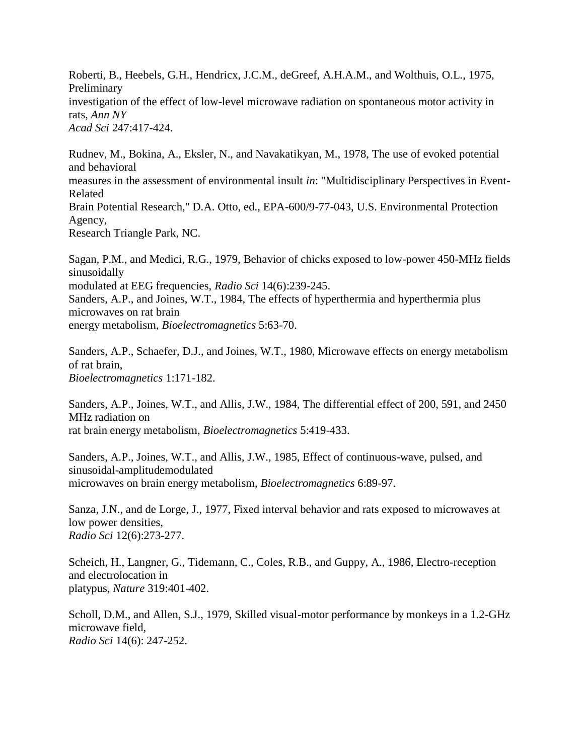Roberti, B., Heebels, G.H., Hendricx, J.C.M., deGreef, A.H.A.M., and Wolthuis, O.L., 1975, Preliminary investigation of the effect of low-level microwave radiation on spontaneous motor activity in rats, *Ann NY Acad Sci* 247:417-424.

Rudnev, M., Bokina, A., Eksler, N., and Navakatikyan, M., 1978, The use of evoked potential and behavioral measures in the assessment of environmental insult *in*: "Multidisciplinary Perspectives in Event-Related Brain Potential Research," D.A. Otto, ed., EPA-600/9-77-043, U.S. Environmental Protection Agency, Research Triangle Park, NC.

Sagan, P.M., and Medici, R.G., 1979, Behavior of chicks exposed to low-power 450-MHz fields sinusoidally modulated at EEG frequencies, *Radio Sci* 14(6):239-245.
Sanders, A.P., and Joines, W.T., 1984, The effects of hyperthermia and hyperthermia plus microwaves on rat brain energy metabolism, *Bioelectromagnetics* 5:63-70.

Sanders, A.P., Schaefer, D.J., and Joines, W.T., 1980, Microwave effects on energy metabolism of rat brain, *Bioelectromagnetics* 1:171-182.

Sanders, A.P., Joines, W.T., and Allis, J.W., 1984, The differential effect of 200, 591, and 2450 MHz radiation on rat brain energy metabolism, *Bioelectromagnetics* 5:419-433.

Sanders, A.P., Joines, W.T., and Allis, J.W., 1985, Effect of continuous-wave, pulsed, and sinusoidal-amplitudemodulated microwaves on brain energy metabolism, *Bioelectromagnetics* 6:89-97.

Sanza, J.N., and de Lorge, J., 1977, Fixed interval behavior and rats exposed to microwaves at low power densities, *Radio Sci* 12(6):273-277.

Scheich, H., Langner, G., Tidemann, C., Coles, R.B., and Guppy, A., 1986, Electro-reception and electrolocation in platypus, *Nature* 319:401-402.

Scholl, D.M., and Allen, S.J., 1979, Skilled visual-motor performance by monkeys in a 1.2-GHz microwave field, *Radio Sci* 14(6): 247-252.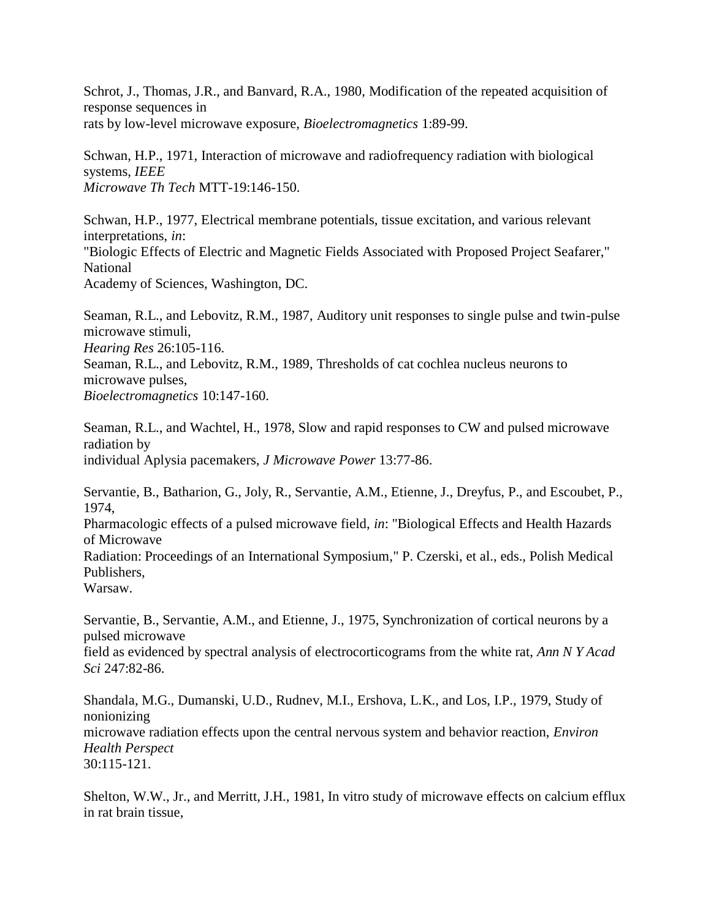Schrot, J., Thomas, J.R., and Banvard, R.A., 1980, Modification of the repeated acquisition of response sequences in rats by low-level microwave exposure, *Bioelectromagnetics* 1:89-99.

Schwan, H.P., 1971, Interaction of microwave and radiofrequency radiation with biological systems, *IEEE Microwave Th Tech* MTT-19:146-150.

Schwan, H.P., 1977, Electrical membrane potentials, tissue excitation, and various relevant interpretations, *in*: "Biologic Effects of Electric and Magnetic Fields Associated with Proposed Project Seafarer," National Academy of Sciences, Washington, DC.

Seaman, R.L., and Lebovitz, R.M., 1987, Auditory unit responses to single pulse and twin-pulse microwave stimuli, *Hearing Res* 26:105-116.

Seaman, R.L., and Lebovitz, R.M., 1989, Thresholds of cat cochlea nucleus neurons to microwave pulses, *Bioelectromagnetics* 10:147-160.

Seaman, R.L., and Wachtel, H., 1978, Slow and rapid responses to CW and pulsed microwave radiation by individual Aplysia pacemakers, *J Microwave Power* 13:77-86.

Servantie, B., Batharion, G., Joly, R., Servantie, A.M., Etienne, J., Dreyfus, P., and Escoubet, P., 1974, Pharmacologic effects of a pulsed microwave field, *in*: "Biological Effects and Health Hazards of Microwave Radiation: Proceedings of an International Symposium," P. Czerski, et al., eds., Polish Medical Publishers, Warsaw.

Servantie, B., Servantie, A.M., and Etienne, J., 1975, Synchronization of cortical neurons by a pulsed microwave field as evidenced by spectral analysis of electrocorticograms from the white rat, *Ann N Y Acad Sci* 247:82-86.

Shandala, M.G., Dumanski, U.D., Rudnev, M.I., Ershova, L.K., and Los, I.P., 1979, Study of nonionizing microwave radiation effects upon the central nervous system and behavior reaction, *Environ Health Perspect* 30:115-121.

Shelton, W.W., Jr., and Merritt, J.H., 1981, In vitro study of microwave effects on calcium efflux in rat brain tissue,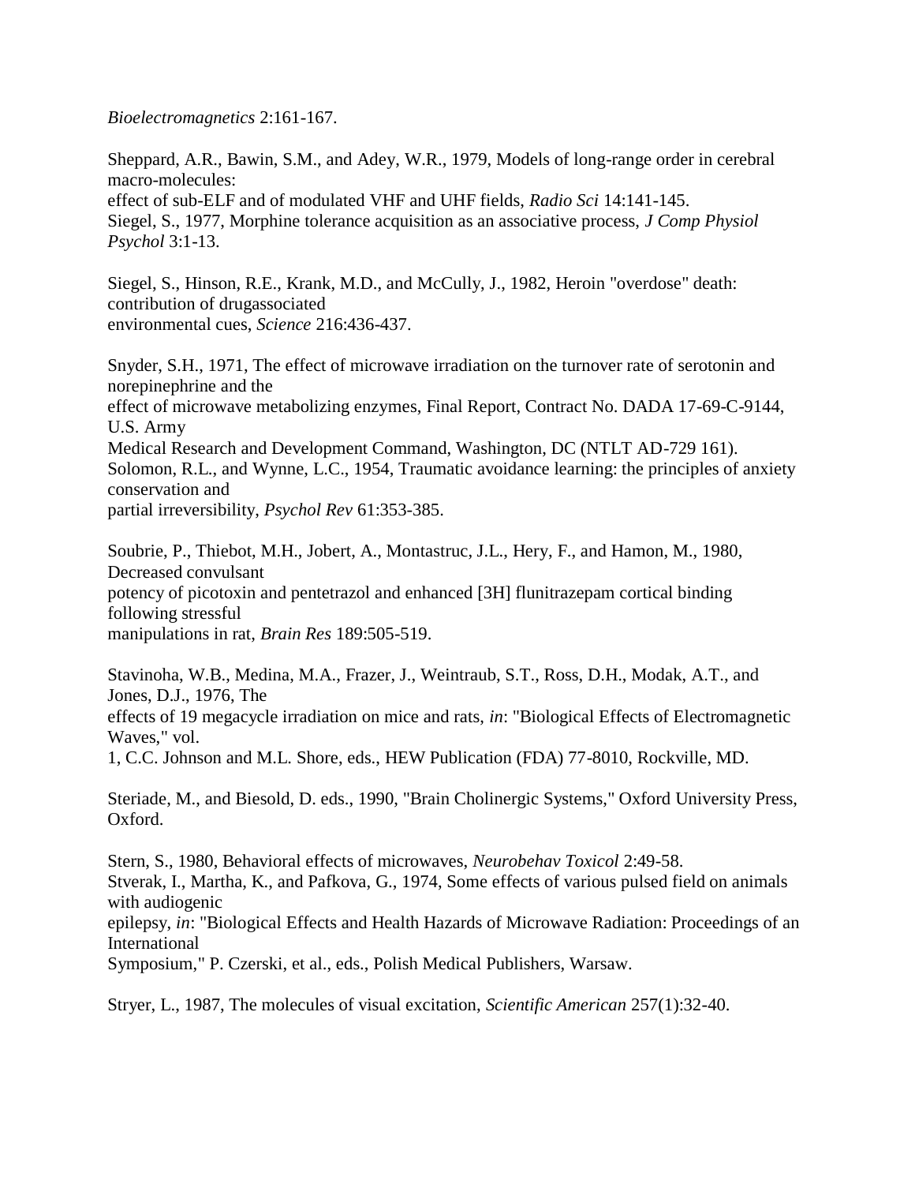*Bioelectromagnetics* 2:161-167.

Sheppard, A.R., Bawin, S.M., and Adey, W.R., 1979, Models of long-range order in cerebral macro-molecules:
effect of sub-ELF and of modulated VHF and UHF fields, *Radio Sci* 14:141-145.
Siegel, S., 1977, Morphine tolerance acquisition as an associative process, *J Comp Physiol Psychol* 3:1-13.

Siegel, S., Hinson, R.E., Krank, M.D., and McCully, J., 1982, Heroin "overdose" death: contribution of drugassociated
environmental cues, *Science* 216:436-437.

Snyder, S.H., 1971, The effect of microwave irradiation on the turnover rate of serotonin and norepinephrine and the
effect of microwave metabolizing enzymes, Final Report, Contract No. DADA 17-69-C-9144, U.S. Army
Medical Research and Development Command, Washington, DC (NTLT AD-729 161).
Solomon, R.L., and Wynne, L.C., 1954, Traumatic avoidance learning: the principles of anxiety conservation and
partial irreversibility, *Psychol Rev* 61:353-385.

Soubrie, P., Thiebot, M.H., Jobert, A., Montastruc, J.L., Hery, F., and Hamon, M., 1980, Decreased convulsant
potency of picotoxin and pentetrazol and enhanced [3H] flunitrazepam cortical binding following stressful
manipulations in rat, *Brain Res* 189:505-519.

Stavinoha, W.B., Medina, M.A., Frazer, J., Weintraub, S.T., Ross, D.H., Modak, A.T., and Jones, D.J., 1976, The
effects of 19 megacycle irradiation on mice and rats, *in*: "Biological Effects of Electromagnetic Waves," vol.
1, C.C. Johnson and M.L. Shore, eds., HEW Publication (FDA) 77-8010, Rockville, MD.

Steriade, M., and Biesold, D. eds., 1990, "Brain Cholinergic Systems," Oxford University Press, Oxford.

Stern, S., 1980, Behavioral effects of microwaves, *Neurobehav Toxicol* 2:49-58.
Stverak, I., Martha, K., and Pafkova, G., 1974, Some effects of various pulsed field on animals with audiogenic
epilepsy, *in*: "Biological Effects and Health Hazards of Microwave Radiation: Proceedings of an International
Symposium," P. Czerski, et al., eds., Polish Medical Publishers, Warsaw.

Stryer, L., 1987, The molecules of visual excitation, *Scientific American* 257(1):32-40.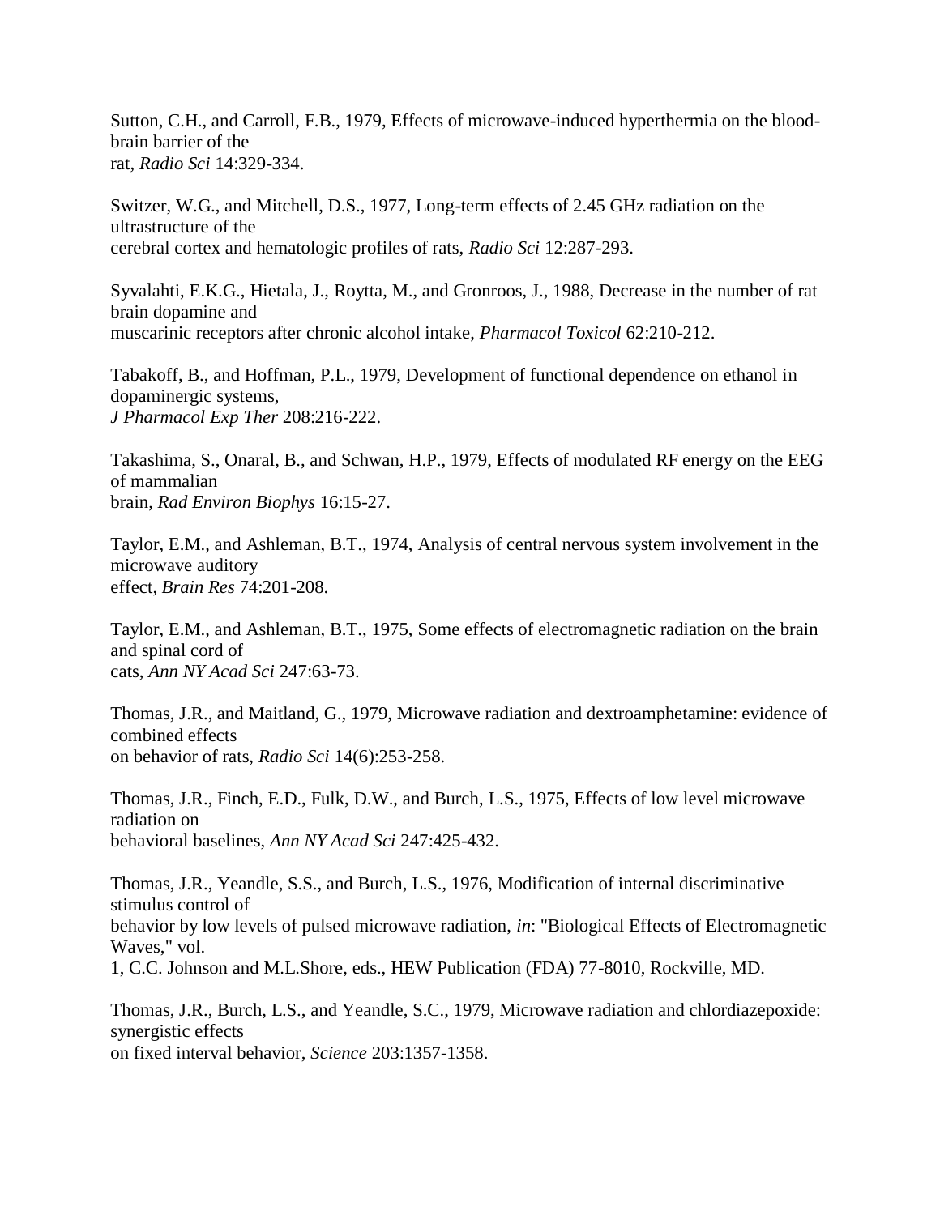Sutton, C.H., and Carroll, F.B., 1979, Effects of microwave-induced hyperthermia on the blood-brain barrier of the rat, *Radio Sci* 14:329-334.

Switzer, W.G., and Mitchell, D.S., 1977, Long-term effects of 2.45 GHz radiation on the ultrastructure of the cerebral cortex and hematologic profiles of rats, *Radio Sci* 12:287-293.

Syvalahti, E.K.G., Hietala, J., Roytta, M., and Gronroos, J., 1988, Decrease in the number of rat brain dopamine and muscarinic receptors after chronic alcohol intake, *Pharmacol Toxicol* 62:210-212.

Tabakoff, B., and Hoffman, P.L., 1979, Development of functional dependence on ethanol in dopaminergic systems, *J Pharmacol Exp Ther* 208:216-222.

Takashima, S., Onaral, B., and Schwan, H.P., 1979, Effects of modulated RF energy on the EEG of mammalian brain, *Rad Environ Biophys* 16:15-27.

Taylor, E.M., and Ashleman, B.T., 1974, Analysis of central nervous system involvement in the microwave auditory effect, *Brain Res* 74:201-208.

Taylor, E.M., and Ashleman, B.T., 1975, Some effects of electromagnetic radiation on the brain and spinal cord of cats, *Ann NY Acad Sci* 247:63-73.

Thomas, J.R., and Maitland, G., 1979, Microwave radiation and dextroamphetamine: evidence of combined effects on behavior of rats, *Radio Sci* 14(6):253-258.

Thomas, J.R., Finch, E.D., Fulk, D.W., and Burch, L.S., 1975, Effects of low level microwave radiation on behavioral baselines, *Ann NY Acad Sci* 247:425-432.

Thomas, J.R., Yeandle, S.S., and Burch, L.S., 1976, Modification of internal discriminative stimulus control of behavior by low levels of pulsed microwave radiation, *in*: "Biological Effects of Electromagnetic Waves," vol. 1, C.C. Johnson and M.L.Shore, eds., HEW Publication (FDA) 77-8010, Rockville, MD.

Thomas, J.R., Burch, L.S., and Yeandle, S.C., 1979, Microwave radiation and chlordiazepoxide: synergistic effects on fixed interval behavior, *Science* 203:1357-1358.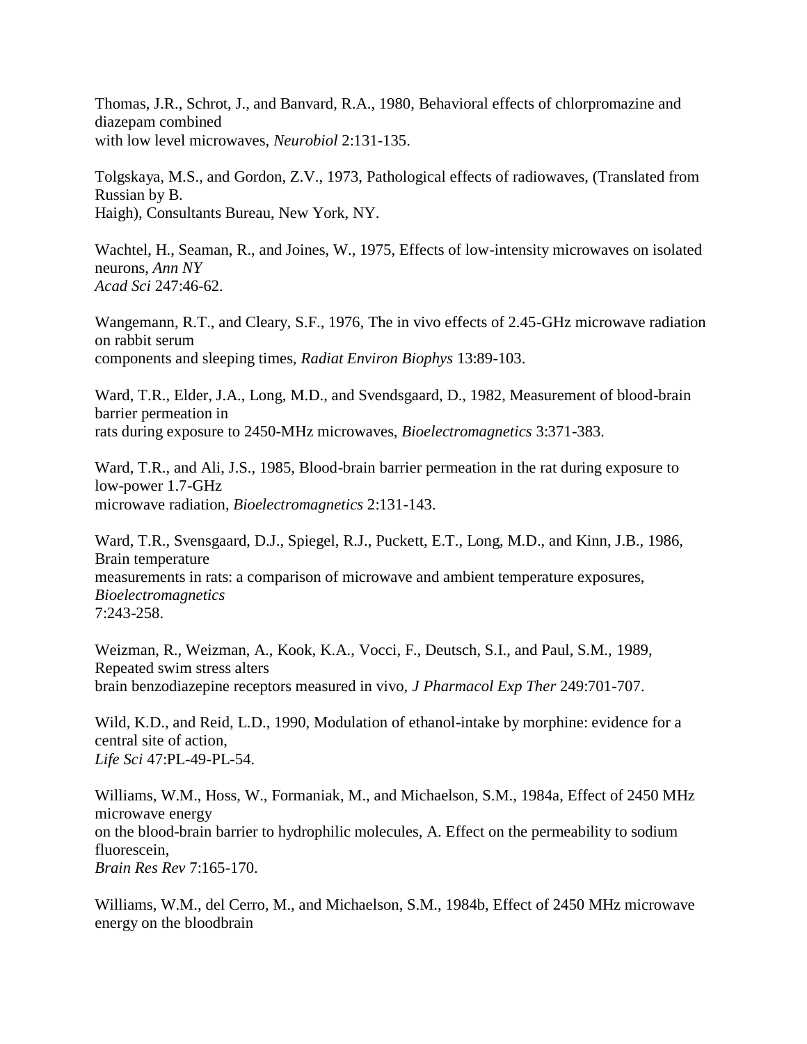Thomas, J.R., Schrot, J., and Banvard, R.A., 1980, Behavioral effects of chlorpromazine and diazepam combined with low level microwaves, *Neurobiol* 2:131-135.

Tolgskaya, M.S., and Gordon, Z.V., 1973, Pathological effects of radiowaves, (Translated from Russian by B. Haigh), Consultants Bureau, New York, NY.

Wachtel, H., Seaman, R., and Joines, W., 1975, Effects of low-intensity microwaves on isolated neurons, *Ann NY Acad Sci* 247:46-62.

Wangemann, R.T., and Cleary, S.F., 1976, The in vivo effects of 2.45-GHz microwave radiation on rabbit serum components and sleeping times, *Radiat Environ Biophys* 13:89-103.

Ward, T.R., Elder, J.A., Long, M.D., and Svendsgaard, D., 1982, Measurement of blood-brain barrier permeation in rats during exposure to 2450-MHz microwaves, *Bioelectromagnetics* 3:371-383.

Ward, T.R., and Ali, J.S., 1985, Blood-brain barrier permeation in the rat during exposure to low-power 1.7-GHz microwave radiation, *Bioelectromagnetics* 2:131-143.

Ward, T.R., Svensgaard, D.J., Spiegel, R.J., Puckett, E.T., Long, M.D., and Kinn, J.B., 1986, Brain temperature measurements in rats: a comparison of microwave and ambient temperature exposures, *Bioelectromagnetics* 7:243-258.

Weizman, R., Weizman, A., Kook, K.A., Vocci, F., Deutsch, S.I., and Paul, S.M., 1989, Repeated swim stress alters brain benzodiazepine receptors measured in vivo, *J Pharmacol Exp Ther* 249:701-707.

Wild, K.D., and Reid, L.D., 1990, Modulation of ethanol-intake by morphine: evidence for a central site of action, *Life Sci* 47:PL-49-PL-54.

Williams, W.M., Hoss, W., Formaniak, M., and Michaelson, S.M., 1984a, Effect of 2450 MHz microwave energy on the blood-brain barrier to hydrophilic molecules, A. Effect on the permeability to sodium fluorescein, *Brain Res Rev* 7:165-170.

Williams, W.M., del Cerro, M., and Michaelson, S.M., 1984b, Effect of 2450 MHz microwave energy on the bloodbrain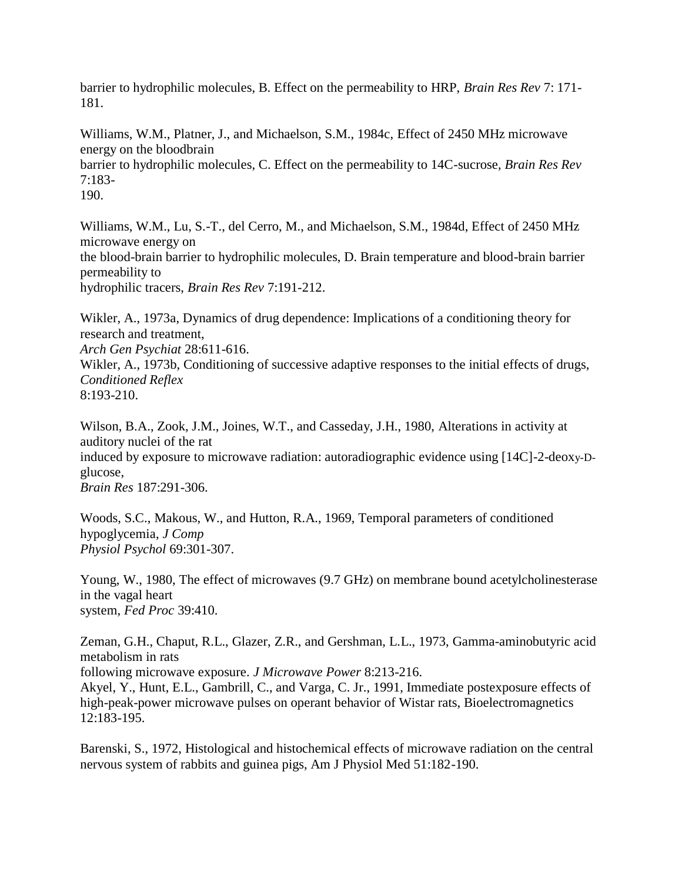barrier to hydrophilic molecules, B. Effect on the permeability to HRP, *Brain Res Rev* 7: 171-181.

Williams, W.M., Platner, J., and Michaelson, S.M., 1984c, Effect of 2450 MHz microwave energy on the bloodbrain barrier to hydrophilic molecules, C. Effect on the permeability to 14C-sucrose, *Brain Res Rev* 7:183-190.

Williams, W.M., Lu, S.-T., del Cerro, M., and Michaelson, S.M., 1984d, Effect of 2450 MHz microwave energy on the blood-brain barrier to hydrophilic molecules, D. Brain temperature and blood-brain barrier permeability to hydrophilic tracers, *Brain Res Rev* 7:191-212.

Wikler, A., 1973a, Dynamics of drug dependence: Implications of a conditioning theory for research and treatment, *Arch Gen Psychiat* 28:611-616.
Wikler, A., 1973b, Conditioning of successive adaptive responses to the initial effects of drugs, *Conditioned Reflex* 8:193-210.

Wilson, B.A., Zook, J.M., Joines, W.T., and Casseday, J.H., 1980, Alterations in activity at auditory nuclei of the rat induced by exposure to microwave radiation: autoradiographic evidence using [14C]-2-deoxy-D-glucose, *Brain Res* 187:291-306.

Woods, S.C., Makous, W., and Hutton, R.A., 1969, Temporal parameters of conditioned hypoglycemia, *J Comp Physiol Psychol* 69:301-307.

Young, W., 1980, The effect of microwaves (9.7 GHz) on membrane bound acetylcholinesterase in the vagal heart system, *Fed Proc* 39:410.

Zeman, G.H., Chaput, R.L., Glazer, Z.R., and Gershman, L.L., 1973, Gamma-aminobutyric acid metabolism in rats following microwave exposure. *J Microwave Power* 8:213-216.
Akyel, Y., Hunt, E.L., Gambrill, C., and Varga, C. Jr., 1991, Immediate postexposure effects of high-peak-power microwave pulses on operant behavior of Wistar rats, Bioelectromagnetics 12:183-195.

Barenski, S., 1972, Histological and histochemical effects of microwave radiation on the central nervous system of rabbits and guinea pigs, Am J Physiol Med 51:182-190.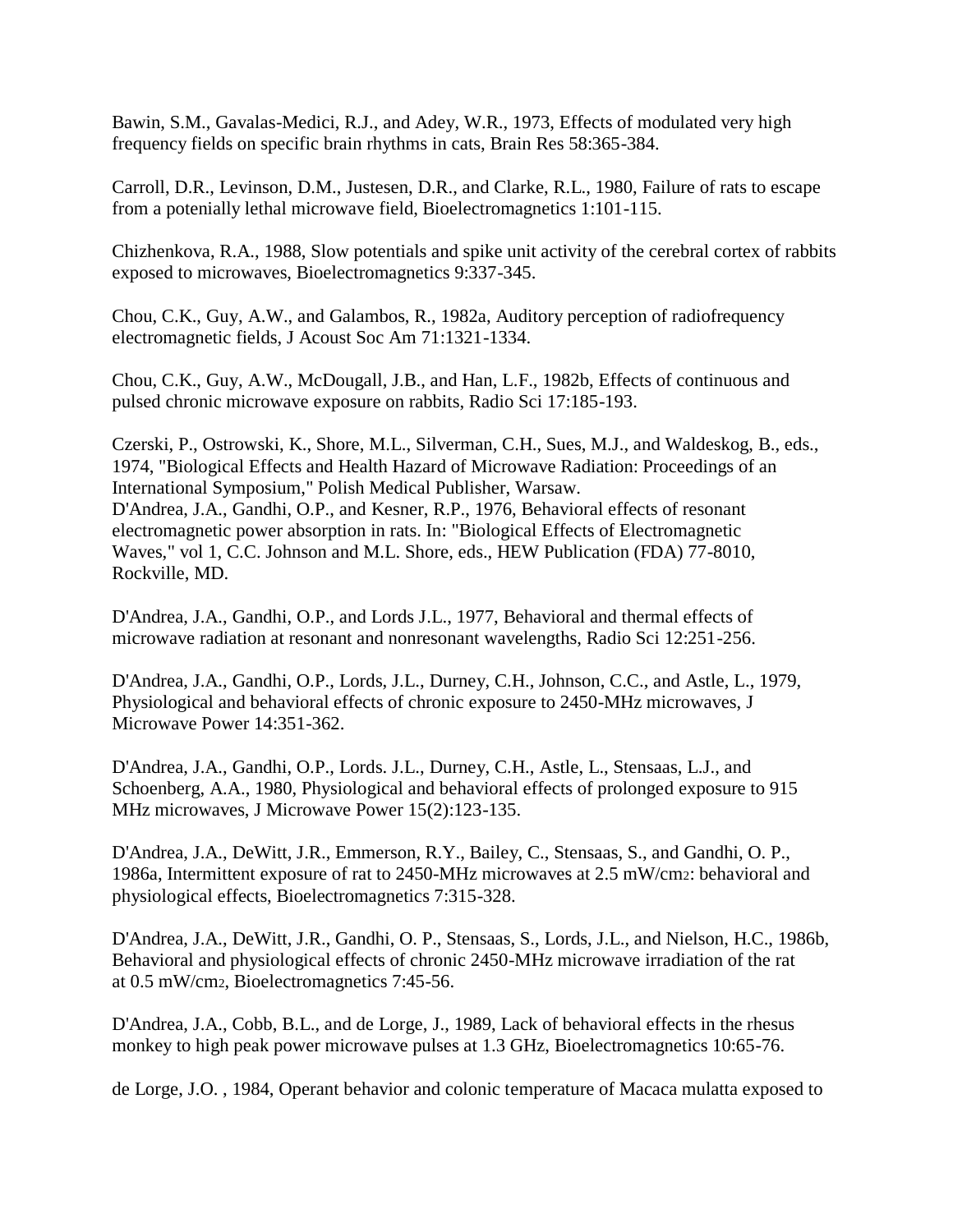Bawin, S.M., Gavalas-Medici, R.J., and Adey, W.R., 1973, Effects of modulated very high frequency fields on specific brain rhythms in cats, Brain Res 58:365-384.

Carroll, D.R., Levinson, D.M., Justesen, D.R., and Clarke, R.L., 1980, Failure of rats to escape from a potenially lethal microwave field, Bioelectromagnetics 1:101-115.

Chizhenkova, R.A., 1988, Slow potentials and spike unit activity of the cerebral cortex of rabbits exposed to microwaves, Bioelectromagnetics 9:337-345.

Chou, C.K., Guy, A.W., and Galambos, R., 1982a, Auditory perception of radiofrequency electromagnetic fields, J Acoust Soc Am 71:1321-1334.

Chou, C.K., Guy, A.W., McDougall, J.B., and Han, L.F., 1982b, Effects of continuous and pulsed chronic microwave exposure on rabbits, Radio Sci 17:185-193.

Czerski, P., Ostrowski, K., Shore, M.L., Silverman, C.H., Sues, M.J., and Waldeskog, B., eds., 1974, "Biological Effects and Health Hazard of Microwave Radiation: Proceedings of an International Symposium," Polish Medical Publisher, Warsaw.

D'Andrea, J.A., Gandhi, O.P., and Kesner, R.P., 1976, Behavioral effects of resonant electromagnetic power absorption in rats. In: "Biological Effects of Electromagnetic Waves," vol 1, C.C. Johnson and M.L. Shore, eds., HEW Publication (FDA) 77-8010, Rockville, MD.

D'Andrea, J.A., Gandhi, O.P., and Lords J.L., 1977, Behavioral and thermal effects of microwave radiation at resonant and nonresonant wavelengths, Radio Sci 12:251-256.

D'Andrea, J.A., Gandhi, O.P., Lords, J.L., Durney, C.H., Johnson, C.C., and Astle, L., 1979, Physiological and behavioral effects of chronic exposure to 2450-MHz microwaves, J Microwave Power 14:351-362.

D'Andrea, J.A., Gandhi, O.P., Lords. J.L., Durney, C.H., Astle, L., Stensaas, L.J., and Schoenberg, A.A., 1980, Physiological and behavioral effects of prolonged exposure to 915 MHz microwaves, J Microwave Power 15(2):123-135.

D'Andrea, J.A., DeWitt, J.R., Emmerson, R.Y., Bailey, C., Stensaas, S., and Gandhi, O. P., 1986a, Intermittent exposure of rat to 2450-MHz microwaves at 2.5 mW/$cm^2$: behavioral and physiological effects, Bioelectromagnetics 7:315-328.

D'Andrea, J.A., DeWitt, J.R., Gandhi, O. P., Stensaas, S., Lords, J.L., and Nielson, H.C., 1986b, Behavioral and physiological effects of chronic 2450-MHz microwave irradiation of the rat at 0.5 mW/$cm^2$, Bioelectromagnetics 7:45-56.

D'Andrea, J.A., Cobb, B.L., and de Lorge, J., 1989, Lack of behavioral effects in the rhesus monkey to high peak power microwave pulses at 1.3 GHz, Bioelectromagnetics 10:65-76.

de Lorge, J.O. , 1984, Operant behavior and colonic temperature of Macaca mulatta exposed to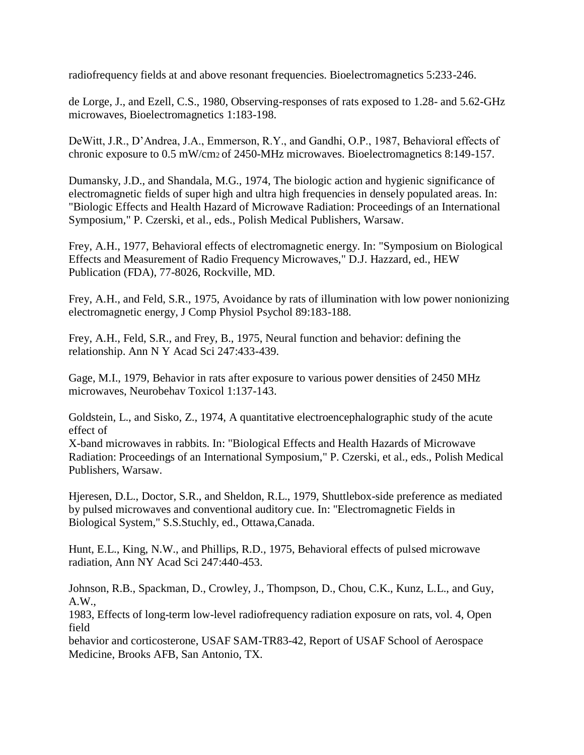radiofrequency fields at and above resonant frequencies. Bioelectromagnetics 5:233-246.

de Lorge, J., and Ezell, C.S., 1980, Observing-responses of rats exposed to 1.28- and 5.62-GHz microwaves, Bioelectromagnetics 1:183-198.

DeWitt, J.R., D'Andrea, J.A., Emmerson, R.Y., and Gandhi, O.P., 1987, Behavioral effects of chronic exposure to 0.5 $mW/cm_2$ of 2450-MHz microwaves. Bioelectromagnetics 8:149-157.

Dumansky, J.D., and Shandala, M.G., 1974, The biologic action and hygienic significance of electromagnetic fields of super high and ultra high frequencies in densely populated areas. In: "Biologic Effects and Health Hazard of Microwave Radiation: Proceedings of an International Symposium," P. Czerski, et al., eds., Polish Medical Publishers, Warsaw.

Frey, A.H., 1977, Behavioral effects of electromagnetic energy. In: "Symposium on Biological Effects and Measurement of Radio Frequency Microwaves," D.J. Hazzard, ed., HEW Publication (FDA), 77-8026, Rockville, MD.

Frey, A.H., and Feld, S.R., 1975, Avoidance by rats of illumination with low power nonionizing electromagnetic energy, J Comp Physiol Psychol 89:183-188.

Frey, A.H., Feld, S.R., and Frey, B., 1975, Neural function and behavior: defining the relationship. Ann N Y Acad Sci 247:433-439.

Gage, M.I., 1979, Behavior in rats after exposure to various power densities of 2450 MHz microwaves, Neurobehav Toxicol 1:137-143.

Goldstein, L., and Sisko, Z., 1974, A quantitative electroencephalographic study of the acute effect of
X-band microwaves in rabbits. In: "Biological Effects and Health Hazards of Microwave Radiation: Proceedings of an International Symposium," P. Czerski, et al., eds., Polish Medical Publishers, Warsaw.

Hjeresen, D.L., Doctor, S.R., and Sheldon, R.L., 1979, Shuttlebox-side preference as mediated by pulsed microwaves and conventional auditory cue. In: "Electromagnetic Fields in Biological System," S.S.Stuchly, ed., Ottawa,Canada.

Hunt, E.L., King, N.W., and Phillips, R.D., 1975, Behavioral effects of pulsed microwave radiation, Ann NY Acad Sci 247:440-453.

Johnson, R.B., Spackman, D., Crowley, J., Thompson, D., Chou, C.K., Kunz, L.L., and Guy, A.W.,
1983, Effects of long-term low-level radiofrequency radiation exposure on rats, vol. 4, Open field
behavior and corticosterone, USAF SAM-TR83-42, Report of USAF School of Aerospace Medicine, Brooks AFB, San Antonio, TX.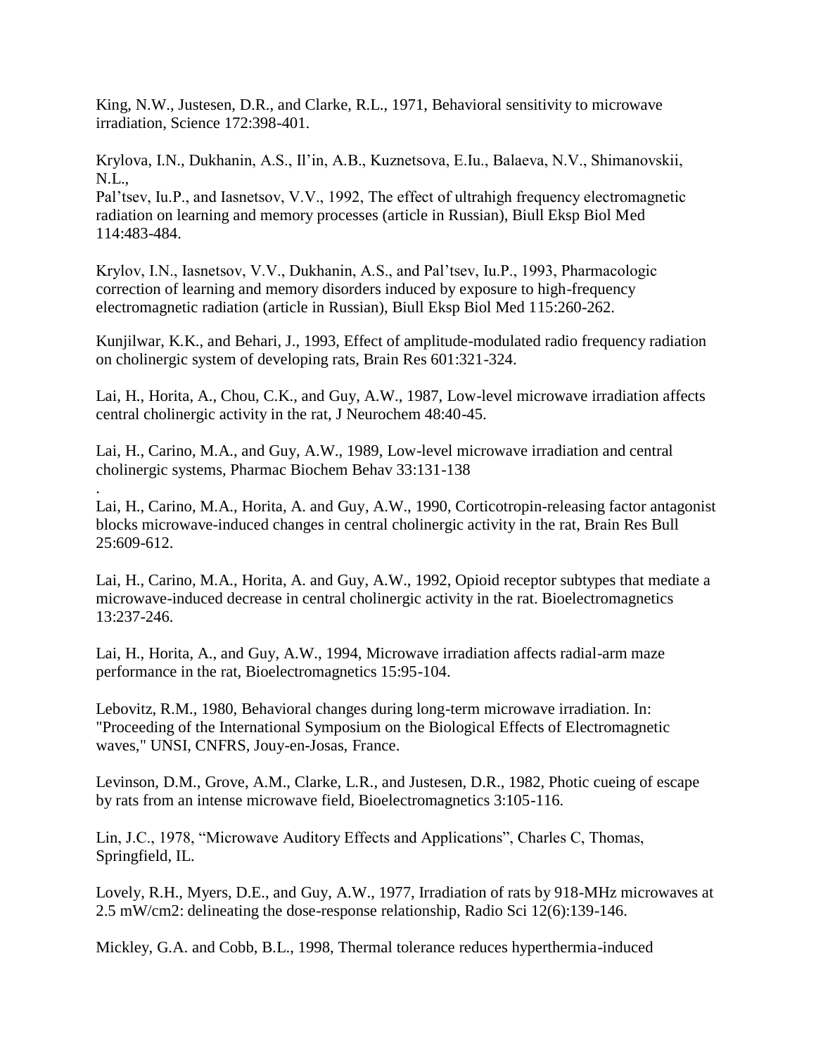King, N.W., Justesen, D.R., and Clarke, R.L., 1971, Behavioral sensitivity to microwave irradiation, Science 172:398-401.

Krylova, I.N., Dukhanin, A.S., Il'in, A.B., Kuznetsova, E.Iu., Balaeva, N.V., Shimanovskii, N.L.,
Pal'tsev, Iu.P., and Iasnetsov, V.V., 1992, The effect of ultrahigh frequency electromagnetic radiation on learning and memory processes (article in Russian), Biull Eksp Biol Med 114:483-484.

Krylov, I.N., Iasnetsov, V.V., Dukhanin, A.S., and Pal'tsev, Iu.P., 1993, Pharmacologic correction of learning and memory disorders induced by exposure to high-frequency electromagnetic radiation (article in Russian), Biull Eksp Biol Med 115:260-262.

Kunjilwar, K.K., and Behari, J., 1993, Effect of amplitude-modulated radio frequency radiation on cholinergic system of developing rats, Brain Res 601:321-324.

Lai, H., Horita, A., Chou, C.K., and Guy, A.W., 1987, Low-level microwave irradiation affects central cholinergic activity in the rat, J Neurochem 48:40-45.

Lai, H., Carino, M.A., and Guy, A.W., 1989, Low-level microwave irradiation and central cholinergic systems, Pharmac Biochem Behav 33:131-138
.

Lai, H., Carino, M.A., Horita, A. and Guy, A.W., 1990, Corticotropin-releasing factor antagonist blocks microwave-induced changes in central cholinergic activity in the rat, Brain Res Bull 25:609-612.

Lai, H., Carino, M.A., Horita, A. and Guy, A.W., 1992, Opioid receptor subtypes that mediate a microwave-induced decrease in central cholinergic activity in the rat. Bioelectromagnetics 13:237-246.

Lai, H., Horita, A., and Guy, A.W., 1994, Microwave irradiation affects radial-arm maze performance in the rat, Bioelectromagnetics 15:95-104.

Lebovitz, R.M., 1980, Behavioral changes during long-term microwave irradiation. In: "Proceeding of the International Symposium on the Biological Effects of Electromagnetic waves," UNSI, CNFRS, Jouy-en-Josas, France.

Levinson, D.M., Grove, A.M., Clarke, L.R., and Justesen, D.R., 1982, Photic cueing of escape by rats from an intense microwave field, Bioelectromagnetics 3:105-116.

Lin, J.C., 1978, "Microwave Auditory Effects and Applications", Charles C, Thomas, Springfield, IL.

Lovely, R.H., Myers, D.E., and Guy, A.W., 1977, Irradiation of rats by 918-MHz microwaves at 2.5 mW/cm2: delineating the dose-response relationship, Radio Sci 12(6):139-146.

Mickley, G.A. and Cobb, B.L., 1998, Thermal tolerance reduces hyperthermia-induced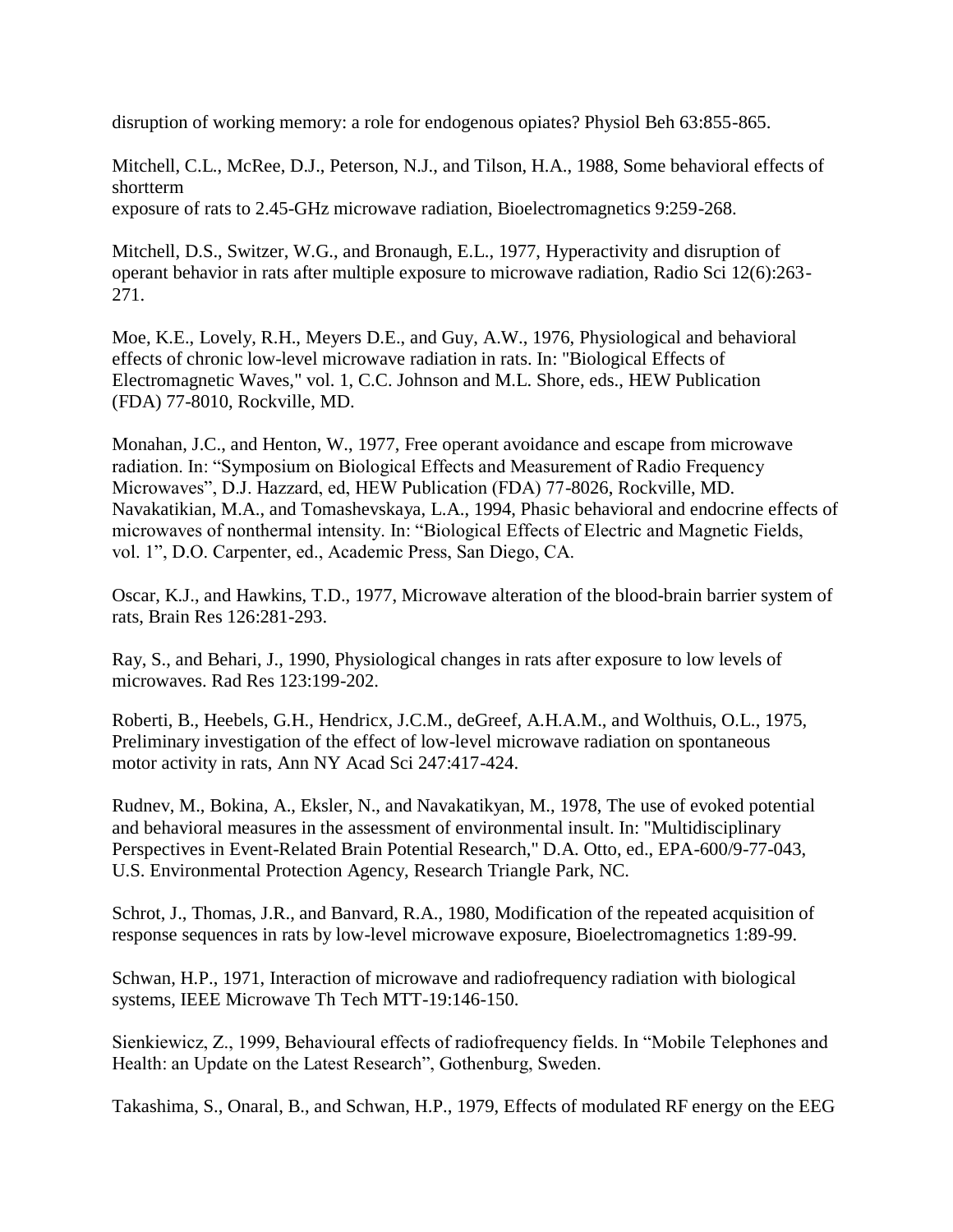disruption of working memory: a role for endogenous opiates? Physiol Beh 63:855-865.

Mitchell, C.L., McRee, D.J., Peterson, N.J., and Tilson, H.A., 1988, Some behavioral effects of shortterm
exposure of rats to 2.45-GHz microwave radiation, Bioelectromagnetics 9:259-268.

Mitchell, D.S., Switzer, W.G., and Bronaugh, E.L., 1977, Hyperactivity and disruption of operant behavior in rats after multiple exposure to microwave radiation, Radio Sci 12(6):263-271.

Moe, K.E., Lovely, R.H., Meyers D.E., and Guy, A.W., 1976, Physiological and behavioral effects of chronic low-level microwave radiation in rats. In: "Biological Effects of Electromagnetic Waves," vol. 1, C.C. Johnson and M.L. Shore, eds., HEW Publication (FDA) 77-8010, Rockville, MD.

Monahan, J.C., and Henton, W., 1977, Free operant avoidance and escape from microwave radiation. In: "Symposium on Biological Effects and Measurement of Radio Frequency Microwaves", D.J. Hazzard, ed, HEW Publication (FDA) 77-8026, Rockville, MD.
Navakatikian, M.A., and Tomashevskaya, L.A., 1994, Phasic behavioral and endocrine effects of microwaves of nonthermal intensity. In: "Biological Effects of Electric and Magnetic Fields, vol. 1", D.O. Carpenter, ed., Academic Press, San Diego, CA.

Oscar, K.J., and Hawkins, T.D., 1977, Microwave alteration of the blood-brain barrier system of rats, Brain Res 126:281-293.

Ray, S., and Behari, J., 1990, Physiological changes in rats after exposure to low levels of microwaves. Rad Res 123:199-202.

Roberti, B., Heebels, G.H., Hendricx, J.C.M., deGreef, A.H.A.M., and Wolthuis, O.L., 1975, Preliminary investigation of the effect of low-level microwave radiation on spontaneous motor activity in rats, Ann NY Acad Sci 247:417-424.

Rudnev, M., Bokina, A., Eksler, N., and Navakatikyan, M., 1978, The use of evoked potential and behavioral measures in the assessment of environmental insult. In: "Multidisciplinary Perspectives in Event-Related Brain Potential Research," D.A. Otto, ed., EPA-600/9-77-043, U.S. Environmental Protection Agency, Research Triangle Park, NC.

Schrot, J., Thomas, J.R., and Banvard, R.A., 1980, Modification of the repeated acquisition of response sequences in rats by low-level microwave exposure, Bioelectromagnetics 1:89-99.

Schwan, H.P., 1971, Interaction of microwave and radiofrequency radiation with biological systems, IEEE Microwave Th Tech MTT-19:146-150.

Sienkiewicz, Z., 1999, Behavioural effects of radiofrequency fields. In "Mobile Telephones and Health: an Update on the Latest Research", Gothenburg, Sweden.

Takashima, S., Onaral, B., and Schwan, H.P., 1979, Effects of modulated RF energy on the EEG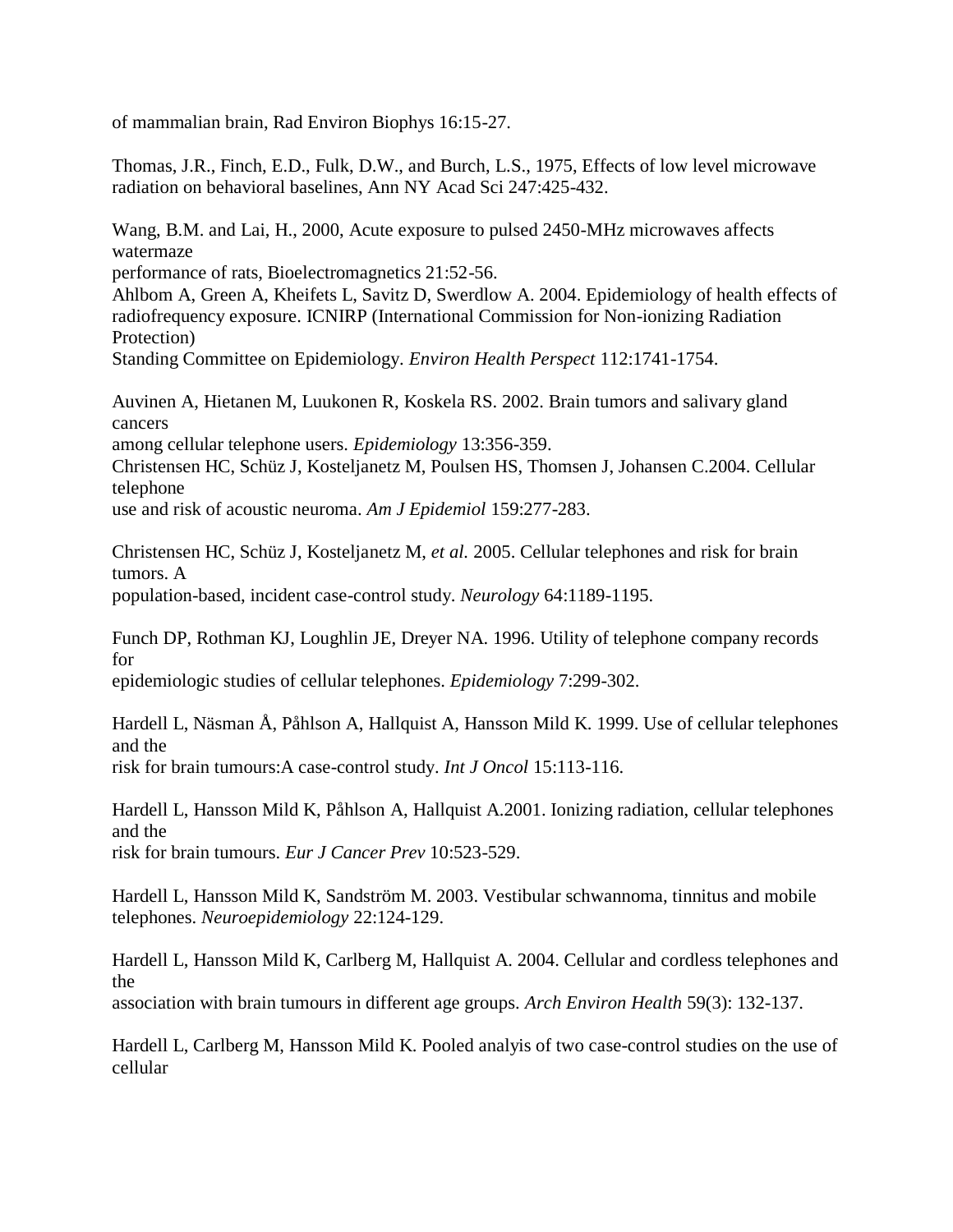of mammalian brain, Rad Environ Biophys 16:15-27.

Thomas, J.R., Finch, E.D., Fulk, D.W., and Burch, L.S., 1975, Effects of low level microwave radiation on behavioral baselines, Ann NY Acad Sci 247:425-432.

Wang, B.M. and Lai, H., 2000, Acute exposure to pulsed 2450-MHz microwaves affects watermaze
performance of rats, Bioelectromagnetics 21:52-56.
Ahlbom A, Green A, Kheifets L, Savitz D, Swerdlow A. 2004. Epidemiology of health effects of radiofrequency exposure. ICNIRP (International Commission for Non-ionizing Radiation Protection)
Standing Committee on Epidemiology. *Environ Health Perspect* 112:1741-1754.

Auvinen A, Hietanen M, Luukonen R, Koskela RS. 2002. Brain tumors and salivary gland cancers
among cellular telephone users. *Epidemiology* 13:356-359.
Christensen HC, Schüz J, Kosteljanetz M, Poulsen HS, Thomsen J, Johansen C.2004. Cellular telephone
use and risk of acoustic neuroma. *Am J Epidemiol* 159:277-283.

Christensen HC, Schüz J, Kosteljanetz M, *et al.* 2005. Cellular telephones and risk for brain tumors. A
population-based, incident case-control study. *Neurology* 64:1189-1195.

Funch DP, Rothman KJ, Loughlin JE, Dreyer NA. 1996. Utility of telephone company records for
epidemiologic studies of cellular telephones. *Epidemiology* 7:299-302.

Hardell L, Näsman Å, Påhlson A, Hallquist A, Hansson Mild K. 1999. Use of cellular telephones and the
risk for brain tumours:A case-control study. *Int J Oncol* 15:113-116.

Hardell L, Hansson Mild K, Påhlson A, Hallquist A.2001. Ionizing radiation, cellular telephones and the
risk for brain tumours. *Eur J Cancer Prev* 10:523-529.

Hardell L, Hansson Mild K, Sandström M. 2003. Vestibular schwannoma, tinnitus and mobile telephones. *Neuroepidemiology* 22:124-129.

Hardell L, Hansson Mild K, Carlberg M, Hallquist A. 2004. Cellular and cordless telephones and the
association with brain tumours in different age groups. *Arch Environ Health* 59(3): 132-137.

Hardell L, Carlberg M, Hansson Mild K. Pooled analyis of two case-control studies on the use of cellular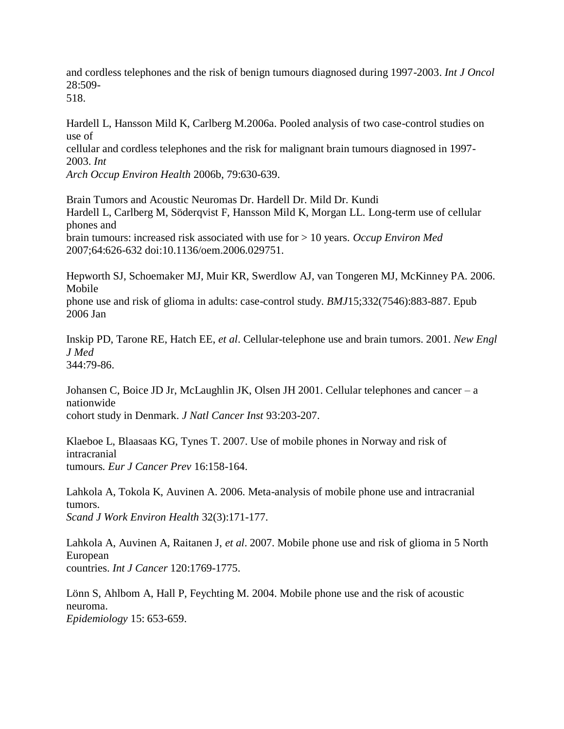and cordless telephones and the risk of benign tumours diagnosed during 1997-2003. *Int J Oncol* 28:509-518.

Hardell L, Hansson Mild K, Carlberg M.2006a. Pooled analysis of two case-control studies on use of cellular and cordless telephones and the risk for malignant brain tumours diagnosed in 1997-2003. *Int Arch Occup Environ Health* 2006b, 79:630-639.

Brain Tumors and Acoustic Neuromas Dr. Hardell Dr. Mild Dr. Kundi

Hardell L, Carlberg M, Söderqvist F, Hansson Mild K, Morgan LL. Long-term use of cellular phones and brain tumours: increased risk associated with use for > 10 years. *Occup Environ Med* 2007;64:626-632 doi:10.1136/oem.2006.029751.

Hepworth SJ, Schoemaker MJ, Muir KR, Swerdlow AJ, van Tongeren MJ, McKinney PA. 2006. Mobile phone use and risk of glioma in adults: case-control study. *BMJ*15;332(7546):883-887. Epub 2006 Jan

Inskip PD, Tarone RE, Hatch EE, *et al*. Cellular-telephone use and brain tumors. 2001. *New Engl J Med* 344:79-86.

Johansen C, Boice JD Jr, McLaughlin JK, Olsen JH 2001. Cellular telephones and cancer – a nationwide cohort study in Denmark. *J Natl Cancer Inst* 93:203-207.

Klaeboe L, Blaasaas KG, Tynes T. 2007. Use of mobile phones in Norway and risk of intracranial tumours. *Eur J Cancer Prev* 16:158-164.

Lahkola A, Tokola K, Auvinen A. 2006. Meta-analysis of mobile phone use and intracranial tumors. *Scand J Work Environ Health* 32(3):171-177.

Lahkola A, Auvinen A, Raitanen J, *et al*. 2007. Mobile phone use and risk of glioma in 5 North European countries. *Int J Cancer* 120:1769-1775.

Lönn S, Ahlbom A, Hall P, Feychting M. 2004. Mobile phone use and the risk of acoustic neuroma. *Epidemiology* 15: 653-659.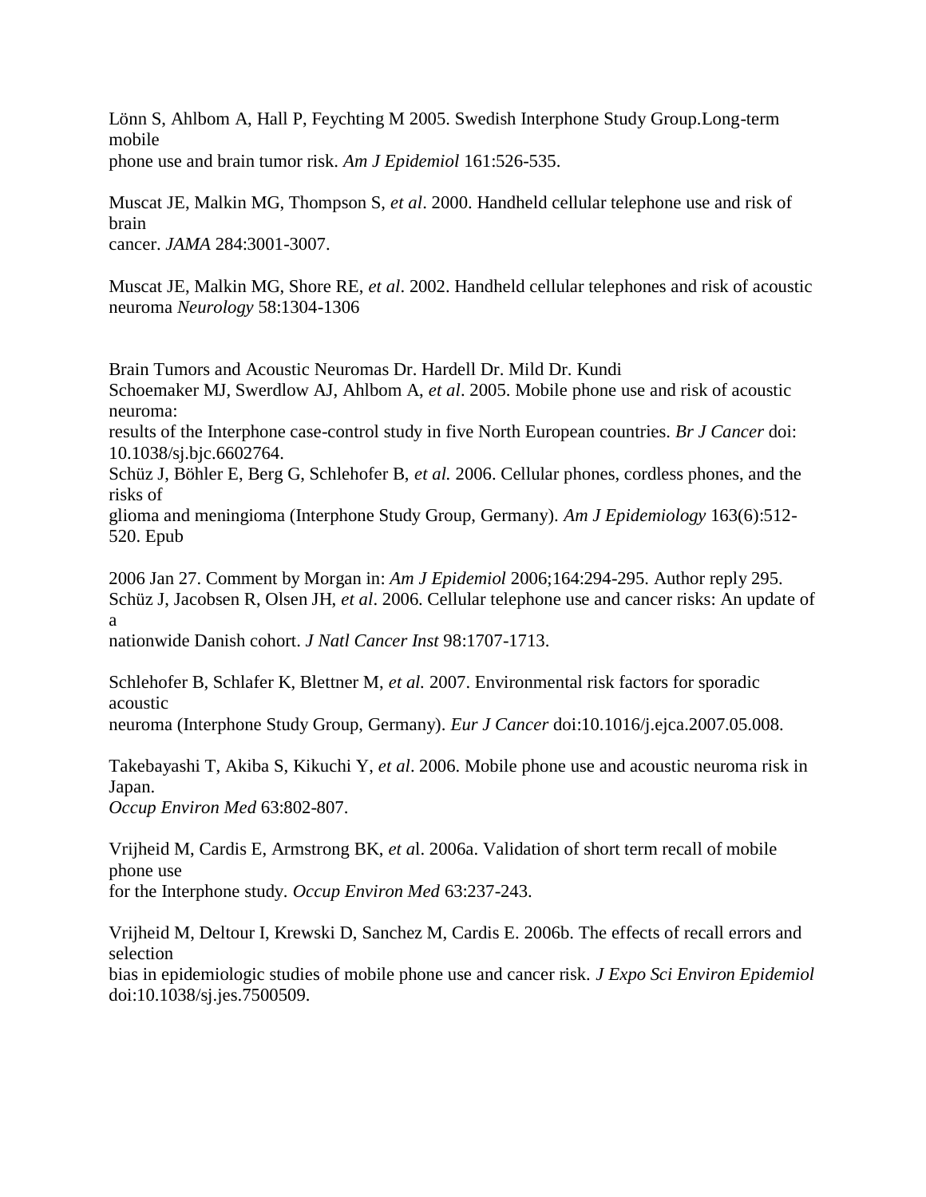Lönn S, Ahlbom A, Hall P, Feychting M 2005. Swedish Interphone Study Group.Long-term mobile phone use and brain tumor risk. *Am J Epidemiol* 161:526-535.

Muscat JE, Malkin MG, Thompson S, *et al*. 2000. Handheld cellular telephone use and risk of brain cancer. *JAMA* 284:3001-3007.

Muscat JE, Malkin MG, Shore RE, *et al*. 2002. Handheld cellular telephones and risk of acoustic neuroma *Neurology* 58:1304-1306

Brain Tumors and Acoustic Neuromas Dr. Hardell Dr. Mild Dr. Kundi

Schoemaker MJ, Swerdlow AJ, Ahlbom A, *et al*. 2005. Mobile phone use and risk of acoustic neuroma: results of the Interphone case-control study in five North European countries. *Br J Cancer* doi: 10.1038/sj.bjc.6602764.

Schüz J, Böhler E, Berg G, Schlehofer B, *et al.* 2006. Cellular phones, cordless phones, and the risks of glioma and meningioma (Interphone Study Group, Germany). *Am J Epidemiology* 163(6):512-520. Epub

2006 Jan 27. Comment by Morgan in: *Am J Epidemiol* 2006;164:294-295. Author reply 295.

Schüz J, Jacobsen R, Olsen JH, *et al*. 2006. Cellular telephone use and cancer risks: An update of a nationwide Danish cohort. *J Natl Cancer Inst* 98:1707-1713.

Schlehofer B, Schlafer K, Blettner M, *et al.* 2007. Environmental risk factors for sporadic acoustic neuroma (Interphone Study Group, Germany). *Eur J Cancer* doi:10.1016/j.ejca.2007.05.008.

Takebayashi T, Akiba S, Kikuchi Y, *et al*. 2006. Mobile phone use and acoustic neuroma risk in Japan. *Occup Environ Med* 63:802-807.

Vrijheid M, Cardis E, Armstrong BK, *et a*l. 2006a. Validation of short term recall of mobile phone use for the Interphone study. *Occup Environ Med* 63:237-243.

Vrijheid M, Deltour I, Krewski D, Sanchez M, Cardis E. 2006b. The effects of recall errors and selection bias in epidemiologic studies of mobile phone use and cancer risk. *J Expo Sci Environ Epidemiol* doi:10.1038/sj.jes.7500509.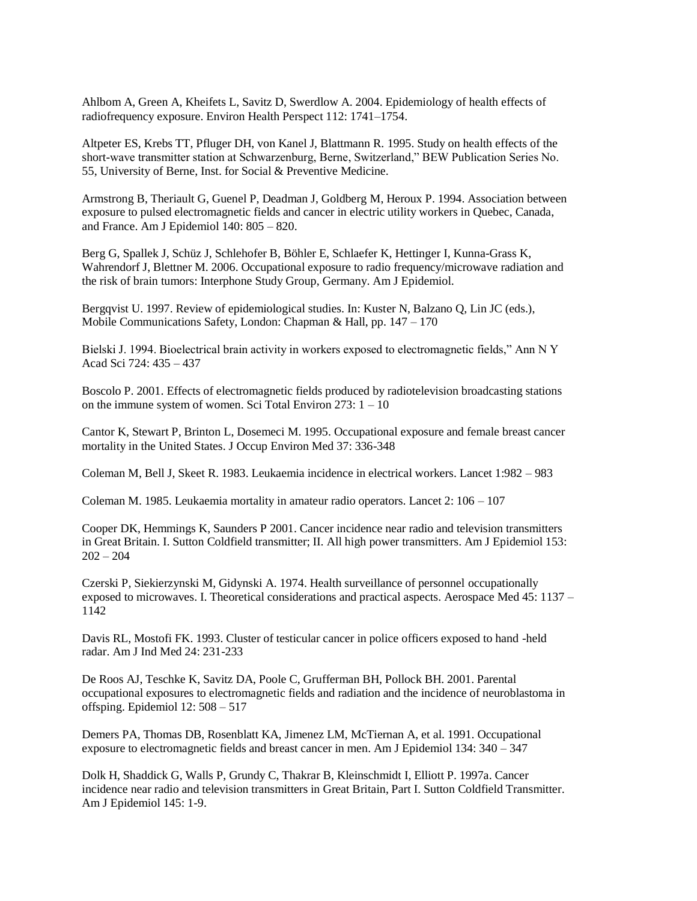Ahlbom A, Green A, Kheifets L, Savitz D, Swerdlow A. 2004. Epidemiology of health effects of radiofrequency exposure. Environ Health Perspect 112: 1741–1754.

Altpeter ES, Krebs TT, Pfluger DH, von Kanel J, Blattmann R. 1995. Study on health effects of the short-wave transmitter station at Schwarzenburg, Berne, Switzerland," BEW Publication Series No. 55, University of Berne, Inst. for Social & Preventive Medicine.

Armstrong B, Theriault G, Guenel P, Deadman J, Goldberg M, Heroux P. 1994. Association between exposure to pulsed electromagnetic fields and cancer in electric utility workers in Quebec, Canada, and France. Am J Epidemiol 140: 805 – 820.

Berg G, Spallek J, Schüz J, Schlehofer B, Böhler E, Schlaefer K, Hettinger I, Kunna-Grass K, Wahrendorf J, Blettner M. 2006. Occupational exposure to radio frequency/microwave radiation and the risk of brain tumors: Interphone Study Group, Germany. Am J Epidemiol.

Bergqvist U. 1997. Review of epidemiological studies. In: Kuster N, Balzano Q, Lin JC (eds.), Mobile Communications Safety, London: Chapman & Hall, pp. 147 – 170

Bielski J. 1994. Bioelectrical brain activity in workers exposed to electromagnetic fields," Ann N Y Acad Sci 724: 435 – 437

Boscolo P. 2001. Effects of electromagnetic fields produced by radiotelevision broadcasting stations on the immune system of women. Sci Total Environ 273: 1 – 10

Cantor K, Stewart P, Brinton L, Dosemeci M. 1995. Occupational exposure and female breast cancer mortality in the United States. J Occup Environ Med 37: 336-348

Coleman M, Bell J, Skeet R. 1983. Leukaemia incidence in electrical workers. Lancet 1:982 – 983

Coleman M. 1985. Leukaemia mortality in amateur radio operators. Lancet 2: 106 – 107

Cooper DK, Hemmings K, Saunders P 2001. Cancer incidence near radio and television transmitters in Great Britain. I. Sutton Coldfield transmitter; II. All high power transmitters. Am J Epidemiol 153: 202 – 204

Czerski P, Siekierzynski M, Gidynski A. 1974. Health surveillance of personnel occupationally exposed to microwaves. I. Theoretical considerations and practical aspects. Aerospace Med 45: 1137 – 1142

Davis RL, Mostofi FK. 1993. Cluster of testicular cancer in police officers exposed to hand -held radar. Am J Ind Med 24: 231-233

De Roos AJ, Teschke K, Savitz DA, Poole C, Grufferman BH, Pollock BH. 2001. Parental occupational exposures to electromagnetic fields and radiation and the incidence of neuroblastoma in offsping. Epidemiol 12: 508 – 517

Demers PA, Thomas DB, Rosenblatt KA, Jimenez LM, McTiernan A, et al. 1991. Occupational exposure to electromagnetic fields and breast cancer in men. Am J Epidemiol 134: 340 – 347

Dolk H, Shaddick G, Walls P, Grundy C, Thakrar B, Kleinschmidt I, Elliott P. 1997a. Cancer incidence near radio and television transmitters in Great Britain, Part I. Sutton Coldfield Transmitter. Am J Epidemiol 145: 1-9.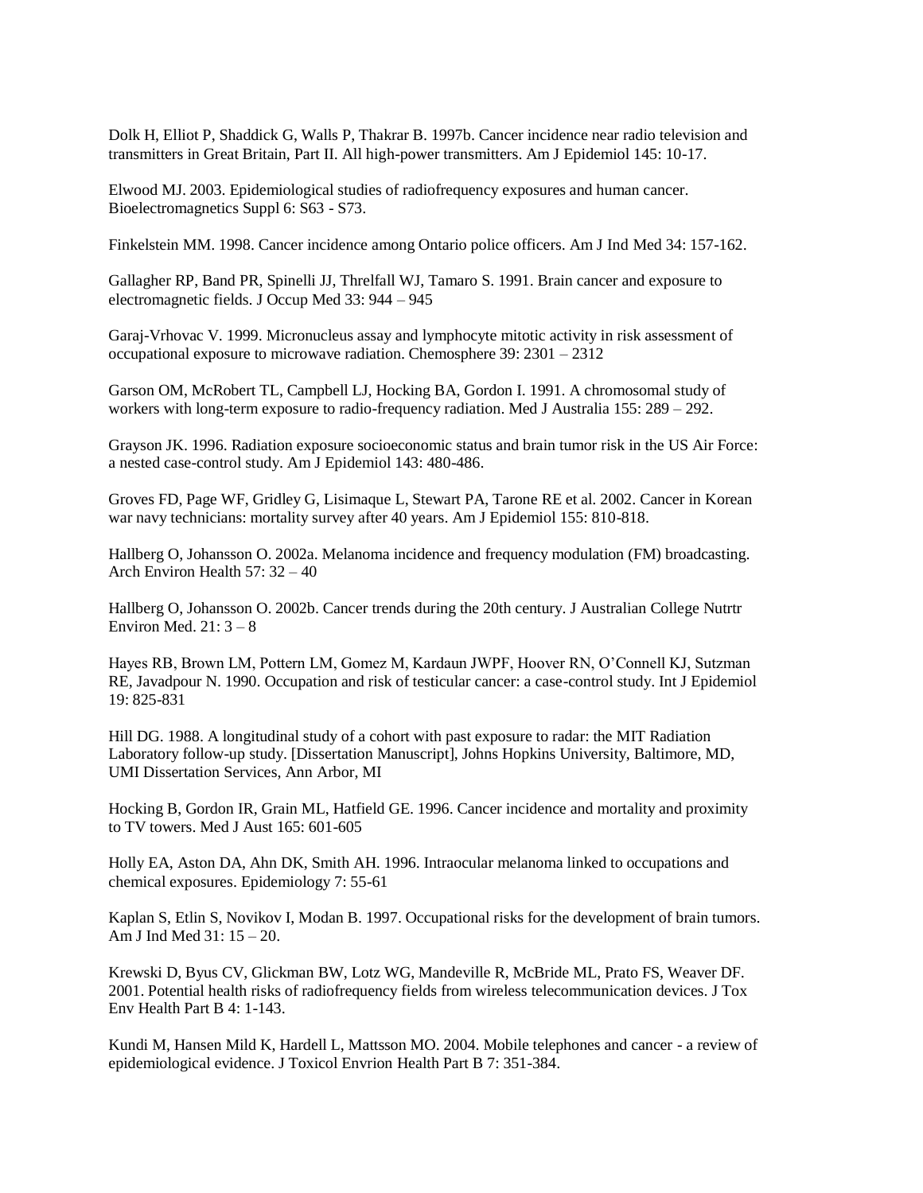Dolk H, Elliot P, Shaddick G, Walls P, Thakrar B. 1997b. Cancer incidence near radio television and transmitters in Great Britain, Part II. All high-power transmitters. Am J Epidemiol 145: 10-17.

Elwood MJ. 2003. Epidemiological studies of radiofrequency exposures and human cancer. Bioelectromagnetics Suppl 6: S63 - S73.

Finkelstein MM. 1998. Cancer incidence among Ontario police officers. Am J Ind Med 34: 157-162.

Gallagher RP, Band PR, Spinelli JJ, Threlfall WJ, Tamaro S. 1991. Brain cancer and exposure to electromagnetic fields. J Occup Med 33: 944 – 945

Garaj-Vrhovac V. 1999. Micronucleus assay and lymphocyte mitotic activity in risk assessment of occupational exposure to microwave radiation. Chemosphere 39: 2301 – 2312

Garson OM, McRobert TL, Campbell LJ, Hocking BA, Gordon I. 1991. A chromosomal study of workers with long-term exposure to radio-frequency radiation. Med J Australia 155: 289 – 292.

Grayson JK. 1996. Radiation exposure socioeconomic status and brain tumor risk in the US Air Force: a nested case-control study. Am J Epidemiol 143: 480-486.

Groves FD, Page WF, Gridley G, Lisimaque L, Stewart PA, Tarone RE et al. 2002. Cancer in Korean war navy technicians: mortality survey after 40 years. Am J Epidemiol 155: 810-818.

Hallberg O, Johansson O. 2002a. Melanoma incidence and frequency modulation (FM) broadcasting. Arch Environ Health 57: 32 – 40

Hallberg O, Johansson O. 2002b. Cancer trends during the 20th century. J Australian College Nutrtr Environ Med. 21: 3 – 8

Hayes RB, Brown LM, Pottern LM, Gomez M, Kardaun JWPF, Hoover RN, O'Connell KJ, Sutzman RE, Javadpour N. 1990. Occupation and risk of testicular cancer: a case-control study. Int J Epidemiol 19: 825-831

Hill DG. 1988. A longitudinal study of a cohort with past exposure to radar: the MIT Radiation Laboratory follow-up study. [Dissertation Manuscript], Johns Hopkins University, Baltimore, MD, UMI Dissertation Services, Ann Arbor, MI

Hocking B, Gordon IR, Grain ML, Hatfield GE. 1996. Cancer incidence and mortality and proximity to TV towers. Med J Aust 165: 601-605

Holly EA, Aston DA, Ahn DK, Smith AH. 1996. Intraocular melanoma linked to occupations and chemical exposures. Epidemiology 7: 55-61

Kaplan S, Etlin S, Novikov I, Modan B. 1997. Occupational risks for the development of brain tumors. Am J Ind Med 31: 15 – 20.

Krewski D, Byus CV, Glickman BW, Lotz WG, Mandeville R, McBride ML, Prato FS, Weaver DF. 2001. Potential health risks of radiofrequency fields from wireless telecommunication devices. J Tox Env Health Part B 4: 1-143.

Kundi M, Hansen Mild K, Hardell L, Mattsson MO. 2004. Mobile telephones and cancer - a review of epidemiological evidence. J Toxicol Envrion Health Part B 7: 351-384.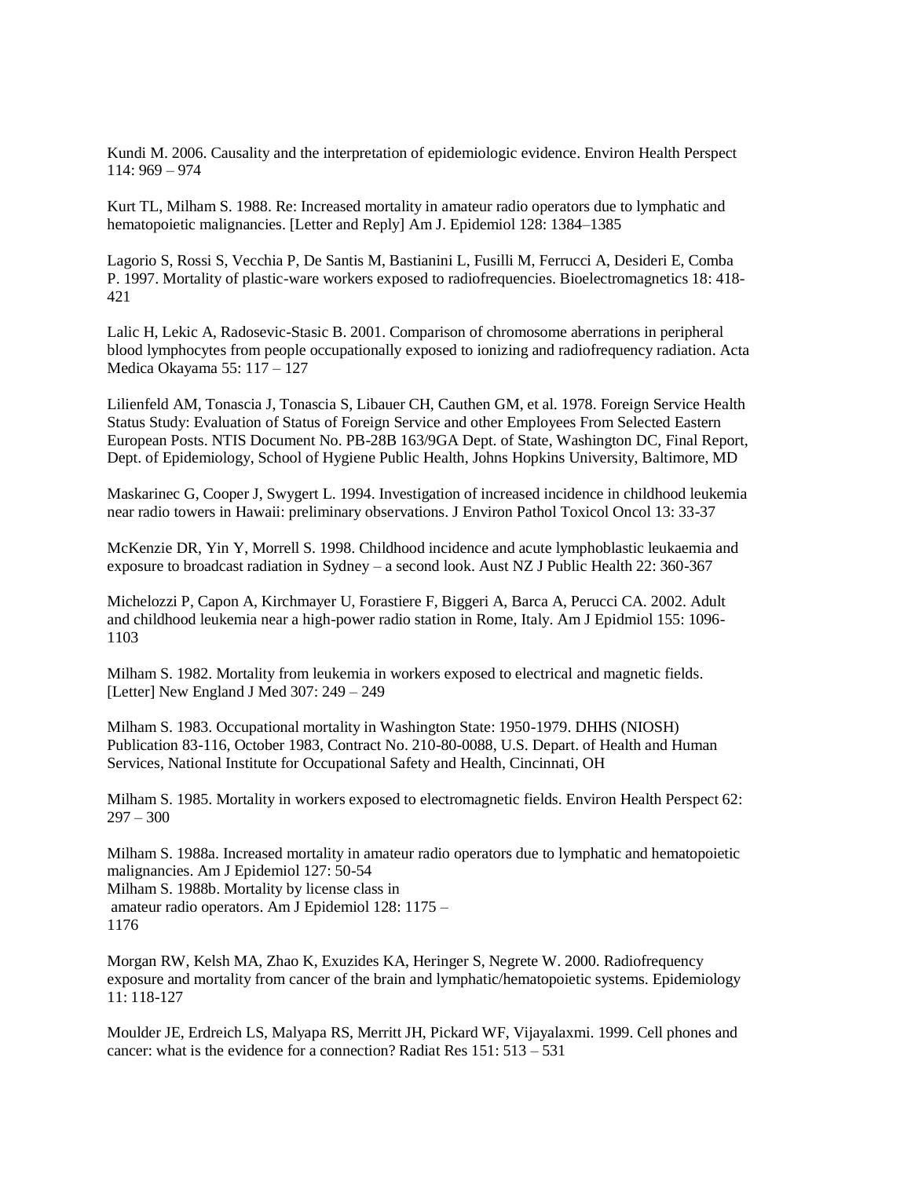Kundi M. 2006. Causality and the interpretation of epidemiologic evidence. Environ Health Perspect 114: 969 – 974

Kurt TL, Milham S. 1988. Re: Increased mortality in amateur radio operators due to lymphatic and hematopoietic malignancies. [Letter and Reply] Am J. Epidemiol 128: 1384–1385

Lagorio S, Rossi S, Vecchia P, De Santis M, Bastianini L, Fusilli M, Ferrucci A, Desideri E, Comba P. 1997. Mortality of plastic-ware workers exposed to radiofrequencies. Bioelectromagnetics 18: 418-421

Lalic H, Lekic A, Radosevic-Stasic B. 2001. Comparison of chromosome aberrations in peripheral blood lymphocytes from people occupationally exposed to ionizing and radiofrequency radiation. Acta Medica Okayama 55: 117 – 127

Lilienfeld AM, Tonascia J, Tonascia S, Libauer CH, Cauthen GM, et al. 1978. Foreign Service Health Status Study: Evaluation of Status of Foreign Service and other Employees From Selected Eastern European Posts. NTIS Document No. PB-28B 163/9GA Dept. of State, Washington DC, Final Report, Dept. of Epidemiology, School of Hygiene Public Health, Johns Hopkins University, Baltimore, MD

Maskarinec G, Cooper J, Swygert L. 1994. Investigation of increased incidence in childhood leukemia near radio towers in Hawaii: preliminary observations. J Environ Pathol Toxicol Oncol 13: 33-37

McKenzie DR, Yin Y, Morrell S. 1998. Childhood incidence and acute lymphoblastic leukaemia and exposure to broadcast radiation in Sydney – a second look. Aust NZ J Public Health 22: 360-367

Michelozzi P, Capon A, Kirchmayer U, Forastiere F, Biggeri A, Barca A, Perucci CA. 2002. Adult and childhood leukemia near a high-power radio station in Rome, Italy. Am J Epidmiol 155: 1096-1103

Milham S. 1982. Mortality from leukemia in workers exposed to electrical and magnetic fields. [Letter] New England J Med 307: 249 – 249

Milham S. 1983. Occupational mortality in Washington State: 1950-1979. DHHS (NIOSH) Publication 83-116, October 1983, Contract No. 210-80-0088, U.S. Depart. of Health and Human Services, National Institute for Occupational Safety and Health, Cincinnati, OH

Milham S. 1985. Mortality in workers exposed to electromagnetic fields. Environ Health Perspect 62: 297 – 300

Milham S. 1988a. Increased mortality in amateur radio operators due to lymphatic and hematopoietic malignancies. Am J Epidemiol 127: 50-54

Milham S. 1988b. Mortality by license class in amateur radio operators. Am J Epidemiol 128: 1175 – 1176

Morgan RW, Kelsh MA, Zhao K, Exuzides KA, Heringer S, Negrete W. 2000. Radiofrequency exposure and mortality from cancer of the brain and lymphatic/hematopoietic systems. Epidemiology 11: 118-127

Moulder JE, Erdreich LS, Malyapa RS, Merritt JH, Pickard WF, Vijayalaxmi. 1999. Cell phones and cancer: what is the evidence for a connection? Radiat Res 151: 513 – 531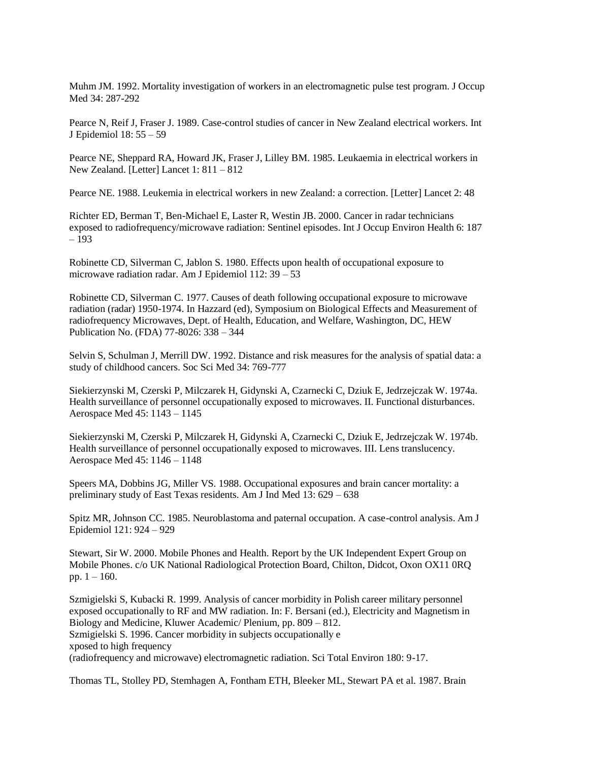Muhm JM. 1992. Mortality investigation of workers in an electromagnetic pulse test program. J Occup Med 34: 287-292

Pearce N, Reif J, Fraser J. 1989. Case-control studies of cancer in New Zealand electrical workers. Int J Epidemiol 18: 55 – 59

Pearce NE, Sheppard RA, Howard JK, Fraser J, Lilley BM. 1985. Leukaemia in electrical workers in New Zealand. [Letter] Lancet 1: 811 – 812

Pearce NE. 1988. Leukemia in electrical workers in new Zealand: a correction. [Letter] Lancet 2: 48

Richter ED, Berman T, Ben-Michael E, Laster R, Westin JB. 2000. Cancer in radar technicians exposed to radiofrequency/microwave radiation: Sentinel episodes. Int J Occup Environ Health 6: 187 – 193

Robinette CD, Silverman C, Jablon S. 1980. Effects upon health of occupational exposure to microwave radiation radar. Am J Epidemiol 112: 39 – 53

Robinette CD, Silverman C. 1977. Causes of death following occupational exposure to microwave radiation (radar) 1950-1974. In Hazzard (ed), Symposium on Biological Effects and Measurement of radiofrequency Microwaves, Dept. of Health, Education, and Welfare, Washington, DC, HEW Publication No. (FDA) 77-8026: 338 – 344

Selvin S, Schulman J, Merrill DW. 1992. Distance and risk measures for the analysis of spatial data: a study of childhood cancers. Soc Sci Med 34: 769-777

Siekierzynski M, Czerski P, Milczarek H, Gidynski A, Czarnecki C, Dziuk E, Jedrzejczak W. 1974a. Health surveillance of personnel occupationally exposed to microwaves. II. Functional disturbances. Aerospace Med 45: 1143 – 1145

Siekierzynski M, Czerski P, Milczarek H, Gidynski A, Czarnecki C, Dziuk E, Jedrzejczak W. 1974b. Health surveillance of personnel occupationally exposed to microwaves. III. Lens translucency. Aerospace Med 45: 1146 – 1148

Speers MA, Dobbins JG, Miller VS. 1988. Occupational exposures and brain cancer mortality: a preliminary study of East Texas residents. Am J Ind Med 13: 629 – 638

Spitz MR, Johnson CC. 1985. Neuroblastoma and paternal occupation. A case-control analysis. Am J Epidemiol 121: 924 – 929

Stewart, Sir W. 2000. Mobile Phones and Health. Report by the UK Independent Expert Group on Mobile Phones. c/o UK National Radiological Protection Board, Chilton, Didcot, Oxon OX11 0RQ pp. 1 – 160.

Szmigielski S, Kubacki R. 1999. Analysis of cancer morbidity in Polish career military personnel exposed occupationally to RF and MW radiation. In: F. Bersani (ed.), Electricity and Magnetism in Biology and Medicine, Kluwer Academic/ Plenium, pp. 809 – 812.

Szmigielski S. 1996. Cancer morbidity in subjects occupationally exposed to high frequency (radiofrequency and microwave) electromagnetic radiation. Sci Total Environ 180: 9-17.

Thomas TL, Stolley PD, Stemhagen A, Fontham ETH, Bleeker ML, Stewart PA et al. 1987. Brain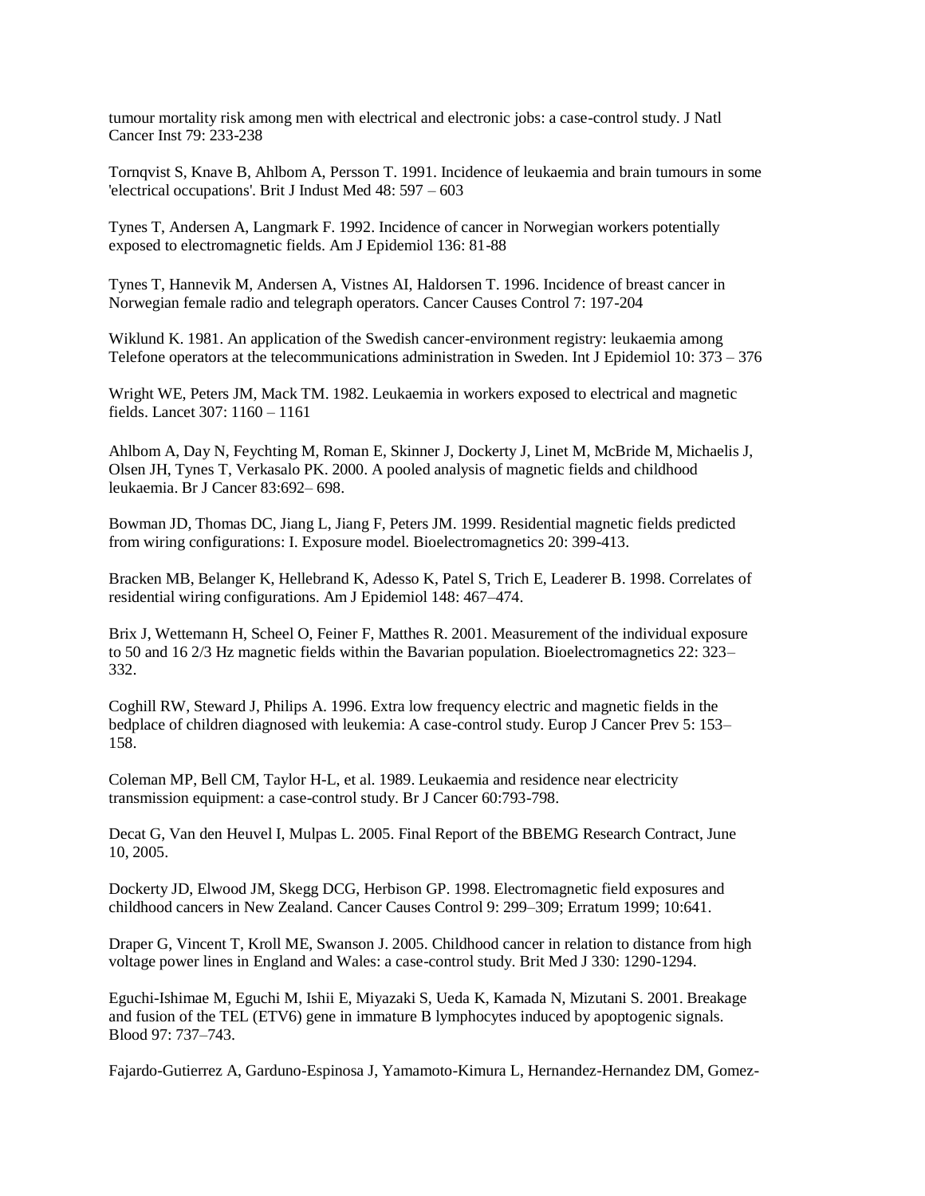tumour mortality risk among men with electrical and electronic jobs: a case-control study. J Natl Cancer Inst 79: 233-238

Tornqvist S, Knave B, Ahlbom A, Persson T. 1991. Incidence of leukaemia and brain tumours in some 'electrical occupations'. Brit J Indust Med 48: 597 – 603

Tynes T, Andersen A, Langmark F. 1992. Incidence of cancer in Norwegian workers potentially exposed to electromagnetic fields. Am J Epidemiol 136: 81-88

Tynes T, Hannevik M, Andersen A, Vistnes AI, Haldorsen T. 1996. Incidence of breast cancer in Norwegian female radio and telegraph operators. Cancer Causes Control 7: 197-204

Wiklund K. 1981. An application of the Swedish cancer-environment registry: leukaemia among Telefone operators at the telecommunications administration in Sweden. Int J Epidemiol 10: 373 – 376

Wright WE, Peters JM, Mack TM. 1982. Leukaemia in workers exposed to electrical and magnetic fields. Lancet 307: 1160 – 1161

Ahlbom A, Day N, Feychting M, Roman E, Skinner J, Dockerty J, Linet M, McBride M, Michaelis J, Olsen JH, Tynes T, Verkasalo PK. 2000. A pooled analysis of magnetic fields and childhood leukaemia. Br J Cancer 83:692– 698.

Bowman JD, Thomas DC, Jiang L, Jiang F, Peters JM. 1999. Residential magnetic fields predicted from wiring configurations: I. Exposure model. Bioelectromagnetics 20: 399-413.

Bracken MB, Belanger K, Hellebrand K, Adesso K, Patel S, Trich E, Leaderer B. 1998. Correlates of residential wiring configurations. Am J Epidemiol 148: 467–474.

Brix J, Wettemann H, Scheel O, Feiner F, Matthes R. 2001. Measurement of the individual exposure to 50 and 16 2/3 Hz magnetic fields within the Bavarian population. Bioelectromagnetics 22: 323–332.

Coghill RW, Steward J, Philips A. 1996. Extra low frequency electric and magnetic fields in the bedplace of children diagnosed with leukemia: A case-control study. Europ J Cancer Prev 5: 153–158.

Coleman MP, Bell CM, Taylor H-L, et al. 1989. Leukaemia and residence near electricity transmission equipment: a case-control study. Br J Cancer 60:793-798.

Decat G, Van den Heuvel I, Mulpas L. 2005. Final Report of the BBEMG Research Contract, June 10, 2005.

Dockerty JD, Elwood JM, Skegg DCG, Herbison GP. 1998. Electromagnetic field exposures and childhood cancers in New Zealand. Cancer Causes Control 9: 299–309; Erratum 1999; 10:641.

Draper G, Vincent T, Kroll ME, Swanson J. 2005. Childhood cancer in relation to distance from high voltage power lines in England and Wales: a case-control study. Brit Med J 330: 1290-1294.

Eguchi-Ishimae M, Eguchi M, Ishii E, Miyazaki S, Ueda K, Kamada N, Mizutani S. 2001. Breakage and fusion of the TEL (ETV6) gene in immature B lymphocytes induced by apoptogenic signals. Blood 97: 737–743.

Fajardo-Gutierrez A, Garduno-Espinosa J, Yamamoto-Kimura L, Hernandez-Hernandez DM, Gomez-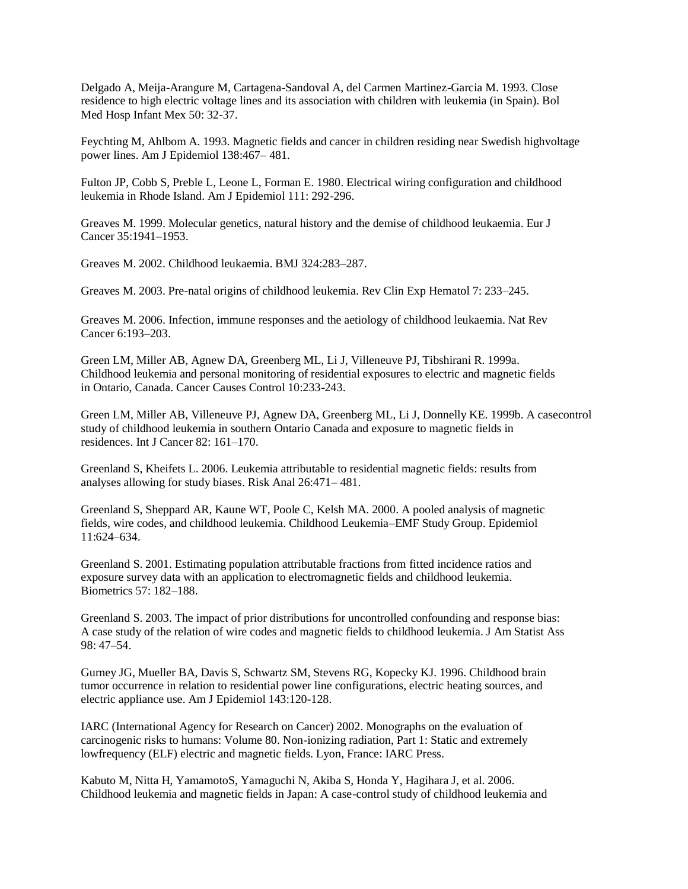Delgado A, Meija-Arangure M, Cartagena-Sandoval A, del Carmen Martinez-Garcia M. 1993. Close residence to high electric voltage lines and its association with children with leukemia (in Spain). Bol Med Hosp Infant Mex 50: 32-37.

Feychting M, Ahlbom A. 1993. Magnetic fields and cancer in children residing near Swedish highvoltage power lines. Am J Epidemiol 138:467– 481.

Fulton JP, Cobb S, Preble L, Leone L, Forman E. 1980. Electrical wiring configuration and childhood leukemia in Rhode Island. Am J Epidemiol 111: 292-296.

Greaves M. 1999. Molecular genetics, natural history and the demise of childhood leukaemia. Eur J Cancer 35:1941–1953.

Greaves M. 2002. Childhood leukaemia. BMJ 324:283–287.

Greaves M. 2003. Pre-natal origins of childhood leukemia. Rev Clin Exp Hematol 7: 233–245.

Greaves M. 2006. Infection, immune responses and the aetiology of childhood leukaemia. Nat Rev Cancer 6:193–203.

Green LM, Miller AB, Agnew DA, Greenberg ML, Li J, Villeneuve PJ, Tibshirani R. 1999a. Childhood leukemia and personal monitoring of residential exposures to electric and magnetic fields in Ontario, Canada. Cancer Causes Control 10:233-243.

Green LM, Miller AB, Villeneuve PJ, Agnew DA, Greenberg ML, Li J, Donnelly KE. 1999b. A casecontrol study of childhood leukemia in southern Ontario Canada and exposure to magnetic fields in residences. Int J Cancer 82: 161–170.

Greenland S, Kheifets L. 2006. Leukemia attributable to residential magnetic fields: results from analyses allowing for study biases. Risk Anal 26:471– 481.

Greenland S, Sheppard AR, Kaune WT, Poole C, Kelsh MA. 2000. A pooled analysis of magnetic fields, wire codes, and childhood leukemia. Childhood Leukemia–EMF Study Group. Epidemiol 11:624–634.

Greenland S. 2001. Estimating population attributable fractions from fitted incidence ratios and exposure survey data with an application to electromagnetic fields and childhood leukemia. Biometrics 57: 182–188.

Greenland S. 2003. The impact of prior distributions for uncontrolled confounding and response bias: A case study of the relation of wire codes and magnetic fields to childhood leukemia. J Am Statist Ass 98: 47–54.

Gurney JG, Mueller BA, Davis S, Schwartz SM, Stevens RG, Kopecky KJ. 1996. Childhood brain tumor occurrence in relation to residential power line configurations, electric heating sources, and electric appliance use. Am J Epidemiol 143:120-128.

IARC (International Agency for Research on Cancer) 2002. Monographs on the evaluation of carcinogenic risks to humans: Volume 80. Non-ionizing radiation, Part 1: Static and extremely lowfrequency (ELF) electric and magnetic fields. Lyon, France: IARC Press.

Kabuto M, Nitta H, YamamotoS, Yamaguchi N, Akiba S, Honda Y, Hagihara J, et al. 2006. Childhood leukemia and magnetic fields in Japan: A case-control study of childhood leukemia and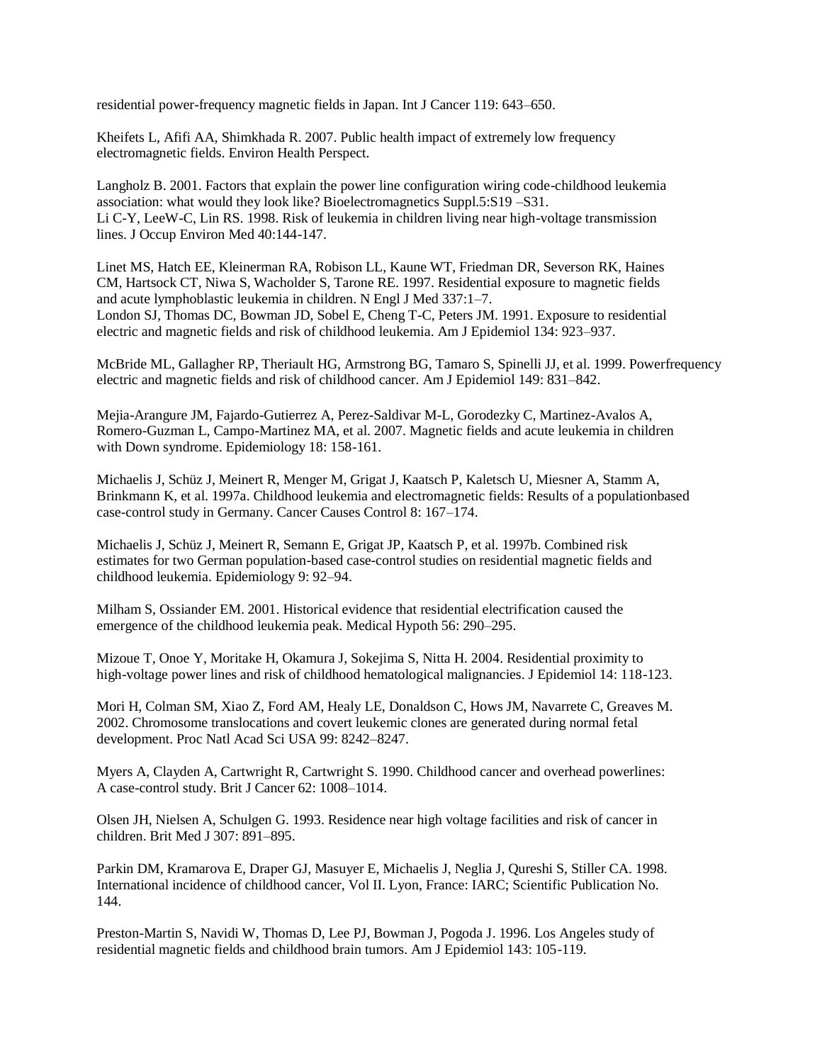residential power-frequency magnetic fields in Japan. Int J Cancer 119: 643–650.

Kheifets L, Afifi AA, Shimkhada R. 2007. Public health impact of extremely low frequency electromagnetic fields. Environ Health Perspect.

Langholz B. 2001. Factors that explain the power line configuration wiring code-childhood leukemia association: what would they look like? Bioelectromagnetics Suppl.5:S19 –S31.
Li C-Y, LeeW-C, Lin RS. 1998. Risk of leukemia in children living near high-voltage transmission lines. J Occup Environ Med 40:144-147.

Linet MS, Hatch EE, Kleinerman RA, Robison LL, Kaune WT, Friedman DR, Severson RK, Haines CM, Hartsock CT, Niwa S, Wacholder S, Tarone RE. 1997. Residential exposure to magnetic fields and acute lymphoblastic leukemia in children. N Engl J Med 337:1–7.
London SJ, Thomas DC, Bowman JD, Sobel E, Cheng T-C, Peters JM. 1991. Exposure to residential electric and magnetic fields and risk of childhood leukemia. Am J Epidemiol 134: 923–937.

McBride ML, Gallagher RP, Theriault HG, Armstrong BG, Tamaro S, Spinelli JJ, et al. 1999. Powerfrequency electric and magnetic fields and risk of childhood cancer. Am J Epidemiol 149: 831–842.

Mejia-Arangure JM, Fajardo-Gutierrez A, Perez-Saldivar M-L, Gorodezky C, Martinez-Avalos A, Romero-Guzman L, Campo-Martinez MA, et al. 2007. Magnetic fields and acute leukemia in children with Down syndrome. Epidemiology 18: 158-161.

Michaelis J, Schüz J, Meinert R, Menger M, Grigat J, Kaatsch P, Kaletsch U, Miesner A, Stamm A, Brinkmann K, et al. 1997a. Childhood leukemia and electromagnetic fields: Results of a populationbased case-control study in Germany. Cancer Causes Control 8: 167–174.

Michaelis J, Schüz J, Meinert R, Semann E, Grigat JP, Kaatsch P, et al. 1997b. Combined risk estimates for two German population-based case-control studies on residential magnetic fields and childhood leukemia. Epidemiology 9: 92–94.

Milham S, Ossiander EM. 2001. Historical evidence that residential electrification caused the emergence of the childhood leukemia peak. Medical Hypoth 56: 290–295.

Mizoue T, Onoe Y, Moritake H, Okamura J, Sokejima S, Nitta H. 2004. Residential proximity to high-voltage power lines and risk of childhood hematological malignancies. J Epidemiol 14: 118-123.

Mori H, Colman SM, Xiao Z, Ford AM, Healy LE, Donaldson C, Hows JM, Navarrete C, Greaves M. 2002. Chromosome translocations and covert leukemic clones are generated during normal fetal development. Proc Natl Acad Sci USA 99: 8242–8247.

Myers A, Clayden A, Cartwright R, Cartwright S. 1990. Childhood cancer and overhead powerlines: A case-control study. Brit J Cancer 62: 1008–1014.

Olsen JH, Nielsen A, Schulgen G. 1993. Residence near high voltage facilities and risk of cancer in children. Brit Med J 307: 891–895.

Parkin DM, Kramarova E, Draper GJ, Masuyer E, Michaelis J, Neglia J, Qureshi S, Stiller CA. 1998. International incidence of childhood cancer, Vol II. Lyon, France: IARC; Scientific Publication No. 144.

Preston-Martin S, Navidi W, Thomas D, Lee PJ, Bowman J, Pogoda J. 1996. Los Angeles study of residential magnetic fields and childhood brain tumors. Am J Epidemiol 143: 105-119.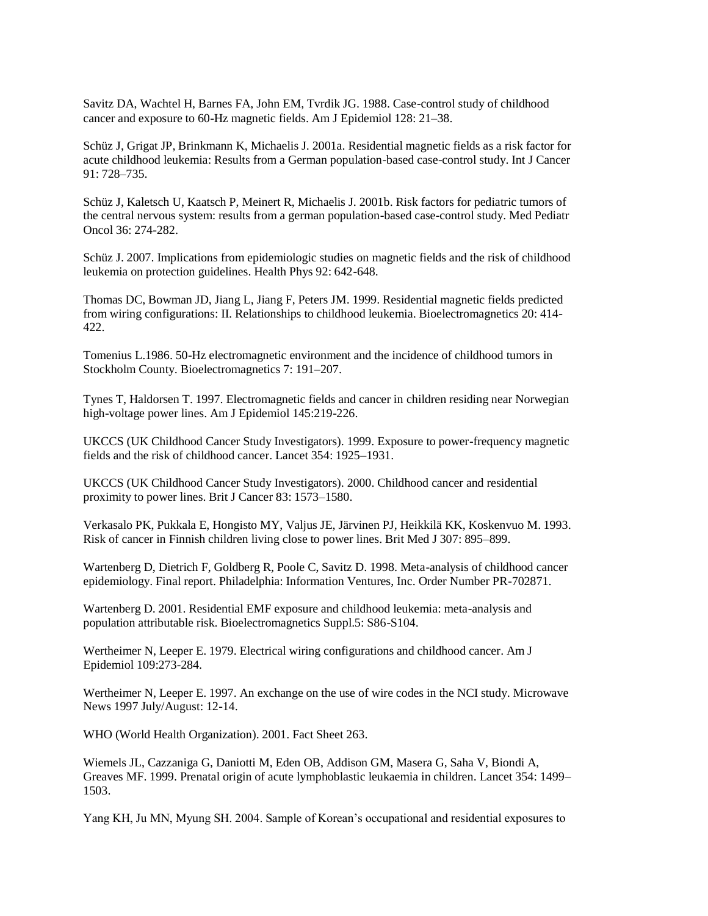Savitz DA, Wachtel H, Barnes FA, John EM, Tvrdik JG. 1988. Case-control study of childhood cancer and exposure to 60-Hz magnetic fields. Am J Epidemiol 128: 21–38.

Schüz J, Grigat JP, Brinkmann K, Michaelis J. 2001a. Residential magnetic fields as a risk factor for acute childhood leukemia: Results from a German population-based case-control study. Int J Cancer 91: 728–735.

Schüz J, Kaletsch U, Kaatsch P, Meinert R, Michaelis J. 2001b. Risk factors for pediatric tumors of the central nervous system: results from a german population-based case-control study. Med Pediatr Oncol 36: 274-282.

Schüz J. 2007. Implications from epidemiologic studies on magnetic fields and the risk of childhood leukemia on protection guidelines. Health Phys 92: 642-648.

Thomas DC, Bowman JD, Jiang L, Jiang F, Peters JM. 1999. Residential magnetic fields predicted from wiring configurations: II. Relationships to childhood leukemia. Bioelectromagnetics 20: 414-422.

Tomenius L.1986. 50-Hz electromagnetic environment and the incidence of childhood tumors in Stockholm County. Bioelectromagnetics 7: 191–207.

Tynes T, Haldorsen T. 1997. Electromagnetic fields and cancer in children residing near Norwegian high-voltage power lines. Am J Epidemiol 145:219-226.

UKCCS (UK Childhood Cancer Study Investigators). 1999. Exposure to power-frequency magnetic fields and the risk of childhood cancer. Lancet 354: 1925–1931.

UKCCS (UK Childhood Cancer Study Investigators). 2000. Childhood cancer and residential proximity to power lines. Brit J Cancer 83: 1573–1580.

Verkasalo PK, Pukkala E, Hongisto MY, Valjus JE, Järvinen PJ, Heikkilä KK, Koskenvuo M. 1993. Risk of cancer in Finnish children living close to power lines. Brit Med J 307: 895–899.

Wartenberg D, Dietrich F, Goldberg R, Poole C, Savitz D. 1998. Meta-analysis of childhood cancer epidemiology. Final report. Philadelphia: Information Ventures, Inc. Order Number PR-702871.

Wartenberg D. 2001. Residential EMF exposure and childhood leukemia: meta-analysis and population attributable risk. Bioelectromagnetics Suppl.5: S86-S104.

Wertheimer N, Leeper E. 1979. Electrical wiring configurations and childhood cancer. Am J Epidemiol 109:273-284.

Wertheimer N, Leeper E. 1997. An exchange on the use of wire codes in the NCI study. Microwave News 1997 July/August: 12-14.

WHO (World Health Organization). 2001. Fact Sheet 263.

Wiemels JL, Cazzaniga G, Daniotti M, Eden OB, Addison GM, Masera G, Saha V, Biondi A, Greaves MF. 1999. Prenatal origin of acute lymphoblastic leukaemia in children. Lancet 354: 1499–1503.

Yang KH, Ju MN, Myung SH. 2004. Sample of Korean's occupational and residential exposures to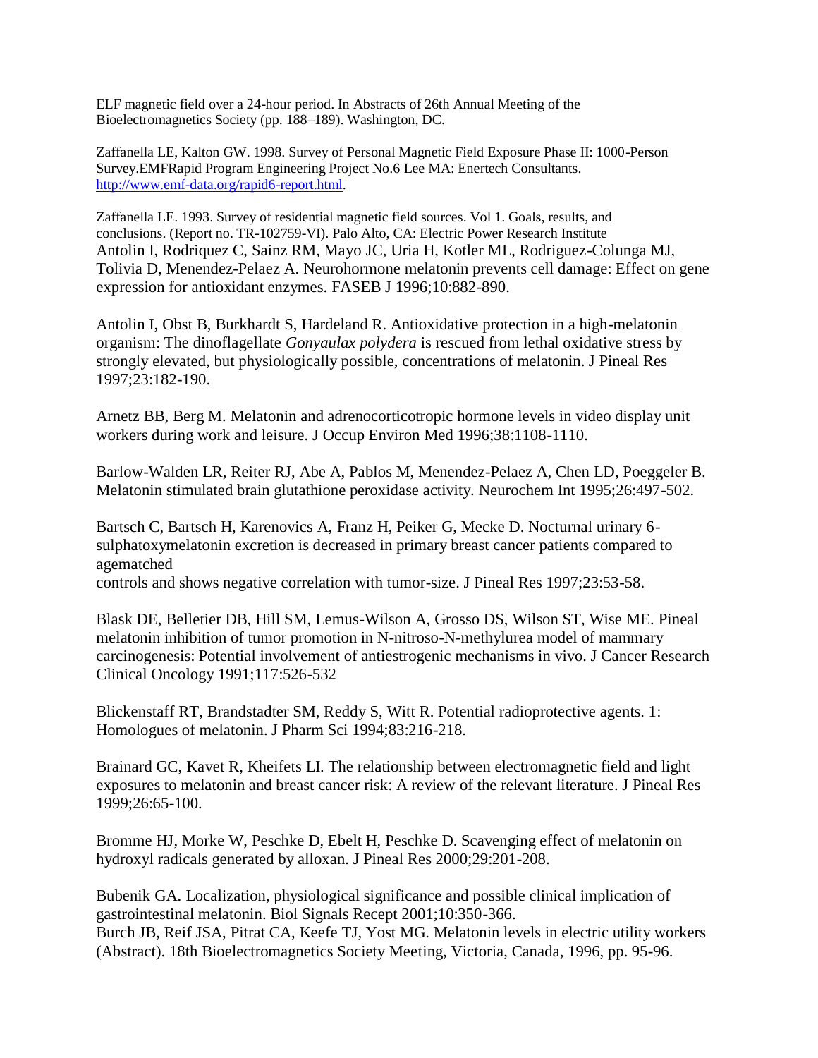ELF magnetic field over a 24-hour period. In Abstracts of 26th Annual Meeting of the Bioelectromagnetics Society (pp. 188–189). Washington, DC.

Zaffanella LE, Kalton GW. 1998. Survey of Personal Magnetic Field Exposure Phase II: 1000-Person Survey.EMFRapid Program Engineering Project No.6 Lee MA: Enertech Consultants. http://www.emf-data.org/rapid6-report.html.

Zaffanella LE. 1993. Survey of residential magnetic field sources. Vol 1. Goals, results, and conclusions. (Report no. TR-102759-VI). Palo Alto, CA: Electric Power Research Institute

Antolin I, Rodriquez C, Sainz RM, Mayo JC, Uria H, Kotler ML, Rodriguez-Colunga MJ, Tolivia D, Menendez-Pelaez A. Neurohormone melatonin prevents cell damage: Effect on gene expression for antioxidant enzymes. FASEB J 1996;10:882-890.

Antolin I, Obst B, Burkhardt S, Hardeland R. Antioxidative protection in a high-melatonin organism: The dinoflagellate *Gonyaulax polydera* is rescued from lethal oxidative stress by strongly elevated, but physiologically possible, concentrations of melatonin. J Pineal Res 1997;23:182-190.

Arnetz BB, Berg M. Melatonin and adrenocorticotropic hormone levels in video display unit workers during work and leisure. J Occup Environ Med 1996;38:1108-1110.

Barlow-Walden LR, Reiter RJ, Abe A, Pablos M, Menendez-Pelaez A, Chen LD, Poeggeler B. Melatonin stimulated brain glutathione peroxidase activity. Neurochem Int 1995;26:497-502.

Bartsch C, Bartsch H, Karenovics A, Franz H, Peiker G, Mecke D. Nocturnal urinary 6-sulphatoxymelatonin excretion is decreased in primary breast cancer patients compared to agematched
controls and shows negative correlation with tumor-size. J Pineal Res 1997;23:53-58.

Blask DE, Belletier DB, Hill SM, Lemus-Wilson A, Grosso DS, Wilson ST, Wise ME. Pineal melatonin inhibition of tumor promotion in N-nitroso-N-methylurea model of mammary carcinogenesis: Potential involvement of antiestrogenic mechanisms in vivo. J Cancer Research Clinical Oncology 1991;117:526-532

Blickenstaff RT, Brandstadter SM, Reddy S, Witt R. Potential radioprotective agents. 1: Homologues of melatonin. J Pharm Sci 1994;83:216-218.

Brainard GC, Kavet R, Kheifets LI. The relationship between electromagnetic field and light exposures to melatonin and breast cancer risk: A review of the relevant literature. J Pineal Res 1999;26:65-100.

Bromme HJ, Morke W, Peschke D, Ebelt H, Peschke D. Scavenging effect of melatonin on hydroxyl radicals generated by alloxan. J Pineal Res 2000;29:201-208.

Bubenik GA. Localization, physiological significance and possible clinical implication of gastrointestinal melatonin. Biol Signals Recept 2001;10:350-366.

Burch JB, Reif JSA, Pitrat CA, Keefe TJ, Yost MG. Melatonin levels in electric utility workers (Abstract). 18th Bioelectromagnetics Society Meeting, Victoria, Canada, 1996, pp. 95-96.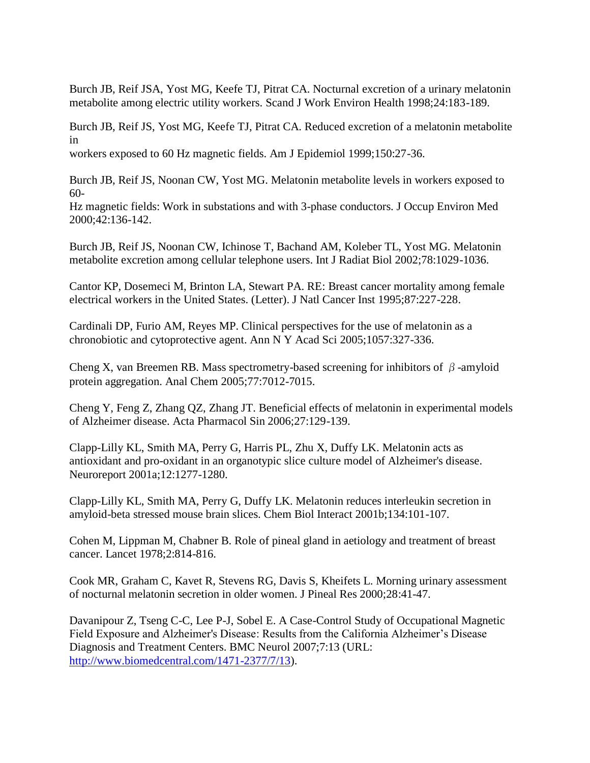Burch JB, Reif JSA, Yost MG, Keefe TJ, Pitrat CA. Nocturnal excretion of a urinary melatonin metabolite among electric utility workers. Scand J Work Environ Health 1998;24:183-189.

Burch JB, Reif JS, Yost MG, Keefe TJ, Pitrat CA. Reduced excretion of a melatonin metabolite in
workers exposed to 60 Hz magnetic fields. Am J Epidemiol 1999;150:27-36.

Burch JB, Reif JS, Noonan CW, Yost MG. Melatonin metabolite levels in workers exposed to 60-
Hz magnetic fields: Work in substations and with 3-phase conductors. J Occup Environ Med 2000;42:136-142.

Burch JB, Reif JS, Noonan CW, Ichinose T, Bachand AM, Koleber TL, Yost MG. Melatonin metabolite excretion among cellular telephone users. Int J Radiat Biol 2002;78:1029-1036.

Cantor KP, Dosemeci M, Brinton LA, Stewart PA. RE: Breast cancer mortality among female electrical workers in the United States. (Letter). J Natl Cancer Inst 1995;87:227-228.

Cardinali DP, Furio AM, Reyes MP. Clinical perspectives for the use of melatonin as a chronobiotic and cytoprotective agent. Ann N Y Acad Sci 2005;1057:327-336.

Cheng X, van Breemen RB. Mass spectrometry-based screening for inhibitors of $\beta$-amyloid protein aggregation. Anal Chem 2005;77:7012-7015.

Cheng Y, Feng Z, Zhang QZ, Zhang JT. Beneficial effects of melatonin in experimental models of Alzheimer disease. Acta Pharmacol Sin 2006;27:129-139.

Clapp-Lilly KL, Smith MA, Perry G, Harris PL, Zhu X, Duffy LK. Melatonin acts as antioxidant and pro-oxidant in an organotypic slice culture model of Alzheimer's disease. Neuroreport 2001a;12:1277-1280.

Clapp-Lilly KL, Smith MA, Perry G, Duffy LK. Melatonin reduces interleukin secretion in amyloid-beta stressed mouse brain slices. Chem Biol Interact 2001b;134:101-107.

Cohen M, Lippman M, Chabner B. Role of pineal gland in aetiology and treatment of breast cancer. Lancet 1978;2:814-816.

Cook MR, Graham C, Kavet R, Stevens RG, Davis S, Kheifets L. Morning urinary assessment of nocturnal melatonin secretion in older women. J Pineal Res 2000;28:41-47.

Davanipour Z, Tseng C-C, Lee P-J, Sobel E. A Case-Control Study of Occupational Magnetic Field Exposure and Alzheimer's Disease: Results from the California Alzheimer's Disease Diagnosis and Treatment Centers. BMC Neurol 2007;7:13 (URL: [http://www.biomedcentral.com/1471-2377/7/13](http://www.biomedcentral.com/1471-2377/7/13)).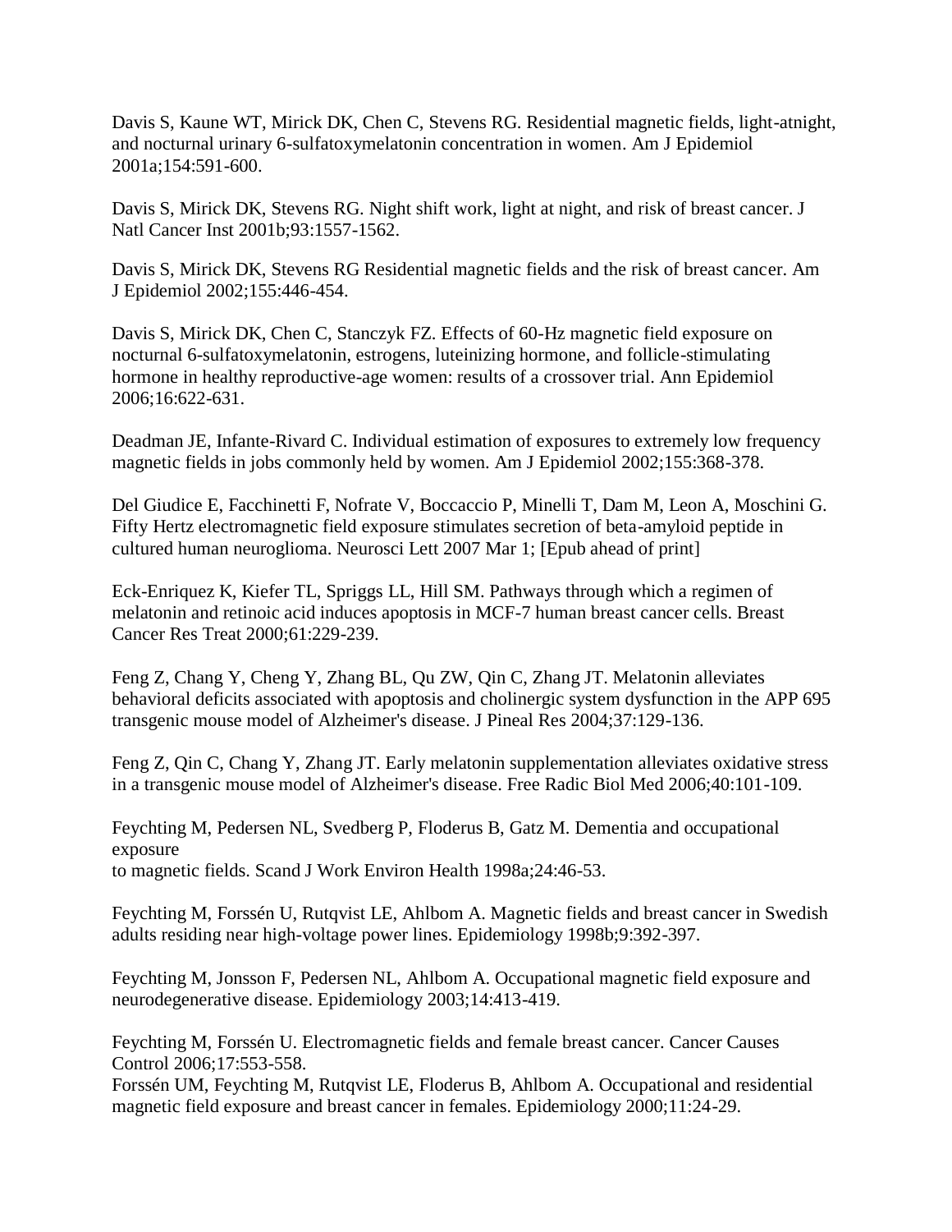Davis S, Kaune WT, Mirick DK, Chen C, Stevens RG. Residential magnetic fields, light-atnight, and nocturnal urinary 6-sulfatoxymelatonin concentration in women. Am J Epidemiol 2001a;154:591-600.

Davis S, Mirick DK, Stevens RG. Night shift work, light at night, and risk of breast cancer. J Natl Cancer Inst 2001b;93:1557-1562.

Davis S, Mirick DK, Stevens RG Residential magnetic fields and the risk of breast cancer. Am J Epidemiol 2002;155:446-454.

Davis S, Mirick DK, Chen C, Stanczyk FZ. Effects of 60-Hz magnetic field exposure on nocturnal 6-sulfatoxymelatonin, estrogens, luteinizing hormone, and follicle-stimulating hormone in healthy reproductive-age women: results of a crossover trial. Ann Epidemiol 2006;16:622-631.

Deadman JE, Infante-Rivard C. Individual estimation of exposures to extremely low frequency magnetic fields in jobs commonly held by women. Am J Epidemiol 2002;155:368-378.

Del Giudice E, Facchinetti F, Nofrate V, Boccaccio P, Minelli T, Dam M, Leon A, Moschini G. Fifty Hertz electromagnetic field exposure stimulates secretion of beta-amyloid peptide in cultured human neuroglioma. Neurosci Lett 2007 Mar 1; [Epub ahead of print]

Eck-Enriquez K, Kiefer TL, Spriggs LL, Hill SM. Pathways through which a regimen of melatonin and retinoic acid induces apoptosis in MCF-7 human breast cancer cells. Breast Cancer Res Treat 2000;61:229-239.

Feng Z, Chang Y, Cheng Y, Zhang BL, Qu ZW, Qin C, Zhang JT. Melatonin alleviates behavioral deficits associated with apoptosis and cholinergic system dysfunction in the APP 695 transgenic mouse model of Alzheimer's disease. J Pineal Res 2004;37:129-136.

Feng Z, Qin C, Chang Y, Zhang JT. Early melatonin supplementation alleviates oxidative stress in a transgenic mouse model of Alzheimer's disease. Free Radic Biol Med 2006;40:101-109.

Feychting M, Pedersen NL, Svedberg P, Floderus B, Gatz M. Dementia and occupational exposure
to magnetic fields. Scand J Work Environ Health 1998a;24:46-53.

Feychting M, Forssén U, Rutqvist LE, Ahlbom A. Magnetic fields and breast cancer in Swedish adults residing near high-voltage power lines. Epidemiology 1998b;9:392-397.

Feychting M, Jonsson F, Pedersen NL, Ahlbom A. Occupational magnetic field exposure and neurodegenerative disease. Epidemiology 2003;14:413-419.

Feychting M, Forssén U. Electromagnetic fields and female breast cancer. Cancer Causes Control 2006;17:553-558.

Forssén UM, Feychting M, Rutqvist LE, Floderus B, Ahlbom A. Occupational and residential magnetic field exposure and breast cancer in females. Epidemiology 2000;11:24-29.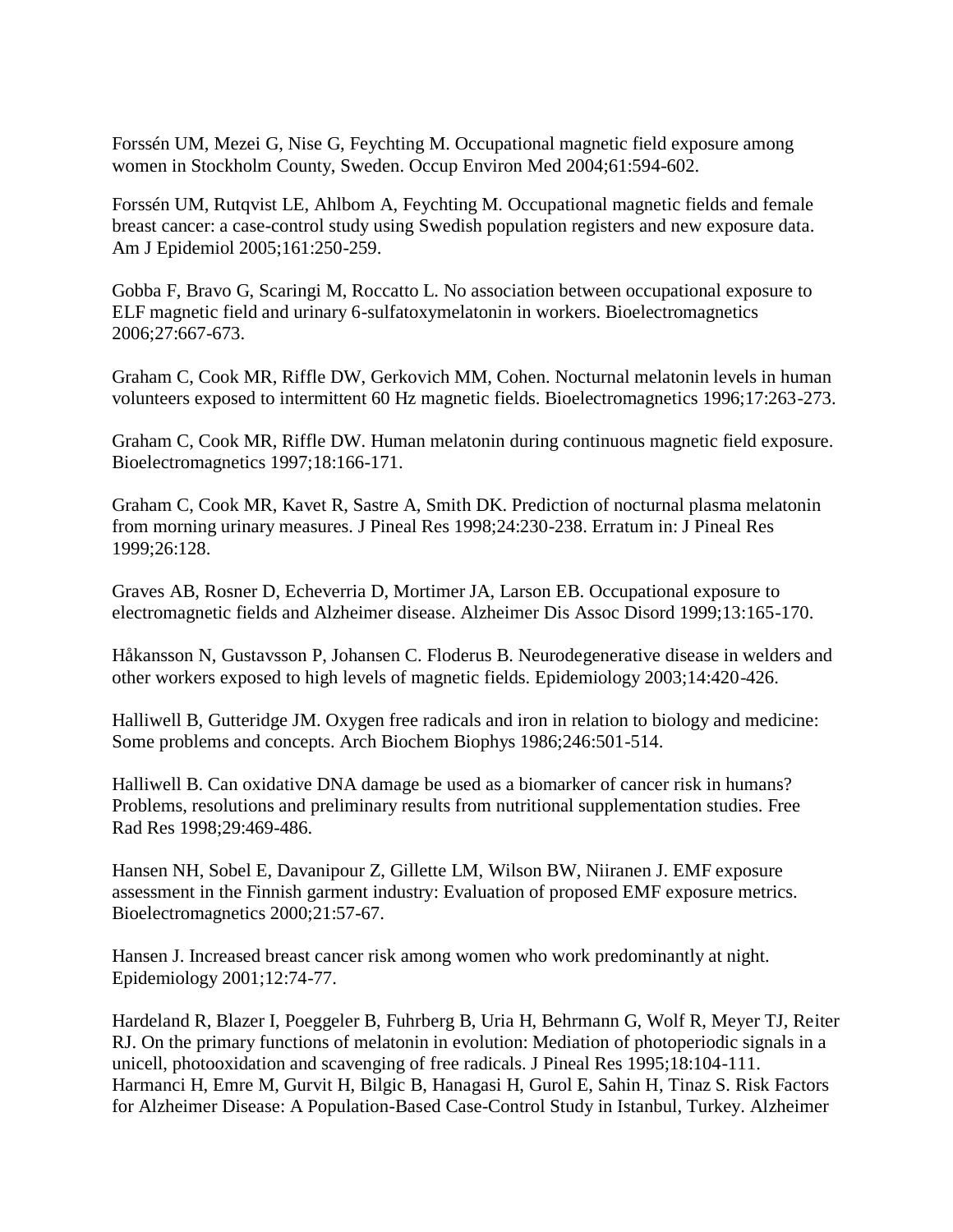Forssén UM, Mezei G, Nise G, Feychting M. Occupational magnetic field exposure among women in Stockholm County, Sweden. Occup Environ Med 2004;61:594-602.

Forssén UM, Rutqvist LE, Ahlbom A, Feychting M. Occupational magnetic fields and female breast cancer: a case-control study using Swedish population registers and new exposure data. Am J Epidemiol 2005;161:250-259.

Gobba F, Bravo G, Scaringi M, Roccatto L. No association between occupational exposure to ELF magnetic field and urinary 6-sulfatoxymelatonin in workers. Bioelectromagnetics 2006;27:667-673.

Graham C, Cook MR, Riffle DW, Gerkovich MM, Cohen. Nocturnal melatonin levels in human volunteers exposed to intermittent 60 Hz magnetic fields. Bioelectromagnetics 1996;17:263-273.

Graham C, Cook MR, Riffle DW. Human melatonin during continuous magnetic field exposure. Bioelectromagnetics 1997;18:166-171.

Graham C, Cook MR, Kavet R, Sastre A, Smith DK. Prediction of nocturnal plasma melatonin from morning urinary measures. J Pineal Res 1998;24:230-238. Erratum in: J Pineal Res 1999;26:128.

Graves AB, Rosner D, Echeverria D, Mortimer JA, Larson EB. Occupational exposure to electromagnetic fields and Alzheimer disease. Alzheimer Dis Assoc Disord 1999;13:165-170.

Håkansson N, Gustavsson P, Johansen C. Floderus B. Neurodegenerative disease in welders and other workers exposed to high levels of magnetic fields. Epidemiology 2003;14:420-426.

Halliwell B, Gutteridge JM. Oxygen free radicals and iron in relation to biology and medicine: Some problems and concepts. Arch Biochem Biophys 1986;246:501-514.

Halliwell B. Can oxidative DNA damage be used as a biomarker of cancer risk in humans? Problems, resolutions and preliminary results from nutritional supplementation studies. Free Rad Res 1998;29:469-486.

Hansen NH, Sobel E, Davanipour Z, Gillette LM, Wilson BW, Niiranen J. EMF exposure assessment in the Finnish garment industry: Evaluation of proposed EMF exposure metrics. Bioelectromagnetics 2000;21:57-67.

Hansen J. Increased breast cancer risk among women who work predominantly at night. Epidemiology 2001;12:74-77.

Hardeland R, Blazer I, Poeggeler B, Fuhrberg B, Uria H, Behrmann G, Wolf R, Meyer TJ, Reiter RJ. On the primary functions of melatonin in evolution: Mediation of photoperiodic signals in a unicell, photooxidation and scavenging of free radicals. J Pineal Res 1995;18:104-111.

Harmanci H, Emre M, Gurvit H, Bilgic B, Hanagasi H, Gurol E, Sahin H, Tinaz S. Risk Factors for Alzheimer Disease: A Population-Based Case-Control Study in Istanbul, Turkey. Alzheimer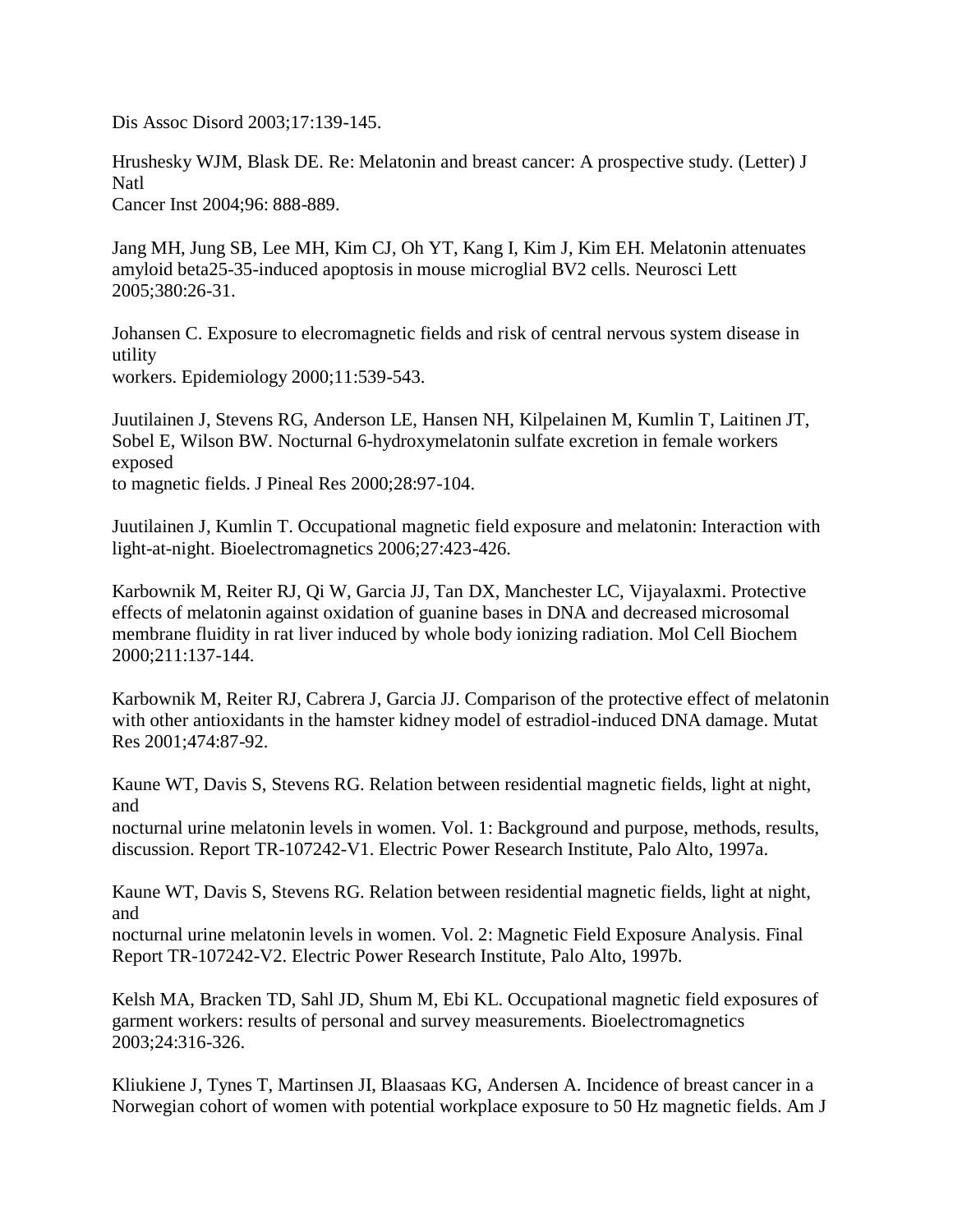Dis Assoc Disord 2003;17:139-145.

Hrushesky WJM, Blask DE. Re: Melatonin and breast cancer: A prospective study. (Letter) J Natl
Cancer Inst 2004;96: 888-889.

Jang MH, Jung SB, Lee MH, Kim CJ, Oh YT, Kang I, Kim J, Kim EH. Melatonin attenuates amyloid beta25-35-induced apoptosis in mouse microglial BV2 cells. Neurosci Lett 2005;380:26-31.

Johansen C. Exposure to elecromagnetic fields and risk of central nervous system disease in utility
workers. Epidemiology 2000;11:539-543.

Juutilainen J, Stevens RG, Anderson LE, Hansen NH, Kilpelainen M, Kumlin T, Laitinen JT, Sobel E, Wilson BW. Nocturnal 6-hydroxymelatonin sulfate excretion in female workers exposed
to magnetic fields. J Pineal Res 2000;28:97-104.

Juutilainen J, Kumlin T. Occupational magnetic field exposure and melatonin: Interaction with light-at-night. Bioelectromagnetics 2006;27:423-426.

Karbownik M, Reiter RJ, Qi W, Garcia JJ, Tan DX, Manchester LC, Vijayalaxmi. Protective effects of melatonin against oxidation of guanine bases in DNA and decreased microsomal membrane fluidity in rat liver induced by whole body ionizing radiation. Mol Cell Biochem 2000;211:137-144.

Karbownik M, Reiter RJ, Cabrera J, Garcia JJ. Comparison of the protective effect of melatonin with other antioxidants in the hamster kidney model of estradiol-induced DNA damage. Mutat Res 2001;474:87-92.

Kaune WT, Davis S, Stevens RG. Relation between residential magnetic fields, light at night, and
nocturnal urine melatonin levels in women. Vol. 1: Background and purpose, methods, results, discussion. Report TR-107242-V1. Electric Power Research Institute, Palo Alto, 1997a.

Kaune WT, Davis S, Stevens RG. Relation between residential magnetic fields, light at night, and
nocturnal urine melatonin levels in women. Vol. 2: Magnetic Field Exposure Analysis. Final Report TR-107242-V2. Electric Power Research Institute, Palo Alto, 1997b.

Kelsh MA, Bracken TD, Sahl JD, Shum M, Ebi KL. Occupational magnetic field exposures of garment workers: results of personal and survey measurements. Bioelectromagnetics 2003;24:316-326.

Kliukiene J, Tynes T, Martinsen JI, Blaasaas KG, Andersen A. Incidence of breast cancer in a Norwegian cohort of women with potential workplace exposure to 50 Hz magnetic fields. Am J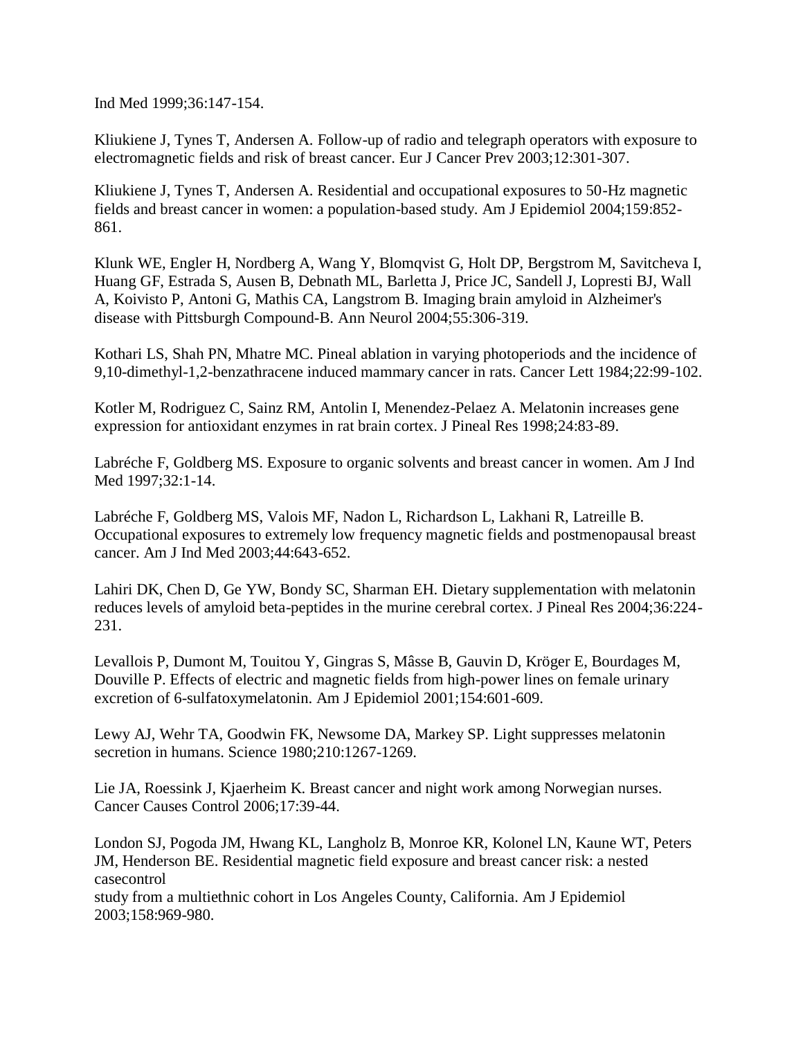Ind Med 1999;36:147-154.

Kliukiene J, Tynes T, Andersen A. Follow-up of radio and telegraph operators with exposure to electromagnetic fields and risk of breast cancer. Eur J Cancer Prev 2003;12:301-307.

Kliukiene J, Tynes T, Andersen A. Residential and occupational exposures to 50-Hz magnetic fields and breast cancer in women: a population-based study. Am J Epidemiol 2004;159:852-861.

Klunk WE, Engler H, Nordberg A, Wang Y, Blomqvist G, Holt DP, Bergstrom M, Savitcheva I, Huang GF, Estrada S, Ausen B, Debnath ML, Barletta J, Price JC, Sandell J, Lopresti BJ, Wall A, Koivisto P, Antoni G, Mathis CA, Langstrom B. Imaging brain amyloid in Alzheimer's disease with Pittsburgh Compound-B. Ann Neurol 2004;55:306-319.

Kothari LS, Shah PN, Mhatre MC. Pineal ablation in varying photoperiods and the incidence of 9,10-dimethyl-1,2-benzathracene induced mammary cancer in rats. Cancer Lett 1984;22:99-102.

Kotler M, Rodriguez C, Sainz RM, Antolin I, Menendez-Pelaez A. Melatonin increases gene expression for antioxidant enzymes in rat brain cortex. J Pineal Res 1998;24:83-89.

Labréche F, Goldberg MS. Exposure to organic solvents and breast cancer in women. Am J Ind Med 1997;32:1-14.

Labréche F, Goldberg MS, Valois MF, Nadon L, Richardson L, Lakhani R, Latreille B. Occupational exposures to extremely low frequency magnetic fields and postmenopausal breast cancer. Am J Ind Med 2003;44:643-652.

Lahiri DK, Chen D, Ge YW, Bondy SC, Sharman EH. Dietary supplementation with melatonin reduces levels of amyloid beta-peptides in the murine cerebral cortex. J Pineal Res 2004;36:224-231.

Levallois P, Dumont M, Touitou Y, Gingras S, Mâsse B, Gauvin D, Kröger E, Bourdages M, Douville P. Effects of electric and magnetic fields from high-power lines on female urinary excretion of 6-sulfatoxymelatonin. Am J Epidemiol 2001;154:601-609.

Lewy AJ, Wehr TA, Goodwin FK, Newsome DA, Markey SP. Light suppresses melatonin secretion in humans. Science 1980;210:1267-1269.

Lie JA, Roessink J, Kjaerheim K. Breast cancer and night work among Norwegian nurses. Cancer Causes Control 2006;17:39-44.

London SJ, Pogoda JM, Hwang KL, Langholz B, Monroe KR, Kolonel LN, Kaune WT, Peters JM, Henderson BE. Residential magnetic field exposure and breast cancer risk: a nested casecontrol
study from a multiethnic cohort in Los Angeles County, California. Am J Epidemiol 2003;158:969-980.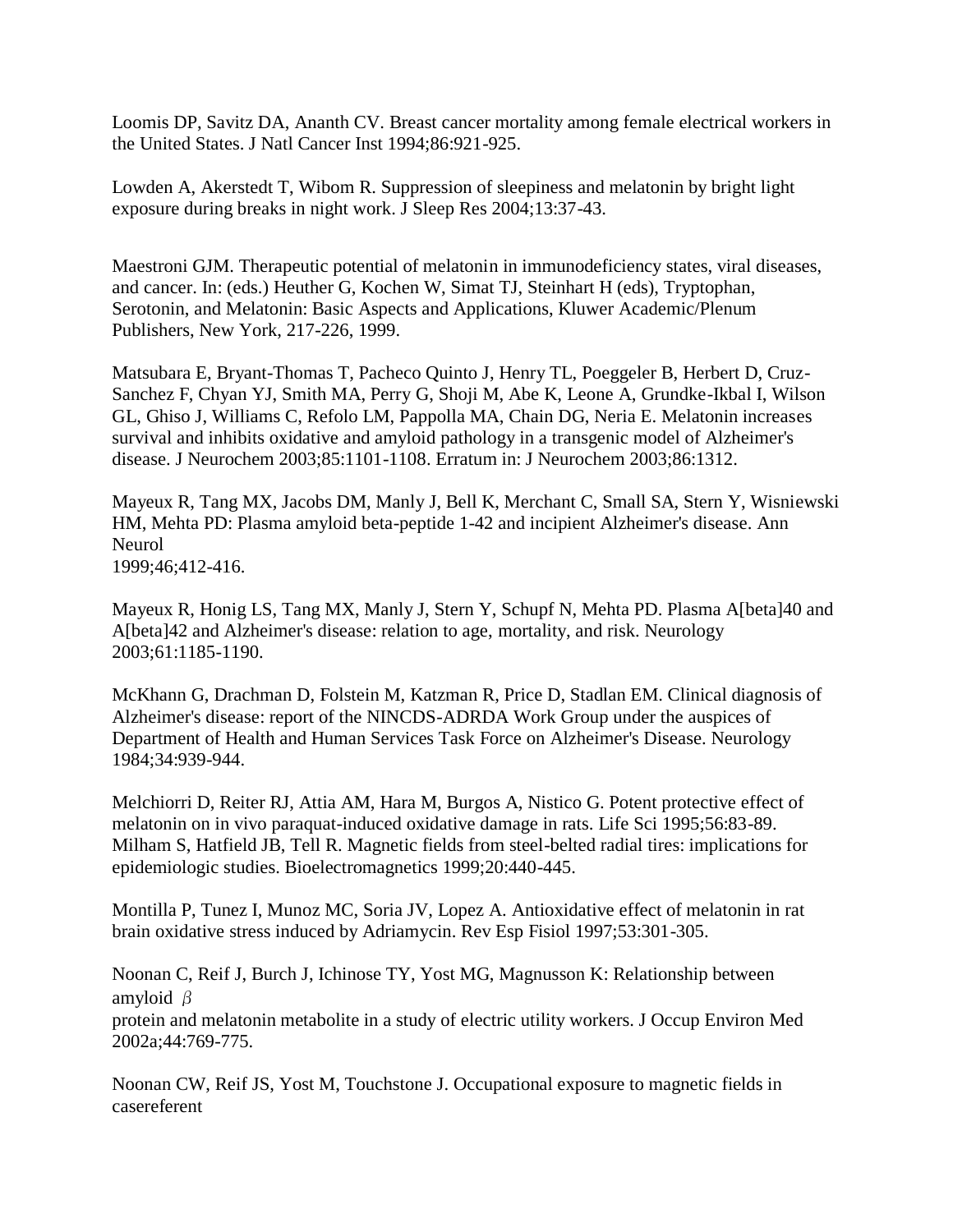Loomis DP, Savitz DA, Ananth CV. Breast cancer mortality among female electrical workers in the United States. J Natl Cancer Inst 1994;86:921-925.

Lowden A, Akerstedt T, Wibom R. Suppression of sleepiness and melatonin by bright light exposure during breaks in night work. J Sleep Res 2004;13:37-43.

Maestroni GJM. Therapeutic potential of melatonin in immunodeficiency states, viral diseases, and cancer. In: (eds.) Heuther G, Kochen W, Simat TJ, Steinhart H (eds), Tryptophan, Serotonin, and Melatonin: Basic Aspects and Applications, Kluwer Academic/Plenum Publishers, New York, 217-226, 1999.

Matsubara E, Bryant-Thomas T, Pacheco Quinto J, Henry TL, Poeggeler B, Herbert D, Cruz-Sanchez F, Chyan YJ, Smith MA, Perry G, Shoji M, Abe K, Leone A, Grundke-Ikbal I, Wilson GL, Ghiso J, Williams C, Refolo LM, Pappolla MA, Chain DG, Neria E. Melatonin increases survival and inhibits oxidative and amyloid pathology in a transgenic model of Alzheimer's disease. J Neurochem 2003;85:1101-1108. Erratum in: J Neurochem 2003;86:1312.

Mayeux R, Tang MX, Jacobs DM, Manly J, Bell K, Merchant C, Small SA, Stern Y, Wisniewski HM, Mehta PD: Plasma amyloid beta-peptide 1-42 and incipient Alzheimer's disease. Ann Neurol
1999;46;412-416.

Mayeux R, Honig LS, Tang MX, Manly J, Stern Y, Schupf N, Mehta PD. Plasma A[beta]40 and A[beta]42 and Alzheimer's disease: relation to age, mortality, and risk. Neurology 2003;61:1185-1190.

McKhann G, Drachman D, Folstein M, Katzman R, Price D, Stadlan EM. Clinical diagnosis of Alzheimer's disease: report of the NINCDS-ADRDA Work Group under the auspices of Department of Health and Human Services Task Force on Alzheimer's Disease. Neurology 1984;34:939-944.

Melchiorri D, Reiter RJ, Attia AM, Hara M, Burgos A, Nistico G. Potent protective effect of melatonin on in vivo paraquat-induced oxidative damage in rats. Life Sci 1995;56:83-89.
Milham S, Hatfield JB, Tell R. Magnetic fields from steel-belted radial tires: implications for epidemiologic studies. Bioelectromagnetics 1999;20:440-445.

Montilla P, Tunez I, Munoz MC, Soria JV, Lopez A. Antioxidative effect of melatonin in rat brain oxidative stress induced by Adriamycin. Rev Esp Fisiol 1997;53:301-305.

Noonan C, Reif J, Burch J, Ichinose TY, Yost MG, Magnusson K: Relationship between amyloid $\beta$
protein and melatonin metabolite in a study of electric utility workers. J Occup Environ Med 2002a;44:769-775.

Noonan CW, Reif JS, Yost M, Touchstone J. Occupational exposure to magnetic fields in casereferent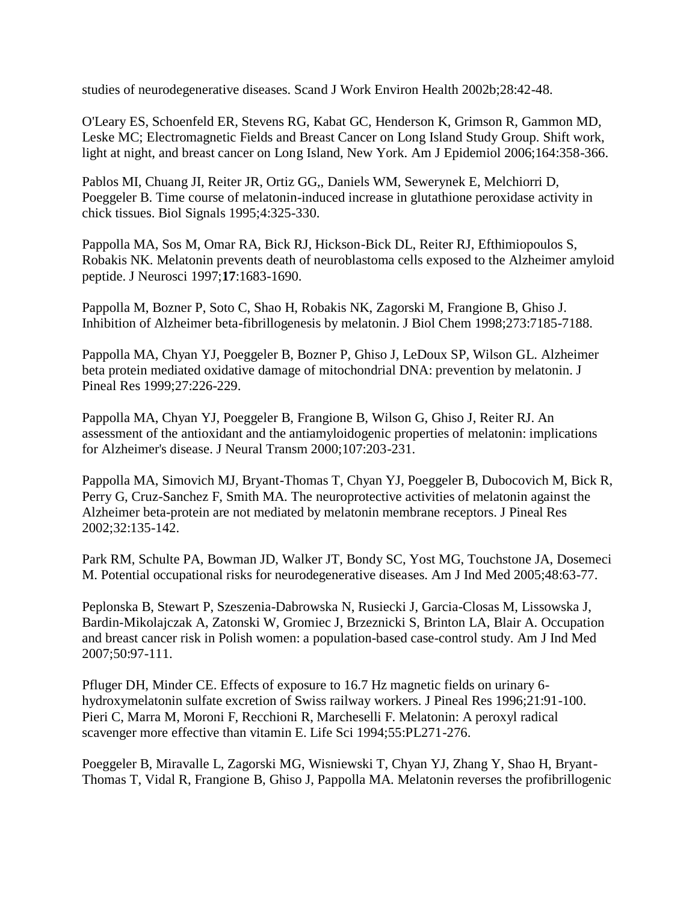studies of neurodegenerative diseases. Scand J Work Environ Health 2002b;28:42-48.

O'Leary ES, Schoenfeld ER, Stevens RG, Kabat GC, Henderson K, Grimson R, Gammon MD, Leske MC; Electromagnetic Fields and Breast Cancer on Long Island Study Group. Shift work, light at night, and breast cancer on Long Island, New York. Am J Epidemiol 2006;164:358-366.

Pablos MI, Chuang JI, Reiter JR, Ortiz GG,, Daniels WM, Sewerynek E, Melchiorri D, Poeggeler B. Time course of melatonin-induced increase in glutathione peroxidase activity in chick tissues. Biol Signals 1995;4:325-330.

Pappolla MA, Sos M, Omar RA, Bick RJ, Hickson-Bick DL, Reiter RJ, Efthimiopoulos S, Robakis NK. Melatonin prevents death of neuroblastoma cells exposed to the Alzheimer amyloid peptide. J Neurosci 1997;**17**:1683-1690.

Pappolla M, Bozner P, Soto C, Shao H, Robakis NK, Zagorski M, Frangione B, Ghiso J. Inhibition of Alzheimer beta-fibrillogenesis by melatonin. J Biol Chem 1998;273:7185-7188.

Pappolla MA, Chyan YJ, Poeggeler B, Bozner P, Ghiso J, LeDoux SP, Wilson GL. Alzheimer beta protein mediated oxidative damage of mitochondrial DNA: prevention by melatonin. J Pineal Res 1999;27:226-229.

Pappolla MA, Chyan YJ, Poeggeler B, Frangione B, Wilson G, Ghiso J, Reiter RJ. An assessment of the antioxidant and the antiamyloidogenic properties of melatonin: implications for Alzheimer's disease. J Neural Transm 2000;107:203-231.

Pappolla MA, Simovich MJ, Bryant-Thomas T, Chyan YJ, Poeggeler B, Dubocovich M, Bick R, Perry G, Cruz-Sanchez F, Smith MA. The neuroprotective activities of melatonin against the Alzheimer beta-protein are not mediated by melatonin membrane receptors. J Pineal Res 2002;32:135-142.

Park RM, Schulte PA, Bowman JD, Walker JT, Bondy SC, Yost MG, Touchstone JA, Dosemeci M. Potential occupational risks for neurodegenerative diseases. Am J Ind Med 2005;48:63-77.

Peplonska B, Stewart P, Szeszenia-Dabrowska N, Rusiecki J, Garcia-Closas M, Lissowska J, Bardin-Mikolajczak A, Zatonski W, Gromiec J, Brzeznicki S, Brinton LA, Blair A. Occupation and breast cancer risk in Polish women: a population-based case-control study. Am J Ind Med 2007;50:97-111.

Pfluger DH, Minder CE. Effects of exposure to 16.7 Hz magnetic fields on urinary 6-hydroxymelatonin sulfate excretion of Swiss railway workers. J Pineal Res 1996;21:91-100.
Pieri C, Marra M, Moroni F, Recchioni R, Marcheselli F. Melatonin: A peroxyl radical scavenger more effective than vitamin E. Life Sci 1994;55:PL271-276.

Poeggeler B, Miravalle L, Zagorski MG, Wisniewski T, Chyan YJ, Zhang Y, Shao H, Bryant-Thomas T, Vidal R, Frangione B, Ghiso J, Pappolla MA. Melatonin reverses the profibrillogenic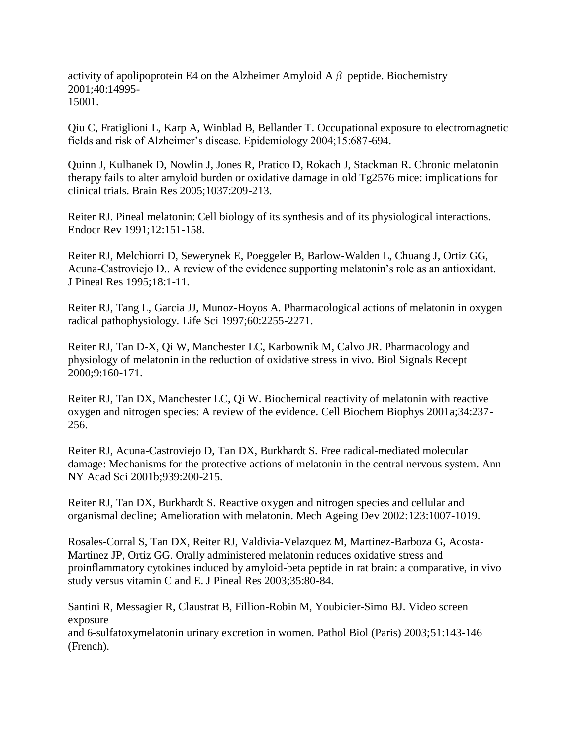activity of apolipoprotein E4 on the Alzheimer Amyloid A $\beta$ peptide. Biochemistry 2001;40:14995-15001.

Qiu C, Fratiglioni L, Karp A, Winblad B, Bellander T. Occupational exposure to electromagnetic fields and risk of Alzheimer's disease. Epidemiology 2004;15:687-694.

Quinn J, Kulhanek D, Nowlin J, Jones R, Pratico D, Rokach J, Stackman R. Chronic melatonin therapy fails to alter amyloid burden or oxidative damage in old Tg2576 mice: implications for clinical trials. Brain Res 2005;1037:209-213.

Reiter RJ. Pineal melatonin: Cell biology of its synthesis and of its physiological interactions. Endocr Rev 1991;12:151-158.

Reiter RJ, Melchiorri D, Sewerynek E, Poeggeler B, Barlow-Walden L, Chuang J, Ortiz GG, Acuna-Castroviejo D.. A review of the evidence supporting melatonin's role as an antioxidant. J Pineal Res 1995;18:1-11.

Reiter RJ, Tang L, Garcia JJ, Munoz-Hoyos A. Pharmacological actions of melatonin in oxygen radical pathophysiology. Life Sci 1997;60:2255-2271.

Reiter RJ, Tan D-X, Qi W, Manchester LC, Karbownik M, Calvo JR. Pharmacology and physiology of melatonin in the reduction of oxidative stress in vivo. Biol Signals Recept 2000;9:160-171.

Reiter RJ, Tan DX, Manchester LC, Qi W. Biochemical reactivity of melatonin with reactive oxygen and nitrogen species: A review of the evidence. Cell Biochem Biophys 2001a;34:237-256.

Reiter RJ, Acuna-Castroviejo D, Tan DX, Burkhardt S. Free radical-mediated molecular damage: Mechanisms for the protective actions of melatonin in the central nervous system. Ann NY Acad Sci 2001b;939:200-215.

Reiter RJ, Tan DX, Burkhardt S. Reactive oxygen and nitrogen species and cellular and organismal decline; Amelioration with melatonin. Mech Ageing Dev 2002:123:1007-1019.

Rosales-Corral S, Tan DX, Reiter RJ, Valdivia-Velazquez M, Martinez-Barboza G, Acosta-Martinez JP, Ortiz GG. Orally administered melatonin reduces oxidative stress and proinflammatory cytokines induced by amyloid-beta peptide in rat brain: a comparative, in vivo study versus vitamin C and E. J Pineal Res 2003;35:80-84.

Santini R, Messagier R, Claustrat B, Fillion-Robin M, Youbicier-Simo BJ. Video screen exposure and 6-sulfatoxymelatonin urinary excretion in women. Pathol Biol (Paris) 2003;51:143-146 (French).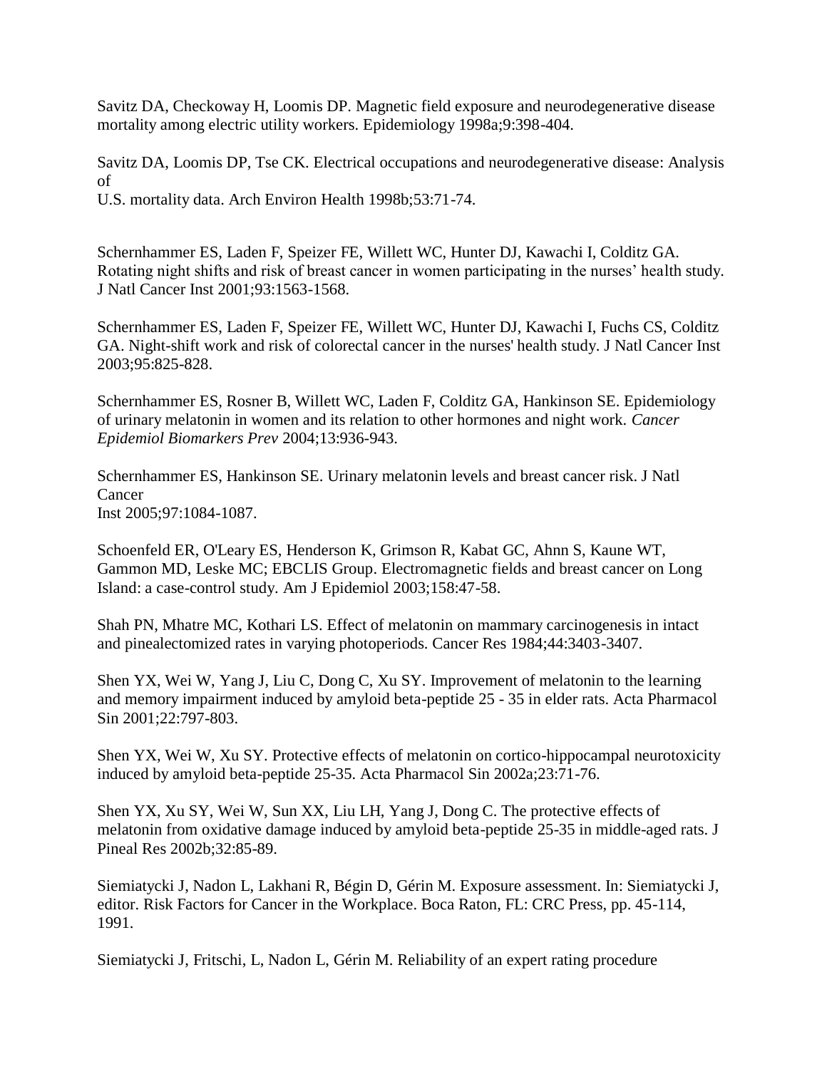Savitz DA, Checkoway H, Loomis DP. Magnetic field exposure and neurodegenerative disease mortality among electric utility workers. Epidemiology 1998a;9:398-404.

Savitz DA, Loomis DP, Tse CK. Electrical occupations and neurodegenerative disease: Analysis of
U.S. mortality data. Arch Environ Health 1998b;53:71-74.

Schernhammer ES, Laden F, Speizer FE, Willett WC, Hunter DJ, Kawachi I, Colditz GA. Rotating night shifts and risk of breast cancer in women participating in the nurses' health study. J Natl Cancer Inst 2001;93:1563-1568.

Schernhammer ES, Laden F, Speizer FE, Willett WC, Hunter DJ, Kawachi I, Fuchs CS, Colditz GA. Night-shift work and risk of colorectal cancer in the nurses' health study. J Natl Cancer Inst 2003;95:825-828.

Schernhammer ES, Rosner B, Willett WC, Laden F, Colditz GA, Hankinson SE. Epidemiology of urinary melatonin in women and its relation to other hormones and night work. *Cancer Epidemiol Biomarkers Prev* 2004;13:936-943.

Schernhammer ES, Hankinson SE. Urinary melatonin levels and breast cancer risk. J Natl Cancer
Inst 2005;97:1084-1087.

Schoenfeld ER, O'Leary ES, Henderson K, Grimson R, Kabat GC, Ahnn S, Kaune WT, Gammon MD, Leske MC; EBCLIS Group. Electromagnetic fields and breast cancer on Long Island: a case-control study. Am J Epidemiol 2003;158:47-58.

Shah PN, Mhatre MC, Kothari LS. Effect of melatonin on mammary carcinogenesis in intact and pinealectomized rates in varying photoperiods. Cancer Res 1984;44:3403-3407.

Shen YX, Wei W, Yang J, Liu C, Dong C, Xu SY. Improvement of melatonin to the learning and memory impairment induced by amyloid beta-peptide 25 - 35 in elder rats. Acta Pharmacol Sin 2001;22:797-803.

Shen YX, Wei W, Xu SY. Protective effects of melatonin on cortico-hippocampal neurotoxicity induced by amyloid beta-peptide 25-35. Acta Pharmacol Sin 2002a;23:71-76.

Shen YX, Xu SY, Wei W, Sun XX, Liu LH, Yang J, Dong C. The protective effects of melatonin from oxidative damage induced by amyloid beta-peptide 25-35 in middle-aged rats. J Pineal Res 2002b;32:85-89.

Siemiatycki J, Nadon L, Lakhani R, Bégin D, Gérin M. Exposure assessment. In: Siemiatycki J, editor. Risk Factors for Cancer in the Workplace. Boca Raton, FL: CRC Press, pp. 45-114, 1991.

Siemiatycki J, Fritschi, L, Nadon L, Gérin M. Reliability of an expert rating procedure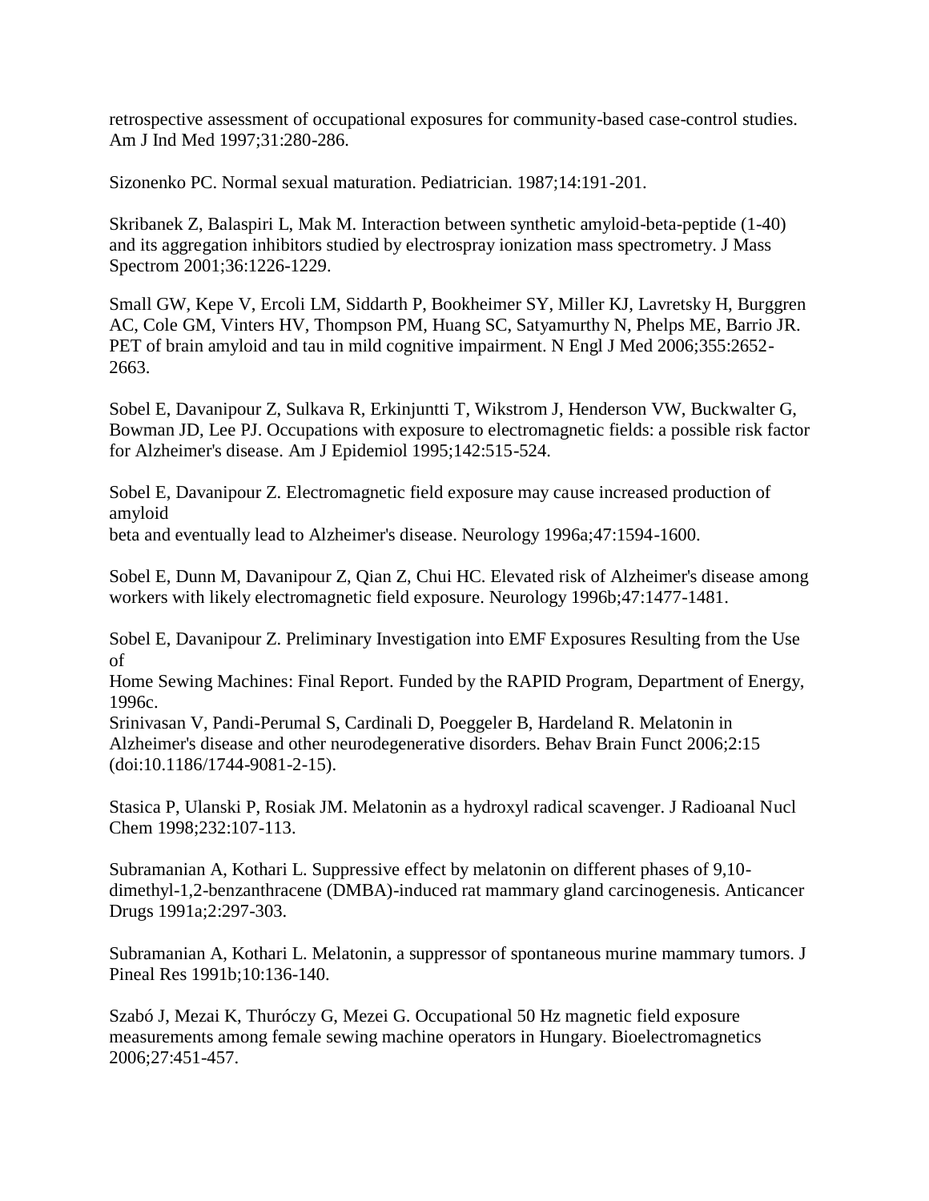retrospective assessment of occupational exposures for community-based case-control studies. Am J Ind Med 1997;31:280-286.

Sizonenko PC. Normal sexual maturation. Pediatrician. 1987;14:191-201.

Skribanek Z, Balaspiri L, Mak M. Interaction between synthetic amyloid-beta-peptide (1-40) and its aggregation inhibitors studied by electrospray ionization mass spectrometry. J Mass Spectrom 2001;36:1226-1229.

Small GW, Kepe V, Ercoli LM, Siddarth P, Bookheimer SY, Miller KJ, Lavretsky H, Burggren AC, Cole GM, Vinters HV, Thompson PM, Huang SC, Satyamurthy N, Phelps ME, Barrio JR. PET of brain amyloid and tau in mild cognitive impairment. N Engl J Med 2006;355:2652-2663.

Sobel E, Davanipour Z, Sulkava R, Erkinjuntti T, Wikstrom J, Henderson VW, Buckwalter G, Bowman JD, Lee PJ. Occupations with exposure to electromagnetic fields: a possible risk factor for Alzheimer's disease. Am J Epidemiol 1995;142:515-524.

Sobel E, Davanipour Z. Electromagnetic field exposure may cause increased production of amyloid
beta and eventually lead to Alzheimer's disease. Neurology 1996a;47:1594-1600.

Sobel E, Dunn M, Davanipour Z, Qian Z, Chui HC. Elevated risk of Alzheimer's disease among workers with likely electromagnetic field exposure. Neurology 1996b;47:1477-1481.

Sobel E, Davanipour Z. Preliminary Investigation into EMF Exposures Resulting from the Use of
Home Sewing Machines: Final Report. Funded by the RAPID Program, Department of Energy, 1996c.

Srinivasan V, Pandi-Perumal S, Cardinali D, Poeggeler B, Hardeland R. Melatonin in Alzheimer's disease and other neurodegenerative disorders. Behav Brain Funct 2006;2:15 (doi:10.1186/1744-9081-2-15).

Stasica P, Ulanski P, Rosiak JM. Melatonin as a hydroxyl radical scavenger. J Radioanal Nucl Chem 1998;232:107-113.

Subramanian A, Kothari L. Suppressive effect by melatonin on different phases of 9,10-dimethyl-1,2-benzanthracene (DMBA)-induced rat mammary gland carcinogenesis. Anticancer Drugs 1991a;2:297-303.

Subramanian A, Kothari L. Melatonin, a suppressor of spontaneous murine mammary tumors. J Pineal Res 1991b;10:136-140.

Szabó J, Mezai K, Thuróczy G, Mezei G. Occupational 50 Hz magnetic field exposure measurements among female sewing machine operators in Hungary. Bioelectromagnetics 2006;27:451-457.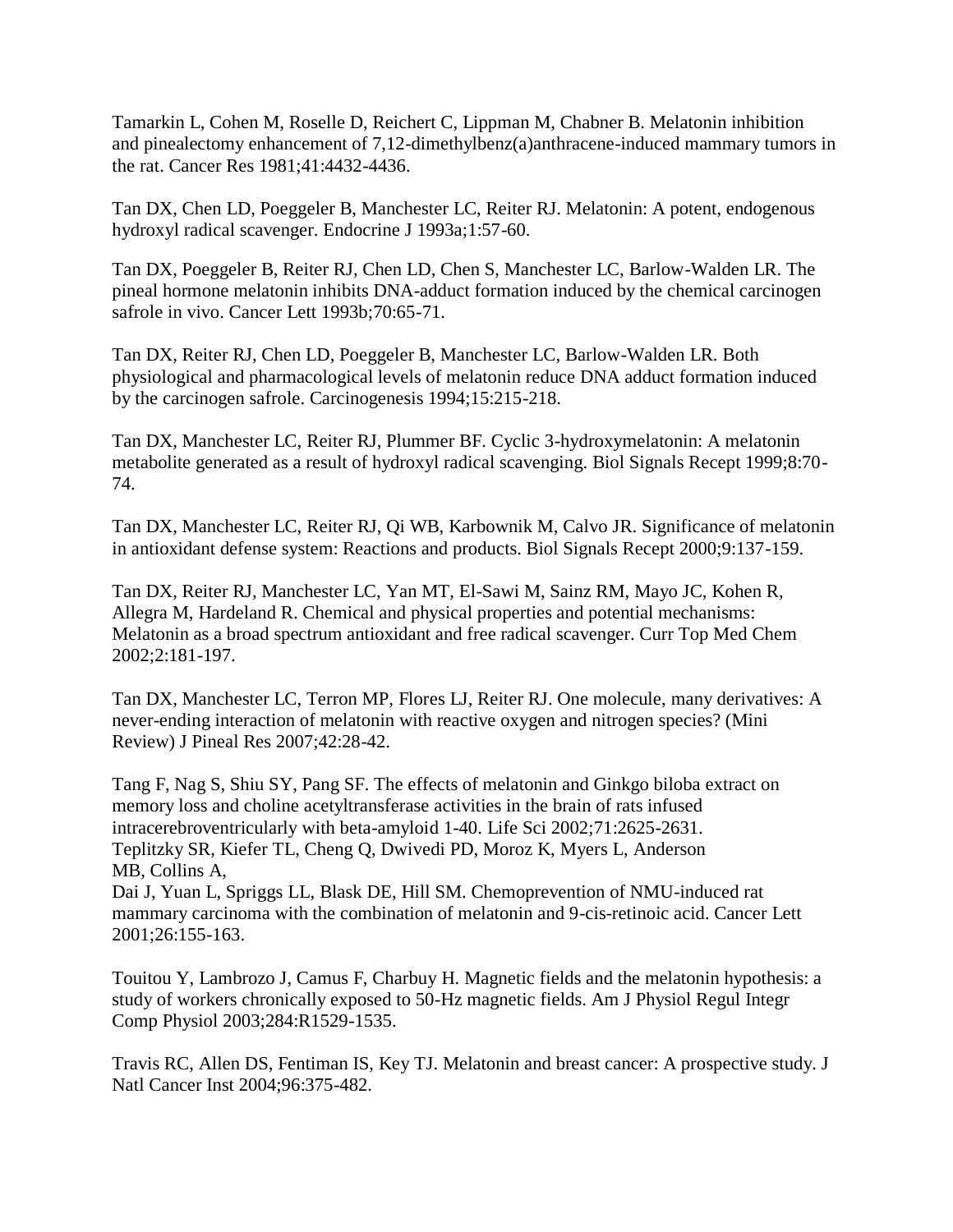Tamarkin L, Cohen M, Roselle D, Reichert C, Lippman M, Chabner B. Melatonin inhibition and pinealectomy enhancement of 7,12-dimethylbenz(a)anthracene-induced mammary tumors in the rat. Cancer Res 1981;41:4432-4436.

Tan DX, Chen LD, Poeggeler B, Manchester LC, Reiter RJ. Melatonin: A potent, endogenous hydroxyl radical scavenger. Endocrine J 1993a;1:57-60.

Tan DX, Poeggeler B, Reiter RJ, Chen LD, Chen S, Manchester LC, Barlow-Walden LR. The pineal hormone melatonin inhibits DNA-adduct formation induced by the chemical carcinogen safrole in vivo. Cancer Lett 1993b;70:65-71.

Tan DX, Reiter RJ, Chen LD, Poeggeler B, Manchester LC, Barlow-Walden LR. Both physiological and pharmacological levels of melatonin reduce DNA adduct formation induced by the carcinogen safrole. Carcinogenesis 1994;15:215-218.

Tan DX, Manchester LC, Reiter RJ, Plummer BF. Cyclic 3-hydroxymelatonin: A melatonin metabolite generated as a result of hydroxyl radical scavenging. Biol Signals Recept 1999;8:70-74.

Tan DX, Manchester LC, Reiter RJ, Qi WB, Karbownik M, Calvo JR. Significance of melatonin in antioxidant defense system: Reactions and products. Biol Signals Recept 2000;9:137-159.

Tan DX, Reiter RJ, Manchester LC, Yan MT, El-Sawi M, Sainz RM, Mayo JC, Kohen R, Allegra M, Hardeland R. Chemical and physical properties and potential mechanisms: Melatonin as a broad spectrum antioxidant and free radical scavenger. Curr Top Med Chem 2002;2:181-197.

Tan DX, Manchester LC, Terron MP, Flores LJ, Reiter RJ. One molecule, many derivatives: A never-ending interaction of melatonin with reactive oxygen and nitrogen species? (Mini Review) J Pineal Res 2007;42:28-42.

Tang F, Nag S, Shiu SY, Pang SF. The effects of melatonin and Ginkgo biloba extract on memory loss and choline acetyltransferase activities in the brain of rats infused intracerebroventricularly with beta-amyloid 1-40. Life Sci 2002;71:2625-2631.
Teplitzky SR, Kiefer TL, Cheng Q, Dwivedi PD, Moroz K, Myers L, Anderson MB, Collins A,
Dai J, Yuan L, Spriggs LL, Blask DE, Hill SM. Chemoprevention of NMU-induced rat mammary carcinoma with the combination of melatonin and 9-cis-retinoic acid. Cancer Lett 2001;26:155-163.

Touitou Y, Lambrozo J, Camus F, Charbuy H. Magnetic fields and the melatonin hypothesis: a study of workers chronically exposed to 50-Hz magnetic fields. Am J Physiol Regul Integr Comp Physiol 2003;284:R1529-1535.

Travis RC, Allen DS, Fentiman IS, Key TJ. Melatonin and breast cancer: A prospective study. J Natl Cancer Inst 2004;96:375-482.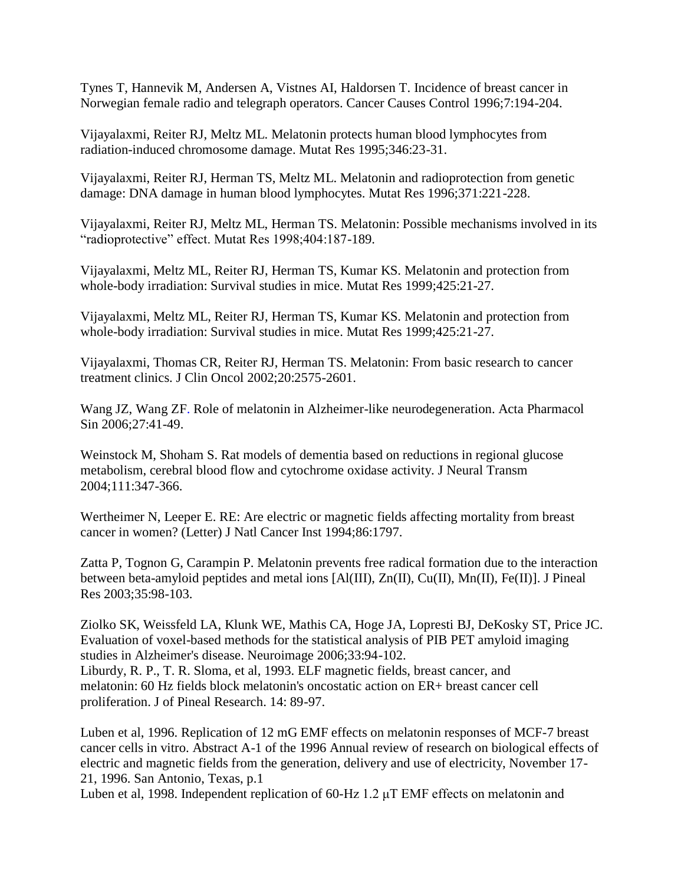Tynes T, Hannevik M, Andersen A, Vistnes AI, Haldorsen T. Incidence of breast cancer in Norwegian female radio and telegraph operators. Cancer Causes Control 1996;7:194-204.

Vijayalaxmi, Reiter RJ, Meltz ML. Melatonin protects human blood lymphocytes from radiation-induced chromosome damage. Mutat Res 1995;346:23-31.

Vijayalaxmi, Reiter RJ, Herman TS, Meltz ML. Melatonin and radioprotection from genetic damage: DNA damage in human blood lymphocytes. Mutat Res 1996;371:221-228.

Vijayalaxmi, Reiter RJ, Meltz ML, Herman TS. Melatonin: Possible mechanisms involved in its "radioprotective" effect. Mutat Res 1998;404:187-189.

Vijayalaxmi, Meltz ML, Reiter RJ, Herman TS, Kumar KS. Melatonin and protection from whole-body irradiation: Survival studies in mice. Mutat Res 1999;425:21-27.

Vijayalaxmi, Meltz ML, Reiter RJ, Herman TS, Kumar KS. Melatonin and protection from whole-body irradiation: Survival studies in mice. Mutat Res 1999;425:21-27.

Vijayalaxmi, Thomas CR, Reiter RJ, Herman TS. Melatonin: From basic research to cancer treatment clinics. J Clin Oncol 2002;20:2575-2601.

Wang JZ, Wang ZF. Role of melatonin in Alzheimer-like neurodegeneration. Acta Pharmacol Sin 2006;27:41-49.

Weinstock M, Shoham S. Rat models of dementia based on reductions in regional glucose metabolism, cerebral blood flow and cytochrome oxidase activity. J Neural Transm 2004;111:347-366.

Wertheimer N, Leeper E. RE: Are electric or magnetic fields affecting mortality from breast cancer in women? (Letter) J Natl Cancer Inst 1994;86:1797.

Zatta P, Tognon G, Carampin P. Melatonin prevents free radical formation due to the interaction between beta-amyloid peptides and metal ions [Al(III), Zn(II), Cu(II), Mn(II), Fe(II)]. J Pineal Res 2003;35:98-103.

Ziolko SK, Weissfeld LA, Klunk WE, Mathis CA, Hoge JA, Lopresti BJ, DeKosky ST, Price JC. Evaluation of voxel-based methods for the statistical analysis of PIB PET amyloid imaging studies in Alzheimer's disease. Neuroimage 2006;33:94-102.
Liburdy, R. P., T. R. Sloma, et al, 1993. ELF magnetic fields, breast cancer, and melatonin: 60 Hz fields block melatonin's oncostatic action on ER+ breast cancer cell proliferation. J of Pineal Research. 14: 89-97.

Luben et al, 1996. Replication of 12 mG EMF effects on melatonin responses of MCF-7 breast cancer cells in vitro. Abstract A-1 of the 1996 Annual review of research on biological effects of electric and magnetic fields from the generation, delivery and use of electricity, November 17-21, 1996. San Antonio, Texas, p.1
Luben et al, 1998. Independent replication of 60-Hz 1.2 μT EMF effects on melatonin and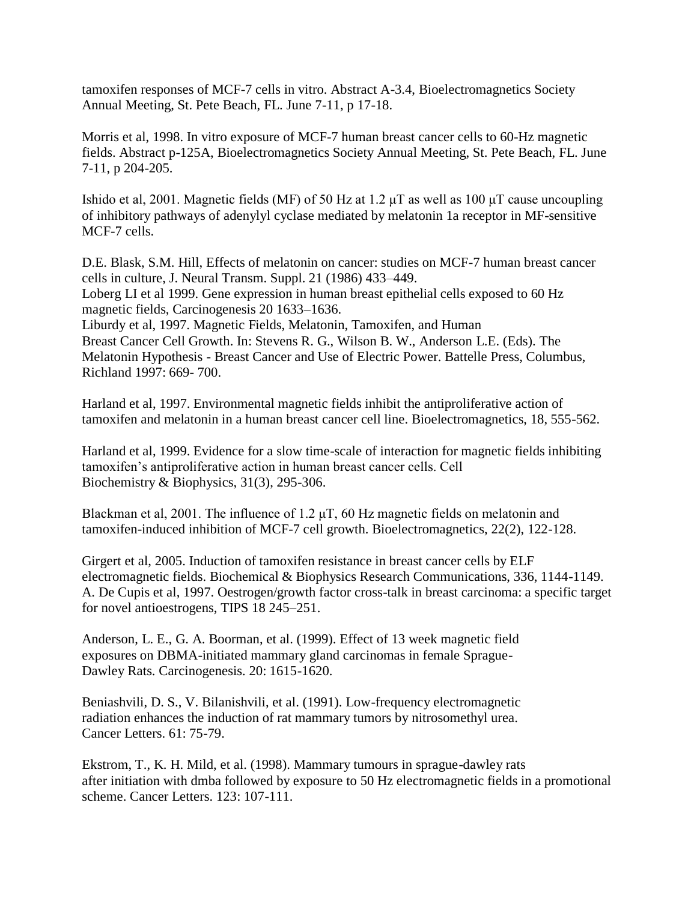tamoxifen responses of MCF-7 cells in vitro. Abstract A-3.4, Bioelectromagnetics Society Annual Meeting, St. Pete Beach, FL. June 7-11, p 17-18.

Morris et al, 1998. In vitro exposure of MCF-7 human breast cancer cells to 60-Hz magnetic fields. Abstract p-125A, Bioelectromagnetics Society Annual Meeting, St. Pete Beach, FL. June 7-11, p 204-205.

Ishido et al, 2001. Magnetic fields (MF) of 50 Hz at 1.2 μT as well as 100 μT cause uncoupling of inhibitory pathways of adenylyl cyclase mediated by melatonin 1a receptor in MF-sensitive MCF-7 cells.

D.E. Blask, S.M. Hill, Effects of melatonin on cancer: studies on MCF-7 human breast cancer cells in culture, J. Neural Transm. Suppl. 21 (1986) 433–449.
Loberg LI et al 1999. Gene expression in human breast epithelial cells exposed to 60 Hz magnetic fields, Carcinogenesis 20 1633–1636.
Liburdy et al, 1997. Magnetic Fields, Melatonin, Tamoxifen, and Human Breast Cancer Cell Growth. In: Stevens R. G., Wilson B. W., Anderson L.E. (Eds). The Melatonin Hypothesis - Breast Cancer and Use of Electric Power. Battelle Press, Columbus, Richland 1997: 669- 700.

Harland et al, 1997. Environmental magnetic fields inhibit the antiproliferative action of tamoxifen and melatonin in a human breast cancer cell line. Bioelectromagnetics, 18, 555-562.

Harland et al, 1999. Evidence for a slow time-scale of interaction for magnetic fields inhibiting tamoxifen's antiproliferative action in human breast cancer cells. Cell Biochemistry & Biophysics, 31(3), 295-306.

Blackman et al, 2001. The influence of 1.2 μT, 60 Hz magnetic fields on melatonin and tamoxifen-induced inhibition of MCF-7 cell growth. Bioelectromagnetics, 22(2), 122-128.

Girgert et al, 2005. Induction of tamoxifen resistance in breast cancer cells by ELF electromagnetic fields. Biochemical & Biophysics Research Communications, 336, 1144-1149.
A. De Cupis et al, 1997. Oestrogen/growth factor cross-talk in breast carcinoma: a specific target for novel antioestrogens, TIPS 18 245–251.

Anderson, L. E., G. A. Boorman, et al. (1999). Effect of 13 week magnetic field exposures on DBMA-initiated mammary gland carcinomas in female Sprague-Dawley Rats. Carcinogenesis. 20: 1615-1620.

Beniashvili, D. S., V. Bilanishvili, et al. (1991). Low-frequency electromagnetic radiation enhances the induction of rat mammary tumors by nitrosomethyl urea. Cancer Letters. 61: 75-79.

Ekstrom, T., K. H. Mild, et al. (1998). Mammary tumours in sprague-dawley rats after initiation with dmba followed by exposure to 50 Hz electromagnetic fields in a promotional scheme. Cancer Letters. 123: 107-111.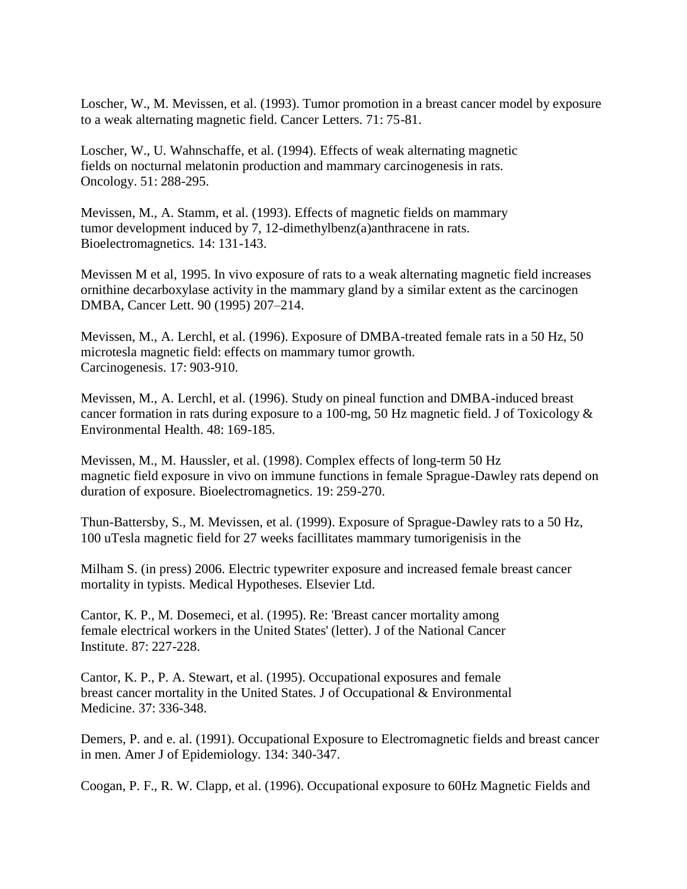Loscher, W., M. Mevissen, et al. (1993). Tumor promotion in a breast cancer model by exposure to a weak alternating magnetic field. Cancer Letters. 71: 75-81.

Loscher, W., U. Wahnschaffe, et al. (1994). Effects of weak alternating magnetic fields on nocturnal melatonin production and mammary carcinogenesis in rats. Oncology. 51: 288-295.

Mevissen, M., A. Stamm, et al. (1993). Effects of magnetic fields on mammary tumor development induced by 7, 12-dimethylbenz(a)anthracene in rats. Bioelectromagnetics. 14: 131-143.

Mevissen M et al, 1995. In vivo exposure of rats to a weak alternating magnetic field increases ornithine decarboxylase activity in the mammary gland by a similar extent as the carcinogen DMBA, Cancer Lett. 90 (1995) 207–214.

Mevissen, M., A. Lerchl, et al. (1996). Exposure of DMBA-treated female rats in a 50 Hz, 50 microtesla magnetic field: effects on mammary tumor growth. Carcinogenesis. 17: 903-910.

Mevissen, M., A. Lerchl, et al. (1996). Study on pineal function and DMBA-induced breast cancer formation in rats during exposure to a 100-mg, 50 Hz magnetic field. J of Toxicology & Environmental Health. 48: 169-185.

Mevissen, M., M. Haussler, et al. (1998). Complex effects of long-term 50 Hz magnetic field exposure in vivo on immune functions in female Sprague-Dawley rats depend on duration of exposure. Bioelectromagnetics. 19: 259-270.

Thun-Battersby, S., M. Mevissen, et al. (1999). Exposure of Sprague-Dawley rats to a 50 Hz, 100 uTesla magnetic field for 27 weeks facillitates mammary tumorigenisis in the

Milham S. (in press) 2006. Electric typewriter exposure and increased female breast cancer mortality in typists. Medical Hypotheses. Elsevier Ltd.

Cantor, K. P., M. Dosemeci, et al. (1995). Re: 'Breast cancer mortality among female electrical workers in the United States' (letter). J of the National Cancer Institute. 87: 227-228.

Cantor, K. P., P. A. Stewart, et al. (1995). Occupational exposures and female breast cancer mortality in the United States. J of Occupational & Environmental Medicine. 37: 336-348.

Demers, P. and e. al. (1991). Occupational Exposure to Electromagnetic fields and breast cancer in men. Amer J of Epidemiology. 134: 340-347.

Coogan, P. F., R. W. Clapp, et al. (1996). Occupational exposure to 60Hz Magnetic Fields and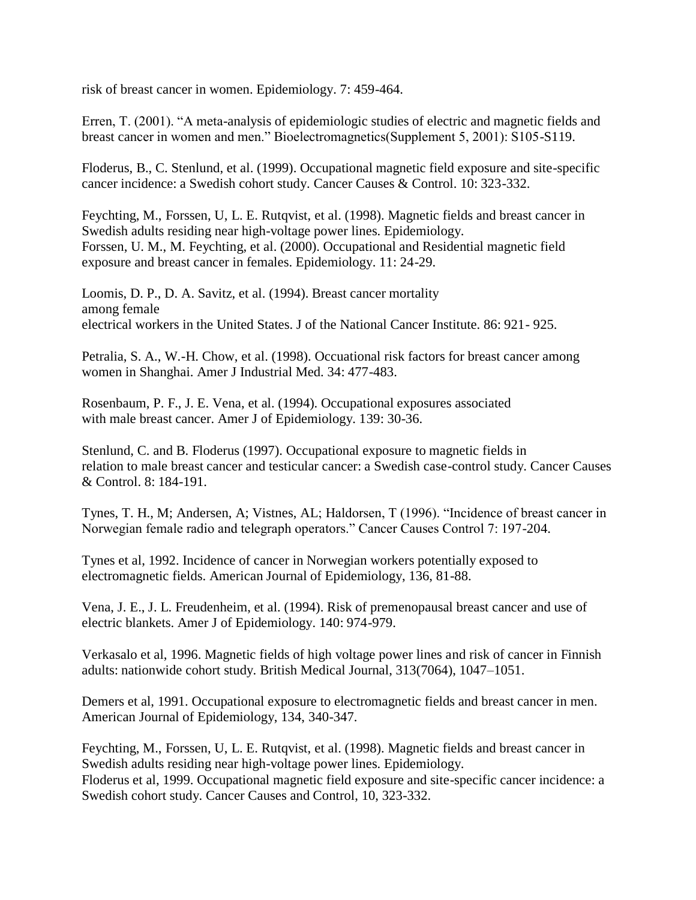risk of breast cancer in women. Epidemiology. 7: 459-464.

Erren, T. (2001). "A meta-analysis of epidemiologic studies of electric and magnetic fields and breast cancer in women and men." Bioelectromagnetics(Supplement 5, 2001): S105-S119.

Floderus, B., C. Stenlund, et al. (1999). Occupational magnetic field exposure and site-specific cancer incidence: a Swedish cohort study. Cancer Causes & Control. 10: 323-332.

Feychting, M., Forssen, U, L. E. Rutqvist, et al. (1998). Magnetic fields and breast cancer in Swedish adults residing near high-voltage power lines. Epidemiology.
Forssen, U. M., M. Feychting, et al. (2000). Occupational and Residential magnetic field exposure and breast cancer in females. Epidemiology. 11: 24-29.

Loomis, D. P., D. A. Savitz, et al. (1994). Breast cancer mortality among female electrical workers in the United States. J of the National Cancer Institute. 86: 921- 925.

Petralia, S. A., W.-H. Chow, et al. (1998). Occuational risk factors for breast cancer among women in Shanghai. Amer J Industrial Med. 34: 477-483.

Rosenbaum, P. F., J. E. Vena, et al. (1994). Occupational exposures associated with male breast cancer. Amer J of Epidemiology. 139: 30-36.

Stenlund, C. and B. Floderus (1997). Occupational exposure to magnetic fields in relation to male breast cancer and testicular cancer: a Swedish case-control study. Cancer Causes & Control. 8: 184-191.

Tynes, T. H., M; Andersen, A; Vistnes, AL; Haldorsen, T (1996). "Incidence of breast cancer in Norwegian female radio and telegraph operators." Cancer Causes Control 7: 197-204.

Tynes et al, 1992. Incidence of cancer in Norwegian workers potentially exposed to electromagnetic fields. American Journal of Epidemiology, 136, 81-88.

Vena, J. E., J. L. Freudenheim, et al. (1994). Risk of premenopausal breast cancer and use of electric blankets. Amer J of Epidemiology. 140: 974-979.

Verkasalo et al, 1996. Magnetic fields of high voltage power lines and risk of cancer in Finnish adults: nationwide cohort study. British Medical Journal, 313(7064), 1047–1051.

Demers et al, 1991. Occupational exposure to electromagnetic fields and breast cancer in men. American Journal of Epidemiology, 134, 340-347.

Feychting, M., Forssen, U, L. E. Rutqvist, et al. (1998). Magnetic fields and breast cancer in Swedish adults residing near high-voltage power lines. Epidemiology.
Floderus et al, 1999. Occupational magnetic field exposure and site-specific cancer incidence: a Swedish cohort study. Cancer Causes and Control, 10, 323-332.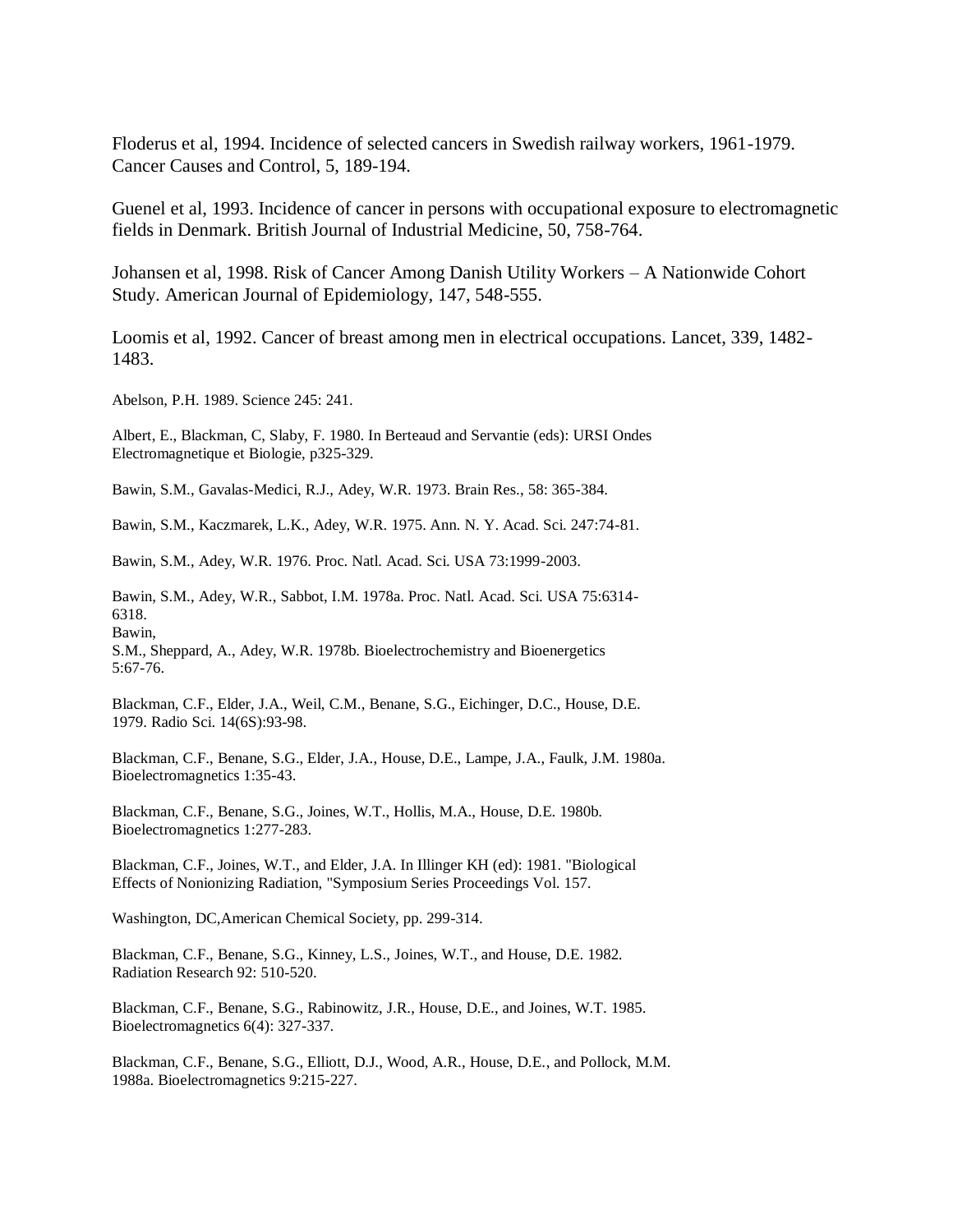Floderus et al, 1994. Incidence of selected cancers in Swedish railway workers, 1961-1979. Cancer Causes and Control, 5, 189-194.

Guenel et al, 1993. Incidence of cancer in persons with occupational exposure to electromagnetic fields in Denmark. British Journal of Industrial Medicine, 50, 758-764.

Johansen et al, 1998. Risk of Cancer Among Danish Utility Workers – A Nationwide Cohort Study. American Journal of Epidemiology, 147, 548-555.

Loomis et al, 1992. Cancer of breast among men in electrical occupations. Lancet, 339, 1482-1483.

Abelson, P.H. 1989. Science 245: 241.

Albert, E., Blackman, C, Slaby, F. 1980. In Berteaud and Servantie (eds): URSI Ondes Electromagnetique et Biologie, p325-329.

Bawin, S.M., Gavalas-Medici, R.J., Adey, W.R. 1973. Brain Res., 58: 365-384.

Bawin, S.M., Kaczmarek, L.K., Adey, W.R. 1975. Ann. N. Y. Acad. Sci. 247:74-81.

Bawin, S.M., Adey, W.R. 1976. Proc. Natl. Acad. Sci. USA 73:1999-2003.

Bawin, S.M., Adey, W.R., Sabbot, I.M. 1978a. Proc. Natl. Acad. Sci. USA 75:6314-6318.

Bawin, S.M., Sheppard, A., Adey, W.R. 1978b. Bioelectrochemistry and Bioenergetics 5:67-76.

Blackman, C.F., Elder, J.A., Weil, C.M., Benane, S.G., Eichinger, D.C., House, D.E. 1979. Radio Sci. 14(6S):93-98.

Blackman, C.F., Benane, S.G., Elder, J.A., House, D.E., Lampe, J.A., Faulk, J.M. 1980a. Bioelectromagnetics 1:35-43.

Blackman, C.F., Benane, S.G., Joines, W.T., Hollis, M.A., House, D.E. 1980b. Bioelectromagnetics 1:277-283.

Blackman, C.F., Joines, W.T., and Elder, J.A. In Illinger KH (ed): 1981. "Biological Effects of Nonionizing Radiation, "Symposium Series Proceedings Vol. 157.

Washington, DC,American Chemical Society, pp. 299-314.

Blackman, C.F., Benane, S.G., Kinney, L.S., Joines, W.T., and House, D.E. 1982. Radiation Research 92: 510-520.

Blackman, C.F., Benane, S.G., Rabinowitz, J.R., House, D.E., and Joines, W.T. 1985. Bioelectromagnetics 6(4): 327-337.

Blackman, C.F., Benane, S.G., Elliott, D.J., Wood, A.R., House, D.E., and Pollock, M.M. 1988a. Bioelectromagnetics 9:215-227.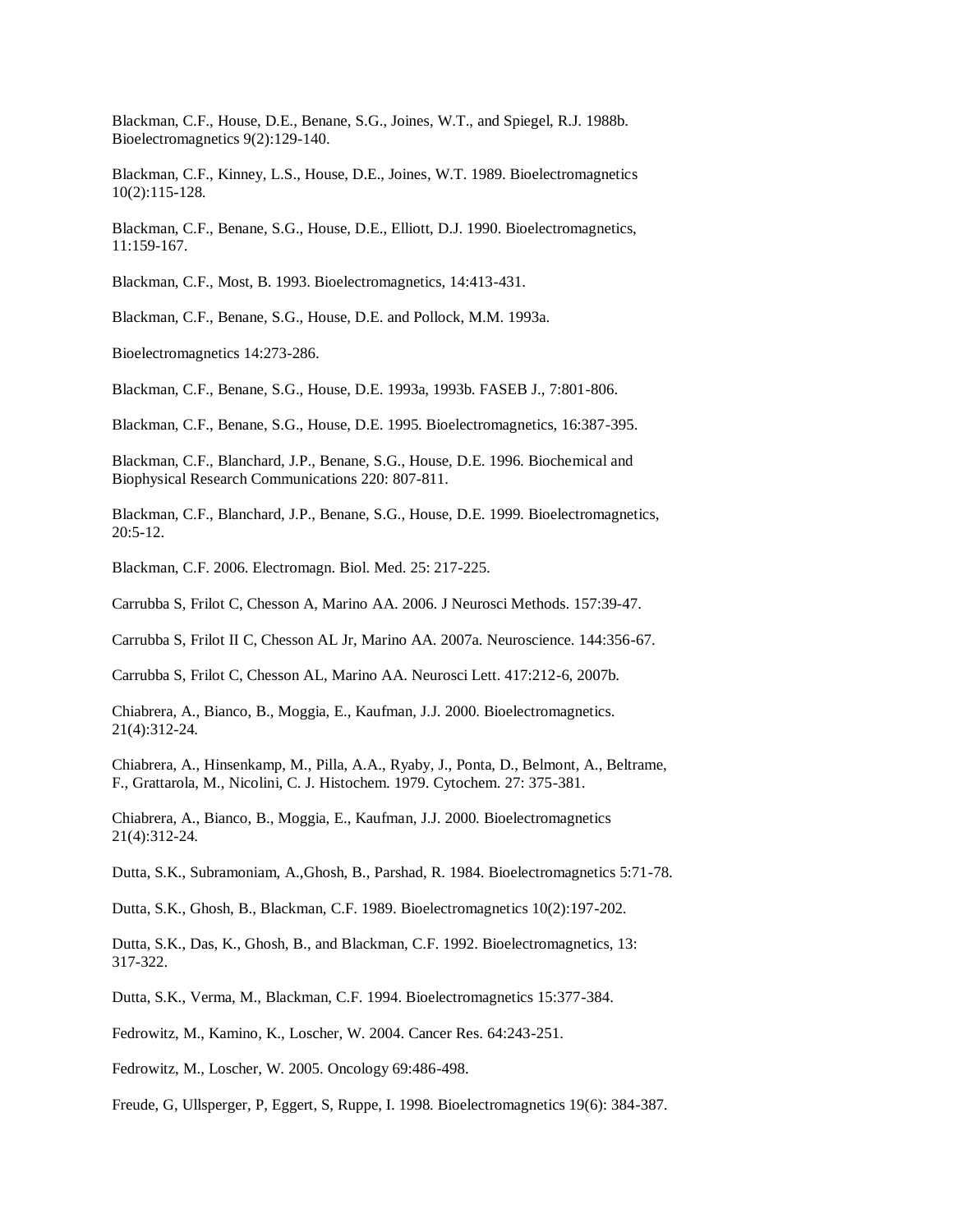Blackman, C.F., House, D.E., Benane, S.G., Joines, W.T., and Spiegel, R.J. 1988b. Bioelectromagnetics 9(2):129-140.

Blackman, C.F., Kinney, L.S., House, D.E., Joines, W.T. 1989. Bioelectromagnetics 10(2):115-128.

Blackman, C.F., Benane, S.G., House, D.E., Elliott, D.J. 1990. Bioelectromagnetics, 11:159-167.

Blackman, C.F., Most, B. 1993. Bioelectromagnetics, 14:413-431.

Blackman, C.F., Benane, S.G., House, D.E. and Pollock, M.M. 1993a.

Bioelectromagnetics 14:273-286.

Blackman, C.F., Benane, S.G., House, D.E. 1993a, 1993b. FASEB J., 7:801-806.

Blackman, C.F., Benane, S.G., House, D.E. 1995. Bioelectromagnetics, 16:387-395.

Blackman, C.F., Blanchard, J.P., Benane, S.G., House, D.E. 1996. Biochemical and Biophysical Research Communications 220: 807-811.

Blackman, C.F., Blanchard, J.P., Benane, S.G., House, D.E. 1999. Bioelectromagnetics, 20:5-12.

Blackman, C.F. 2006. Electromagn. Biol. Med. 25: 217-225.

Carrubba S, Frilot C, Chesson A, Marino AA. 2006. J Neurosci Methods. 157:39-47.

Carrubba S, Frilot II C, Chesson AL Jr, Marino AA. 2007a. Neuroscience. 144:356-67.

Carrubba S, Frilot C, Chesson AL, Marino AA. Neurosci Lett. 417:212-6, 2007b.

Chiabrera, A., Bianco, B., Moggia, E., Kaufman, J.J. 2000. Bioelectromagnetics. 21(4):312-24.

Chiabrera, A., Hinsenkamp, M., Pilla, A.A., Ryaby, J., Ponta, D., Belmont, A., Beltrame, F., Grattarola, M., Nicolini, C. J. Histochem. 1979. Cytochem. 27: 375-381.

Chiabrera, A., Bianco, B., Moggia, E., Kaufman, J.J. 2000. Bioelectromagnetics 21(4):312-24.

Dutta, S.K., Subramoniam, A.,Ghosh, B., Parshad, R. 1984. Bioelectromagnetics 5:71-78.

Dutta, S.K., Ghosh, B., Blackman, C.F. 1989. Bioelectromagnetics 10(2):197-202.

Dutta, S.K., Das, K., Ghosh, B., and Blackman, C.F. 1992. Bioelectromagnetics, 13: 317-322.

Dutta, S.K., Verma, M., Blackman, C.F. 1994. Bioelectromagnetics 15:377-384.

Fedrowitz, M., Kamino, K., Loscher, W. 2004. Cancer Res. 64:243-251.

Fedrowitz, M., Loscher, W. 2005. Oncology 69:486-498.

Freude, G, Ullsperger, P, Eggert, S, Ruppe, I. 1998. Bioelectromagnetics 19(6): 384-387.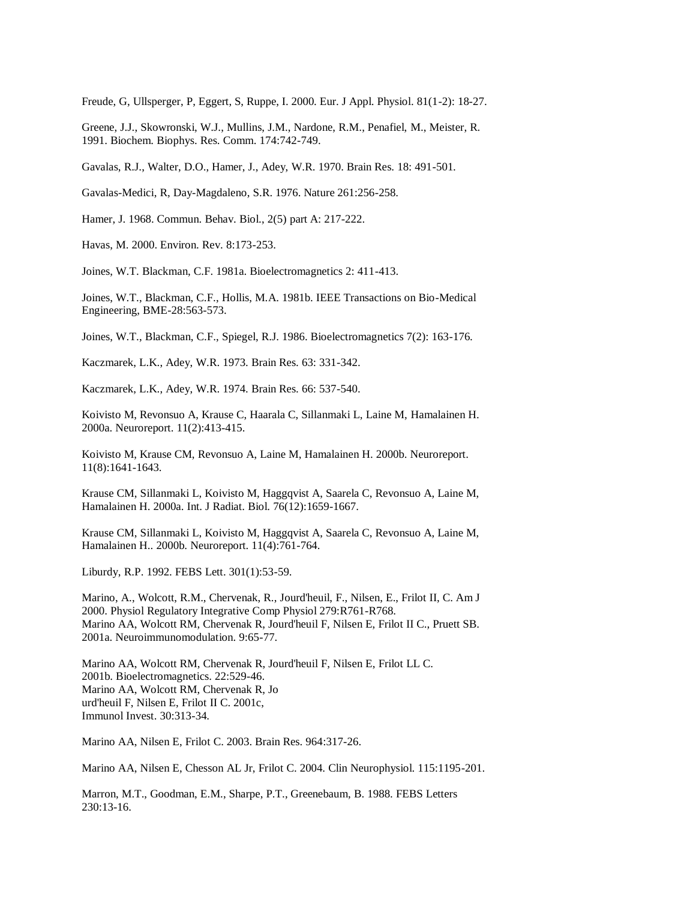Freude, G, Ullsperger, P, Eggert, S, Ruppe, I. 2000. Eur. J Appl. Physiol. 81(1-2): 18-27.

Greene, J.J., Skowronski, W.J., Mullins, J.M., Nardone, R.M., Penafiel, M., Meister, R. 1991. Biochem. Biophys. Res. Comm. 174:742-749.

Gavalas, R.J., Walter, D.O., Hamer, J., Adey, W.R. 1970. Brain Res. 18: 491-501.

Gavalas-Medici, R, Day-Magdaleno, S.R. 1976. Nature 261:256-258.

Hamer, J. 1968. Commun. Behav. Biol., 2(5) part A: 217-222.

Havas, M. 2000. Environ. Rev. 8:173-253.

Joines, W.T. Blackman, C.F. 1981a. Bioelectromagnetics 2: 411-413.

Joines, W.T., Blackman, C.F., Hollis, M.A. 1981b. IEEE Transactions on Bio-Medical Engineering, BME-28:563-573.

Joines, W.T., Blackman, C.F., Spiegel, R.J. 1986. Bioelectromagnetics 7(2): 163-176.

Kaczmarek, L.K., Adey, W.R. 1973. Brain Res. 63: 331-342.

Kaczmarek, L.K., Adey, W.R. 1974. Brain Res. 66: 537-540.

Koivisto M, Revonsuo A, Krause C, Haarala C, Sillanmaki L, Laine M, Hamalainen H. 2000a. Neuroreport. 11(2):413-415.

Koivisto M, Krause CM, Revonsuo A, Laine M, Hamalainen H. 2000b. Neuroreport. 11(8):1641-1643.

Krause CM, Sillanmaki L, Koivisto M, Haggqvist A, Saarela C, Revonsuo A, Laine M, Hamalainen H. 2000a. Int. J Radiat. Biol. 76(12):1659-1667.

Krause CM, Sillanmaki L, Koivisto M, Haggqvist A, Saarela C, Revonsuo A, Laine M, Hamalainen H.. 2000b. Neuroreport. 11(4):761-764.

Liburdy, R.P. 1992. FEBS Lett. 301(1):53-59.

Marino, A., Wolcott, R.M., Chervenak, R., Jourd'heuil, F., Nilsen, E., Frilot II, C. Am J 2000. Physiol Regulatory Integrative Comp Physiol 279:R761-R768.
Marino AA, Wolcott RM, Chervenak R, Jourd'heuil F, Nilsen E, Frilot II C., Pruett SB. 2001a. Neuroimmunomodulation. 9:65-77.

Marino AA, Wolcott RM, Chervenak R, Jourd'heuil F, Nilsen E, Frilot LL C. 2001b. Bioelectromagnetics. 22:529-46.
Marino AA, Wolcott RM, Chervenak R, Jo
urd'heuil F, Nilsen E, Frilot II C. 2001c,
Immunol Invest. 30:313-34.

Marino AA, Nilsen E, Frilot C. 2003. Brain Res. 964:317-26.

Marino AA, Nilsen E, Chesson AL Jr, Frilot C. 2004. Clin Neurophysiol. 115:1195-201.

Marron, M.T., Goodman, E.M., Sharpe, P.T., Greenebaum, B. 1988. FEBS Letters 230:13-16.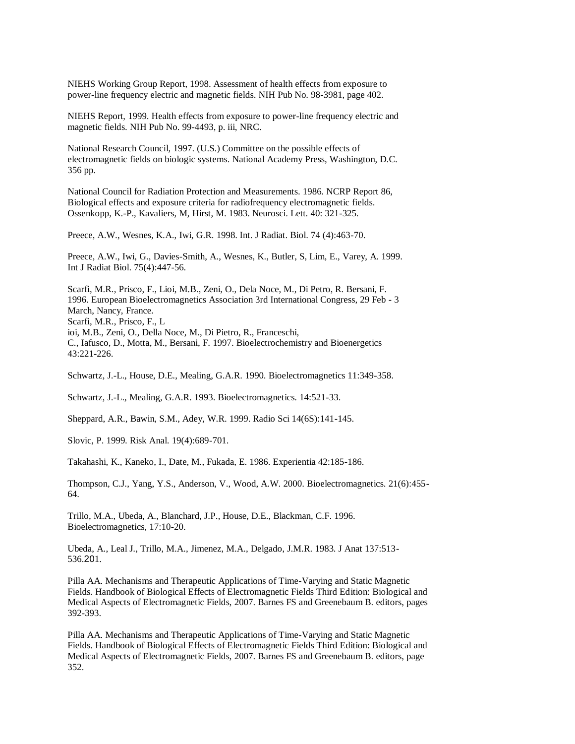NIEHS Working Group Report, 1998. Assessment of health effects from exposure to power-line frequency electric and magnetic fields. NIH Pub No. 98-3981, page 402.

NIEHS Report, 1999. Health effects from exposure to power-line frequency electric and magnetic fields. NIH Pub No. 99-4493, p. iii, NRC.

National Research Council, 1997. (U.S.) Committee on the possible effects of electromagnetic fields on biologic systems. National Academy Press, Washington, D.C. 356 pp.

National Council for Radiation Protection and Measurements. 1986. NCRP Report 86, Biological effects and exposure criteria for radiofrequency electromagnetic fields.
Ossenkopp, K.-P., Kavaliers, M, Hirst, M. 1983. Neurosci. Lett. 40: 321-325.

Preece, A.W., Wesnes, K.A., Iwi, G.R. 1998. Int. J Radiat. Biol. 74 (4):463-70.

Preece, A.W., Iwi, G., Davies-Smith, A., Wesnes, K., Butler, S, Lim, E., Varey, A. 1999. Int J Radiat Biol. 75(4):447-56.

Scarfi, M.R., Prisco, F., Lioi, M.B., Zeni, O., Dela Noce, M., Di Petro, R. Bersani, F. 1996. European Bioelectromagnetics Association 3rd International Congress, 29 Feb - 3 March, Nancy, France.
Scarfi, M.R., Prisco, F., L
ioi, M.B., Zeni, O., Della Noce, M., Di Pietro, R., Franceschi,
C., Iafusco, D., Motta, M., Bersani, F. 1997. Bioelectrochemistry and Bioenergetics 43:221-226.

Schwartz, J.-L., House, D.E., Mealing, G.A.R. 1990. Bioelectromagnetics 11:349-358.

Schwartz, J.-L., Mealing, G.A.R. 1993. Bioelectromagnetics. 14:521-33.

Sheppard, A.R., Bawin, S.M., Adey, W.R. 1999. Radio Sci 14(6S):141-145.

Slovic, P. 1999. Risk Anal. 19(4):689-701.

Takahashi, K., Kaneko, I., Date, M., Fukada, E. 1986. Experientia 42:185-186.

Thompson, C.J., Yang, Y.S., Anderson, V., Wood, A.W. 2000. Bioelectromagnetics. 21(6):455-64.

Trillo, M.A., Ubeda, A., Blanchard, J.P., House, D.E., Blackman, C.F. 1996. Bioelectromagnetics, 17:10-20.

Ubeda, A., Leal J., Trillo, M.A., Jimenez, M.A., Delgado, J.M.R. 1983. J Anat 137:513-536.201.

Pilla AA. Mechanisms and Therapeutic Applications of Time-Varying and Static Magnetic Fields. Handbook of Biological Effects of Electromagnetic Fields Third Edition: Biological and Medical Aspects of Electromagnetic Fields, 2007. Barnes FS and Greenebaum B. editors, pages 392-393.

Pilla AA. Mechanisms and Therapeutic Applications of Time-Varying and Static Magnetic Fields. Handbook of Biological Effects of Electromagnetic Fields Third Edition: Biological and Medical Aspects of Electromagnetic Fields, 2007. Barnes FS and Greenebaum B. editors, page 352.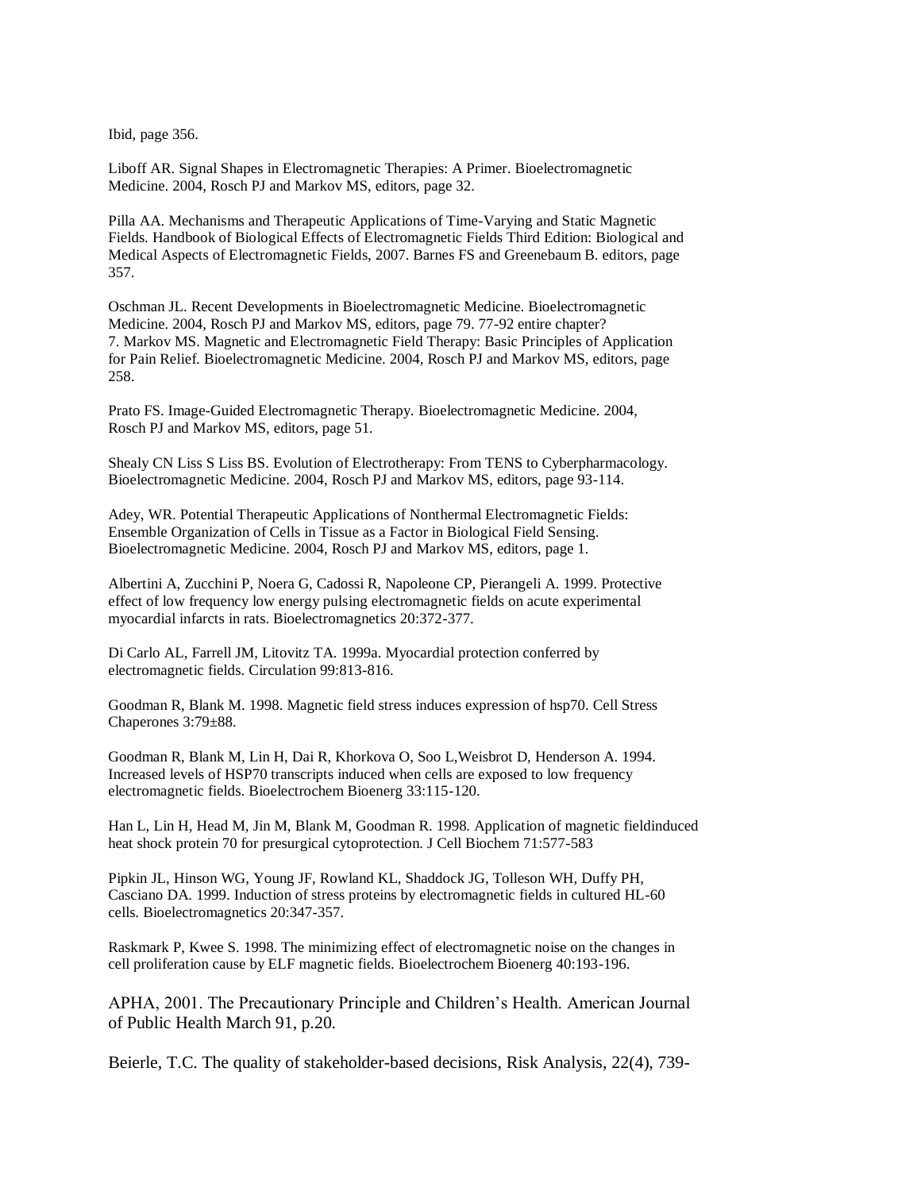Ibid, page 356.

Liboff AR. Signal Shapes in Electromagnetic Therapies: A Primer. Bioelectromagnetic Medicine. 2004, Rosch PJ and Markov MS, editors, page 32.

Pilla AA. Mechanisms and Therapeutic Applications of Time-Varying and Static Magnetic Fields. Handbook of Biological Effects of Electromagnetic Fields Third Edition: Biological and Medical Aspects of Electromagnetic Fields, 2007. Barnes FS and Greenebaum B. editors, page 357.

Oschman JL. Recent Developments in Bioelectromagnetic Medicine. Bioelectromagnetic Medicine. 2004, Rosch PJ and Markov MS, editors, page 79. 77-92 entire chapter?
7. Markov MS. Magnetic and Electromagnetic Field Therapy: Basic Principles of Application for Pain Relief. Bioelectromagnetic Medicine. 2004, Rosch PJ and Markov MS, editors, page 258.

Prato FS. Image-Guided Electromagnetic Therapy. Bioelectromagnetic Medicine. 2004, Rosch PJ and Markov MS, editors, page 51.

Shealy CN Liss S Liss BS. Evolution of Electrotherapy: From TENS to Cyberpharmacology. Bioelectromagnetic Medicine. 2004, Rosch PJ and Markov MS, editors, page 93-114.

Adey, WR. Potential Therapeutic Applications of Nonthermal Electromagnetic Fields: Ensemble Organization of Cells in Tissue as a Factor in Biological Field Sensing. Bioelectromagnetic Medicine. 2004, Rosch PJ and Markov MS, editors, page 1.

Albertini A, Zucchini P, Noera G, Cadossi R, Napoleone CP, Pierangeli A. 1999. Protective effect of low frequency low energy pulsing electromagnetic fields on acute experimental myocardial infarcts in rats. Bioelectromagnetics 20:372-377.

Di Carlo AL, Farrell JM, Litovitz TA. 1999a. Myocardial protection conferred by electromagnetic fields. Circulation 99:813-816.

Goodman R, Blank M. 1998. Magnetic field stress induces expression of hsp70. Cell Stress Chaperones 3:79±88.

Goodman R, Blank M, Lin H, Dai R, Khorkova O, Soo L,Weisbrot D, Henderson A. 1994. Increased levels of HSP70 transcripts induced when cells are exposed to low frequency electromagnetic fields. Bioelectrochem Bioenerg 33:115-120.

Han L, Lin H, Head M, Jin M, Blank M, Goodman R. 1998. Application of magnetic fieldinduced heat shock protein 70 for presurgical cytoprotection. J Cell Biochem 71:577-583

Pipkin JL, Hinson WG, Young JF, Rowland KL, Shaddock JG, Tolleson WH, Duffy PH, Casciano DA. 1999. Induction of stress proteins by electromagnetic fields in cultured HL-60 cells. Bioelectromagnetics 20:347-357.

Raskmark P, Kwee S. 1998. The minimizing effect of electromagnetic noise on the changes in cell proliferation cause by ELF magnetic fields. Bioelectrochem Bioenerg 40:193-196.

APHA, 2001. The Precautionary Principle and Children's Health. American Journal of Public Health March 91, p.20.

Beierle, T.C. The quality of stakeholder-based decisions, Risk Analysis, 22(4), 739-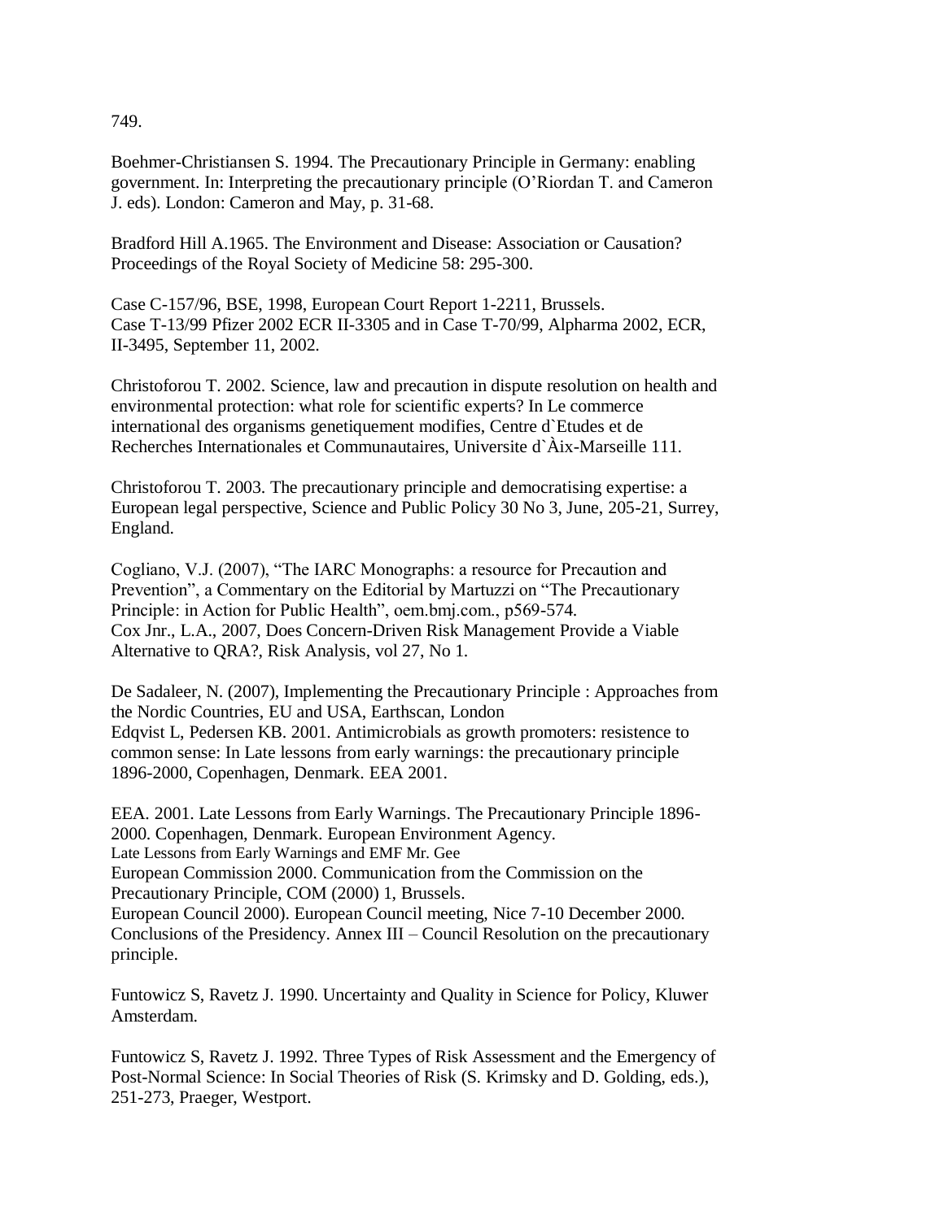749.

Boehmer-Christiansen S. 1994. The Precautionary Principle in Germany: enabling government. In: Interpreting the precautionary principle (O'Riordan T. and Cameron J. eds). London: Cameron and May, p. 31-68.

Bradford Hill A.1965. The Environment and Disease: Association or Causation? Proceedings of the Royal Society of Medicine 58: 295-300.

Case C-157/96, BSE, 1998, European Court Report 1-2211, Brussels.
Case T-13/99 Pfizer 2002 ECR II-3305 and in Case T-70/99, Alpharma 2002, ECR, II-3495, September 11, 2002.

Christoforou T. 2002. Science, law and precaution in dispute resolution on health and environmental protection: what role for scientific experts? In Le commerce international des organisms genetiquement modifies, Centre d`Etudes et de Recherches Internationales et Communautaires, Universite d`Àix-Marseille 111.

Christoforou T. 2003. The precautionary principle and democratising expertise: a European legal perspective, Science and Public Policy 30 No 3, June, 205-21, Surrey, England.

Cogliano, V.J. (2007), "The IARC Monographs: a resource for Precaution and Prevention", a Commentary on the Editorial by Martuzzi on "The Precautionary Principle: in Action for Public Health", oem.bmj.com., p569-574.
Cox Jnr., L.A., 2007, Does Concern-Driven Risk Management Provide a Viable Alternative to QRA?, Risk Analysis, vol 27, No 1.

De Sadaleer, N. (2007), Implementing the Precautionary Principle : Approaches from the Nordic Countries, EU and USA, Earthscan, London
Edqvist L, Pedersen KB. 2001. Antimicrobials as growth promoters: resistence to common sense: In Late lessons from early warnings: the precautionary principle 1896-2000, Copenhagen, Denmark. EEA 2001.

EEA. 2001. Late Lessons from Early Warnings. The Precautionary Principle 1896-2000. Copenhagen, Denmark. European Environment Agency.
Late Lessons from Early Warnings and EMF Mr. Gee
European Commission 2000. Communication from the Commission on the Precautionary Principle, COM (2000) 1, Brussels.
European Council 2000). European Council meeting, Nice 7-10 December 2000. Conclusions of the Presidency. Annex III – Council Resolution on the precautionary principle.

Funtowicz S, Ravetz J. 1990. Uncertainty and Quality in Science for Policy, Kluwer Amsterdam.

Funtowicz S, Ravetz J. 1992. Three Types of Risk Assessment and the Emergency of Post-Normal Science: In Social Theories of Risk (S. Krimsky and D. Golding, eds.), 251-273, Praeger, Westport.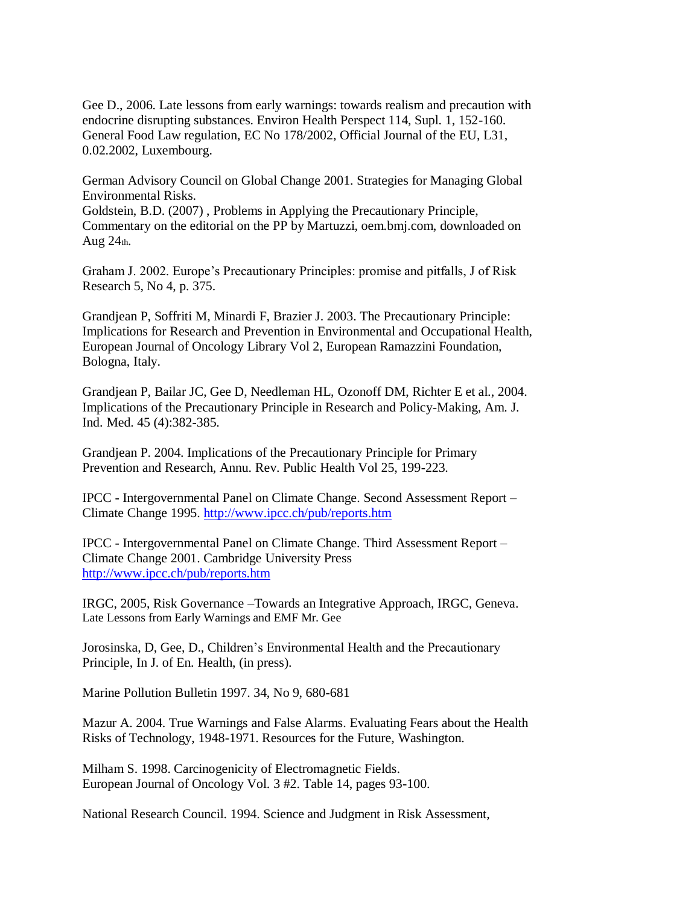Gee D., 2006. Late lessons from early warnings: towards realism and precaution with endocrine disrupting substances. Environ Health Perspect 114, Supl. 1, 152-160.
General Food Law regulation, EC No 178/2002, Official Journal of the EU, L31, 0.02.2002, Luxembourg.

German Advisory Council on Global Change 2001. Strategies for Managing Global Environmental Risks.
Goldstein, B.D. (2007) , Problems in Applying the Precautionary Principle, Commentary on the editorial on the PP by Martuzzi, oem.bmj.com, downloaded on Aug 24th.

Graham J. 2002. Europe's Precautionary Principles: promise and pitfalls, J of Risk Research 5, No 4, p. 375.

Grandjean P, Soffriti M, Minardi F, Brazier J. 2003. The Precautionary Principle: Implications for Research and Prevention in Environmental and Occupational Health, European Journal of Oncology Library Vol 2, European Ramazzini Foundation, Bologna, Italy.

Grandjean P, Bailar JC, Gee D, Needleman HL, Ozonoff DM, Richter E et al., 2004. Implications of the Precautionary Principle in Research and Policy-Making, Am. J. Ind. Med. 45 (4):382-385.

Grandjean P. 2004. Implications of the Precautionary Principle for Primary Prevention and Research, Annu. Rev. Public Health Vol 25, 199-223.

IPCC - Intergovernmental Panel on Climate Change. Second Assessment Report – Climate Change 1995. http://www.ipcc.ch/pub/reports.htm

IPCC - Intergovernmental Panel on Climate Change. Third Assessment Report – Climate Change 2001. Cambridge University Press http://www.ipcc.ch/pub/reports.htm

IRGC, 2005, Risk Governance –Towards an Integrative Approach, IRGC, Geneva.
Late Lessons from Early Warnings and EMF Mr. Gee

Jorosinska, D, Gee, D., Children's Environmental Health and the Precautionary Principle, In J. of En. Health, (in press).

Marine Pollution Bulletin 1997. 34, No 9, 680-681

Mazur A. 2004. True Warnings and False Alarms. Evaluating Fears about the Health Risks of Technology, 1948-1971. Resources for the Future, Washington.

Milham S. 1998. Carcinogenicity of Electromagnetic Fields. European Journal of Oncology Vol. 3 #2. Table 14, pages 93-100.

National Research Council. 1994. Science and Judgment in Risk Assessment,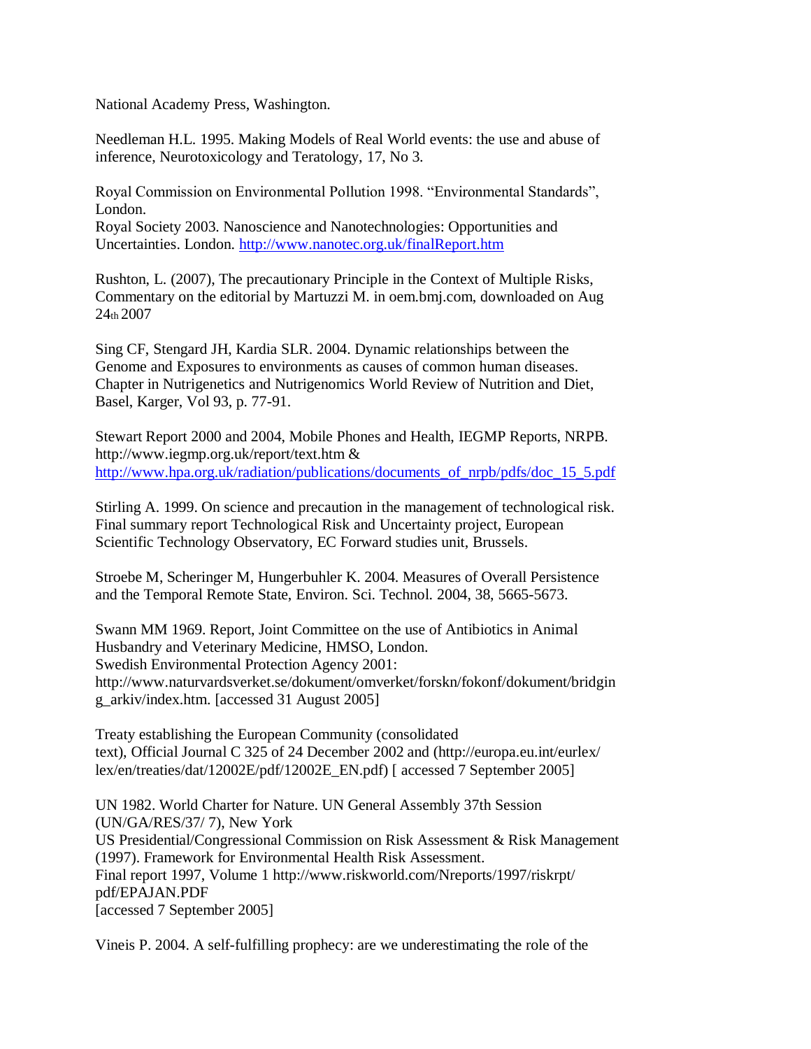National Academy Press, Washington.

Needleman H.L. 1995. Making Models of Real World events: the use and abuse of inference, Neurotoxicology and Teratology, 17, No 3.

Royal Commission on Environmental Pollution 1998. "Environmental Standards", London.
Royal Society 2003. Nanoscience and Nanotechnologies: Opportunities and Uncertainties. London. http://www.nanotec.org.uk/finalReport.htm

Rushton, L. (2007), The precautionary Principle in the Context of Multiple Risks, Commentary on the editorial by Martuzzi M. in oem.bmj.com, downloaded on Aug 24th 2007

Sing CF, Stengard JH, Kardia SLR. 2004. Dynamic relationships between the Genome and Exposures to environments as causes of common human diseases. Chapter in Nutrigenetics and Nutrigenomics World Review of Nutrition and Diet, Basel, Karger, Vol 93, p. 77-91.

Stewart Report 2000 and 2004, Mobile Phones and Health, IEGMP Reports, NRPB. http://www.iegmp.org.uk/report/text.htm & http://www.hpa.org.uk/radiation/publications/documents_of_nrpb/pdfs/doc_15_5.pdf

Stirling A. 1999. On science and precaution in the management of technological risk. Final summary report Technological Risk and Uncertainty project, European Scientific Technology Observatory, EC Forward studies unit, Brussels.

Stroebe M, Scheringer M, Hungerbuhler K. 2004. Measures of Overall Persistence and the Temporal Remote State, Environ. Sci. Technol. 2004, 38, 5665-5673.

Swann MM 1969. Report, Joint Committee on the use of Antibiotics in Animal Husbandry and Veterinary Medicine, HMSO, London.
Swedish Environmental Protection Agency 2001: http://www.naturvardsverket.se/dokument/omverket/forskn/fokonf/dokument/bridging_arkiv/index.htm. [accessed 31 August 2005]

Treaty establishing the European Community (consolidated text), Official Journal C 325 of 24 December 2002 and (http://europa.eu.int/eurlex/lex/en/treaties/dat/12002E/pdf/12002E_EN.pdf) [ accessed 7 September 2005]

UN 1982. World Charter for Nature. UN General Assembly 37th Session (UN/GA/RES/37/ 7), New York
US Presidential/Congressional Commission on Risk Assessment & Risk Management (1997). Framework for Environmental Health Risk Assessment.
Final report 1997, Volume 1 http://www.riskworld.com/Nreports/1997/riskrpt/pdf/EPAJAN.PDF
[accessed 7 September 2005]

Vineis P. 2004. A self-fulfilling prophecy: are we underestimating the role of the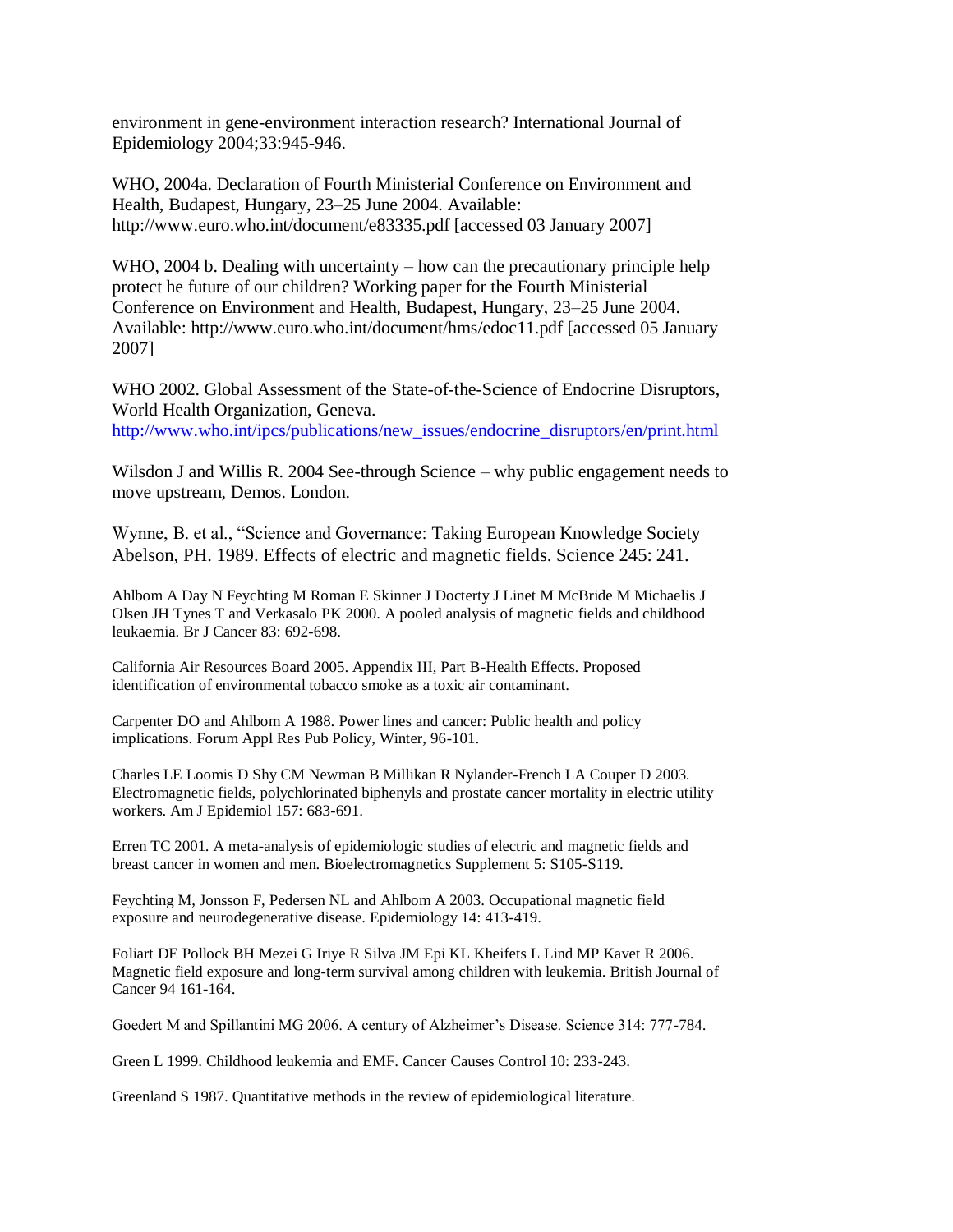environment in gene-environment interaction research? International Journal of Epidemiology 2004;33:945-946.

WHO, 2004a. Declaration of Fourth Ministerial Conference on Environment and Health, Budapest, Hungary, 23–25 June 2004. Available: http://www.euro.who.int/document/e83335.pdf [accessed 03 January 2007]

WHO, 2004 b. Dealing with uncertainty – how can the precautionary principle help protect he future of our children? Working paper for the Fourth Ministerial Conference on Environment and Health, Budapest, Hungary, 23–25 June 2004. Available: http://www.euro.who.int/document/hms/edoc11.pdf [accessed 05 January 2007]

WHO 2002. Global Assessment of the State-of-the-Science of Endocrine Disruptors, World Health Organization, Geneva. http://www.who.int/ipcs/publications/new_issues/endocrine_disruptors/en/print.html

Wilsdon J and Willis R. 2004 See-through Science – why public engagement needs to move upstream, Demos. London.

Wynne, B. et al., "Science and Governance: Taking European Knowledge Society
Abelson, PH. 1989. Effects of electric and magnetic fields. Science 245: 241.

Ahlbom A Day N Feychting M Roman E Skinner J Docterty J Linet M McBride M Michaelis J Olsen JH Tynes T and Verkasalo PK 2000. A pooled analysis of magnetic fields and childhood leukaemia. Br J Cancer 83: 692-698.

California Air Resources Board 2005. Appendix III, Part B-Health Effects. Proposed identification of environmental tobacco smoke as a toxic air contaminant.

Carpenter DO and Ahlbom A 1988. Power lines and cancer: Public health and policy implications. Forum Appl Res Pub Policy, Winter, 96-101.

Charles LE Loomis D Shy CM Newman B Millikan R Nylander-French LA Couper D 2003. Electromagnetic fields, polychlorinated biphenyls and prostate cancer mortality in electric utility workers. Am J Epidemiol 157: 683-691.

Erren TC 2001. A meta-analysis of epidemiologic studies of electric and magnetic fields and breast cancer in women and men. Bioelectromagnetics Supplement 5: S105-S119.

Feychting M, Jonsson F, Pedersen NL and Ahlbom A 2003. Occupational magnetic field exposure and neurodegenerative disease. Epidemiology 14: 413-419.

Foliart DE Pollock BH Mezei G Iriye R Silva JM Epi KL Kheifets L Lind MP Kavet R 2006. Magnetic field exposure and long-term survival among children with leukemia. British Journal of Cancer 94 161-164.

Goedert M and Spillantini MG 2006. A century of Alzheimer's Disease. Science 314: 777-784.

Green L 1999. Childhood leukemia and EMF. Cancer Causes Control 10: 233-243.

Greenland S 1987. Quantitative methods in the review of epidemiological literature.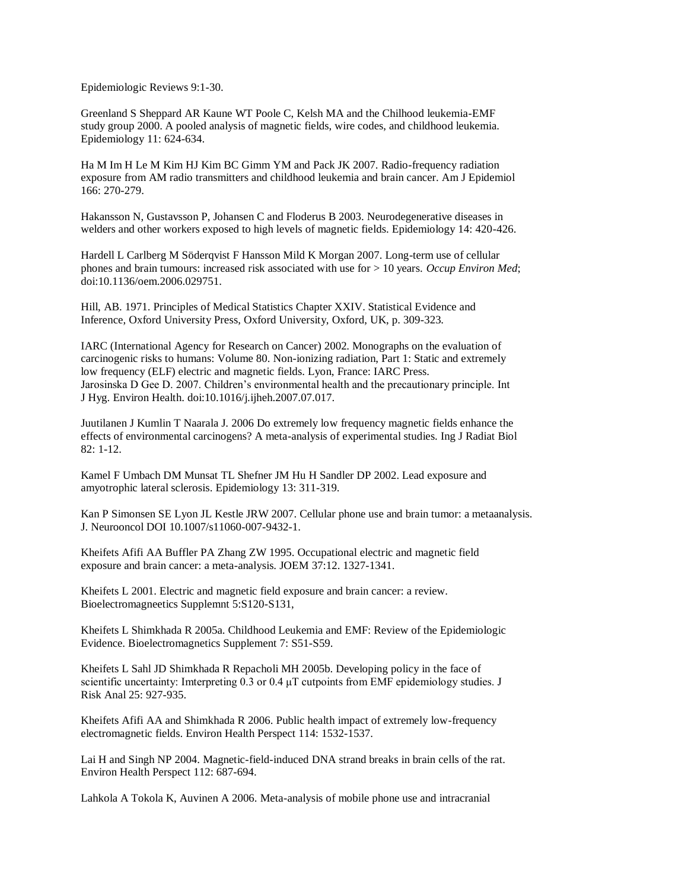Epidemiologic Reviews 9:1-30.

Greenland S Sheppard AR Kaune WT Poole C, Kelsh MA and the Chilhood leukemia-EMF study group 2000. A pooled analysis of magnetic fields, wire codes, and childhood leukemia. Epidemiology 11: 624-634.

Ha M Im H Le M Kim HJ Kim BC Gimm YM and Pack JK 2007. Radio-frequency radiation exposure from AM radio transmitters and childhood leukemia and brain cancer. Am J Epidemiol 166: 270-279.

Hakansson N, Gustavsson P, Johansen C and Floderus B 2003. Neurodegenerative diseases in welders and other workers exposed to high levels of magnetic fields. Epidemiology 14: 420-426.

Hardell L Carlberg M Söderqvist F Hansson Mild K Morgan 2007. Long-term use of cellular phones and brain tumours: increased risk associated with use for > 10 years. *Occup Environ Med*; doi:10.1136/oem.2006.029751.

Hill, AB. 1971. Principles of Medical Statistics Chapter XXIV. Statistical Evidence and Inference, Oxford University Press, Oxford University, Oxford, UK, p. 309-323.

IARC (International Agency for Research on Cancer) 2002. Monographs on the evaluation of carcinogenic risks to humans: Volume 80. Non-ionizing radiation, Part 1: Static and extremely low frequency (ELF) electric and magnetic fields. Lyon, France: IARC Press.
Jarosinska D Gee D. 2007. Children's environmental health and the precautionary principle. Int J Hyg. Environ Health. doi:10.1016/j.ijheh.2007.07.017.

Juutilanen J Kumlin T Naarala J. 2006 Do extremely low frequency magnetic fields enhance the effects of environmental carcinogens? A meta-analysis of experimental studies. Ing J Radiat Biol 82: 1-12.

Kamel F Umbach DM Munsat TL Shefner JM Hu H Sandler DP 2002. Lead exposure and amyotrophic lateral sclerosis. Epidemiology 13: 311-319.

Kan P Simonsen SE Lyon JL Kestle JRW 2007. Cellular phone use and brain tumor: a metaanalysis. J. Neurooncol DOI 10.1007/s11060-007-9432-1.

Kheifets Afifi AA Buffler PA Zhang ZW 1995. Occupational electric and magnetic field exposure and brain cancer: a meta-analysis. JOEM 37:12. 1327-1341.

Kheifets L 2001. Electric and magnetic field exposure and brain cancer: a review. Bioelectromagneetics Supplemnt 5:S120-S131,

Kheifets L Shimkhada R 2005a. Childhood Leukemia and EMF: Review of the Epidemiologic Evidence. Bioelectromagnetics Supplement 7: S51-S59.

Kheifets L Sahl JD Shimkhada R Repacholi MH 2005b. Developing policy in the face of scientific uncertainty: Imterpreting 0.3 or 0.4 µT cutpoints from EMF epidemiology studies. J Risk Anal 25: 927-935.

Kheifets Afifi AA and Shimkhada R 2006. Public health impact of extremely low-frequency electromagnetic fields. Environ Health Perspect 114: 1532-1537.

Lai H and Singh NP 2004. Magnetic-field-induced DNA strand breaks in brain cells of the rat. Environ Health Perspect 112: 687-694.

Lahkola A Tokola K, Auvinen A 2006. Meta-analysis of mobile phone use and intracranial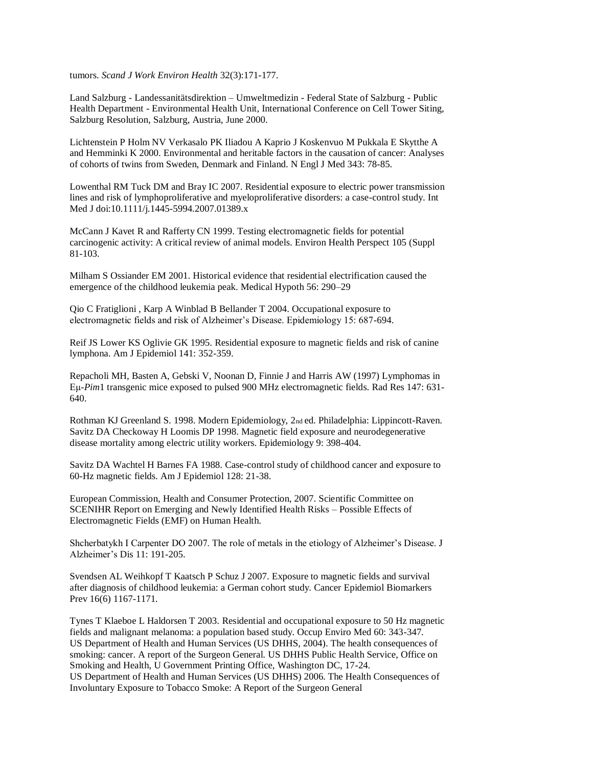tumors. *Scand J Work Environ Health* 32(3):171-177.

Land Salzburg - Landessanitätsdirektion – Umweltmedizin - Federal State of Salzburg - Public Health Department - Environmental Health Unit, International Conference on Cell Tower Siting, Salzburg Resolution, Salzburg, Austria, June 2000.

Lichtenstein P Holm NV Verkasalo PK Iliadou A Kaprio J Koskenvuo M Pukkala E Skytthe A and Hemminki K 2000. Environmental and heritable factors in the causation of cancer: Analyses of cohorts of twins from Sweden, Denmark and Finland. N Engl J Med 343: 78-85.

Lowenthal RM Tuck DM and Bray IC 2007. Residential exposure to electric power transmission lines and risk of lymphoproliferative and myeloproliferative disorders: a case-control study. Int Med J doi:10.1111/j.1445-5994.2007.01389.x

McCann J Kavet R and Rafferty CN 1999. Testing electromagnetic fields for potential carcinogenic activity: A critical review of animal models. Environ Health Perspect 105 (Suppl 81-103.

Milham S Ossiander EM 2001. Historical evidence that residential electrification caused the emergence of the childhood leukemia peak. Medical Hypoth 56: 290–29

Qio C Fratiglioni , Karp A Winblad B Bellander T 2004. Occupational exposure to electromagnetic fields and risk of Alzheimer's Disease. Epidemiology 15: 687-694.

Reif JS Lower KS Oglivie GK 1995. Residential exposure to magnetic fields and risk of canine lymphona. Am J Epidemiol 141: 352-359.

Repacholi MH, Basten A, Gebski V, Noonan D, Finnie J and Harris AW (1997) Lymphomas in Eμ-*Pim*1 transgenic mice exposed to pulsed 900 MHz electromagnetic fields. Rad Res 147: 631-640.

Rothman KJ Greenland S. 1998. Modern Epidemiology, 2nd ed. Philadelphia: Lippincott-Raven.
Savitz DA Checkoway H Loomis DP 1998. Magnetic field exposure and neurodegenerative disease mortality among electric utility workers. Epidemiology 9: 398-404.

Savitz DA Wachtel H Barnes FA 1988. Case-control study of childhood cancer and exposure to 60-Hz magnetic fields. Am J Epidemiol 128: 21-38.

European Commission, Health and Consumer Protection, 2007. Scientific Committee on SCENIHR Report on Emerging and Newly Identified Health Risks – Possible Effects of Electromagnetic Fields (EMF) on Human Health.

Shcherbatykh I Carpenter DO 2007. The role of metals in the etiology of Alzheimer's Disease. J Alzheimer's Dis 11: 191-205.

Svendsen AL Weihkopf T Kaatsch P Schuz J 2007. Exposure to magnetic fields and survival after diagnosis of childhood leukemia: a German cohort study. Cancer Epidemiol Biomarkers Prev 16(6) 1167-1171.

Tynes T Klaeboe L Haldorsen T 2003. Residential and occupational exposure to 50 Hz magnetic fields and malignant melanoma: a population based study. Occup Enviro Med 60: 343-347.
US Department of Health and Human Services (US DHHS, 2004). The health consequences of smoking: cancer. A report of the Surgeon General. US DHHS Public Health Service, Office on Smoking and Health, U Government Printing Office, Washington DC, 17-24.
US Department of Health and Human Services (US DHHS) 2006. The Health Consequences of Involuntary Exposure to Tobacco Smoke: A Report of the Surgeon General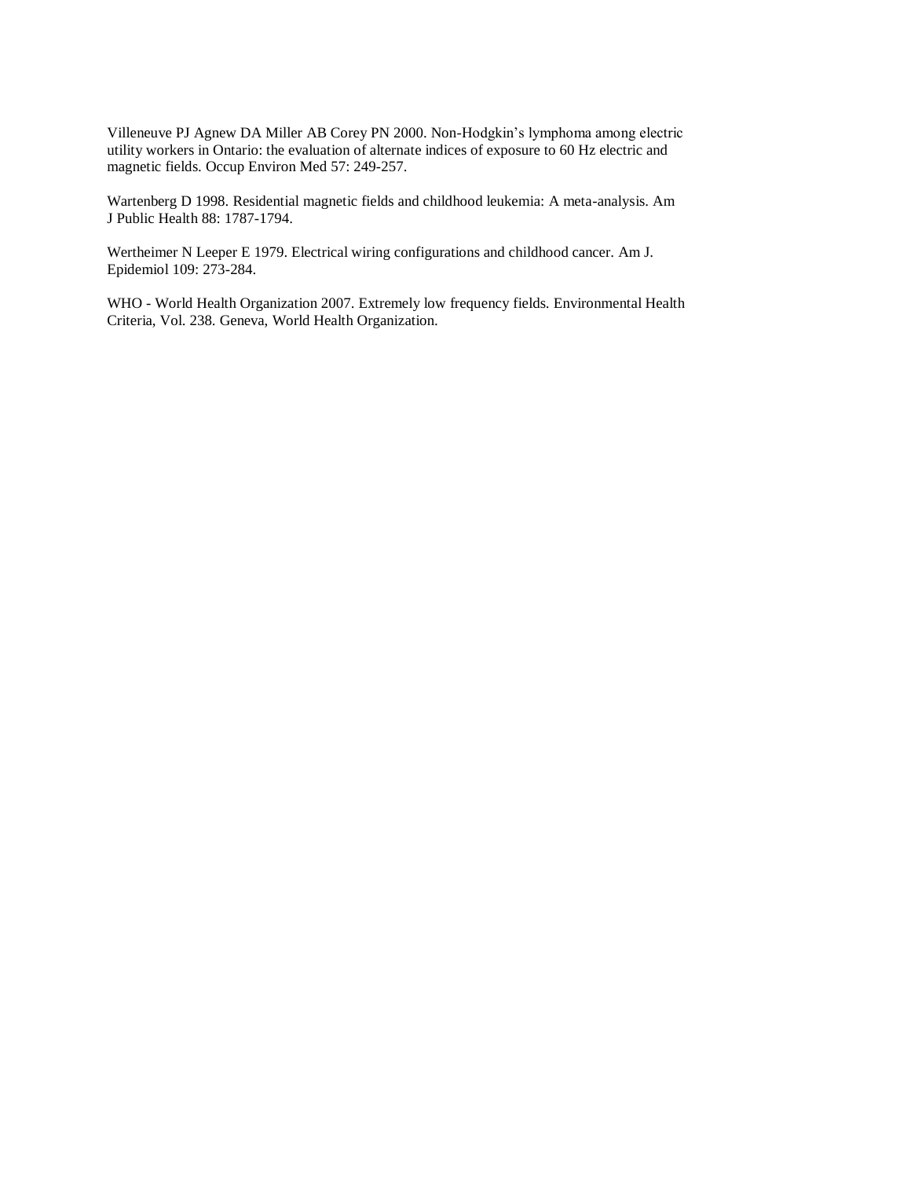Villeneuve PJ Agnew DA Miller AB Corey PN 2000. Non-Hodgkin's lymphoma among electric utility workers in Ontario: the evaluation of alternate indices of exposure to 60 Hz electric and magnetic fields. Occup Environ Med 57: 249-257.

Wartenberg D 1998. Residential magnetic fields and childhood leukemia: A meta-analysis. Am J Public Health 88: 1787-1794.

Wertheimer N Leeper E 1979. Electrical wiring configurations and childhood cancer. Am J. Epidemiol 109: 273-284.

WHO - World Health Organization 2007. Extremely low frequency fields. Environmental Health Criteria, Vol. 238. Geneva, World Health Organization.